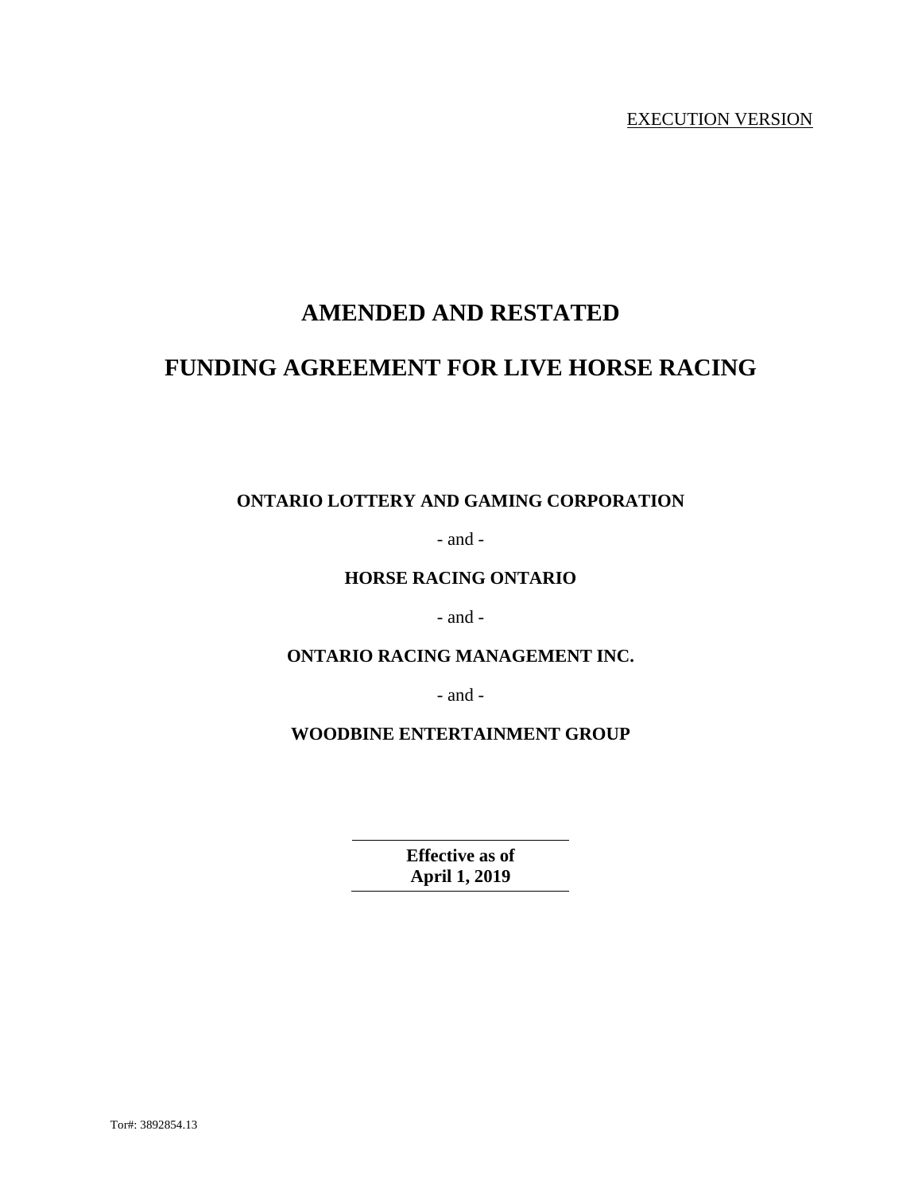EXECUTION VERSION

# AMENDED AND RESTATED

# FUNDING AGREEMENT FOR LIVE HORSE RACING

**ONTARIO LOTTERY AND GAMING CORPORATION**

- and -

**HORSE RACING ONTARIO**

- and -

**ONTARIO RACING MANAGEMENT INC.**

- and -

**WOODBINE ENTERTAINMENT GROUP**

**Effective as of**
**April 1, 2019**

Tor#: 3892854.13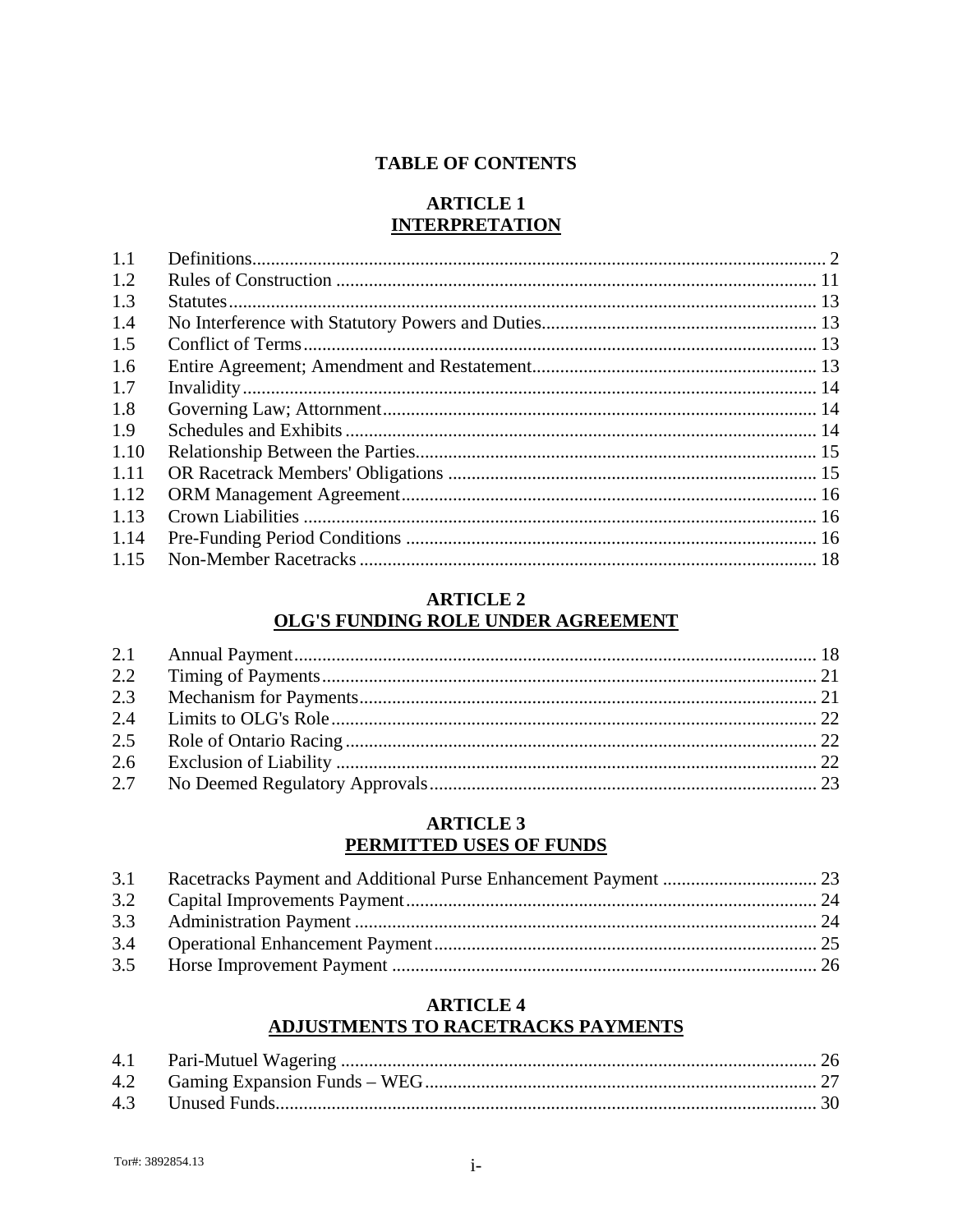# TABLE OF CONTENTS

## ARTICLE 1
## INTERPRETATION

| | | |
|---|---|---|
| 1.1 | Definitions | 2 |
| 1.2 | Rules of Construction | 11 |
| 1.3 | Statutes | 13 |
| 1.4 | No Interference with Statutory Powers and Duties | 13 |
| 1.5 | Conflict of Terms | 13 |
| 1.6 | Entire Agreement; Amendment and Restatement | 13 |
| 1.7 | Invalidity | 14 |
| 1.8 | Governing Law; Attornment | 14 |
| 1.9 | Schedules and Exhibits | 14 |
| 1.10 | Relationship Between the Parties | 15 |
| 1.11 | OR Racetrack Members' Obligations | 15 |
| 1.12 | ORM Management Agreement | 16 |
| 1.13 | Crown Liabilities | 16 |
| 1.14 | Pre-Funding Period Conditions | 16 |
| 1.15 | Non-Member Racetracks | 18 |

## ARTICLE 2
## OLG'S FUNDING ROLE UNDER AGREEMENT

| | | |
|---|---|---|
| 2.1 | Annual Payment | 18 |
| 2.2 | Timing of Payments | 21 |
| 2.3 | Mechanism for Payments | 21 |
| 2.4 | Limits to OLG's Role | 22 |
| 2.5 | Role of Ontario Racing | 22 |
| 2.6 | Exclusion of Liability | 22 |
| 2.7 | No Deemed Regulatory Approvals | 23 |

## ARTICLE 3
## PERMITTED USES OF FUNDS

| | | |
|---|---|---|
| 3.1 | Racetracks Payment and Additional Purse Enhancement Payment | 23 |
| 3.2 | Capital Improvements Payment | 24 |
| 3.3 | Administration Payment | 24 |
| 3.4 | Operational Enhancement Payment | 25 |
| 3.5 | Horse Improvement Payment | 26 |

## ARTICLE 4
## ADJUSTMENTS TO RACETRACKS PAYMENTS

| | | |
|---|---|---|
| 4.1 | Pari-Mutuel Wagering | 26 |
| 4.2 | Gaming Expansion Funds – WEG | 27 |
| 4.3 | Unused Funds | 30 |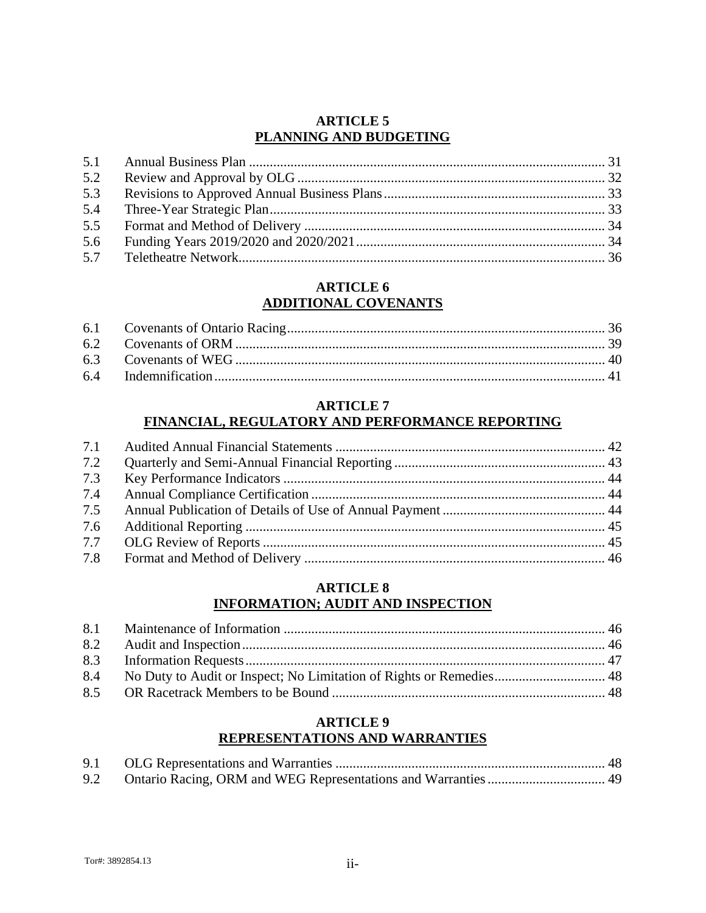## ARTICLE 5
## PLANNING AND BUDGETING

| | | |
|---|---|---|
| 5.1 | Annual Business Plan | 31 |
| 5.2 | Review and Approval by OLG | 32 |
| 5.3 | Revisions to Approved Annual Business Plans | 33 |
| 5.4 | Three-Year Strategic Plan | 33 |
| 5.5 | Format and Method of Delivery | 34 |
| 5.6 | Funding Years 2019/2020 and 2020/2021 | 34 |
| 5.7 | Teletheatre Network | 36 |

## ARTICLE 6
## ADDITIONAL COVENANTS

| | | |
|---|---|---|
| 6.1 | Covenants of Ontario Racing | 36 |
| 6.2 | Covenants of ORM | 39 |
| 6.3 | Covenants of WEG | 40 |
| 6.4 | Indemnification | 41 |

## ARTICLE 7
## FINANCIAL, REGULATORY AND PERFORMANCE REPORTING

| | | |
|---|---|---|
| 7.1 | Audited Annual Financial Statements | 42 |
| 7.2 | Quarterly and Semi-Annual Financial Reporting | 43 |
| 7.3 | Key Performance Indicators | 44 |
| 7.4 | Annual Compliance Certification | 44 |
| 7.5 | Annual Publication of Details of Use of Annual Payment | 44 |
| 7.6 | Additional Reporting | 45 |
| 7.7 | OLG Review of Reports | 45 |
| 7.8 | Format and Method of Delivery | 46 |

## ARTICLE 8
## INFORMATION; AUDIT AND INSPECTION

| | | |
|---|---|---|
| 8.1 | Maintenance of Information | 46 |
| 8.2 | Audit and Inspection | 46 |
| 8.3 | Information Requests | 47 |
| 8.4 | No Duty to Audit or Inspect; No Limitation of Rights or Remedies | 48 |
| 8.5 | OR Racetrack Members to be Bound | 48 |

## ARTICLE 9
## REPRESENTATIONS AND WARRANTIES

| | | |
|---|---|---|
| 9.1 | OLG Representations and Warranties | 48 |
| 9.2 | Ontario Racing, ORM and WEG Representations and Warranties | 49 |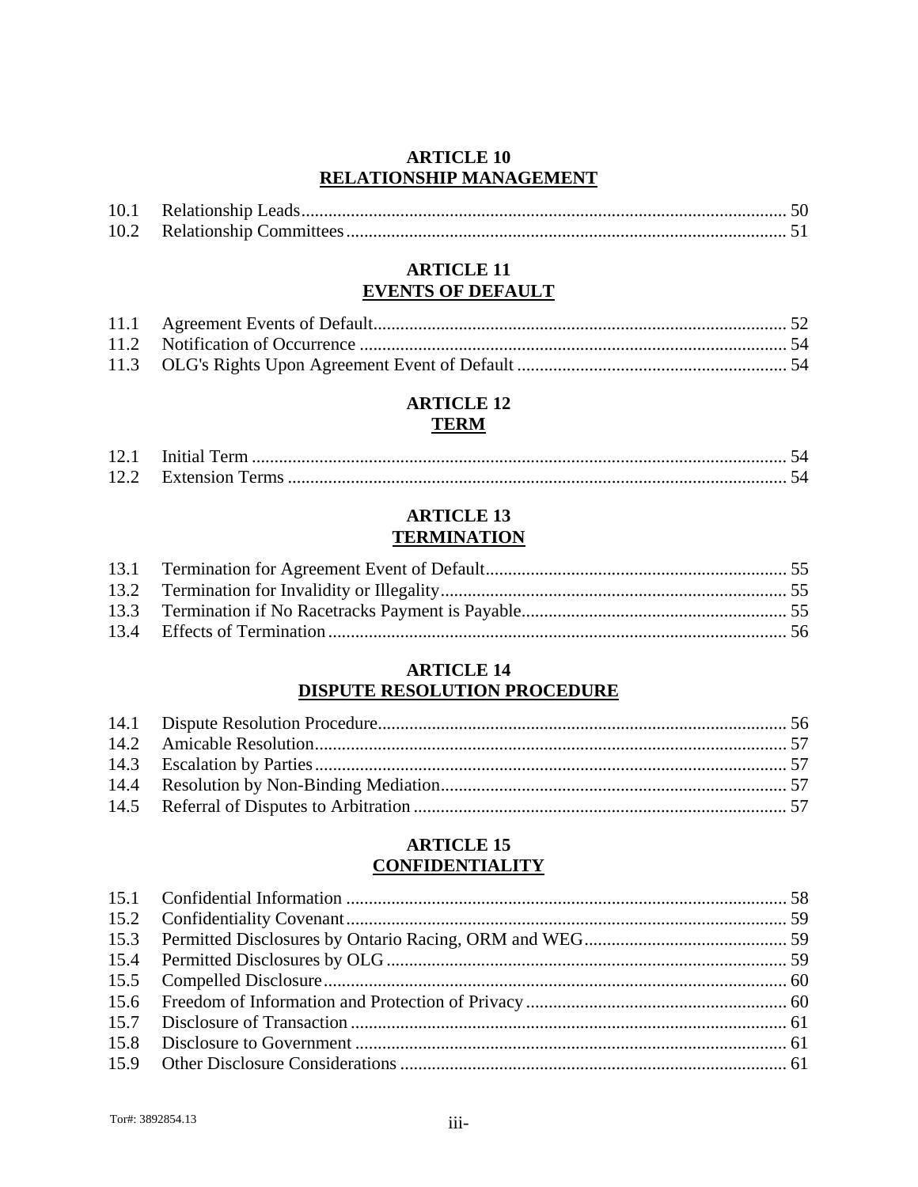**ARTICLE 10**
**RELATIONSHIP MANAGEMENT**

10.1 Relationship Leads ........................................................................................................... 50
10.2 Relationship Committees ................................................................................................. 51

**ARTICLE 11**
**EVENTS OF DEFAULT**

11.1 Agreement Events of Default........................................................................................... 52
11.2 Notification of Occurrence .............................................................................................. 54
11.3 OLG's Rights Upon Agreement Event of Default ........................................................... 54

**ARTICLE 12**
**TERM**

12.1 Initial Term ...................................................................................................................... 54
12.2 Extension Terms .............................................................................................................. 54

**ARTICLE 13**
**TERMINATION**

13.1 Termination for Agreement Event of Default................................................................... 55
13.2 Termination for Invalidity or Illegality............................................................................ 55
13.3 Termination if No Racetracks Payment is Payable.......................................................... 55
13.4 Effects of Termination..................................................................................................... 56

**ARTICLE 14**
**DISPUTE RESOLUTION PROCEDURE**

14.1 Dispute Resolution Procedure.......................................................................................... 56
14.2 Amicable Resolution........................................................................................................ 57
14.3 Escalation by Parties........................................................................................................ 57
14.4 Resolution by Non-Binding Mediation............................................................................ 57
14.5 Referral of Disputes to Arbitration .................................................................................. 57

**ARTICLE 15**
**CONFIDENTIALITY**

15.1 Confidential Information ................................................................................................. 58
15.2 Confidentiality Covenant................................................................................................. 59
15.3 Permitted Disclosures by Ontario Racing, ORM and WEG............................................. 59
15.4 Permitted Disclosures by OLG ......................................................................................... 59
15.5 Compelled Disclosure....................................................................................................... 60
15.6 Freedom of Information and Protection of Privacy.......................................................... 60
15.7 Disclosure of Transaction ................................................................................................ 61
15.8 Disclosure to Government ............................................................................................... 61
15.9 Other Disclosure Considerations ..................................................................................... 61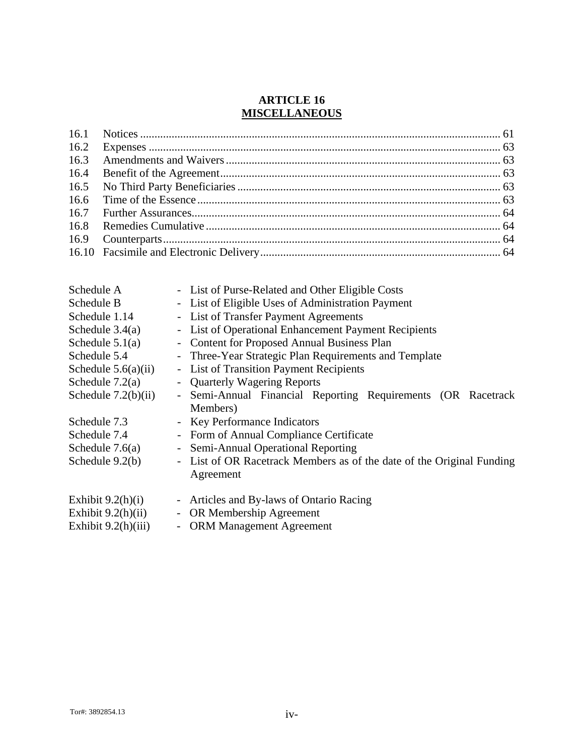## ARTICLE 16
## MISCELLANEOUS

| | | |
|---|---|---|
| 16.1 | Notices | 61 |
| 16.2 | Expenses | 63 |
| 16.3 | Amendments and Waivers | 63 |
| 16.4 | Benefit of the Agreement | 63 |
| 16.5 | No Third Party Beneficiaries | 63 |
| 16.6 | Time of the Essence | 63 |
| 16.7 | Further Assurances | 64 |
| 16.8 | Remedies Cumulative | 64 |
| 16.9 | Counterparts | 64 |
| 16.10 | Facsimile and Electronic Delivery | 64 |

| | |
|---|---|
| Schedule A | - List of Purse-Related and Other Eligible Costs |
| Schedule B | - List of Eligible Uses of Administration Payment |
| Schedule 1.14 | - List of Transfer Payment Agreements |
| Schedule 3.4(a) | - List of Operational Enhancement Payment Recipients |
| Schedule 5.1(a) | - Content for Proposed Annual Business Plan |
| Schedule 5.4 | - Three-Year Strategic Plan Requirements and Template |
| Schedule 5.6(a)(ii) | - List of Transition Payment Recipients |
| Schedule 7.2(a) | - Quarterly Wagering Reports |
| Schedule 7.2(b)(ii) | - Semi-Annual Financial Reporting Requirements (OR Racetrack Members) |
| Schedule 7.3 | - Key Performance Indicators |
| Schedule 7.4 | - Form of Annual Compliance Certificate |
| Schedule 7.6(a) | - Semi-Annual Operational Reporting |
| Schedule 9.2(b) | - List of OR Racetrack Members as of the date of the Original Funding Agreement |

| | |
|---|---|
| Exhibit 9.2(h)(i) | - Articles and By-laws of Ontario Racing |
| Exhibit 9.2(h)(ii) | - OR Membership Agreement |
| Exhibit 9.2(h)(iii) | - ORM Management Agreement |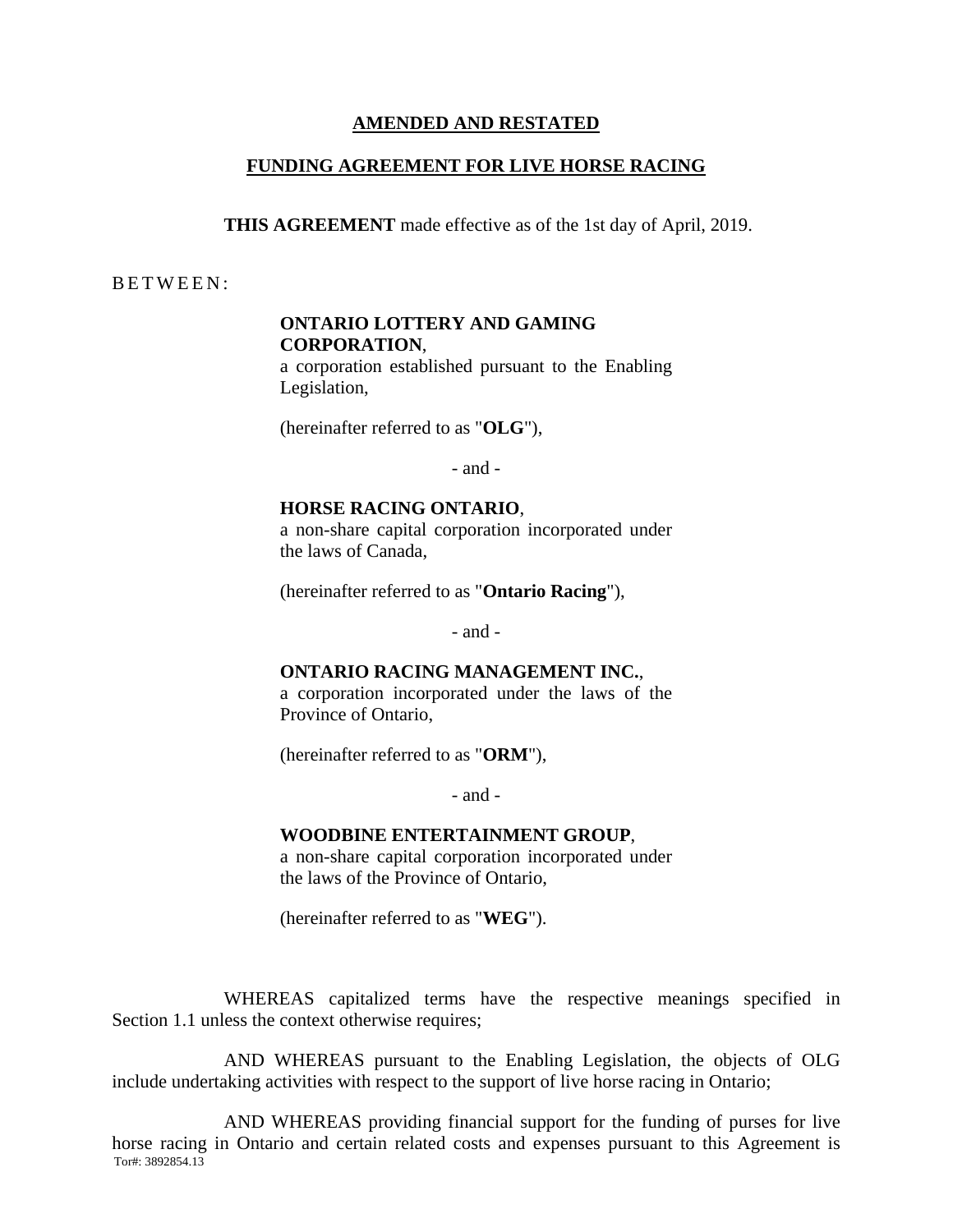**AMENDED AND RESTATED**

**FUNDING AGREEMENT FOR LIVE HORSE RACING**

**THIS AGREEMENT** made effective as of the 1st day of April, 2019.

B E T W E E N:

> **ONTARIO LOTTERY AND GAMING CORPORATION**,
> a corporation established pursuant to the Enabling Legislation,
>
> (hereinafter referred to as "**OLG**"),
>
> \- and -
>
> **HORSE RACING ONTARIO**,
> a non-share capital corporation incorporated under the laws of Canada,
>
> (hereinafter referred to as "**Ontario Racing**"),
>
> \- and -
>
> **ONTARIO RACING MANAGEMENT INC.**,
> a corporation incorporated under the laws of the Province of Ontario,
>
> (hereinafter referred to as "**ORM**"),
>
> \- and -
>
> **WOODBINE ENTERTAINMENT GROUP**,
> a non-share capital corporation incorporated under the laws of the Province of Ontario,
>
> (hereinafter referred to as "**WEG**").

WHEREAS capitalized terms have the respective meanings specified in Section 1.1 unless the context otherwise requires;

AND WHEREAS pursuant to the Enabling Legislation, the objects of OLG include undertaking activities with respect to the support of live horse racing in Ontario;

AND WHEREAS providing financial support for the funding of purses for live horse racing in Ontario and certain related costs and expenses pursuant to this Agreement is

Tor#: 3892854.13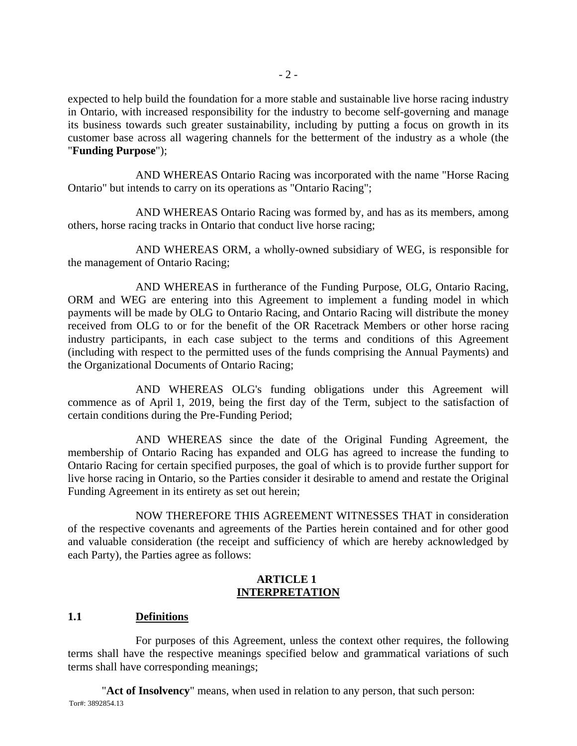expected to help build the foundation for a more stable and sustainable live horse racing industry in Ontario, with increased responsibility for the industry to become self-governing and manage its business towards such greater sustainability, including by putting a focus on growth in its customer base across all wagering channels for the betterment of the industry as a whole (the "**Funding Purpose**");

AND WHEREAS Ontario Racing was incorporated with the name "Horse Racing Ontario" but intends to carry on its operations as "Ontario Racing";

AND WHEREAS Ontario Racing was formed by, and has as its members, among others, horse racing tracks in Ontario that conduct live horse racing;

AND WHEREAS ORM, a wholly-owned subsidiary of WEG, is responsible for the management of Ontario Racing;

AND WHEREAS in furtherance of the Funding Purpose, OLG, Ontario Racing, ORM and WEG are entering into this Agreement to implement a funding model in which payments will be made by OLG to Ontario Racing, and Ontario Racing will distribute the money received from OLG to or for the benefit of the OR Racetrack Members or other horse racing industry participants, in each case subject to the terms and conditions of this Agreement (including with respect to the permitted uses of the funds comprising the Annual Payments) and the Organizational Documents of Ontario Racing;

AND WHEREAS OLG's funding obligations under this Agreement will commence as of April 1, 2019, being the first day of the Term, subject to the satisfaction of certain conditions during the Pre-Funding Period;

AND WHEREAS since the date of the Original Funding Agreement, the membership of Ontario Racing has expanded and OLG has agreed to increase the funding to Ontario Racing for certain specified purposes, the goal of which is to provide further support for live horse racing in Ontario, so the Parties consider it desirable to amend and restate the Original Funding Agreement in its entirety as set out herein;

NOW THEREFORE THIS AGREEMENT WITNESSES THAT in consideration of the respective covenants and agreements of the Parties herein contained and for other good and valuable consideration (the receipt and sufficiency of which are hereby acknowledged by each Party), the Parties agree as follows:

## ARTICLE 1
## INTERPRETATION

### 1.1 Definitions

For purposes of this Agreement, unless the context other requires, the following terms shall have the respective meanings specified below and grammatical variations of such terms shall have corresponding meanings;

"**Act of Insolvency**" means, when used in relation to any person, that such person: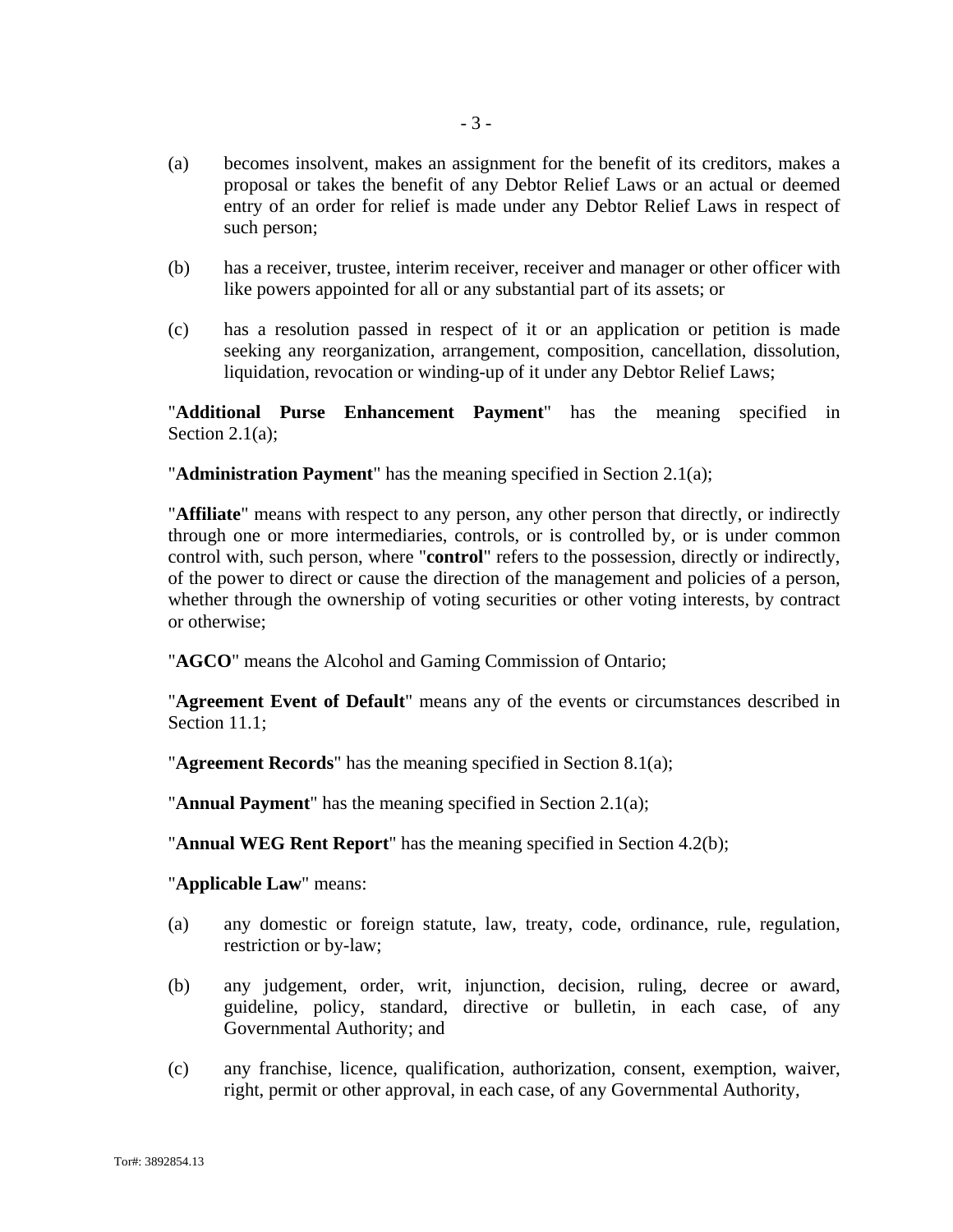(a) becomes insolvent, makes an assignment for the benefit of its creditors, makes a proposal or takes the benefit of any Debtor Relief Laws or an actual or deemed entry of an order for relief is made under any Debtor Relief Laws in respect of such person;

(b) has a receiver, trustee, interim receiver, receiver and manager or other officer with like powers appointed for all or any substantial part of its assets; or

(c) has a resolution passed in respect of it or an application or petition is made seeking any reorganization, arrangement, composition, cancellation, dissolution, liquidation, revocation or winding-up of it under any Debtor Relief Laws;

"**Additional Purse Enhancement Payment**" has the meaning specified in Section 2.1(a);

"**Administration Payment**" has the meaning specified in Section 2.1(a);

"**Affiliate**" means with respect to any person, any other person that directly, or indirectly through one or more intermediaries, controls, or is controlled by, or is under common control with, such person, where "**control**" refers to the possession, directly or indirectly, of the power to direct or cause the direction of the management and policies of a person, whether through the ownership of voting securities or other voting interests, by contract or otherwise;

"**AGCO**" means the Alcohol and Gaming Commission of Ontario;

"**Agreement Event of Default**" means any of the events or circumstances described in Section 11.1;

"**Agreement Records**" has the meaning specified in Section 8.1(a);

"**Annual Payment**" has the meaning specified in Section 2.1(a);

"**Annual WEG Rent Report**" has the meaning specified in Section 4.2(b);

"**Applicable Law**" means:

(a) any domestic or foreign statute, law, treaty, code, ordinance, rule, regulation, restriction or by-law;

(b) any judgement, order, writ, injunction, decision, ruling, decree or award, guideline, policy, standard, directive or bulletin, in each case, of any Governmental Authority; and

(c) any franchise, licence, qualification, authorization, consent, exemption, waiver, right, permit or other approval, in each case, of any Governmental Authority,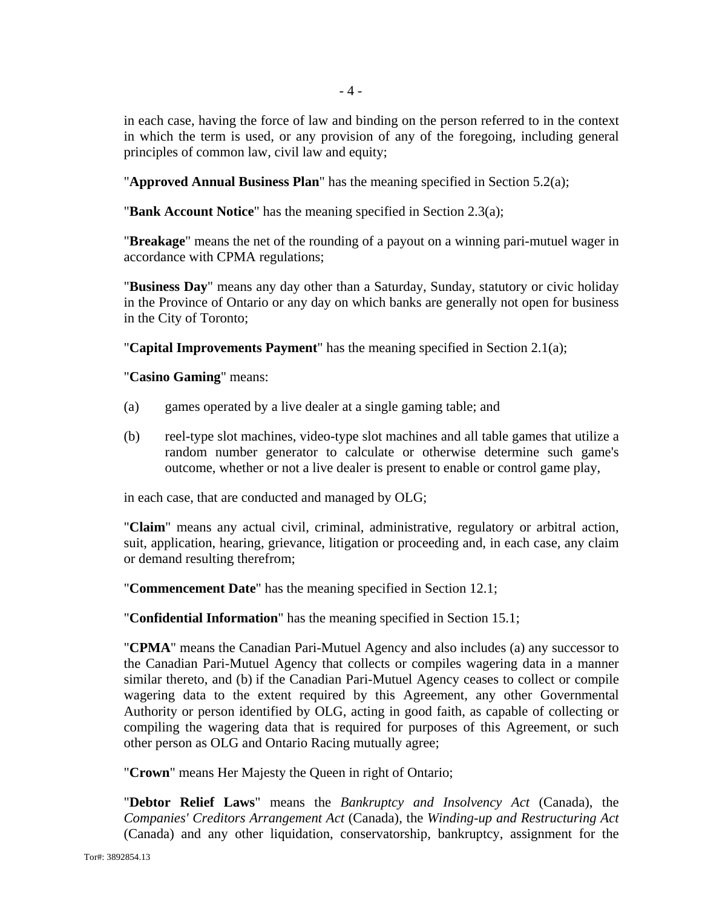in each case, having the force of law and binding on the person referred to in the context in which the term is used, or any provision of any of the foregoing, including general principles of common law, civil law and equity;

"**Approved Annual Business Plan**" has the meaning specified in Section 5.2(a);

"**Bank Account Notice**" has the meaning specified in Section 2.3(a);

"**Breakage**" means the net of the rounding of a payout on a winning pari-mutuel wager in accordance with CPMA regulations;

"**Business Day**" means any day other than a Saturday, Sunday, statutory or civic holiday in the Province of Ontario or any day on which banks are generally not open for business in the City of Toronto;

"**Capital Improvements Payment**" has the meaning specified in Section 2.1(a);

"**Casino Gaming**" means:

(a) games operated by a live dealer at a single gaming table; and

(b) reel-type slot machines, video-type slot machines and all table games that utilize a random number generator to calculate or otherwise determine such game's outcome, whether or not a live dealer is present to enable or control game play,

in each case, that are conducted and managed by OLG;

"**Claim**" means any actual civil, criminal, administrative, regulatory or arbitral action, suit, application, hearing, grievance, litigation or proceeding and, in each case, any claim or demand resulting therefrom;

"**Commencement Date**" has the meaning specified in Section 12.1;

"**Confidential Information**" has the meaning specified in Section 15.1;

"**CPMA**" means the Canadian Pari-Mutuel Agency and also includes (a) any successor to the Canadian Pari-Mutuel Agency that collects or compiles wagering data in a manner similar thereto, and (b) if the Canadian Pari-Mutuel Agency ceases to collect or compile wagering data to the extent required by this Agreement, any other Governmental Authority or person identified by OLG, acting in good faith, as capable of collecting or compiling the wagering data that is required for purposes of this Agreement, or such other person as OLG and Ontario Racing mutually agree;

"**Crown**" means Her Majesty the Queen in right of Ontario;

"**Debtor Relief Laws**" means the *Bankruptcy and Insolvency Act* (Canada), the *Companies' Creditors Arrangement Act* (Canada), the *Winding-up and Restructuring Act* (Canada) and any other liquidation, conservatorship, bankruptcy, assignment for the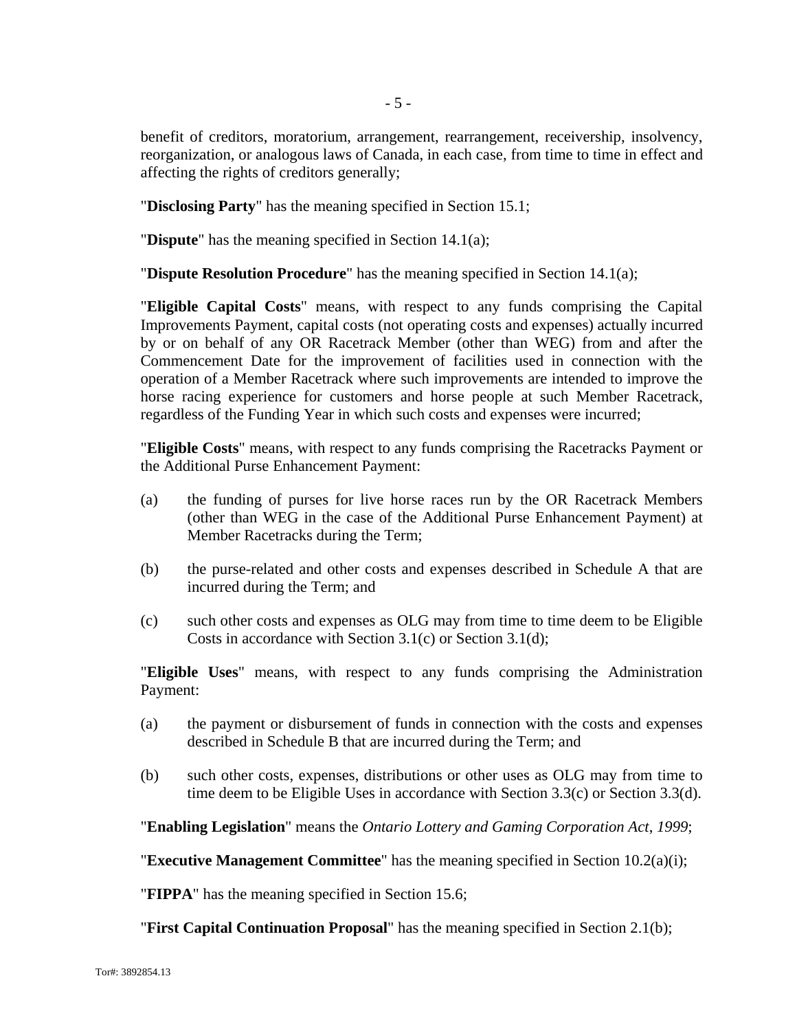benefit of creditors, moratorium, arrangement, rearrangement, receivership, insolvency, reorganization, or analogous laws of Canada, in each case, from time to time in effect and affecting the rights of creditors generally;

"**Disclosing Party**" has the meaning specified in Section 15.1;

"**Dispute**" has the meaning specified in Section 14.1(a);

"**Dispute Resolution Procedure**" has the meaning specified in Section 14.1(a);

"**Eligible Capital Costs**" means, with respect to any funds comprising the Capital Improvements Payment, capital costs (not operating costs and expenses) actually incurred by or on behalf of any OR Racetrack Member (other than WEG) from and after the Commencement Date for the improvement of facilities used in connection with the operation of a Member Racetrack where such improvements are intended to improve the horse racing experience for customers and horse people at such Member Racetrack, regardless of the Funding Year in which such costs and expenses were incurred;

"**Eligible Costs**" means, with respect to any funds comprising the Racetracks Payment or the Additional Purse Enhancement Payment:

(a) the funding of purses for live horse races run by the OR Racetrack Members (other than WEG in the case of the Additional Purse Enhancement Payment) at Member Racetracks during the Term;

(b) the purse-related and other costs and expenses described in Schedule A that are incurred during the Term; and

(c) such other costs and expenses as OLG may from time to time deem to be Eligible Costs in accordance with Section 3.1(c) or Section 3.1(d);

"**Eligible Uses**" means, with respect to any funds comprising the Administration Payment:

(a) the payment or disbursement of funds in connection with the costs and expenses described in Schedule B that are incurred during the Term; and

(b) such other costs, expenses, distributions or other uses as OLG may from time to time deem to be Eligible Uses in accordance with Section 3.3(c) or Section 3.3(d).

"**Enabling Legislation**" means the *Ontario Lottery and Gaming Corporation Act, 1999*;

"**Executive Management Committee**" has the meaning specified in Section 10.2(a)(i);

"**FIPPA**" has the meaning specified in Section 15.6;

"**First Capital Continuation Proposal**" has the meaning specified in Section 2.1(b);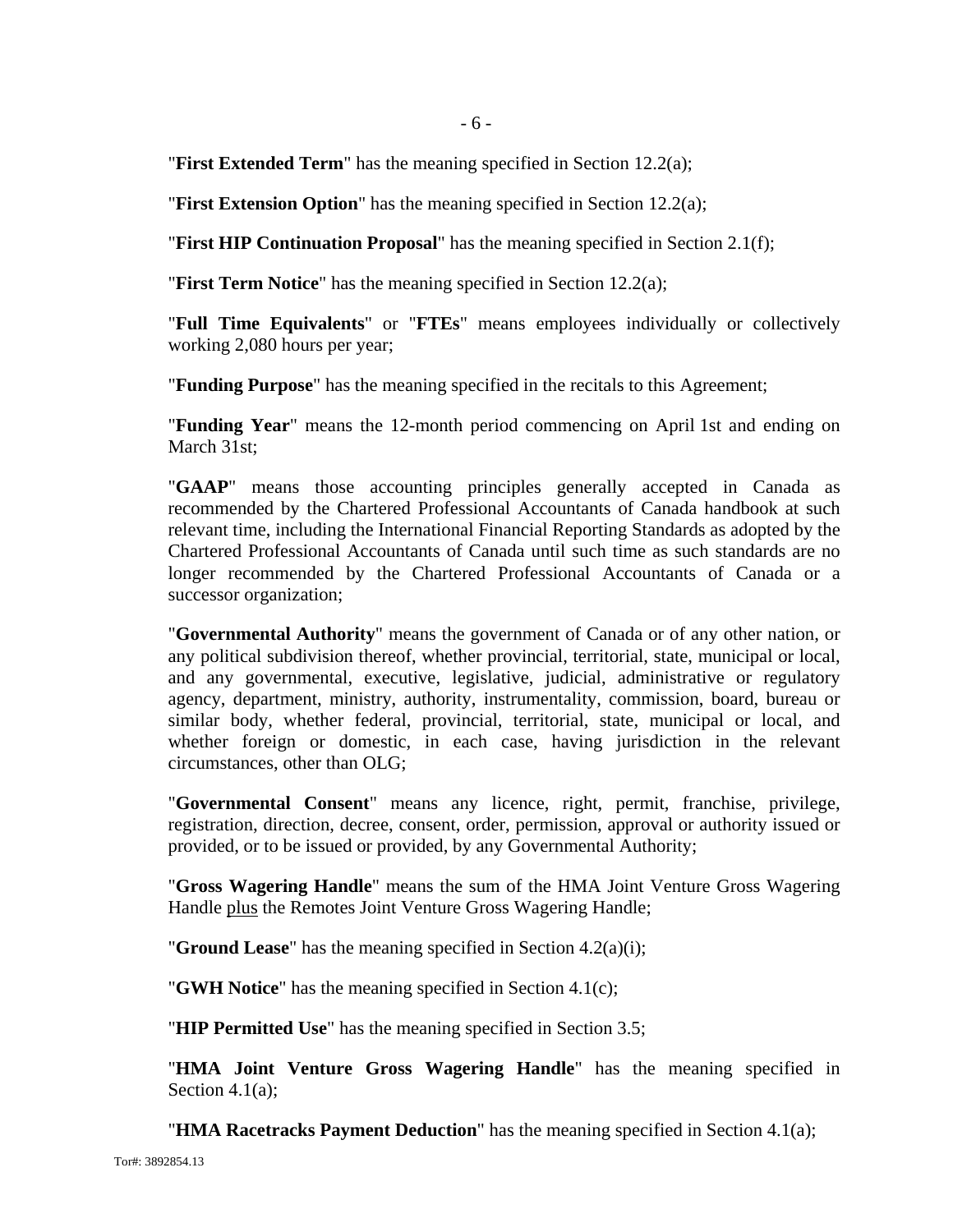"**First Extended Term**" has the meaning specified in Section 12.2(a);

"**First Extension Option**" has the meaning specified in Section 12.2(a);

"**First HIP Continuation Proposal**" has the meaning specified in Section 2.1(f);

"**First Term Notice**" has the meaning specified in Section 12.2(a);

"**Full Time Equivalents**" or "**FTEs**" means employees individually or collectively working 2,080 hours per year;

"**Funding Purpose**" has the meaning specified in the recitals to this Agreement;

"**Funding Year**" means the 12-month period commencing on April 1st and ending on March 31st;

"**GAAP**" means those accounting principles generally accepted in Canada as recommended by the Chartered Professional Accountants of Canada handbook at such relevant time, including the International Financial Reporting Standards as adopted by the Chartered Professional Accountants of Canada until such time as such standards are no longer recommended by the Chartered Professional Accountants of Canada or a successor organization;

"**Governmental Authority**" means the government of Canada or of any other nation, or any political subdivision thereof, whether provincial, territorial, state, municipal or local, and any governmental, executive, legislative, judicial, administrative or regulatory agency, department, ministry, authority, instrumentality, commission, board, bureau or similar body, whether federal, provincial, territorial, state, municipal or local, and whether foreign or domestic, in each case, having jurisdiction in the relevant circumstances, other than OLG;

"**Governmental Consent**" means any licence, right, permit, franchise, privilege, registration, direction, decree, consent, order, permission, approval or authority issued or provided, or to be issued or provided, by any Governmental Authority;

"**Gross Wagering Handle**" means the sum of the HMA Joint Venture Gross Wagering Handle plus the Remotes Joint Venture Gross Wagering Handle;

"**Ground Lease**" has the meaning specified in Section 4.2(a)(i);

"**GWH Notice**" has the meaning specified in Section 4.1(c);

"**HIP Permitted Use**" has the meaning specified in Section 3.5;

"**HMA Joint Venture Gross Wagering Handle**" has the meaning specified in Section 4.1(a);

"**HMA Racetracks Payment Deduction**" has the meaning specified in Section 4.1(a);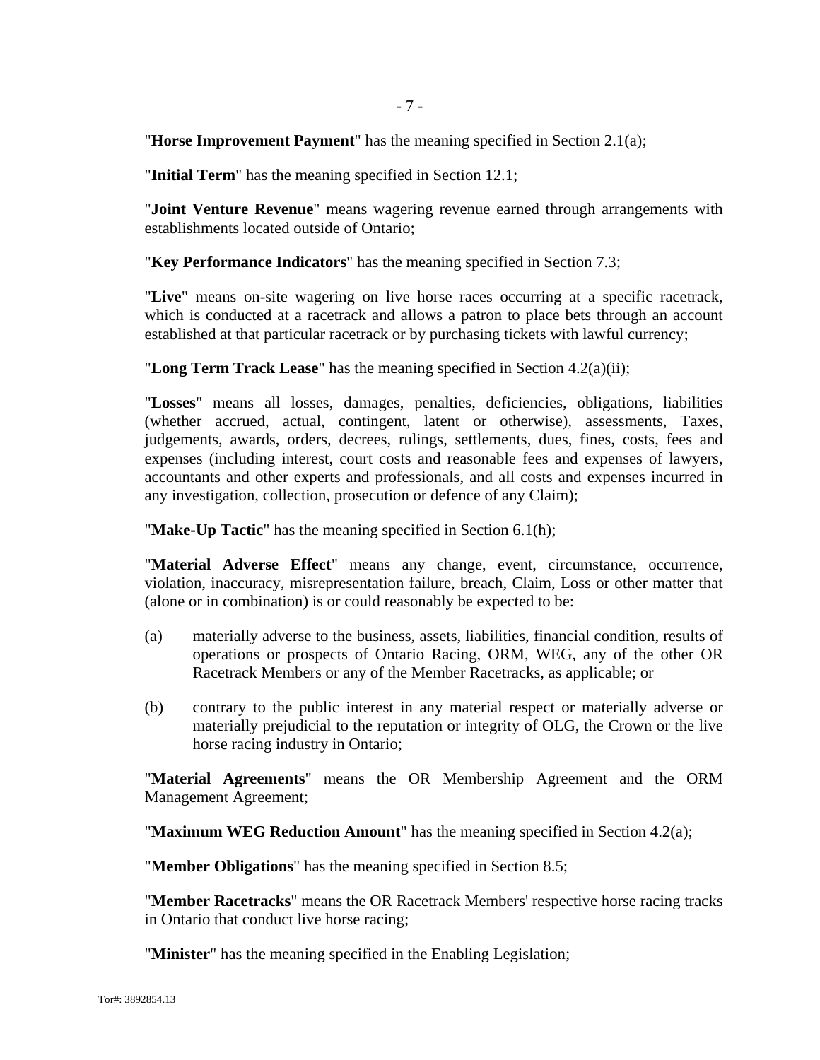"**Horse Improvement Payment**" has the meaning specified in Section 2.1(a);

"**Initial Term**" has the meaning specified in Section 12.1;

"**Joint Venture Revenue**" means wagering revenue earned through arrangements with establishments located outside of Ontario;

"**Key Performance Indicators**" has the meaning specified in Section 7.3;

"**Live**" means on-site wagering on live horse races occurring at a specific racetrack, which is conducted at a racetrack and allows a patron to place bets through an account established at that particular racetrack or by purchasing tickets with lawful currency;

"**Long Term Track Lease**" has the meaning specified in Section 4.2(a)(ii);

"**Losses**" means all losses, damages, penalties, deficiencies, obligations, liabilities (whether accrued, actual, contingent, latent or otherwise), assessments, Taxes, judgements, awards, orders, decrees, rulings, settlements, dues, fines, costs, fees and expenses (including interest, court costs and reasonable fees and expenses of lawyers, accountants and other experts and professionals, and all costs and expenses incurred in any investigation, collection, prosecution or defence of any Claim);

"**Make-Up Tactic**" has the meaning specified in Section 6.1(h);

"**Material Adverse Effect**" means any change, event, circumstance, occurrence, violation, inaccuracy, misrepresentation failure, breach, Claim, Loss or other matter that (alone or in combination) is or could reasonably be expected to be:

(a) materially adverse to the business, assets, liabilities, financial condition, results of operations or prospects of Ontario Racing, ORM, WEG, any of the other OR Racetrack Members or any of the Member Racetracks, as applicable; or

(b) contrary to the public interest in any material respect or materially adverse or materially prejudicial to the reputation or integrity of OLG, the Crown or the live horse racing industry in Ontario;

"**Material Agreements**" means the OR Membership Agreement and the ORM Management Agreement;

"**Maximum WEG Reduction Amount**" has the meaning specified in Section 4.2(a);

"**Member Obligations**" has the meaning specified in Section 8.5;

"**Member Racetracks**" means the OR Racetrack Members' respective horse racing tracks in Ontario that conduct live horse racing;

"**Minister**" has the meaning specified in the Enabling Legislation;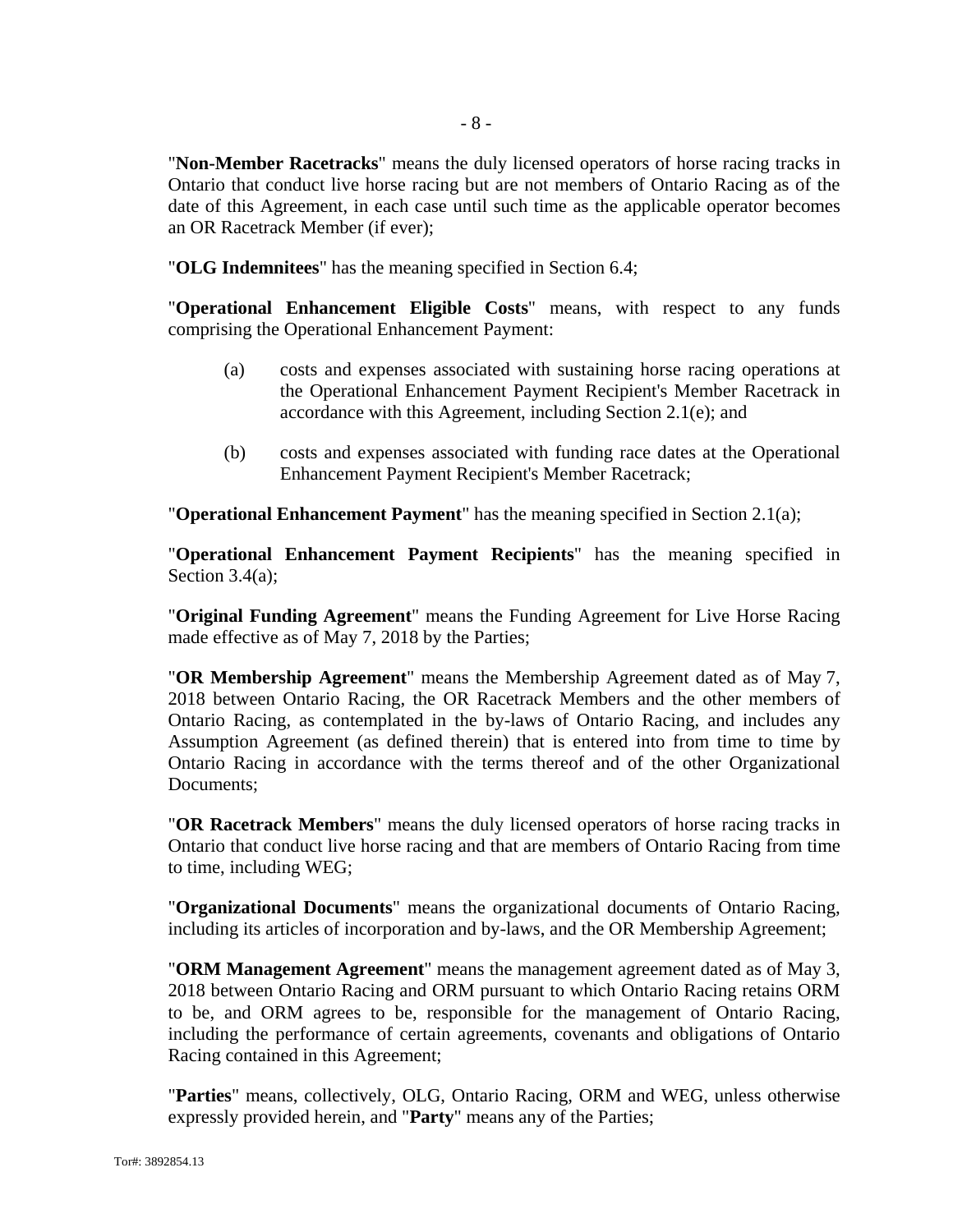"**Non-Member Racetracks**" means the duly licensed operators of horse racing tracks in Ontario that conduct live horse racing but are not members of Ontario Racing as of the date of this Agreement, in each case until such time as the applicable operator becomes an OR Racetrack Member (if ever);

"**OLG Indemnitees**" has the meaning specified in Section 6.4;

"**Operational Enhancement Eligible Costs**" means, with respect to any funds comprising the Operational Enhancement Payment:

(a) costs and expenses associated with sustaining horse racing operations at the Operational Enhancement Payment Recipient's Member Racetrack in accordance with this Agreement, including Section 2.1(e); and

(b) costs and expenses associated with funding race dates at the Operational Enhancement Payment Recipient's Member Racetrack;

"**Operational Enhancement Payment**" has the meaning specified in Section 2.1(a);

"**Operational Enhancement Payment Recipients**" has the meaning specified in Section 3.4(a);

"**Original Funding Agreement**" means the Funding Agreement for Live Horse Racing made effective as of May 7, 2018 by the Parties;

"**OR Membership Agreement**" means the Membership Agreement dated as of May 7, 2018 between Ontario Racing, the OR Racetrack Members and the other members of Ontario Racing, as contemplated in the by-laws of Ontario Racing, and includes any Assumption Agreement (as defined therein) that is entered into from time to time by Ontario Racing in accordance with the terms thereof and of the other Organizational Documents;

"**OR Racetrack Members**" means the duly licensed operators of horse racing tracks in Ontario that conduct live horse racing and that are members of Ontario Racing from time to time, including WEG;

"**Organizational Documents**" means the organizational documents of Ontario Racing, including its articles of incorporation and by-laws, and the OR Membership Agreement;

"**ORM Management Agreement**" means the management agreement dated as of May 3, 2018 between Ontario Racing and ORM pursuant to which Ontario Racing retains ORM to be, and ORM agrees to be, responsible for the management of Ontario Racing, including the performance of certain agreements, covenants and obligations of Ontario Racing contained in this Agreement;

"**Parties**" means, collectively, OLG, Ontario Racing, ORM and WEG, unless otherwise expressly provided herein, and "**Party**" means any of the Parties;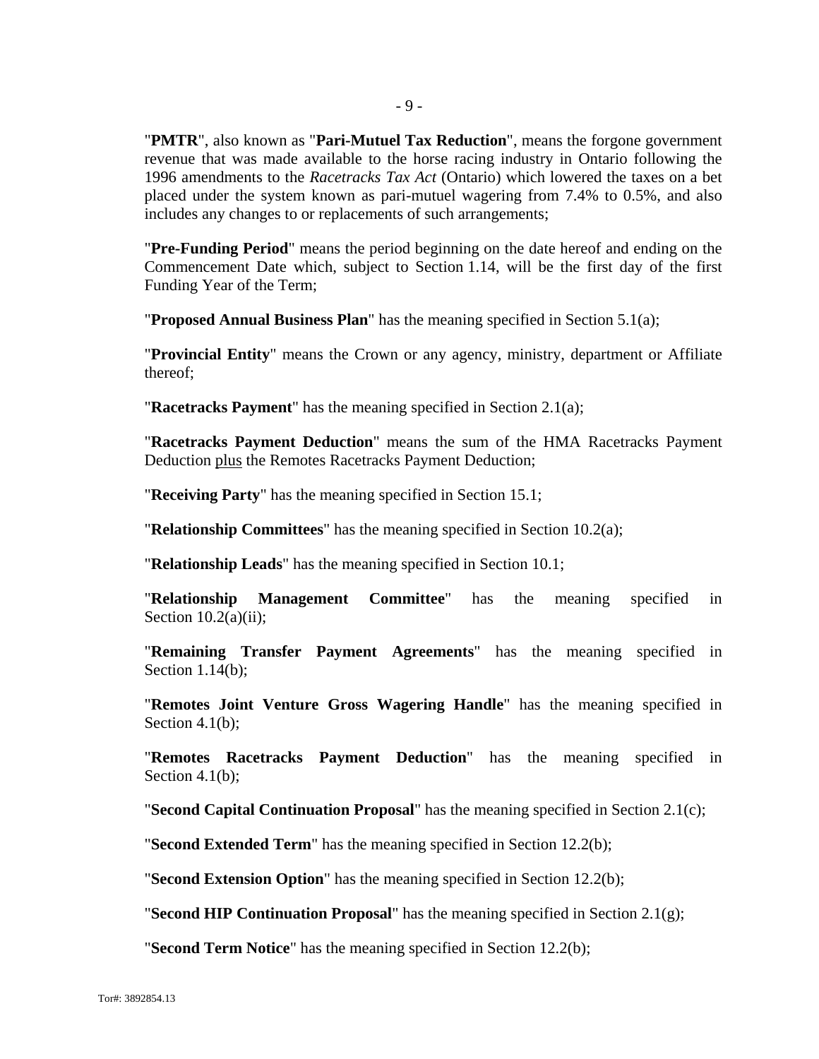"**PMTR**", also known as "**Pari-Mutuel Tax Reduction**", means the forgone government revenue that was made available to the horse racing industry in Ontario following the 1996 amendments to the *Racetracks Tax Act* (Ontario) which lowered the taxes on a bet placed under the system known as pari-mutuel wagering from 7.4% to 0.5%, and also includes any changes to or replacements of such arrangements;

"**Pre-Funding Period**" means the period beginning on the date hereof and ending on the Commencement Date which, subject to Section 1.14, will be the first day of the first Funding Year of the Term;

"**Proposed Annual Business Plan**" has the meaning specified in Section 5.1(a);

"**Provincial Entity**" means the Crown or any agency, ministry, department or Affiliate thereof;

"**Racetracks Payment**" has the meaning specified in Section 2.1(a);

"**Racetracks Payment Deduction**" means the sum of the HMA Racetracks Payment Deduction plus the Remotes Racetracks Payment Deduction;

"**Receiving Party**" has the meaning specified in Section 15.1;

"**Relationship Committees**" has the meaning specified in Section 10.2(a);

"**Relationship Leads**" has the meaning specified in Section 10.1;

"**Relationship Management Committee**" has the meaning specified in Section 10.2(a)(ii);

"**Remaining Transfer Payment Agreements**" has the meaning specified in Section 1.14(b);

"**Remotes Joint Venture Gross Wagering Handle**" has the meaning specified in Section 4.1(b);

"**Remotes Racetracks Payment Deduction**" has the meaning specified in Section 4.1(b);

"**Second Capital Continuation Proposal**" has the meaning specified in Section 2.1(c);

"**Second Extended Term**" has the meaning specified in Section 12.2(b);

"**Second Extension Option**" has the meaning specified in Section 12.2(b);

"**Second HIP Continuation Proposal**" has the meaning specified in Section 2.1(g);

"**Second Term Notice**" has the meaning specified in Section 12.2(b);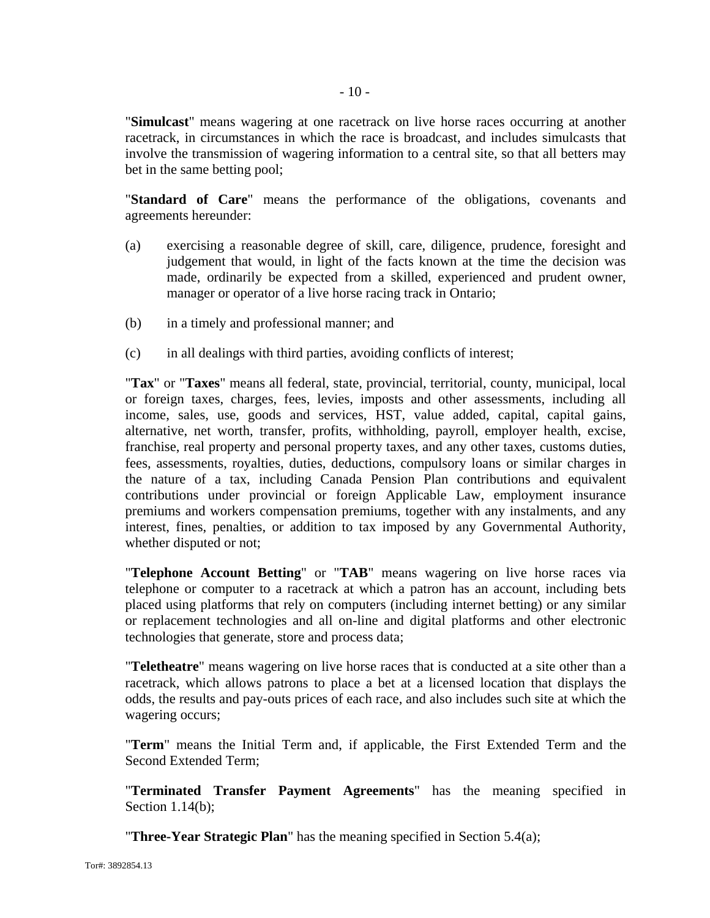"**Simulcast**" means wagering at one racetrack on live horse races occurring at another racetrack, in circumstances in which the race is broadcast, and includes simulcasts that involve the transmission of wagering information to a central site, so that all betters may bet in the same betting pool;

"**Standard of Care**" means the performance of the obligations, covenants and agreements hereunder:

(a) exercising a reasonable degree of skill, care, diligence, prudence, foresight and judgement that would, in light of the facts known at the time the decision was made, ordinarily be expected from a skilled, experienced and prudent owner, manager or operator of a live horse racing track in Ontario;

(b) in a timely and professional manner; and

(c) in all dealings with third parties, avoiding conflicts of interest;

"**Tax**" or "**Taxes**" means all federal, state, provincial, territorial, county, municipal, local or foreign taxes, charges, fees, levies, imposts and other assessments, including all income, sales, use, goods and services, HST, value added, capital, capital gains, alternative, net worth, transfer, profits, withholding, payroll, employer health, excise, franchise, real property and personal property taxes, and any other taxes, customs duties, fees, assessments, royalties, duties, deductions, compulsory loans or similar charges in the nature of a tax, including Canada Pension Plan contributions and equivalent contributions under provincial or foreign Applicable Law, employment insurance premiums and workers compensation premiums, together with any instalments, and any interest, fines, penalties, or addition to tax imposed by any Governmental Authority, whether disputed or not;

"**Telephone Account Betting**" or "**TAB**" means wagering on live horse races via telephone or computer to a racetrack at which a patron has an account, including bets placed using platforms that rely on computers (including internet betting) or any similar or replacement technologies and all on-line and digital platforms and other electronic technologies that generate, store and process data;

"**Teletheatre**" means wagering on live horse races that is conducted at a site other than a racetrack, which allows patrons to place a bet at a licensed location that displays the odds, the results and pay-outs prices of each race, and also includes such site at which the wagering occurs;

"**Term**" means the Initial Term and, if applicable, the First Extended Term and the Second Extended Term;

"**Terminated Transfer Payment Agreements**" has the meaning specified in Section 1.14(b);

"**Three-Year Strategic Plan**" has the meaning specified in Section 5.4(a);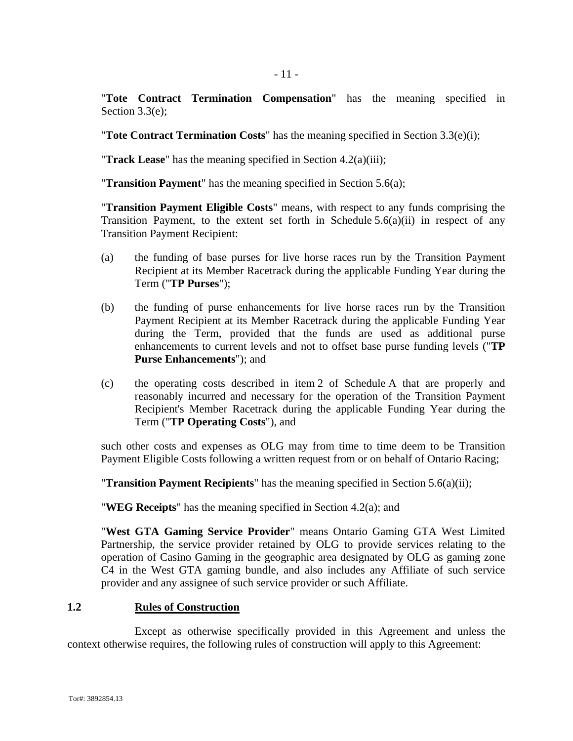"**Tote Contract Termination Compensation**" has the meaning specified in Section 3.3(e);

"**Tote Contract Termination Costs**" has the meaning specified in Section 3.3(e)(i);

"**Track Lease**" has the meaning specified in Section 4.2(a)(iii);

"**Transition Payment**" has the meaning specified in Section 5.6(a);

"**Transition Payment Eligible Costs**" means, with respect to any funds comprising the Transition Payment, to the extent set forth in Schedule 5.6(a)(ii) in respect of any Transition Payment Recipient:

(a) the funding of base purses for live horse races run by the Transition Payment Recipient at its Member Racetrack during the applicable Funding Year during the Term ("**TP Purses**");

(b) the funding of purse enhancements for live horse races run by the Transition Payment Recipient at its Member Racetrack during the applicable Funding Year during the Term, provided that the funds are used as additional purse enhancements to current levels and not to offset base purse funding levels ("**TP Purse Enhancements**"); and

(c) the operating costs described in item 2 of Schedule A that are properly and reasonably incurred and necessary for the operation of the Transition Payment Recipient's Member Racetrack during the applicable Funding Year during the Term ("**TP Operating Costs**"), and

such other costs and expenses as OLG may from time to time deem to be Transition Payment Eligible Costs following a written request from or on behalf of Ontario Racing;

"**Transition Payment Recipients**" has the meaning specified in Section 5.6(a)(ii);

"**WEG Receipts**" has the meaning specified in Section 4.2(a); and

"**West GTA Gaming Service Provider**" means Ontario Gaming GTA West Limited Partnership, the service provider retained by OLG to provide services relating to the operation of Casino Gaming in the geographic area designated by OLG as gaming zone C4 in the West GTA gaming bundle, and also includes any Affiliate of such service provider and any assignee of such service provider or such Affiliate.

## 1.2 Rules of Construction

Except as otherwise specifically provided in this Agreement and unless the context otherwise requires, the following rules of construction will apply to this Agreement: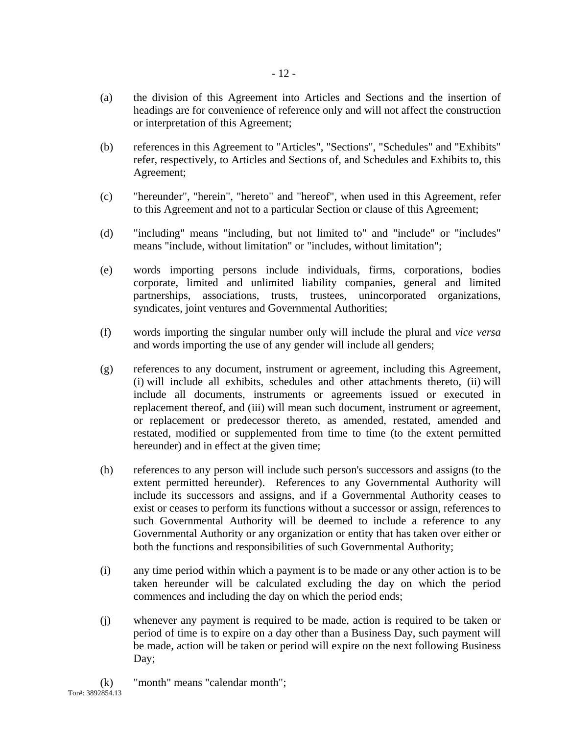(a) the division of this Agreement into Articles and Sections and the insertion of headings are for convenience of reference only and will not affect the construction or interpretation of this Agreement;

(b) references in this Agreement to "Articles", "Sections", "Schedules" and "Exhibits" refer, respectively, to Articles and Sections of, and Schedules and Exhibits to, this Agreement;

(c) "hereunder", "herein", "hereto" and "hereof", when used in this Agreement, refer to this Agreement and not to a particular Section or clause of this Agreement;

(d) "including" means "including, but not limited to" and "include" or "includes" means "include, without limitation" or "includes, without limitation";

(e) words importing persons include individuals, firms, corporations, bodies corporate, limited and unlimited liability companies, general and limited partnerships, associations, trusts, trustees, unincorporated organizations, syndicates, joint ventures and Governmental Authorities;

(f) words importing the singular number only will include the plural and *vice versa* and words importing the use of any gender will include all genders;

(g) references to any document, instrument or agreement, including this Agreement, (i) will include all exhibits, schedules and other attachments thereto, (ii) will include all documents, instruments or agreements issued or executed in replacement thereof, and (iii) will mean such document, instrument or agreement, or replacement or predecessor thereto, as amended, restated, amended and restated, modified or supplemented from time to time (to the extent permitted hereunder) and in effect at the given time;

(h) references to any person will include such person's successors and assigns (to the extent permitted hereunder). References to any Governmental Authority will include its successors and assigns, and if a Governmental Authority ceases to exist or ceases to perform its functions without a successor or assign, references to such Governmental Authority will be deemed to include a reference to any Governmental Authority or any organization or entity that has taken over either or both the functions and responsibilities of such Governmental Authority;

(i) any time period within which a payment is to be made or any other action is to be taken hereunder will be calculated excluding the day on which the period commences and including the day on which the period ends;

(j) whenever any payment is required to be made, action is required to be taken or period of time is to expire on a day other than a Business Day, such payment will be made, action will be taken or period will expire on the next following Business Day;

(k) "month" means "calendar month";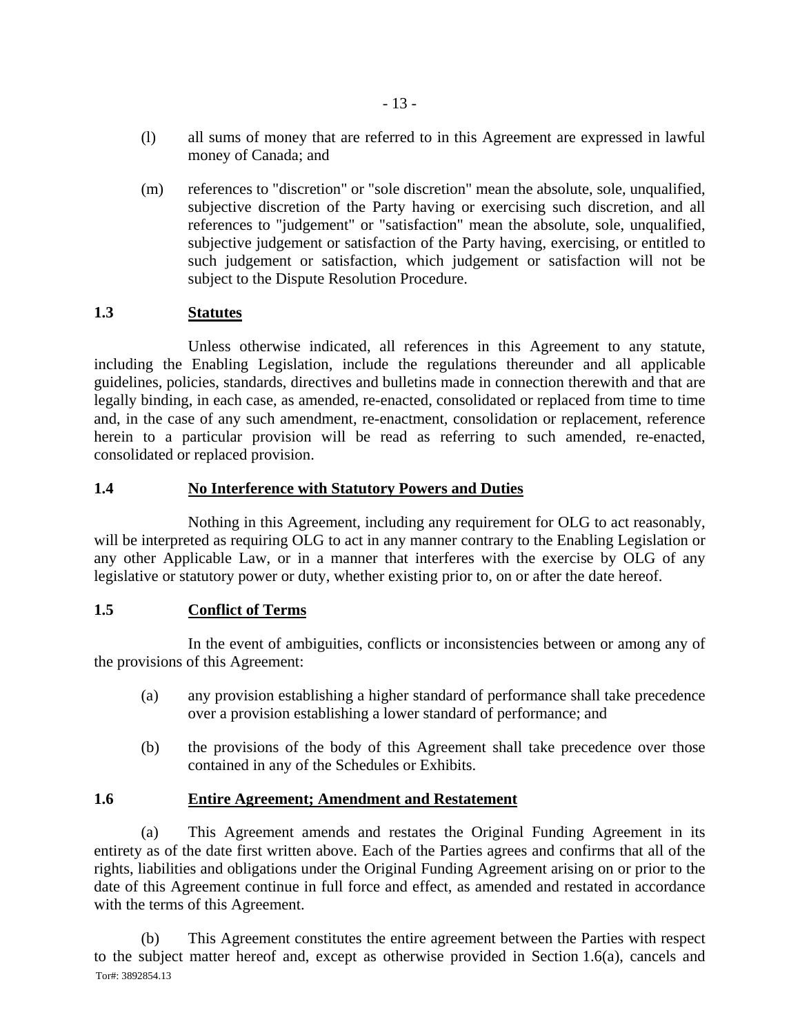(l) all sums of money that are referred to in this Agreement are expressed in lawful money of Canada; and

(m) references to "discretion" or "sole discretion" mean the absolute, sole, unqualified, subjective discretion of the Party having or exercising such discretion, and all references to "judgement" or "satisfaction" mean the absolute, sole, unqualified, subjective judgement or satisfaction of the Party having, exercising, or entitled to such judgement or satisfaction, which judgement or satisfaction will not be subject to the Dispute Resolution Procedure.

## 1.3 Statutes

Unless otherwise indicated, all references in this Agreement to any statute, including the Enabling Legislation, include the regulations thereunder and all applicable guidelines, policies, standards, directives and bulletins made in connection therewith and that are legally binding, in each case, as amended, re-enacted, consolidated or replaced from time to time and, in the case of any such amendment, re-enactment, consolidation or replacement, reference herein to a particular provision will be read as referring to such amended, re-enacted, consolidated or replaced provision.

## 1.4 No Interference with Statutory Powers and Duties

Nothing in this Agreement, including any requirement for OLG to act reasonably, will be interpreted as requiring OLG to act in any manner contrary to the Enabling Legislation or any other Applicable Law, or in a manner that interferes with the exercise by OLG of any legislative or statutory power or duty, whether existing prior to, on or after the date hereof.

## 1.5 Conflict of Terms

In the event of ambiguities, conflicts or inconsistencies between or among any of the provisions of this Agreement:

(a) any provision establishing a higher standard of performance shall take precedence over a provision establishing a lower standard of performance; and

(b) the provisions of the body of this Agreement shall take precedence over those contained in any of the Schedules or Exhibits.

## 1.6 Entire Agreement; Amendment and Restatement

(a) This Agreement amends and restates the Original Funding Agreement in its entirety as of the date first written above. Each of the Parties agrees and confirms that all of the rights, liabilities and obligations under the Original Funding Agreement arising on or prior to the date of this Agreement continue in full force and effect, as amended and restated in accordance with the terms of this Agreement.

(b) This Agreement constitutes the entire agreement between the Parties with respect to the subject matter hereof and, except as otherwise provided in Section 1.6(a), cancels and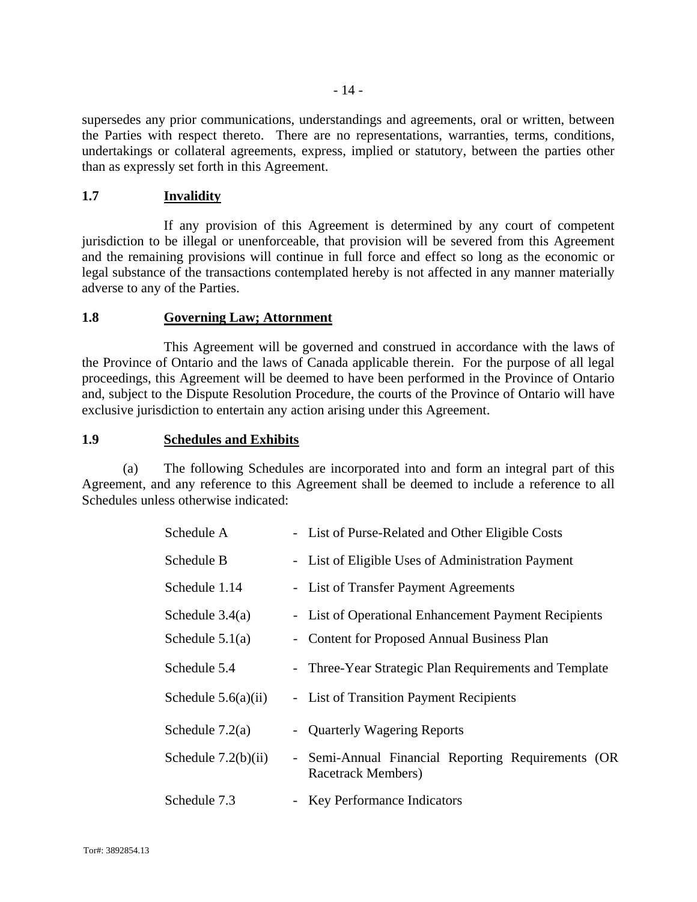supersedes any prior communications, understandings and agreements, oral or written, between the Parties with respect thereto. There are no representations, warranties, terms, conditions, undertakings or collateral agreements, express, implied or statutory, between the parties other than as expressly set forth in this Agreement.

### 1.7 Invalidity

If any provision of this Agreement is determined by any court of competent jurisdiction to be illegal or unenforceable, that provision will be severed from this Agreement and the remaining provisions will continue in full force and effect so long as the economic or legal substance of the transactions contemplated hereby is not affected in any manner materially adverse to any of the Parties.

### 1.8 Governing Law; Attornment

This Agreement will be governed and construed in accordance with the laws of the Province of Ontario and the laws of Canada applicable therein. For the purpose of all legal proceedings, this Agreement will be deemed to have been performed in the Province of Ontario and, subject to the Dispute Resolution Procedure, the courts of the Province of Ontario will have exclusive jurisdiction to entertain any action arising under this Agreement.

### 1.9 Schedules and Exhibits

(a) The following Schedules are incorporated into and form an integral part of this Agreement, and any reference to this Agreement shall be deemed to include a reference to all Schedules unless otherwise indicated:

| | |
|---|---|
| Schedule A | - List of Purse-Related and Other Eligible Costs |
| Schedule B | - List of Eligible Uses of Administration Payment |
| Schedule 1.14 | - List of Transfer Payment Agreements |
| Schedule 3.4(a) | - List of Operational Enhancement Payment Recipients |
| Schedule 5.1(a) | - Content for Proposed Annual Business Plan |
| Schedule 5.4 | - Three-Year Strategic Plan Requirements and Template |
| Schedule 5.6(a)(ii) | - List of Transition Payment Recipients |
| Schedule 7.2(a) | - Quarterly Wagering Reports |
| Schedule 7.2(b)(ii) | - Semi-Annual Financial Reporting Requirements (OR Racetrack Members) |
| Schedule 7.3 | - Key Performance Indicators |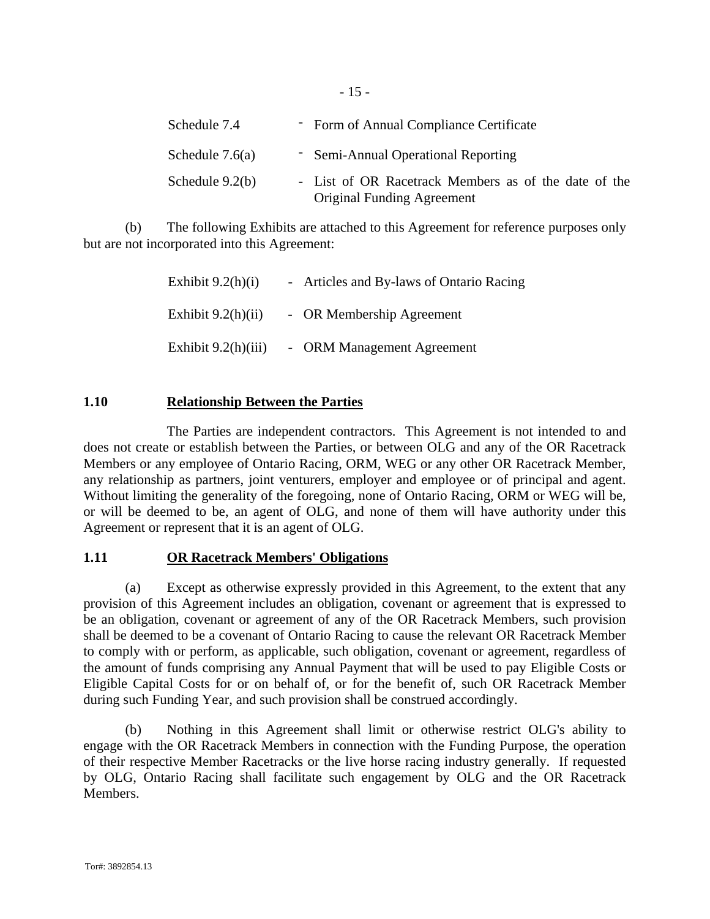| | |
|---|---|
| Schedule 7.4 | - Form of Annual Compliance Certificate |
| Schedule 7.6(a) | - Semi-Annual Operational Reporting |
| Schedule 9.2(b) | - List of OR Racetrack Members as of the date of the Original Funding Agreement |

(b) The following Exhibits are attached to this Agreement for reference purposes only but are not incorporated into this Agreement:

| | |
|---|---|
| Exhibit 9.2(h)(i) | - Articles and By-laws of Ontario Racing |
| Exhibit 9.2(h)(ii) | - OR Membership Agreement |
| Exhibit 9.2(h)(iii) | - ORM Management Agreement |

## 1.10 Relationship Between the Parties

The Parties are independent contractors. This Agreement is not intended to and does not create or establish between the Parties, or between OLG and any of the OR Racetrack Members or any employee of Ontario Racing, ORM, WEG or any other OR Racetrack Member, any relationship as partners, joint venturers, employer and employee or of principal and agent. Without limiting the generality of the foregoing, none of Ontario Racing, ORM or WEG will be, or will be deemed to be, an agent of OLG, and none of them will have authority under this Agreement or represent that it is an agent of OLG.

## 1.11 OR Racetrack Members' Obligations

(a) Except as otherwise expressly provided in this Agreement, to the extent that any provision of this Agreement includes an obligation, covenant or agreement that is expressed to be an obligation, covenant or agreement of any of the OR Racetrack Members, such provision shall be deemed to be a covenant of Ontario Racing to cause the relevant OR Racetrack Member to comply with or perform, as applicable, such obligation, covenant or agreement, regardless of the amount of funds comprising any Annual Payment that will be used to pay Eligible Costs or Eligible Capital Costs for or on behalf of, or for the benefit of, such OR Racetrack Member during such Funding Year, and such provision shall be construed accordingly.

(b) Nothing in this Agreement shall limit or otherwise restrict OLG's ability to engage with the OR Racetrack Members in connection with the Funding Purpose, the operation of their respective Member Racetracks or the live horse racing industry generally. If requested by OLG, Ontario Racing shall facilitate such engagement by OLG and the OR Racetrack Members.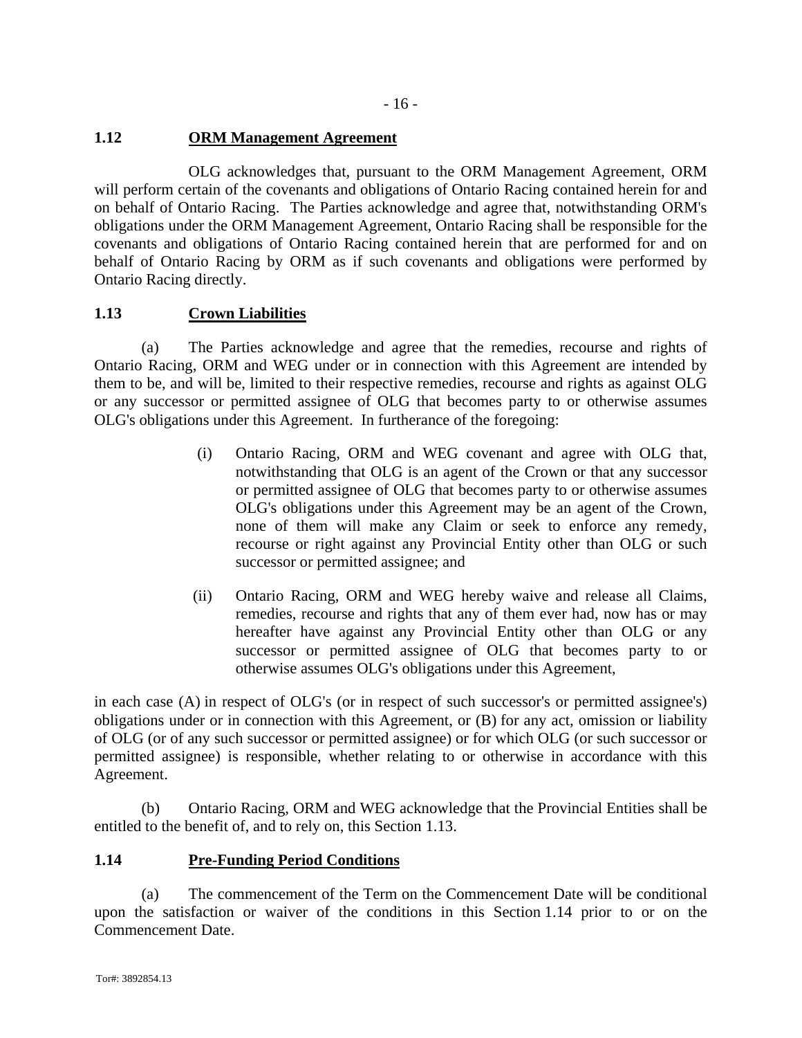### 1.12 ORM Management Agreement

OLG acknowledges that, pursuant to the ORM Management Agreement, ORM will perform certain of the covenants and obligations of Ontario Racing contained herein for and on behalf of Ontario Racing. The Parties acknowledge and agree that, notwithstanding ORM's obligations under the ORM Management Agreement, Ontario Racing shall be responsible for the covenants and obligations of Ontario Racing contained herein that are performed for and on behalf of Ontario Racing by ORM as if such covenants and obligations were performed by Ontario Racing directly.

### 1.13 Crown Liabilities

(a) The Parties acknowledge and agree that the remedies, recourse and rights of Ontario Racing, ORM and WEG under or in connection with this Agreement are intended by them to be, and will be, limited to their respective remedies, recourse and rights as against OLG or any successor or permitted assignee of OLG that becomes party to or otherwise assumes OLG's obligations under this Agreement. In furtherance of the foregoing:

(i) Ontario Racing, ORM and WEG covenant and agree with OLG that, notwithstanding that OLG is an agent of the Crown or that any successor or permitted assignee of OLG that becomes party to or otherwise assumes OLG's obligations under this Agreement may be an agent of the Crown, none of them will make any Claim or seek to enforce any remedy, recourse or right against any Provincial Entity other than OLG or such successor or permitted assignee; and

(ii) Ontario Racing, ORM and WEG hereby waive and release all Claims, remedies, recourse and rights that any of them ever had, now has or may hereafter have against any Provincial Entity other than OLG or any successor or permitted assignee of OLG that becomes party to or otherwise assumes OLG's obligations under this Agreement,

in each case (A) in respect of OLG's (or in respect of such successor's or permitted assignee's) obligations under or in connection with this Agreement, or (B) for any act, omission or liability of OLG (or of any such successor or permitted assignee) or for which OLG (or such successor or permitted assignee) is responsible, whether relating to or otherwise in accordance with this Agreement.

(b) Ontario Racing, ORM and WEG acknowledge that the Provincial Entities shall be entitled to the benefit of, and to rely on, this Section 1.13.

### 1.14 Pre-Funding Period Conditions

(a) The commencement of the Term on the Commencement Date will be conditional upon the satisfaction or waiver of the conditions in this Section 1.14 prior to or on the Commencement Date.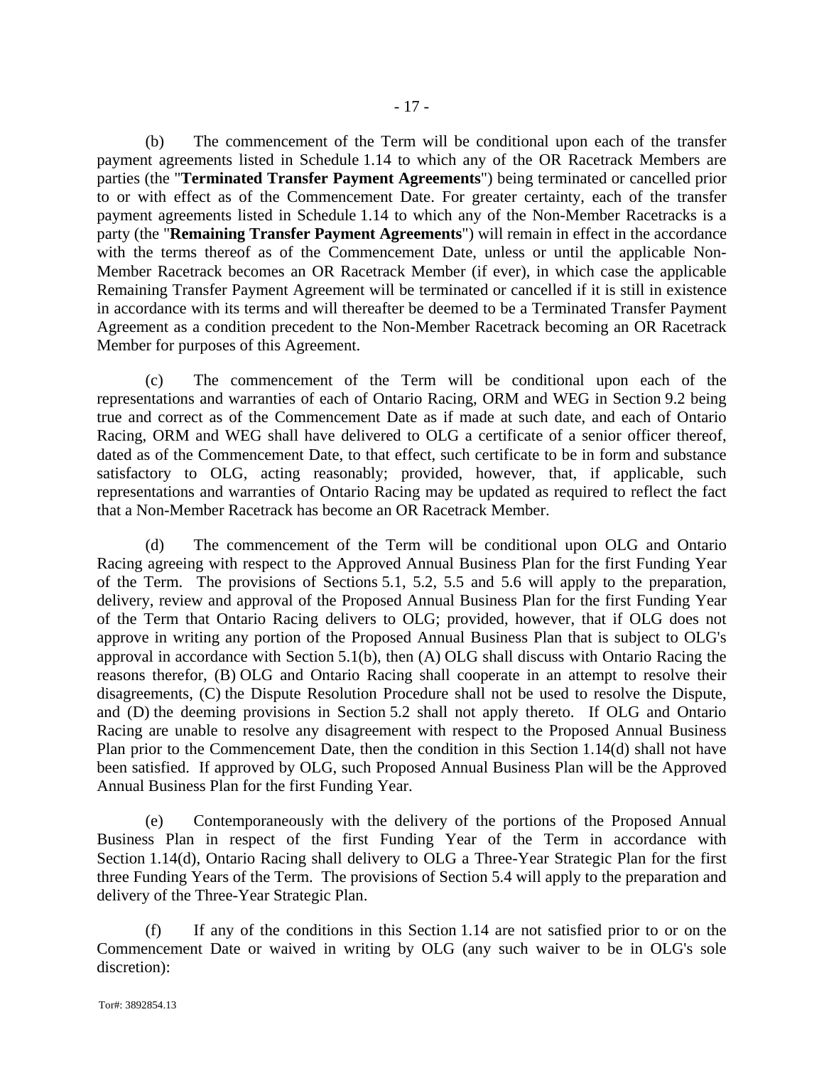(b) The commencement of the Term will be conditional upon each of the transfer payment agreements listed in Schedule 1.14 to which any of the OR Racetrack Members are parties (the "**Terminated Transfer Payment Agreements**") being terminated or cancelled prior to or with effect as of the Commencement Date. For greater certainty, each of the transfer payment agreements listed in Schedule 1.14 to which any of the Non-Member Racetracks is a party (the "**Remaining Transfer Payment Agreements**") will remain in effect in the accordance with the terms thereof as of the Commencement Date, unless or until the applicable Non-Member Racetrack becomes an OR Racetrack Member (if ever), in which case the applicable Remaining Transfer Payment Agreement will be terminated or cancelled if it is still in existence in accordance with its terms and will thereafter be deemed to be a Terminated Transfer Payment Agreement as a condition precedent to the Non-Member Racetrack becoming an OR Racetrack Member for purposes of this Agreement.

(c) The commencement of the Term will be conditional upon each of the representations and warranties of each of Ontario Racing, ORM and WEG in Section 9.2 being true and correct as of the Commencement Date as if made at such date, and each of Ontario Racing, ORM and WEG shall have delivered to OLG a certificate of a senior officer thereof, dated as of the Commencement Date, to that effect, such certificate to be in form and substance satisfactory to OLG, acting reasonably; provided, however, that, if applicable, such representations and warranties of Ontario Racing may be updated as required to reflect the fact that a Non-Member Racetrack has become an OR Racetrack Member.

(d) The commencement of the Term will be conditional upon OLG and Ontario Racing agreeing with respect to the Approved Annual Business Plan for the first Funding Year of the Term. The provisions of Sections 5.1, 5.2, 5.5 and 5.6 will apply to the preparation, delivery, review and approval of the Proposed Annual Business Plan for the first Funding Year of the Term that Ontario Racing delivers to OLG; provided, however, that if OLG does not approve in writing any portion of the Proposed Annual Business Plan that is subject to OLG's approval in accordance with Section 5.1(b), then (A) OLG shall discuss with Ontario Racing the reasons therefor, (B) OLG and Ontario Racing shall cooperate in an attempt to resolve their disagreements, (C) the Dispute Resolution Procedure shall not be used to resolve the Dispute, and (D) the deeming provisions in Section 5.2 shall not apply thereto. If OLG and Ontario Racing are unable to resolve any disagreement with respect to the Proposed Annual Business Plan prior to the Commencement Date, then the condition in this Section 1.14(d) shall not have been satisfied. If approved by OLG, such Proposed Annual Business Plan will be the Approved Annual Business Plan for the first Funding Year.

(e) Contemporaneously with the delivery of the portions of the Proposed Annual Business Plan in respect of the first Funding Year of the Term in accordance with Section 1.14(d), Ontario Racing shall delivery to OLG a Three-Year Strategic Plan for the first three Funding Years of the Term. The provisions of Section 5.4 will apply to the preparation and delivery of the Three-Year Strategic Plan.

(f) If any of the conditions in this Section 1.14 are not satisfied prior to or on the Commencement Date or waived in writing by OLG (any such waiver to be in OLG's sole discretion):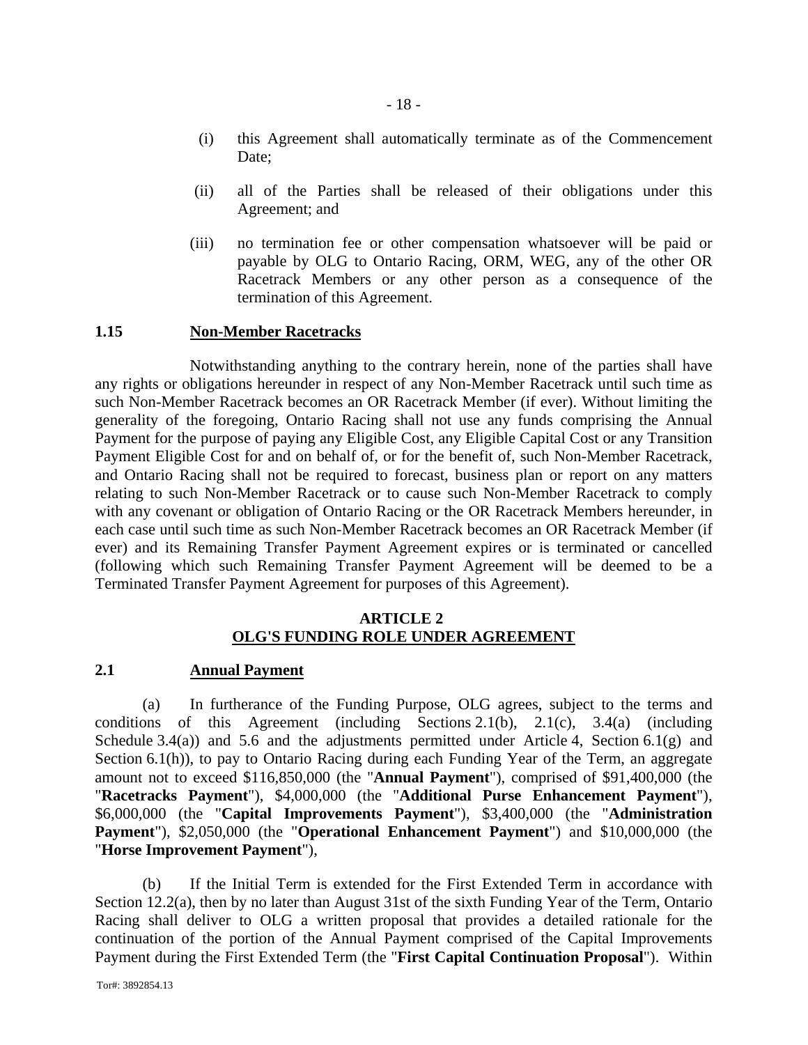(i) this Agreement shall automatically terminate as of the Commencement Date;

(ii) all of the Parties shall be released of their obligations under this Agreement; and

(iii) no termination fee or other compensation whatsoever will be paid or payable by OLG to Ontario Racing, ORM, WEG, any of the other OR Racetrack Members or any other person as a consequence of the termination of this Agreement.

### 1.15 Non-Member Racetracks

Notwithstanding anything to the contrary herein, none of the parties shall have any rights or obligations hereunder in respect of any Non-Member Racetrack until such time as such Non-Member Racetrack becomes an OR Racetrack Member (if ever). Without limiting the generality of the foregoing, Ontario Racing shall not use any funds comprising the Annual Payment for the purpose of paying any Eligible Cost, any Eligible Capital Cost or any Transition Payment Eligible Cost for and on behalf of, or for the benefit of, such Non-Member Racetrack, and Ontario Racing shall not be required to forecast, business plan or report on any matters relating to such Non-Member Racetrack or to cause such Non-Member Racetrack to comply with any covenant or obligation of Ontario Racing or the OR Racetrack Members hereunder, in each case until such time as such Non-Member Racetrack becomes an OR Racetrack Member (if ever) and its Remaining Transfer Payment Agreement expires or is terminated or cancelled (following which such Remaining Transfer Payment Agreement will be deemed to be a Terminated Transfer Payment Agreement for purposes of this Agreement).

## ARTICLE 2
## OLG'S FUNDING ROLE UNDER AGREEMENT

### 2.1 Annual Payment

(a) In furtherance of the Funding Purpose, OLG agrees, subject to the terms and conditions of this Agreement (including Sections 2.1(b), 2.1(c), 3.4(a) (including Schedule 3.4(a)) and 5.6 and the adjustments permitted under Article 4, Section 6.1(g) and Section 6.1(h)), to pay to Ontario Racing during each Funding Year of the Term, an aggregate amount not to exceed \$116,850,000 (the "**Annual Payment**"), comprised of \$91,400,000 (the "**Racetracks Payment**"), \$4,000,000 (the "**Additional Purse Enhancement Payment**"), \$6,000,000 (the "**Capital Improvements Payment**"), \$3,400,000 (the "**Administration Payment**"), \$2,050,000 (the "**Operational Enhancement Payment**") and \$10,000,000 (the "**Horse Improvement Payment**"),

(b) If the Initial Term is extended for the First Extended Term in accordance with Section 12.2(a), then by no later than August 31st of the sixth Funding Year of the Term, Ontario Racing shall deliver to OLG a written proposal that provides a detailed rationale for the continuation of the portion of the Annual Payment comprised of the Capital Improvements Payment during the First Extended Term (the "**First Capital Continuation Proposal**"). Within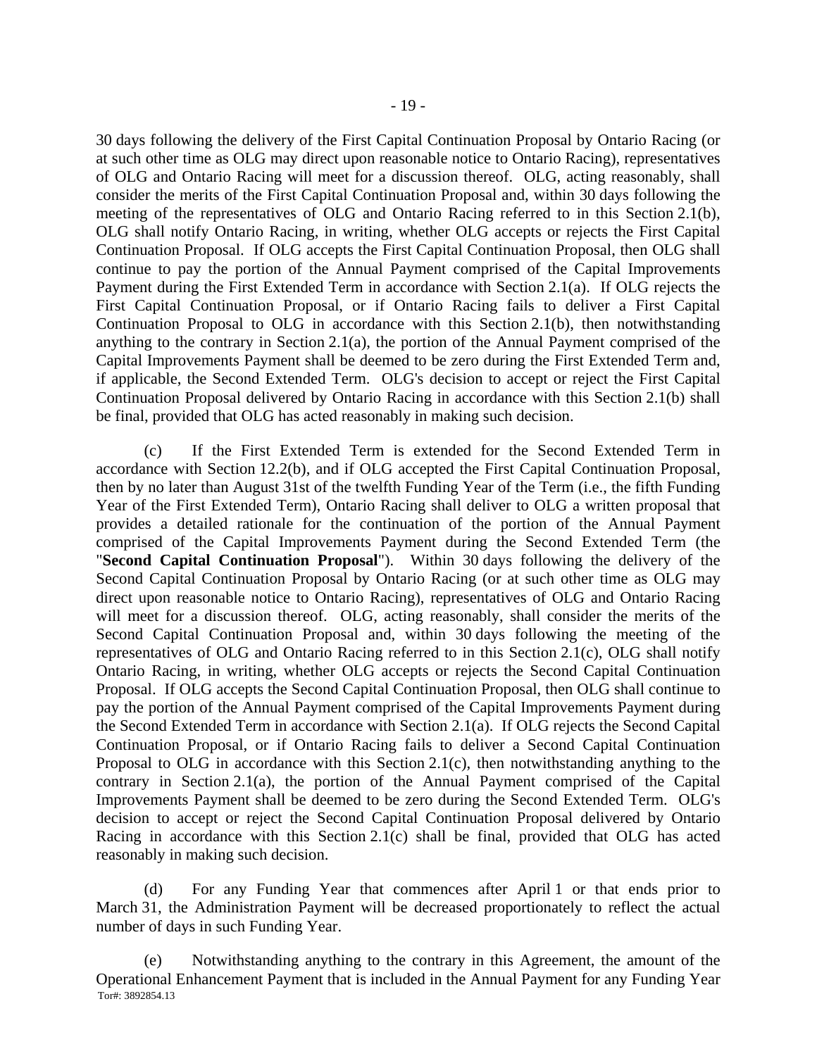30 days following the delivery of the First Capital Continuation Proposal by Ontario Racing (or at such other time as OLG may direct upon reasonable notice to Ontario Racing), representatives of OLG and Ontario Racing will meet for a discussion thereof. OLG, acting reasonably, shall consider the merits of the First Capital Continuation Proposal and, within 30 days following the meeting of the representatives of OLG and Ontario Racing referred to in this Section 2.1(b), OLG shall notify Ontario Racing, in writing, whether OLG accepts or rejects the First Capital Continuation Proposal. If OLG accepts the First Capital Continuation Proposal, then OLG shall continue to pay the portion of the Annual Payment comprised of the Capital Improvements Payment during the First Extended Term in accordance with Section 2.1(a). If OLG rejects the First Capital Continuation Proposal, or if Ontario Racing fails to deliver a First Capital Continuation Proposal to OLG in accordance with this Section 2.1(b), then notwithstanding anything to the contrary in Section 2.1(a), the portion of the Annual Payment comprised of the Capital Improvements Payment shall be deemed to be zero during the First Extended Term and, if applicable, the Second Extended Term. OLG's decision to accept or reject the First Capital Continuation Proposal delivered by Ontario Racing in accordance with this Section 2.1(b) shall be final, provided that OLG has acted reasonably in making such decision.

(c) If the First Extended Term is extended for the Second Extended Term in accordance with Section 12.2(b), and if OLG accepted the First Capital Continuation Proposal, then by no later than August 31st of the twelfth Funding Year of the Term (i.e., the fifth Funding Year of the First Extended Term), Ontario Racing shall deliver to OLG a written proposal that provides a detailed rationale for the continuation of the portion of the Annual Payment comprised of the Capital Improvements Payment during the Second Extended Term (the "**Second Capital Continuation Proposal**"). Within 30 days following the delivery of the Second Capital Continuation Proposal by Ontario Racing (or at such other time as OLG may direct upon reasonable notice to Ontario Racing), representatives of OLG and Ontario Racing will meet for a discussion thereof. OLG, acting reasonably, shall consider the merits of the Second Capital Continuation Proposal and, within 30 days following the meeting of the representatives of OLG and Ontario Racing referred to in this Section 2.1(c), OLG shall notify Ontario Racing, in writing, whether OLG accepts or rejects the Second Capital Continuation Proposal. If OLG accepts the Second Capital Continuation Proposal, then OLG shall continue to pay the portion of the Annual Payment comprised of the Capital Improvements Payment during the Second Extended Term in accordance with Section 2.1(a). If OLG rejects the Second Capital Continuation Proposal, or if Ontario Racing fails to deliver a Second Capital Continuation Proposal to OLG in accordance with this Section 2.1(c), then notwithstanding anything to the contrary in Section 2.1(a), the portion of the Annual Payment comprised of the Capital Improvements Payment shall be deemed to be zero during the Second Extended Term. OLG's decision to accept or reject the Second Capital Continuation Proposal delivered by Ontario Racing in accordance with this Section 2.1(c) shall be final, provided that OLG has acted reasonably in making such decision.

(d) For any Funding Year that commences after April 1 or that ends prior to March 31, the Administration Payment will be decreased proportionately to reflect the actual number of days in such Funding Year.

(e) Notwithstanding anything to the contrary in this Agreement, the amount of the Operational Enhancement Payment that is included in the Annual Payment for any Funding Year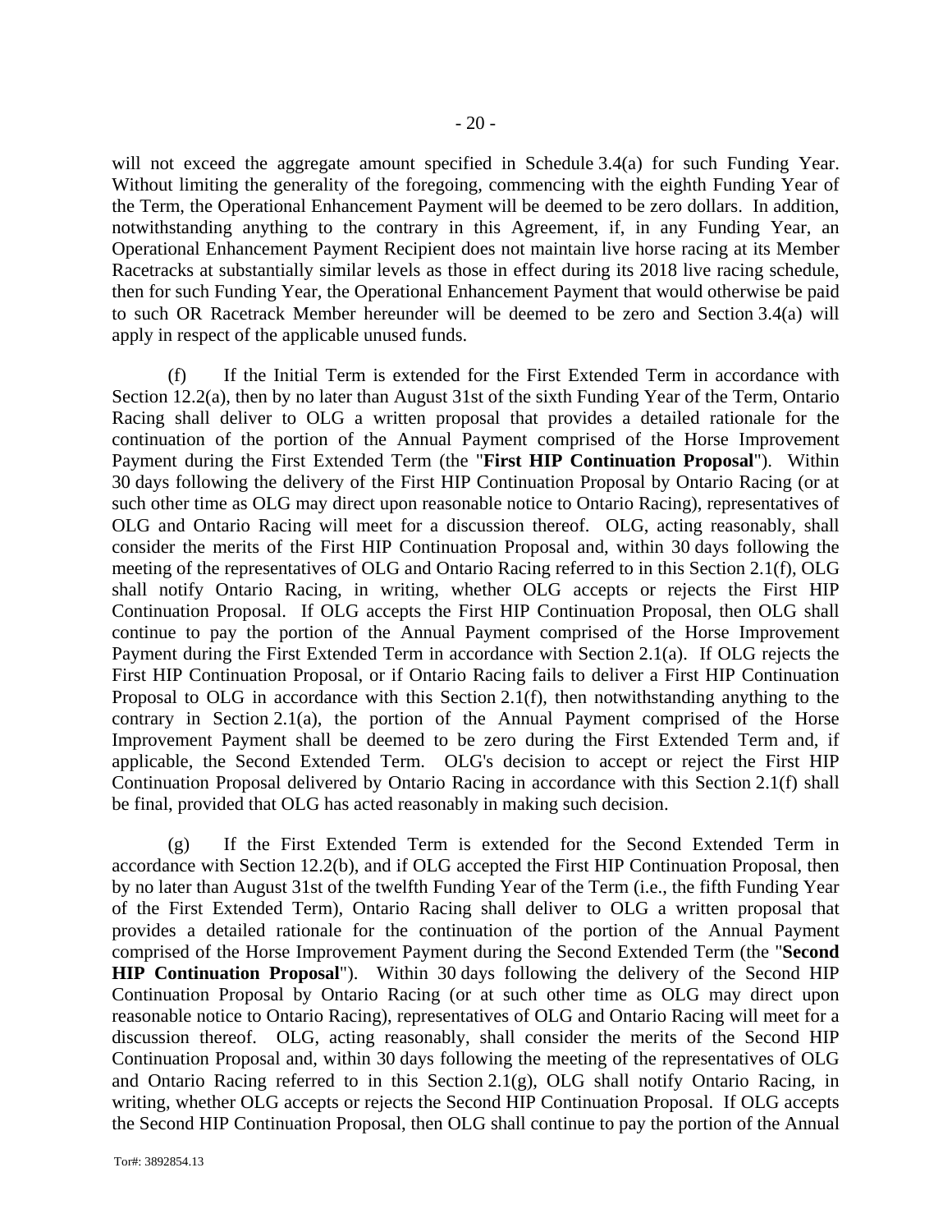will not exceed the aggregate amount specified in Schedule 3.4(a) for such Funding Year. Without limiting the generality of the foregoing, commencing with the eighth Funding Year of the Term, the Operational Enhancement Payment will be deemed to be zero dollars. In addition, notwithstanding anything to the contrary in this Agreement, if, in any Funding Year, an Operational Enhancement Payment Recipient does not maintain live horse racing at its Member Racetracks at substantially similar levels as those in effect during its 2018 live racing schedule, then for such Funding Year, the Operational Enhancement Payment that would otherwise be paid to such OR Racetrack Member hereunder will be deemed to be zero and Section 3.4(a) will apply in respect of the applicable unused funds.

(f) If the Initial Term is extended for the First Extended Term in accordance with Section 12.2(a), then by no later than August 31st of the sixth Funding Year of the Term, Ontario Racing shall deliver to OLG a written proposal that provides a detailed rationale for the continuation of the portion of the Annual Payment comprised of the Horse Improvement Payment during the First Extended Term (the "**First HIP Continuation Proposal**"). Within 30 days following the delivery of the First HIP Continuation Proposal by Ontario Racing (or at such other time as OLG may direct upon reasonable notice to Ontario Racing), representatives of OLG and Ontario Racing will meet for a discussion thereof. OLG, acting reasonably, shall consider the merits of the First HIP Continuation Proposal and, within 30 days following the meeting of the representatives of OLG and Ontario Racing referred to in this Section 2.1(f), OLG shall notify Ontario Racing, in writing, whether OLG accepts or rejects the First HIP Continuation Proposal. If OLG accepts the First HIP Continuation Proposal, then OLG shall continue to pay the portion of the Annual Payment comprised of the Horse Improvement Payment during the First Extended Term in accordance with Section 2.1(a). If OLG rejects the First HIP Continuation Proposal, or if Ontario Racing fails to deliver a First HIP Continuation Proposal to OLG in accordance with this Section 2.1(f), then notwithstanding anything to the contrary in Section 2.1(a), the portion of the Annual Payment comprised of the Horse Improvement Payment shall be deemed to be zero during the First Extended Term and, if applicable, the Second Extended Term. OLG's decision to accept or reject the First HIP Continuation Proposal delivered by Ontario Racing in accordance with this Section 2.1(f) shall be final, provided that OLG has acted reasonably in making such decision.

(g) If the First Extended Term is extended for the Second Extended Term in accordance with Section 12.2(b), and if OLG accepted the First HIP Continuation Proposal, then by no later than August 31st of the twelfth Funding Year of the Term (i.e., the fifth Funding Year of the First Extended Term), Ontario Racing shall deliver to OLG a written proposal that provides a detailed rationale for the continuation of the portion of the Annual Payment comprised of the Horse Improvement Payment during the Second Extended Term (the "**Second HIP Continuation Proposal**"). Within 30 days following the delivery of the Second HIP Continuation Proposal by Ontario Racing (or at such other time as OLG may direct upon reasonable notice to Ontario Racing), representatives of OLG and Ontario Racing will meet for a discussion thereof. OLG, acting reasonably, shall consider the merits of the Second HIP Continuation Proposal and, within 30 days following the meeting of the representatives of OLG and Ontario Racing referred to in this Section 2.1(g), OLG shall notify Ontario Racing, in writing, whether OLG accepts or rejects the Second HIP Continuation Proposal. If OLG accepts the Second HIP Continuation Proposal, then OLG shall continue to pay the portion of the Annual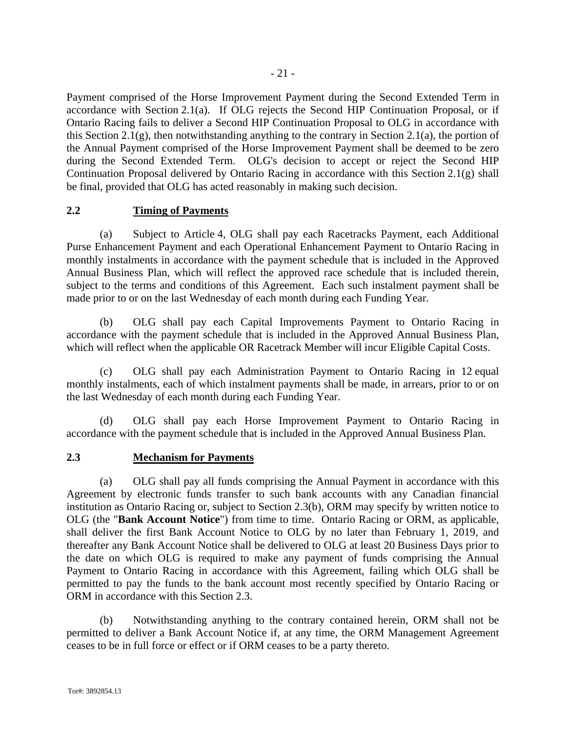Payment comprised of the Horse Improvement Payment during the Second Extended Term in accordance with Section 2.1(a). If OLG rejects the Second HIP Continuation Proposal, or if Ontario Racing fails to deliver a Second HIP Continuation Proposal to OLG in accordance with this Section 2.1(g), then notwithstanding anything to the contrary in Section 2.1(a), the portion of the Annual Payment comprised of the Horse Improvement Payment shall be deemed to be zero during the Second Extended Term. OLG's decision to accept or reject the Second HIP Continuation Proposal delivered by Ontario Racing in accordance with this Section 2.1(g) shall be final, provided that OLG has acted reasonably in making such decision.

## 2.2 Timing of Payments

(a) Subject to Article 4, OLG shall pay each Racetracks Payment, each Additional Purse Enhancement Payment and each Operational Enhancement Payment to Ontario Racing in monthly instalments in accordance with the payment schedule that is included in the Approved Annual Business Plan, which will reflect the approved race schedule that is included therein, subject to the terms and conditions of this Agreement. Each such instalment payment shall be made prior to or on the last Wednesday of each month during each Funding Year.

(b) OLG shall pay each Capital Improvements Payment to Ontario Racing in accordance with the payment schedule that is included in the Approved Annual Business Plan, which will reflect when the applicable OR Racetrack Member will incur Eligible Capital Costs.

(c) OLG shall pay each Administration Payment to Ontario Racing in 12 equal monthly instalments, each of which instalment payments shall be made, in arrears, prior to or on the last Wednesday of each month during each Funding Year.

(d) OLG shall pay each Horse Improvement Payment to Ontario Racing in accordance with the payment schedule that is included in the Approved Annual Business Plan.

## 2.3 Mechanism for Payments

(a) OLG shall pay all funds comprising the Annual Payment in accordance with this Agreement by electronic funds transfer to such bank accounts with any Canadian financial institution as Ontario Racing or, subject to Section 2.3(b), ORM may specify by written notice to OLG (the "**Bank Account Notice**") from time to time. Ontario Racing or ORM, as applicable, shall deliver the first Bank Account Notice to OLG by no later than February 1, 2019, and thereafter any Bank Account Notice shall be delivered to OLG at least 20 Business Days prior to the date on which OLG is required to make any payment of funds comprising the Annual Payment to Ontario Racing in accordance with this Agreement, failing which OLG shall be permitted to pay the funds to the bank account most recently specified by Ontario Racing or ORM in accordance with this Section 2.3.

(b) Notwithstanding anything to the contrary contained herein, ORM shall not be permitted to deliver a Bank Account Notice if, at any time, the ORM Management Agreement ceases to be in full force or effect or if ORM ceases to be a party thereto.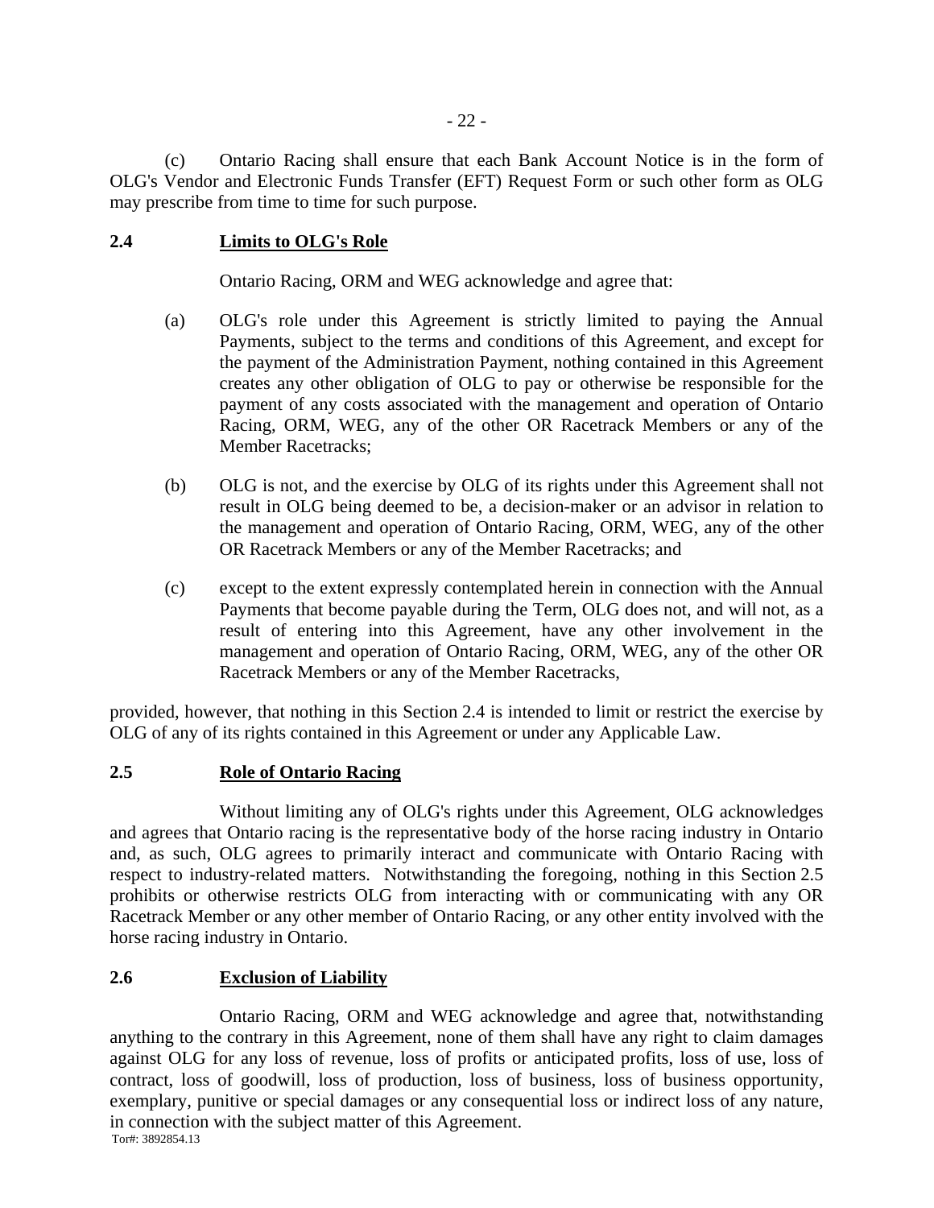(c) Ontario Racing shall ensure that each Bank Account Notice is in the form of OLG's Vendor and Electronic Funds Transfer (EFT) Request Form or such other form as OLG may prescribe from time to time for such purpose.

### 2.4 Limits to OLG's Role

Ontario Racing, ORM and WEG acknowledge and agree that:

(a) OLG's role under this Agreement is strictly limited to paying the Annual Payments, subject to the terms and conditions of this Agreement, and except for the payment of the Administration Payment, nothing contained in this Agreement creates any other obligation of OLG to pay or otherwise be responsible for the payment of any costs associated with the management and operation of Ontario Racing, ORM, WEG, any of the other OR Racetrack Members or any of the Member Racetracks;

(b) OLG is not, and the exercise by OLG of its rights under this Agreement shall not result in OLG being deemed to be, a decision-maker or an advisor in relation to the management and operation of Ontario Racing, ORM, WEG, any of the other OR Racetrack Members or any of the Member Racetracks; and

(c) except to the extent expressly contemplated herein in connection with the Annual Payments that become payable during the Term, OLG does not, and will not, as a result of entering into this Agreement, have any other involvement in the management and operation of Ontario Racing, ORM, WEG, any of the other OR Racetrack Members or any of the Member Racetracks,

provided, however, that nothing in this Section 2.4 is intended to limit or restrict the exercise by OLG of any of its rights contained in this Agreement or under any Applicable Law.

### 2.5 Role of Ontario Racing

Without limiting any of OLG's rights under this Agreement, OLG acknowledges and agrees that Ontario racing is the representative body of the horse racing industry in Ontario and, as such, OLG agrees to primarily interact and communicate with Ontario Racing with respect to industry-related matters. Notwithstanding the foregoing, nothing in this Section 2.5 prohibits or otherwise restricts OLG from interacting with or communicating with any OR Racetrack Member or any other member of Ontario Racing, or any other entity involved with the horse racing industry in Ontario.

### 2.6 Exclusion of Liability

Ontario Racing, ORM and WEG acknowledge and agree that, notwithstanding anything to the contrary in this Agreement, none of them shall have any right to claim damages against OLG for any loss of revenue, loss of profits or anticipated profits, loss of use, loss of contract, loss of goodwill, loss of production, loss of business, loss of business opportunity, exemplary, punitive or special damages or any consequential loss or indirect loss of any nature, in connection with the subject matter of this Agreement.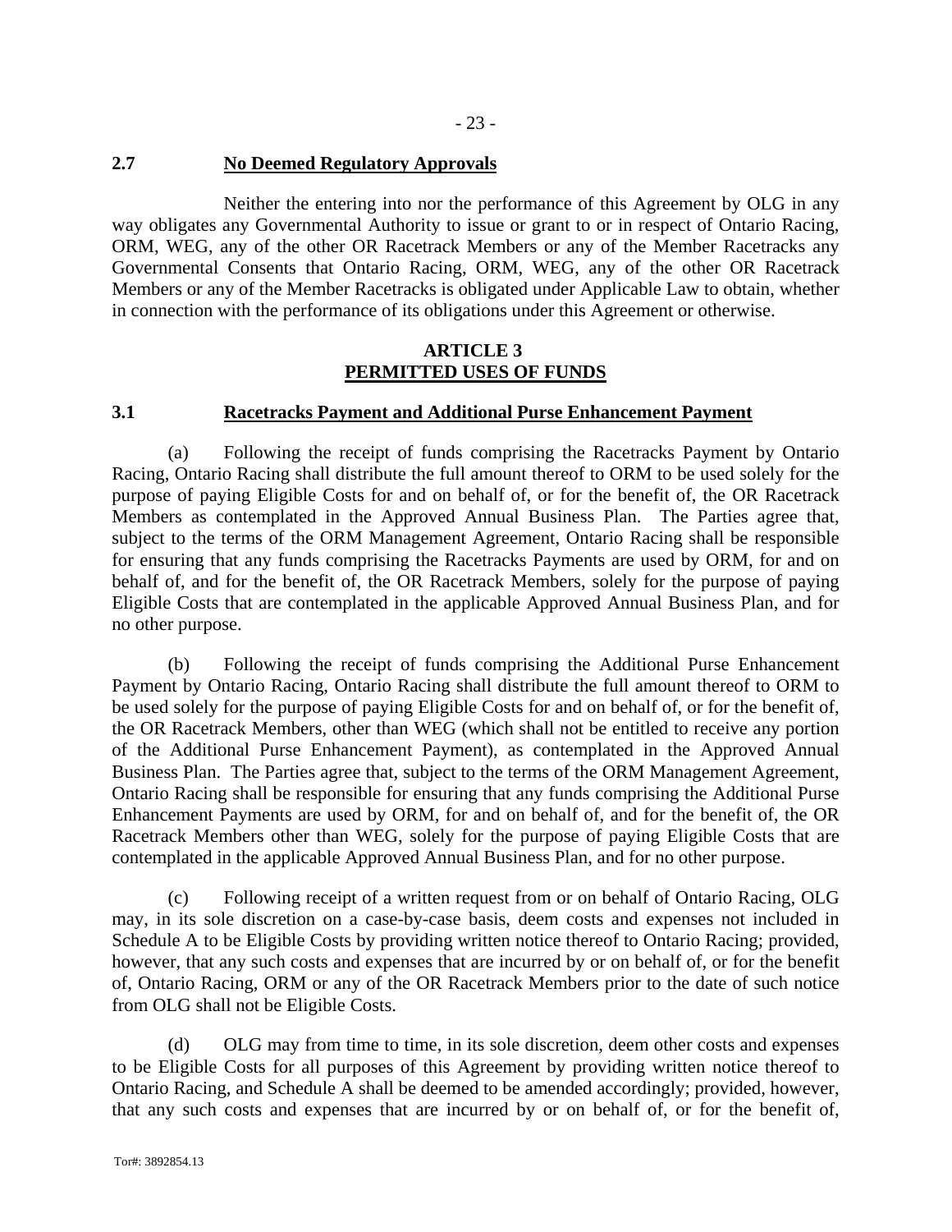## 2.7 No Deemed Regulatory Approvals

Neither the entering into nor the performance of this Agreement by OLG in any way obligates any Governmental Authority to issue or grant to or in respect of Ontario Racing, ORM, WEG, any of the other OR Racetrack Members or any of the Member Racetracks any Governmental Consents that Ontario Racing, ORM, WEG, any of the other OR Racetrack Members or any of the Member Racetracks is obligated under Applicable Law to obtain, whether in connection with the performance of its obligations under this Agreement or otherwise.

# ARTICLE 3
# PERMITTED USES OF FUNDS

## 3.1 Racetracks Payment and Additional Purse Enhancement Payment

(a) Following the receipt of funds comprising the Racetracks Payment by Ontario Racing, Ontario Racing shall distribute the full amount thereof to ORM to be used solely for the purpose of paying Eligible Costs for and on behalf of, or for the benefit of, the OR Racetrack Members as contemplated in the Approved Annual Business Plan. The Parties agree that, subject to the terms of the ORM Management Agreement, Ontario Racing shall be responsible for ensuring that any funds comprising the Racetracks Payments are used by ORM, for and on behalf of, and for the benefit of, the OR Racetrack Members, solely for the purpose of paying Eligible Costs that are contemplated in the applicable Approved Annual Business Plan, and for no other purpose.

(b) Following the receipt of funds comprising the Additional Purse Enhancement Payment by Ontario Racing, Ontario Racing shall distribute the full amount thereof to ORM to be used solely for the purpose of paying Eligible Costs for and on behalf of, or for the benefit of, the OR Racetrack Members, other than WEG (which shall not be entitled to receive any portion of the Additional Purse Enhancement Payment), as contemplated in the Approved Annual Business Plan. The Parties agree that, subject to the terms of the ORM Management Agreement, Ontario Racing shall be responsible for ensuring that any funds comprising the Additional Purse Enhancement Payments are used by ORM, for and on behalf of, and for the benefit of, the OR Racetrack Members other than WEG, solely for the purpose of paying Eligible Costs that are contemplated in the applicable Approved Annual Business Plan, and for no other purpose.

(c) Following receipt of a written request from or on behalf of Ontario Racing, OLG may, in its sole discretion on a case-by-case basis, deem costs and expenses not included in Schedule A to be Eligible Costs by providing written notice thereof to Ontario Racing; provided, however, that any such costs and expenses that are incurred by or on behalf of, or for the benefit of, Ontario Racing, ORM or any of the OR Racetrack Members prior to the date of such notice from OLG shall not be Eligible Costs.

(d) OLG may from time to time, in its sole discretion, deem other costs and expenses to be Eligible Costs for all purposes of this Agreement by providing written notice thereof to Ontario Racing, and Schedule A shall be deemed to be amended accordingly; provided, however, that any such costs and expenses that are incurred by or on behalf of, or for the benefit of,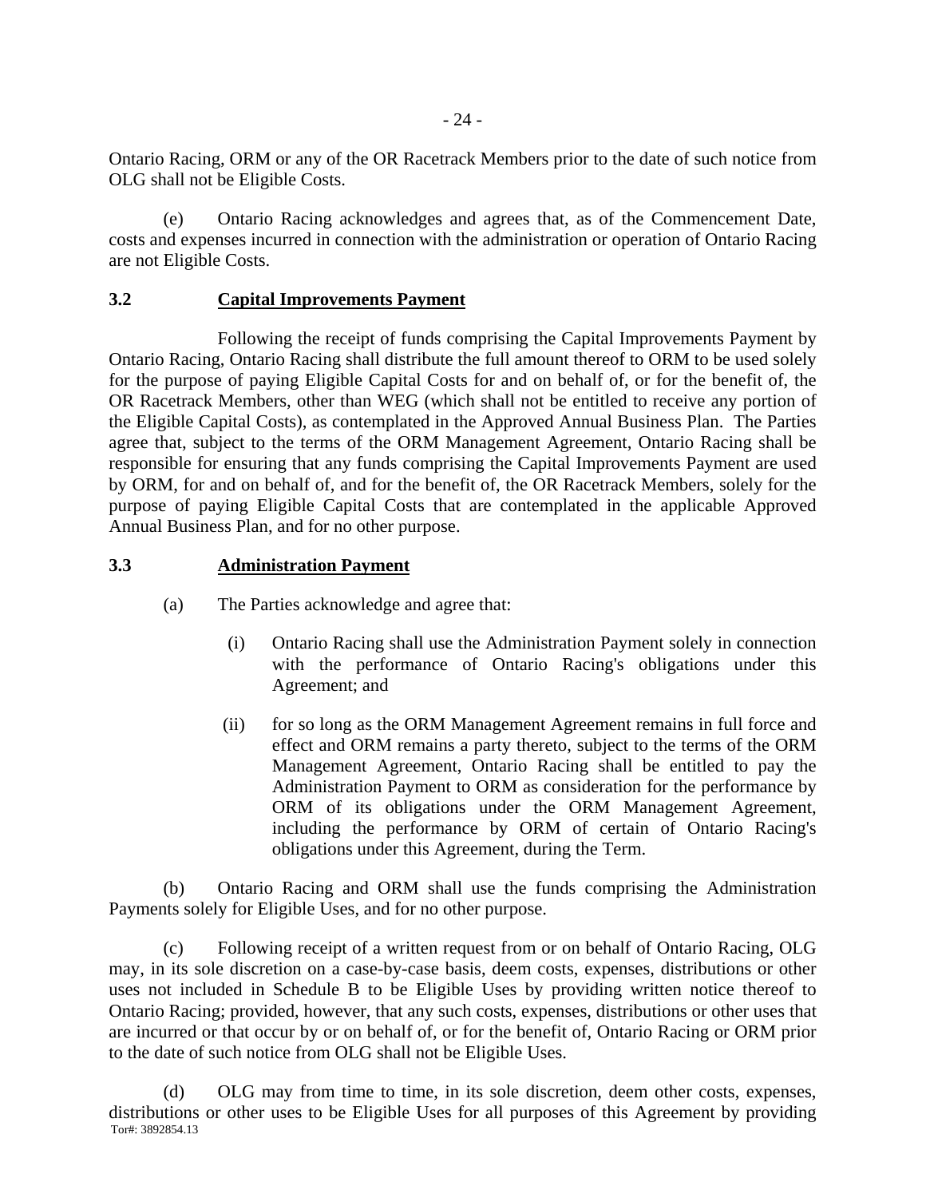Ontario Racing, ORM or any of the OR Racetrack Members prior to the date of such notice from OLG shall not be Eligible Costs.

(e) Ontario Racing acknowledges and agrees that, as of the Commencement Date, costs and expenses incurred in connection with the administration or operation of Ontario Racing are not Eligible Costs.

### 3.2 Capital Improvements Payment

Following the receipt of funds comprising the Capital Improvements Payment by Ontario Racing, Ontario Racing shall distribute the full amount thereof to ORM to be used solely for the purpose of paying Eligible Capital Costs for and on behalf of, or for the benefit of, the OR Racetrack Members, other than WEG (which shall not be entitled to receive any portion of the Eligible Capital Costs), as contemplated in the Approved Annual Business Plan. The Parties agree that, subject to the terms of the ORM Management Agreement, Ontario Racing shall be responsible for ensuring that any funds comprising the Capital Improvements Payment are used by ORM, for and on behalf of, and for the benefit of, the OR Racetrack Members, solely for the purpose of paying Eligible Capital Costs that are contemplated in the applicable Approved Annual Business Plan, and for no other purpose.

### 3.3 Administration Payment

(a) The Parties acknowledge and agree that:

(i) Ontario Racing shall use the Administration Payment solely in connection with the performance of Ontario Racing's obligations under this Agreement; and

(ii) for so long as the ORM Management Agreement remains in full force and effect and ORM remains a party thereto, subject to the terms of the ORM Management Agreement, Ontario Racing shall be entitled to pay the Administration Payment to ORM as consideration for the performance by ORM of its obligations under the ORM Management Agreement, including the performance by ORM of certain of Ontario Racing's obligations under this Agreement, during the Term.

(b) Ontario Racing and ORM shall use the funds comprising the Administration Payments solely for Eligible Uses, and for no other purpose.

(c) Following receipt of a written request from or on behalf of Ontario Racing, OLG may, in its sole discretion on a case-by-case basis, deem costs, expenses, distributions or other uses not included in Schedule B to be Eligible Uses by providing written notice thereof to Ontario Racing; provided, however, that any such costs, expenses, distributions or other uses that are incurred or that occur by or on behalf of, or for the benefit of, Ontario Racing or ORM prior to the date of such notice from OLG shall not be Eligible Uses.

(d) OLG may from time to time, in its sole discretion, deem other costs, expenses, distributions or other uses to be Eligible Uses for all purposes of this Agreement by providing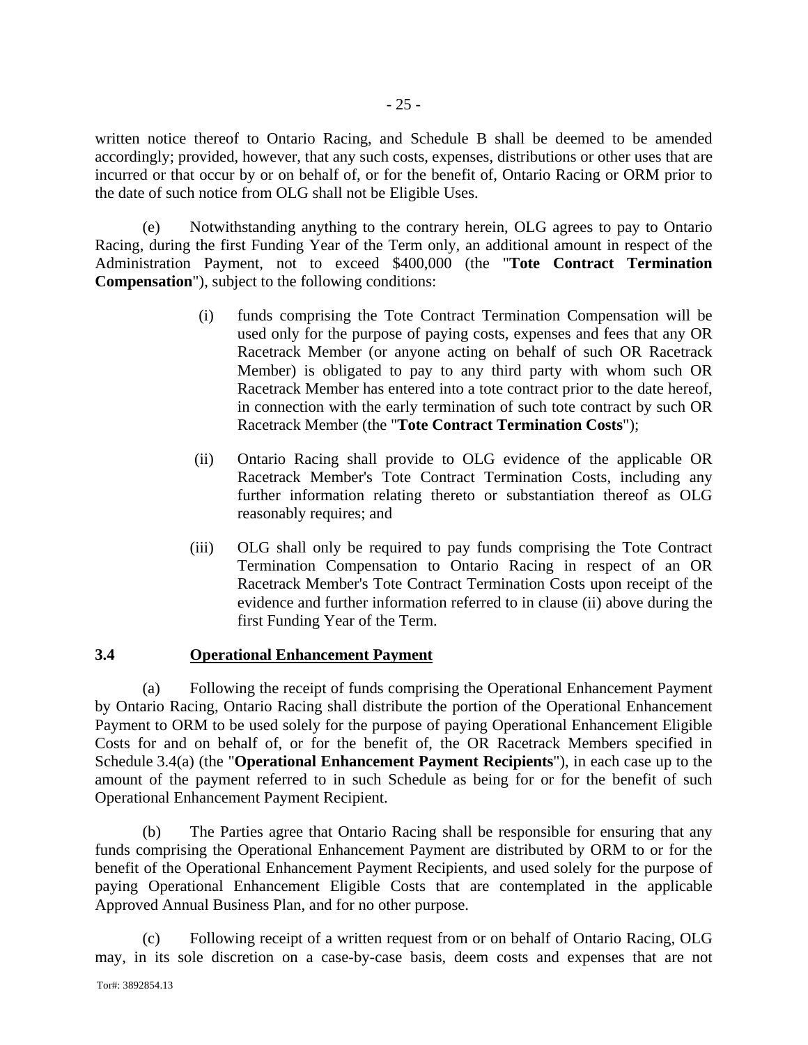written notice thereof to Ontario Racing, and Schedule B shall be deemed to be amended accordingly; provided, however, that any such costs, expenses, distributions or other uses that are incurred or that occur by or on behalf of, or for the benefit of, Ontario Racing or ORM prior to the date of such notice from OLG shall not be Eligible Uses.

(e) Notwithstanding anything to the contrary herein, OLG agrees to pay to Ontario Racing, during the first Funding Year of the Term only, an additional amount in respect of the Administration Payment, not to exceed $400,000 (the "**Tote Contract Termination Compensation**"), subject to the following conditions:

(i) funds comprising the Tote Contract Termination Compensation will be used only for the purpose of paying costs, expenses and fees that any OR Racetrack Member (or anyone acting on behalf of such OR Racetrack Member) is obligated to pay to any third party with whom such OR Racetrack Member has entered into a tote contract prior to the date hereof, in connection with the early termination of such tote contract by such OR Racetrack Member (the "**Tote Contract Termination Costs**");

(ii) Ontario Racing shall provide to OLG evidence of the applicable OR Racetrack Member's Tote Contract Termination Costs, including any further information relating thereto or substantiation thereof as OLG reasonably requires; and

(iii) OLG shall only be required to pay funds comprising the Tote Contract Termination Compensation to Ontario Racing in respect of an OR Racetrack Member's Tote Contract Termination Costs upon receipt of the evidence and further information referred to in clause (ii) above during the first Funding Year of the Term.

**3.4 Operational Enhancement Payment**

(a) Following the receipt of funds comprising the Operational Enhancement Payment by Ontario Racing, Ontario Racing shall distribute the portion of the Operational Enhancement Payment to ORM to be used solely for the purpose of paying Operational Enhancement Eligible Costs for and on behalf of, or for the benefit of, the OR Racetrack Members specified in Schedule 3.4(a) (the "**Operational Enhancement Payment Recipients**"), in each case up to the amount of the payment referred to in such Schedule as being for or for the benefit of such Operational Enhancement Payment Recipient.

(b) The Parties agree that Ontario Racing shall be responsible for ensuring that any funds comprising the Operational Enhancement Payment are distributed by ORM to or for the benefit of the Operational Enhancement Payment Recipients, and used solely for the purpose of paying Operational Enhancement Eligible Costs that are contemplated in the applicable Approved Annual Business Plan, and for no other purpose.

(c) Following receipt of a written request from or on behalf of Ontario Racing, OLG may, in its sole discretion on a case-by-case basis, deem costs and expenses that are not

Tor#: 3892854.13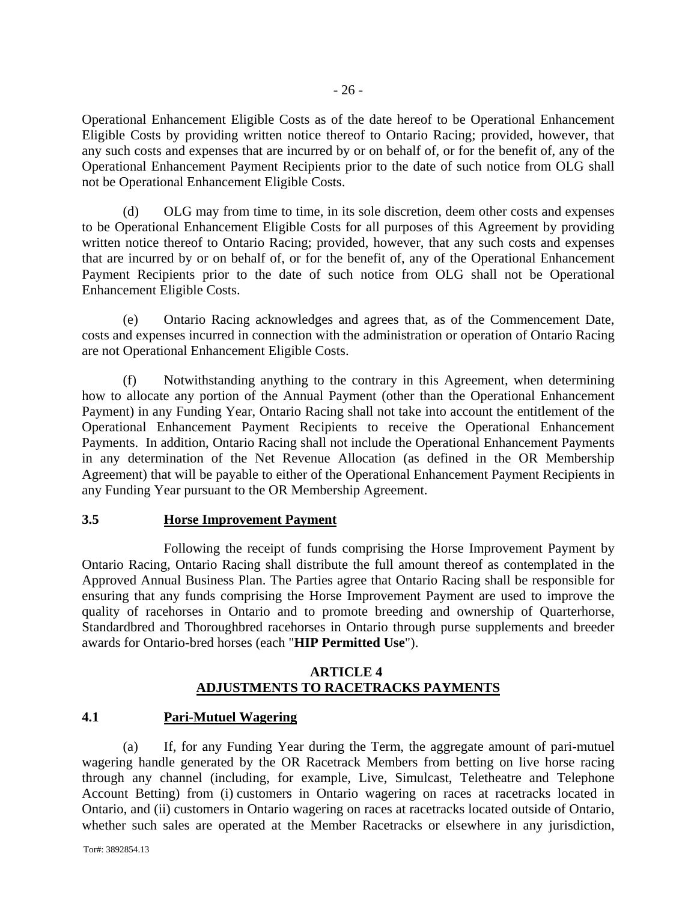Operational Enhancement Eligible Costs as of the date hereof to be Operational Enhancement Eligible Costs by providing written notice thereof to Ontario Racing; provided, however, that any such costs and expenses that are incurred by or on behalf of, or for the benefit of, any of the Operational Enhancement Payment Recipients prior to the date of such notice from OLG shall not be Operational Enhancement Eligible Costs.

(d) OLG may from time to time, in its sole discretion, deem other costs and expenses to be Operational Enhancement Eligible Costs for all purposes of this Agreement by providing written notice thereof to Ontario Racing; provided, however, that any such costs and expenses that are incurred by or on behalf of, or for the benefit of, any of the Operational Enhancement Payment Recipients prior to the date of such notice from OLG shall not be Operational Enhancement Eligible Costs.

(e) Ontario Racing acknowledges and agrees that, as of the Commencement Date, costs and expenses incurred in connection with the administration or operation of Ontario Racing are not Operational Enhancement Eligible Costs.

(f) Notwithstanding anything to the contrary in this Agreement, when determining how to allocate any portion of the Annual Payment (other than the Operational Enhancement Payment) in any Funding Year, Ontario Racing shall not take into account the entitlement of the Operational Enhancement Payment Recipients to receive the Operational Enhancement Payments. In addition, Ontario Racing shall not include the Operational Enhancement Payments in any determination of the Net Revenue Allocation (as defined in the OR Membership Agreement) that will be payable to either of the Operational Enhancement Payment Recipients in any Funding Year pursuant to the OR Membership Agreement.

### 3.5 Horse Improvement Payment

Following the receipt of funds comprising the Horse Improvement Payment by Ontario Racing, Ontario Racing shall distribute the full amount thereof as contemplated in the Approved Annual Business Plan. The Parties agree that Ontario Racing shall be responsible for ensuring that any funds comprising the Horse Improvement Payment are used to improve the quality of racehorses in Ontario and to promote breeding and ownership of Quarterhorse, Standardbred and Thoroughbred racehorses in Ontario through purse supplements and breeder awards for Ontario-bred horses (each "**HIP Permitted Use**").

## ARTICLE 4
## ADJUSTMENTS TO RACETRACKS PAYMENTS

### 4.1 Pari-Mutuel Wagering

(a) If, for any Funding Year during the Term, the aggregate amount of pari-mutuel wagering handle generated by the OR Racetrack Members from betting on live horse racing through any channel (including, for example, Live, Simulcast, Teletheatre and Telephone Account Betting) from (i) customers in Ontario wagering on races at racetracks located in Ontario, and (ii) customers in Ontario wagering on races at racetracks located outside of Ontario, whether such sales are operated at the Member Racetracks or elsewhere in any jurisdiction,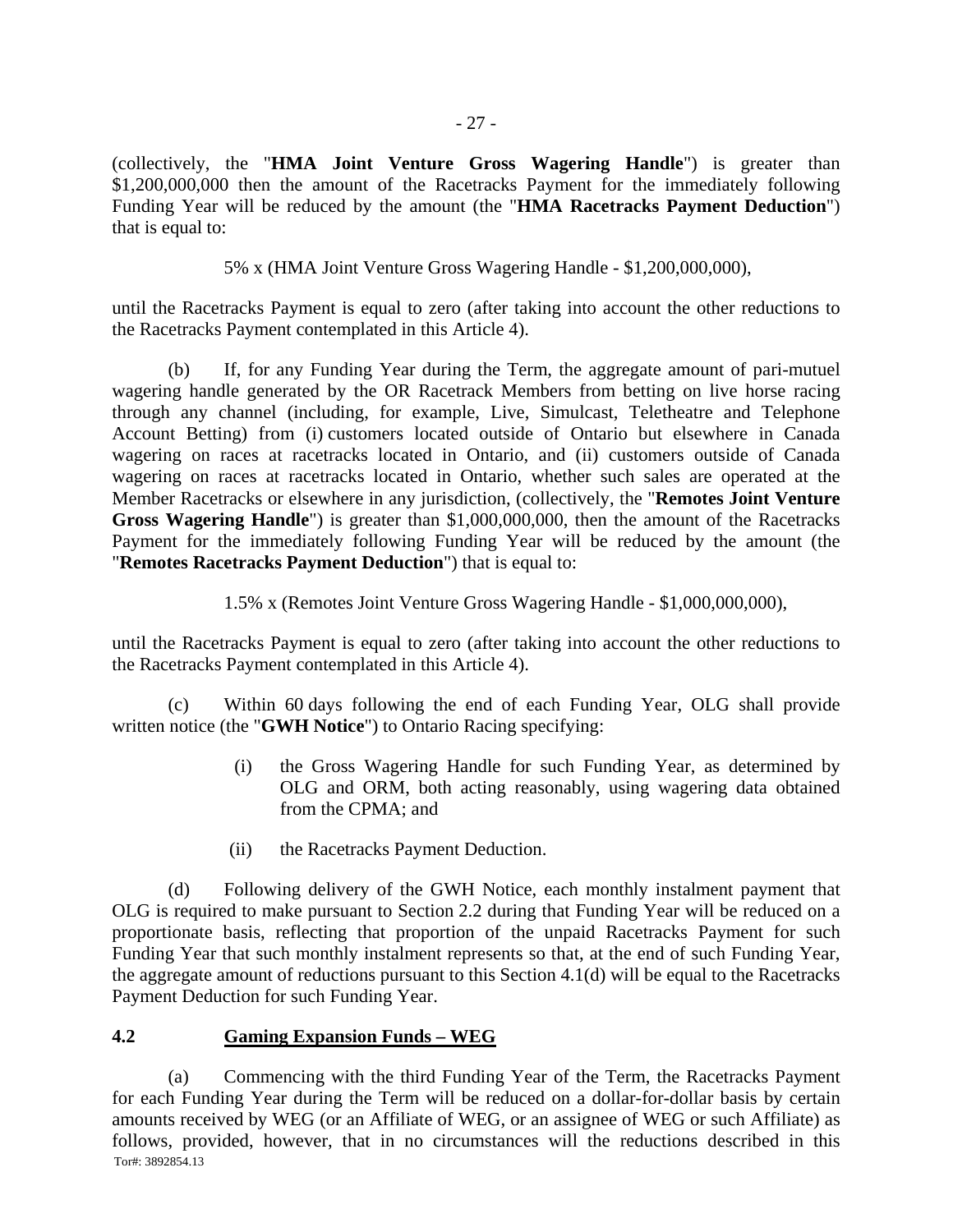(collectively, the "**HMA Joint Venture Gross Wagering Handle**") is greater than $1,200,000,000 then the amount of the Racetracks Payment for the immediately following Funding Year will be reduced by the amount (the "**HMA Racetracks Payment Deduction**") that is equal to:

5% x (HMA Joint Venture Gross Wagering Handle - $1,200,000,000),

until the Racetracks Payment is equal to zero (after taking into account the other reductions to the Racetracks Payment contemplated in this Article 4).

(b) If, for any Funding Year during the Term, the aggregate amount of pari-mutuel wagering handle generated by the OR Racetrack Members from betting on live horse racing through any channel (including, for example, Live, Simulcast, Teletheatre and Telephone Account Betting) from (i) customers located outside of Ontario but elsewhere in Canada wagering on races at racetracks located in Ontario, and (ii) customers outside of Canada wagering on races at racetracks located in Ontario, whether such sales are operated at the Member Racetracks or elsewhere in any jurisdiction, (collectively, the "**Remotes Joint Venture Gross Wagering Handle**") is greater than $1,000,000,000, then the amount of the Racetracks Payment for the immediately following Funding Year will be reduced by the amount (the "**Remotes Racetracks Payment Deduction**") that is equal to:

1.5% x (Remotes Joint Venture Gross Wagering Handle - $1,000,000,000),

until the Racetracks Payment is equal to zero (after taking into account the other reductions to the Racetracks Payment contemplated in this Article 4).

(c) Within 60 days following the end of each Funding Year, OLG shall provide written notice (the "**GWH Notice**") to Ontario Racing specifying:

(i) the Gross Wagering Handle for such Funding Year, as determined by OLG and ORM, both acting reasonably, using wagering data obtained from the CPMA; and

(ii) the Racetracks Payment Deduction.

(d) Following delivery of the GWH Notice, each monthly instalment payment that OLG is required to make pursuant to Section 2.2 during that Funding Year will be reduced on a proportionate basis, reflecting that proportion of the unpaid Racetracks Payment for such Funding Year that such monthly instalment represents so that, at the end of such Funding Year, the aggregate amount of reductions pursuant to this Section 4.1(d) will be equal to the Racetracks Payment Deduction for such Funding Year.

## 4.2 Gaming Expansion Funds – WEG

(a) Commencing with the third Funding Year of the Term, the Racetracks Payment for each Funding Year during the Term will be reduced on a dollar-for-dollar basis by certain amounts received by WEG (or an Affiliate of WEG, or an assignee of WEG or such Affiliate) as follows, provided, however, that in no circumstances will the reductions described in this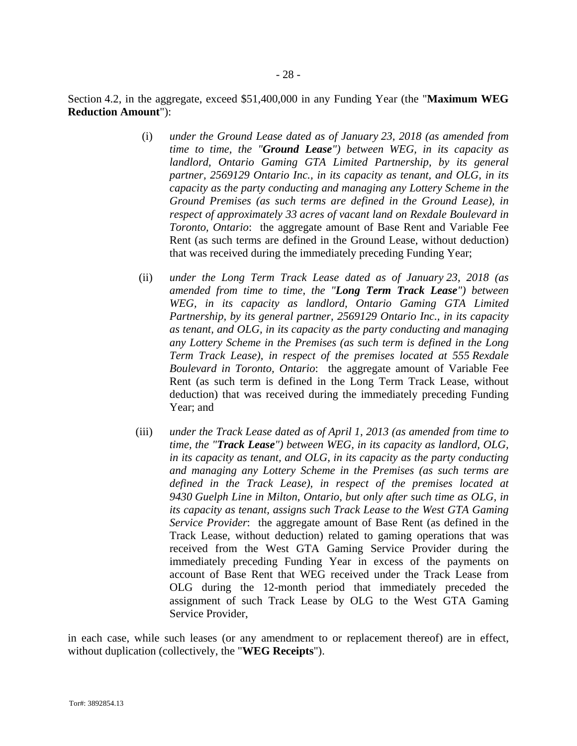Section 4.2, in the aggregate, exceed $51,400,000 in any Funding Year (the "**Maximum WEG Reduction Amount**"):

(i) *under the Ground Lease dated as of January 23, 2018 (as amended from time to time, the "**Ground Lease**") between WEG, in its capacity as landlord, Ontario Gaming GTA Limited Partnership, by its general partner, 2569129 Ontario Inc., in its capacity as tenant, and OLG, in its capacity as the party conducting and managing any Lottery Scheme in the Ground Premises (as such terms are defined in the Ground Lease), in respect of approximately 33 acres of vacant land on Rexdale Boulevard in Toronto, Ontario*: the aggregate amount of Base Rent and Variable Fee Rent (as such terms are defined in the Ground Lease, without deduction) that was received during the immediately preceding Funding Year;

(ii) *under the Long Term Track Lease dated as of January 23, 2018 (as amended from time to time, the "**Long Term Track Lease**") between WEG, in its capacity as landlord, Ontario Gaming GTA Limited Partnership, by its general partner, 2569129 Ontario Inc., in its capacity as tenant, and OLG, in its capacity as the party conducting and managing any Lottery Scheme in the Premises (as such term is defined in the Long Term Track Lease), in respect of the premises located at 555 Rexdale Boulevard in Toronto, Ontario*: the aggregate amount of Variable Fee Rent (as such term is defined in the Long Term Track Lease, without deduction) that was received during the immediately preceding Funding Year; and

(iii) *under the Track Lease dated as of April 1, 2013 (as amended from time to time, the "**Track Lease**") between WEG, in its capacity as landlord, OLG, in its capacity as tenant, and OLG, in its capacity as the party conducting and managing any Lottery Scheme in the Premises (as such terms are defined in the Track Lease), in respect of the premises located at 9430 Guelph Line in Milton, Ontario, but only after such time as OLG, in its capacity as tenant, assigns such Track Lease to the West GTA Gaming Service Provider*: the aggregate amount of Base Rent (as defined in the Track Lease, without deduction) related to gaming operations that was received from the West GTA Gaming Service Provider during the immediately preceding Funding Year in excess of the payments on account of Base Rent that WEG received under the Track Lease from OLG during the 12-month period that immediately preceded the assignment of such Track Lease by OLG to the West GTA Gaming Service Provider,

in each case, while such leases (or any amendment to or replacement thereof) are in effect, without duplication (collectively, the "**WEG Receipts**").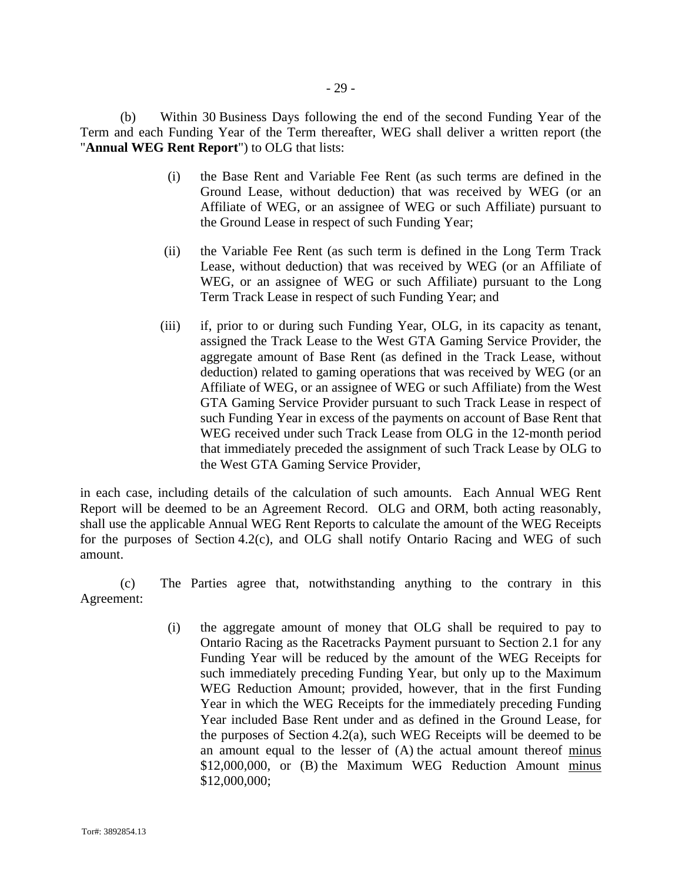(b) Within 30 Business Days following the end of the second Funding Year of the Term and each Funding Year of the Term thereafter, WEG shall deliver a written report (the "**Annual WEG Rent Report**") to OLG that lists:

> (i) the Base Rent and Variable Fee Rent (as such terms are defined in the Ground Lease, without deduction) that was received by WEG (or an Affiliate of WEG, or an assignee of WEG or such Affiliate) pursuant to the Ground Lease in respect of such Funding Year;
>
> (ii) the Variable Fee Rent (as such term is defined in the Long Term Track Lease, without deduction) that was received by WEG (or an Affiliate of WEG, or an assignee of WEG or such Affiliate) pursuant to the Long Term Track Lease in respect of such Funding Year; and
>
> (iii) if, prior to or during such Funding Year, OLG, in its capacity as tenant, assigned the Track Lease to the West GTA Gaming Service Provider, the aggregate amount of Base Rent (as defined in the Track Lease, without deduction) related to gaming operations that was received by WEG (or an Affiliate of WEG, or an assignee of WEG or such Affiliate) from the West GTA Gaming Service Provider pursuant to such Track Lease in respect of such Funding Year in excess of the payments on account of Base Rent that WEG received under such Track Lease from OLG in the 12-month period that immediately preceded the assignment of such Track Lease by OLG to the West GTA Gaming Service Provider,

in each case, including details of the calculation of such amounts. Each Annual WEG Rent Report will be deemed to be an Agreement Record. OLG and ORM, both acting reasonably, shall use the applicable Annual WEG Rent Reports to calculate the amount of the WEG Receipts for the purposes of Section 4.2(c), and OLG shall notify Ontario Racing and WEG of such amount.

(c) The Parties agree that, notwithstanding anything to the contrary in this Agreement:

> (i) the aggregate amount of money that OLG shall be required to pay to Ontario Racing as the Racetracks Payment pursuant to Section 2.1 for any Funding Year will be reduced by the amount of the WEG Receipts for such immediately preceding Funding Year, but only up to the Maximum WEG Reduction Amount; provided, however, that in the first Funding Year in which the WEG Receipts for the immediately preceding Funding Year included Base Rent under and as defined in the Ground Lease, for the purposes of Section 4.2(a), such WEG Receipts will be deemed to be an amount equal to the lesser of (A) the actual amount thereof minus $12,000,000, or (B) the Maximum WEG Reduction Amount minus $12,000,000;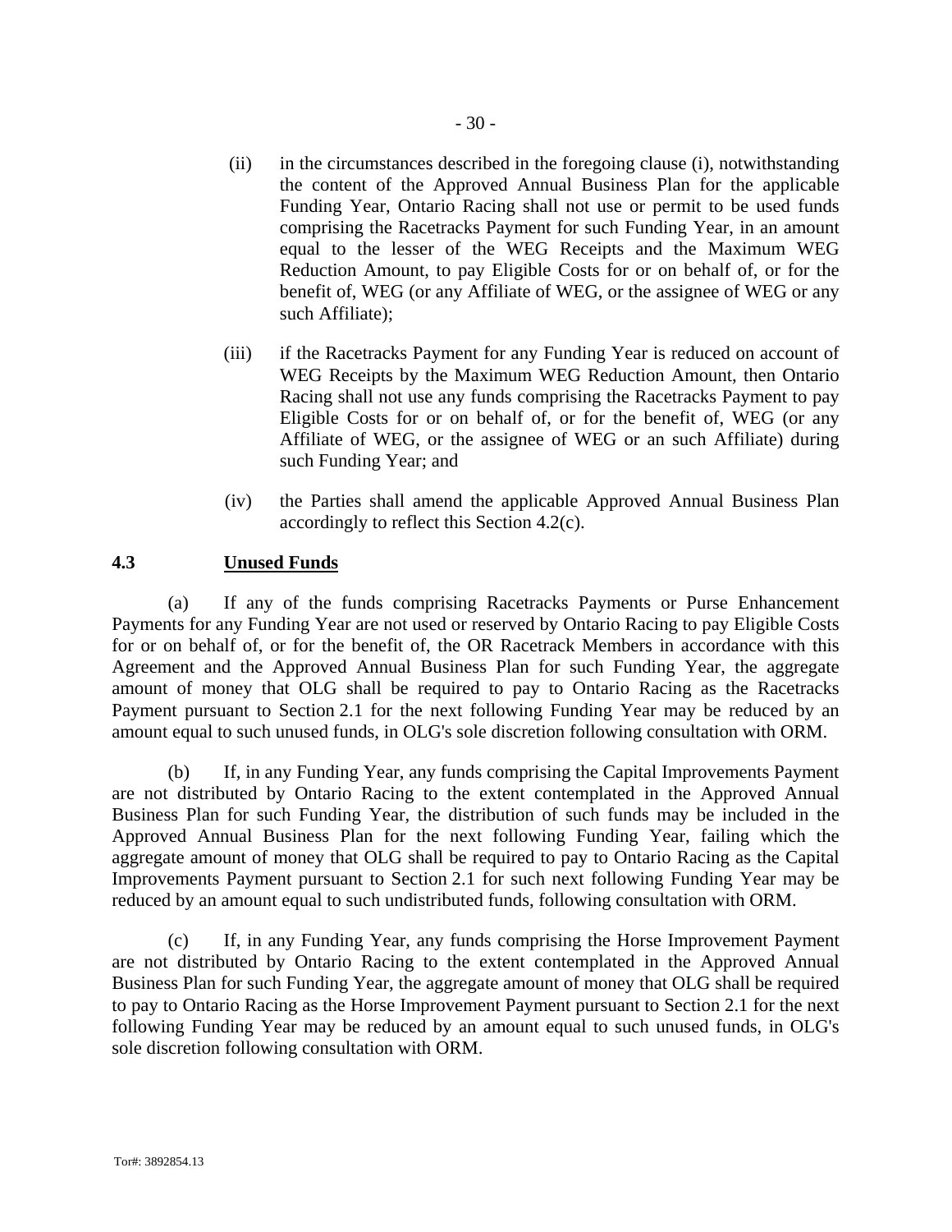(ii) in the circumstances described in the foregoing clause (i), notwithstanding the content of the Approved Annual Business Plan for the applicable Funding Year, Ontario Racing shall not use or permit to be used funds comprising the Racetracks Payment for such Funding Year, in an amount equal to the lesser of the WEG Receipts and the Maximum WEG Reduction Amount, to pay Eligible Costs for or on behalf of, or for the benefit of, WEG (or any Affiliate of WEG, or the assignee of WEG or any such Affiliate);

(iii) if the Racetracks Payment for any Funding Year is reduced on account of WEG Receipts by the Maximum WEG Reduction Amount, then Ontario Racing shall not use any funds comprising the Racetracks Payment to pay Eligible Costs for or on behalf of, or for the benefit of, WEG (or any Affiliate of WEG, or the assignee of WEG or an such Affiliate) during such Funding Year; and

(iv) the Parties shall amend the applicable Approved Annual Business Plan accordingly to reflect this Section 4.2(c).

**4.3 Unused Funds**

(a) If any of the funds comprising Racetracks Payments or Purse Enhancement Payments for any Funding Year are not used or reserved by Ontario Racing to pay Eligible Costs for or on behalf of, or for the benefit of, the OR Racetrack Members in accordance with this Agreement and the Approved Annual Business Plan for such Funding Year, the aggregate amount of money that OLG shall be required to pay to Ontario Racing as the Racetracks Payment pursuant to Section 2.1 for the next following Funding Year may be reduced by an amount equal to such unused funds, in OLG's sole discretion following consultation with ORM.

(b) If, in any Funding Year, any funds comprising the Capital Improvements Payment are not distributed by Ontario Racing to the extent contemplated in the Approved Annual Business Plan for such Funding Year, the distribution of such funds may be included in the Approved Annual Business Plan for the next following Funding Year, failing which the aggregate amount of money that OLG shall be required to pay to Ontario Racing as the Capital Improvements Payment pursuant to Section 2.1 for such next following Funding Year may be reduced by an amount equal to such undistributed funds, following consultation with ORM.

(c) If, in any Funding Year, any funds comprising the Horse Improvement Payment are not distributed by Ontario Racing to the extent contemplated in the Approved Annual Business Plan for such Funding Year, the aggregate amount of money that OLG shall be required to pay to Ontario Racing as the Horse Improvement Payment pursuant to Section 2.1 for the next following Funding Year may be reduced by an amount equal to such unused funds, in OLG's sole discretion following consultation with ORM.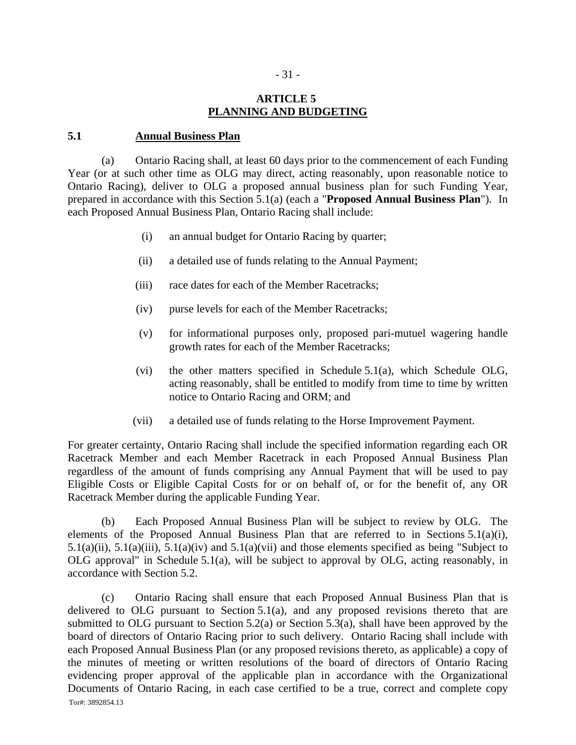# ARTICLE 5
## PLANNING AND BUDGETING

### 5.1 Annual Business Plan

(a) Ontario Racing shall, at least 60 days prior to the commencement of each Funding Year (or at such other time as OLG may direct, acting reasonably, upon reasonable notice to Ontario Racing), deliver to OLG a proposed annual business plan for such Funding Year, prepared in accordance with this Section 5.1(a) (each a "**Proposed Annual Business Plan**"). In each Proposed Annual Business Plan, Ontario Racing shall include:

(i) an annual budget for Ontario Racing by quarter;

(ii) a detailed use of funds relating to the Annual Payment;

(iii) race dates for each of the Member Racetracks;

(iv) purse levels for each of the Member Racetracks;

(v) for informational purposes only, proposed pari-mutuel wagering handle growth rates for each of the Member Racetracks;

(vi) the other matters specified in Schedule 5.1(a), which Schedule OLG, acting reasonably, shall be entitled to modify from time to time by written notice to Ontario Racing and ORM; and

(vii) a detailed use of funds relating to the Horse Improvement Payment.

For greater certainty, Ontario Racing shall include the specified information regarding each OR Racetrack Member and each Member Racetrack in each Proposed Annual Business Plan regardless of the amount of funds comprising any Annual Payment that will be used to pay Eligible Costs or Eligible Capital Costs for or on behalf of, or for the benefit of, any OR Racetrack Member during the applicable Funding Year.

(b) Each Proposed Annual Business Plan will be subject to review by OLG. The elements of the Proposed Annual Business Plan that are referred to in Sections 5.1(a)(i), 5.1(a)(ii), 5.1(a)(iii), 5.1(a)(iv) and 5.1(a)(vii) and those elements specified as being "Subject to OLG approval" in Schedule 5.1(a), will be subject to approval by OLG, acting reasonably, in accordance with Section 5.2.

(c) Ontario Racing shall ensure that each Proposed Annual Business Plan that is delivered to OLG pursuant to Section 5.1(a), and any proposed revisions thereto that are submitted to OLG pursuant to Section 5.2(a) or Section 5.3(a), shall have been approved by the board of directors of Ontario Racing prior to such delivery. Ontario Racing shall include with each Proposed Annual Business Plan (or any proposed revisions thereto, as applicable) a copy of the minutes of meeting or written resolutions of the board of directors of Ontario Racing evidencing proper approval of the applicable plan in accordance with the Organizational Documents of Ontario Racing, in each case certified to be a true, correct and complete copy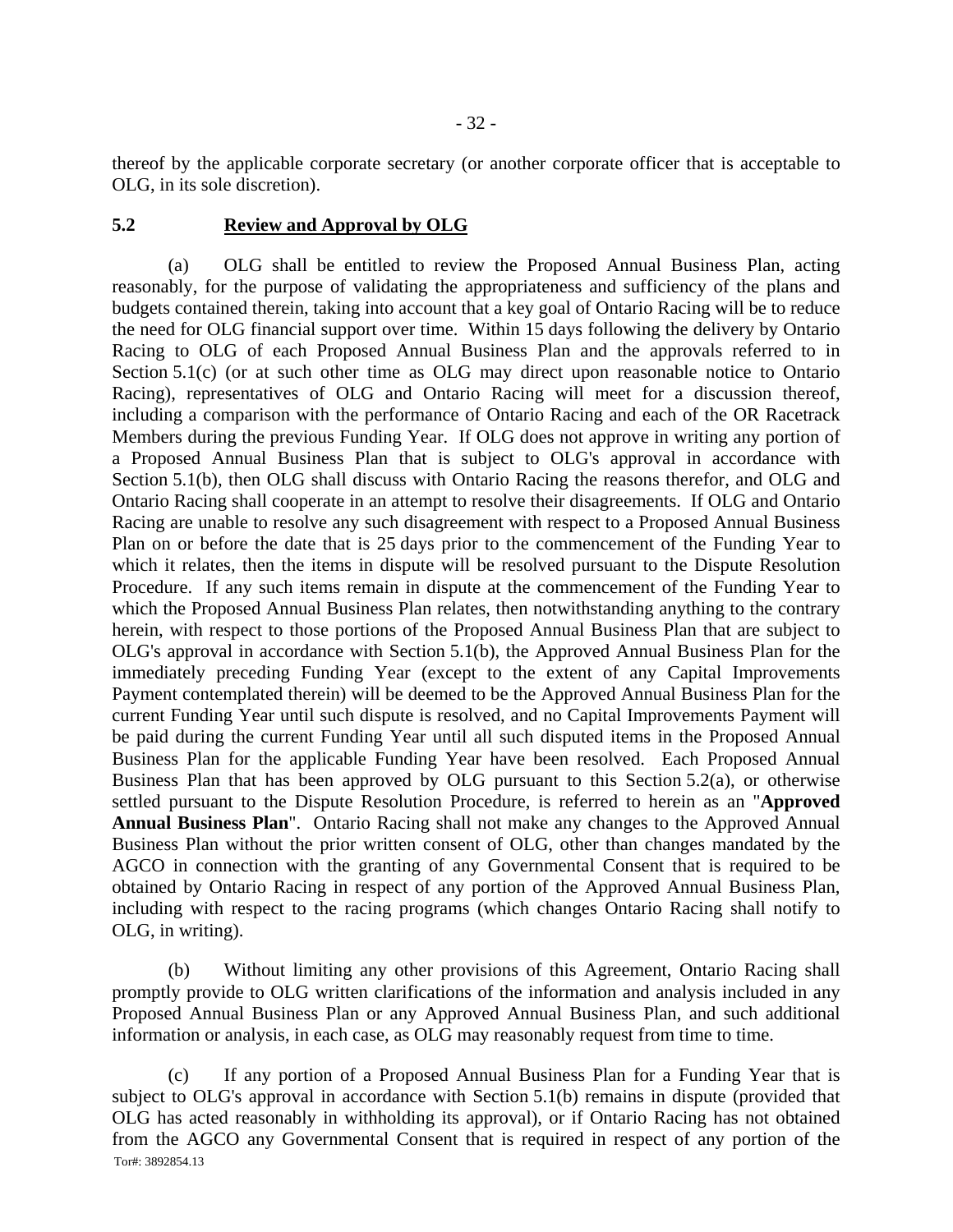thereof by the applicable corporate secretary (or another corporate officer that is acceptable to OLG, in its sole discretion).

**5.2 Review and Approval by OLG**

(a) OLG shall be entitled to review the Proposed Annual Business Plan, acting reasonably, for the purpose of validating the appropriateness and sufficiency of the plans and budgets contained therein, taking into account that a key goal of Ontario Racing will be to reduce the need for OLG financial support over time. Within 15 days following the delivery by Ontario Racing to OLG of each Proposed Annual Business Plan and the approvals referred to in Section 5.1(c) (or at such other time as OLG may direct upon reasonable notice to Ontario Racing), representatives of OLG and Ontario Racing will meet for a discussion thereof, including a comparison with the performance of Ontario Racing and each of the OR Racetrack Members during the previous Funding Year. If OLG does not approve in writing any portion of a Proposed Annual Business Plan that is subject to OLG's approval in accordance with Section 5.1(b), then OLG shall discuss with Ontario Racing the reasons therefor, and OLG and Ontario Racing shall cooperate in an attempt to resolve their disagreements. If OLG and Ontario Racing are unable to resolve any such disagreement with respect to a Proposed Annual Business Plan on or before the date that is 25 days prior to the commencement of the Funding Year to which it relates, then the items in dispute will be resolved pursuant to the Dispute Resolution Procedure. If any such items remain in dispute at the commencement of the Funding Year to which the Proposed Annual Business Plan relates, then notwithstanding anything to the contrary herein, with respect to those portions of the Proposed Annual Business Plan that are subject to OLG's approval in accordance with Section 5.1(b), the Approved Annual Business Plan for the immediately preceding Funding Year (except to the extent of any Capital Improvements Payment contemplated therein) will be deemed to be the Approved Annual Business Plan for the current Funding Year until such dispute is resolved, and no Capital Improvements Payment will be paid during the current Funding Year until all such disputed items in the Proposed Annual Business Plan for the applicable Funding Year have been resolved. Each Proposed Annual Business Plan that has been approved by OLG pursuant to this Section 5.2(a), or otherwise settled pursuant to the Dispute Resolution Procedure, is referred to herein as an "**Approved Annual Business Plan**". Ontario Racing shall not make any changes to the Approved Annual Business Plan without the prior written consent of OLG, other than changes mandated by the AGCO in connection with the granting of any Governmental Consent that is required to be obtained by Ontario Racing in respect of any portion of the Approved Annual Business Plan, including with respect to the racing programs (which changes Ontario Racing shall notify to OLG, in writing).

(b) Without limiting any other provisions of this Agreement, Ontario Racing shall promptly provide to OLG written clarifications of the information and analysis included in any Proposed Annual Business Plan or any Approved Annual Business Plan, and such additional information or analysis, in each case, as OLG may reasonably request from time to time.

(c) If any portion of a Proposed Annual Business Plan for a Funding Year that is subject to OLG's approval in accordance with Section 5.1(b) remains in dispute (provided that OLG has acted reasonably in withholding its approval), or if Ontario Racing has not obtained from the AGCO any Governmental Consent that is required in respect of any portion of the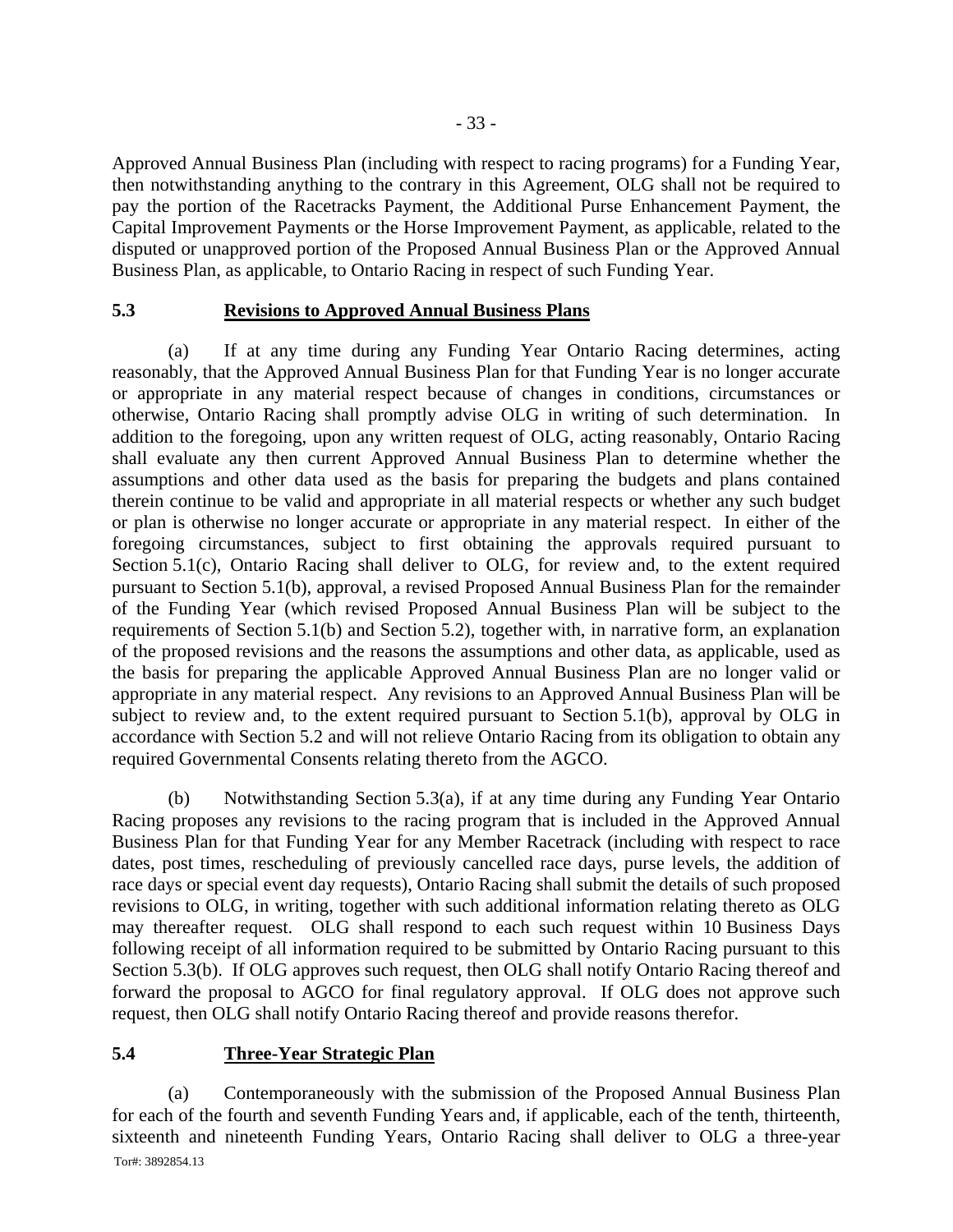Approved Annual Business Plan (including with respect to racing programs) for a Funding Year, then notwithstanding anything to the contrary in this Agreement, OLG shall not be required to pay the portion of the Racetracks Payment, the Additional Purse Enhancement Payment, the Capital Improvement Payments or the Horse Improvement Payment, as applicable, related to the disputed or unapproved portion of the Proposed Annual Business Plan or the Approved Annual Business Plan, as applicable, to Ontario Racing in respect of such Funding Year.

## 5.3 Revisions to Approved Annual Business Plans

(a) If at any time during any Funding Year Ontario Racing determines, acting reasonably, that the Approved Annual Business Plan for that Funding Year is no longer accurate or appropriate in any material respect because of changes in conditions, circumstances or otherwise, Ontario Racing shall promptly advise OLG in writing of such determination. In addition to the foregoing, upon any written request of OLG, acting reasonably, Ontario Racing shall evaluate any then current Approved Annual Business Plan to determine whether the assumptions and other data used as the basis for preparing the budgets and plans contained therein continue to be valid and appropriate in all material respects or whether any such budget or plan is otherwise no longer accurate or appropriate in any material respect. In either of the foregoing circumstances, subject to first obtaining the approvals required pursuant to Section 5.1(c), Ontario Racing shall deliver to OLG, for review and, to the extent required pursuant to Section 5.1(b), approval, a revised Proposed Annual Business Plan for the remainder of the Funding Year (which revised Proposed Annual Business Plan will be subject to the requirements of Section 5.1(b) and Section 5.2), together with, in narrative form, an explanation of the proposed revisions and the reasons the assumptions and other data, as applicable, used as the basis for preparing the applicable Approved Annual Business Plan are no longer valid or appropriate in any material respect. Any revisions to an Approved Annual Business Plan will be subject to review and, to the extent required pursuant to Section 5.1(b), approval by OLG in accordance with Section 5.2 and will not relieve Ontario Racing from its obligation to obtain any required Governmental Consents relating thereto from the AGCO.

(b) Notwithstanding Section 5.3(a), if at any time during any Funding Year Ontario Racing proposes any revisions to the racing program that is included in the Approved Annual Business Plan for that Funding Year for any Member Racetrack (including with respect to race dates, post times, rescheduling of previously cancelled race days, purse levels, the addition of race days or special event day requests), Ontario Racing shall submit the details of such proposed revisions to OLG, in writing, together with such additional information relating thereto as OLG may thereafter request. OLG shall respond to each such request within 10 Business Days following receipt of all information required to be submitted by Ontario Racing pursuant to this Section 5.3(b). If OLG approves such request, then OLG shall notify Ontario Racing thereof and forward the proposal to AGCO for final regulatory approval. If OLG does not approve such request, then OLG shall notify Ontario Racing thereof and provide reasons therefor.

## 5.4 Three-Year Strategic Plan

(a) Contemporaneously with the submission of the Proposed Annual Business Plan for each of the fourth and seventh Funding Years and, if applicable, each of the tenth, thirteenth, sixteenth and nineteenth Funding Years, Ontario Racing shall deliver to OLG a three-year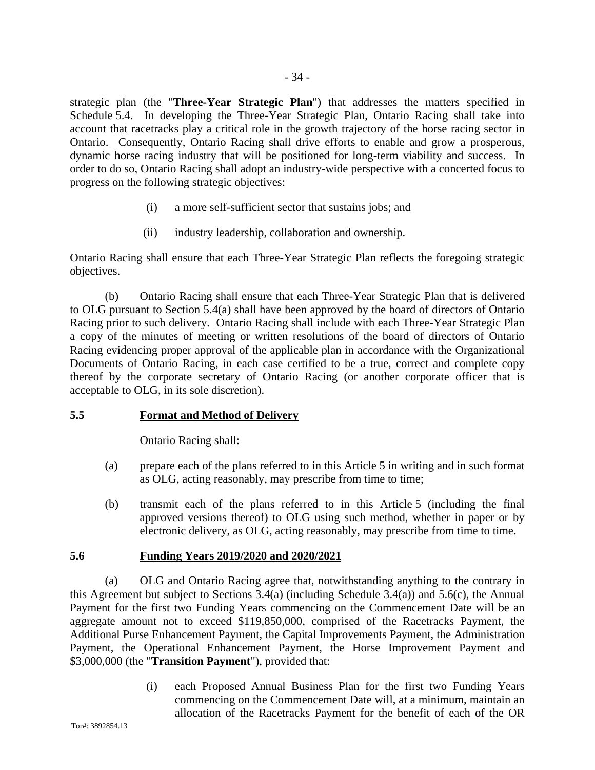strategic plan (the "**Three-Year Strategic Plan**") that addresses the matters specified in Schedule 5.4. In developing the Three-Year Strategic Plan, Ontario Racing shall take into account that racetracks play a critical role in the growth trajectory of the horse racing sector in Ontario. Consequently, Ontario Racing shall drive efforts to enable and grow a prosperous, dynamic horse racing industry that will be positioned for long-term viability and success. In order to do so, Ontario Racing shall adopt an industry-wide perspective with a concerted focus to progress on the following strategic objectives:

(i) a more self-sufficient sector that sustains jobs; and

(ii) industry leadership, collaboration and ownership.

Ontario Racing shall ensure that each Three-Year Strategic Plan reflects the foregoing strategic objectives.

(b) Ontario Racing shall ensure that each Three-Year Strategic Plan that is delivered to OLG pursuant to Section 5.4(a) shall have been approved by the board of directors of Ontario Racing prior to such delivery. Ontario Racing shall include with each Three-Year Strategic Plan a copy of the minutes of meeting or written resolutions of the board of directors of Ontario Racing evidencing proper approval of the applicable plan in accordance with the Organizational Documents of Ontario Racing, in each case certified to be a true, correct and complete copy thereof by the corporate secretary of Ontario Racing (or another corporate officer that is acceptable to OLG, in its sole discretion).

## 5.5 Format and Method of Delivery

Ontario Racing shall:

(a) prepare each of the plans referred to in this Article 5 in writing and in such format as OLG, acting reasonably, may prescribe from time to time;

(b) transmit each of the plans referred to in this Article 5 (including the final approved versions thereof) to OLG using such method, whether in paper or by electronic delivery, as OLG, acting reasonably, may prescribe from time to time.

## 5.6 Funding Years 2019/2020 and 2020/2021

(a) OLG and Ontario Racing agree that, notwithstanding anything to the contrary in this Agreement but subject to Sections 3.4(a) (including Schedule 3.4(a)) and 5.6(c), the Annual Payment for the first two Funding Years commencing on the Commencement Date will be an aggregate amount not to exceed $119,850,000, comprised of the Racetracks Payment, the Additional Purse Enhancement Payment, the Capital Improvements Payment, the Administration Payment, the Operational Enhancement Payment, the Horse Improvement Payment and $3,000,000 (the "**Transition Payment**"), provided that:

(i) each Proposed Annual Business Plan for the first two Funding Years commencing on the Commencement Date will, at a minimum, maintain an allocation of the Racetracks Payment for the benefit of each of the OR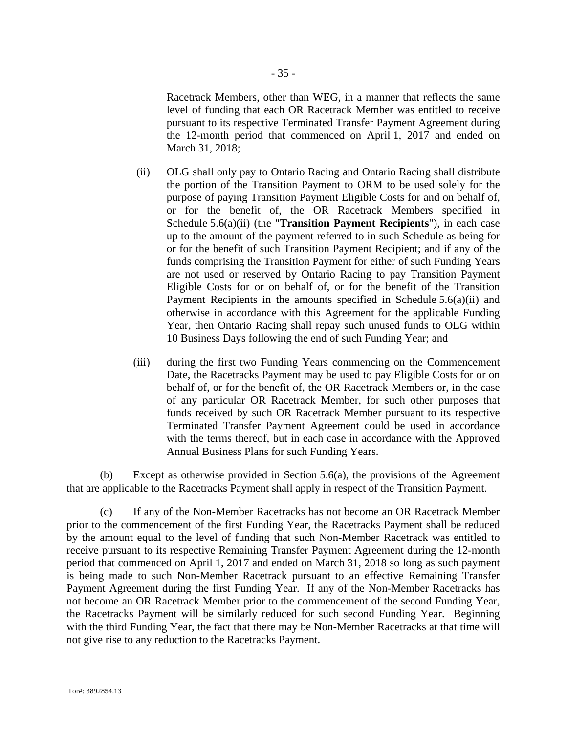Racetrack Members, other than WEG, in a manner that reflects the same level of funding that each OR Racetrack Member was entitled to receive pursuant to its respective Terminated Transfer Payment Agreement during the 12-month period that commenced on April 1, 2017 and ended on March 31, 2018;

(ii) OLG shall only pay to Ontario Racing and Ontario Racing shall distribute the portion of the Transition Payment to ORM to be used solely for the purpose of paying Transition Payment Eligible Costs for and on behalf of, or for the benefit of, the OR Racetrack Members specified in Schedule 5.6(a)(ii) (the "**Transition Payment Recipients**"), in each case up to the amount of the payment referred to in such Schedule as being for or for the benefit of such Transition Payment Recipient; and if any of the funds comprising the Transition Payment for either of such Funding Years are not used or reserved by Ontario Racing to pay Transition Payment Eligible Costs for or on behalf of, or for the benefit of the Transition Payment Recipients in the amounts specified in Schedule 5.6(a)(ii) and otherwise in accordance with this Agreement for the applicable Funding Year, then Ontario Racing shall repay such unused funds to OLG within 10 Business Days following the end of such Funding Year; and

(iii) during the first two Funding Years commencing on the Commencement Date, the Racetracks Payment may be used to pay Eligible Costs for or on behalf of, or for the benefit of, the OR Racetrack Members or, in the case of any particular OR Racetrack Member, for such other purposes that funds received by such OR Racetrack Member pursuant to its respective Terminated Transfer Payment Agreement could be used in accordance with the terms thereof, but in each case in accordance with the Approved Annual Business Plans for such Funding Years.

(b) Except as otherwise provided in Section 5.6(a), the provisions of the Agreement that are applicable to the Racetracks Payment shall apply in respect of the Transition Payment.

(c) If any of the Non-Member Racetracks has not become an OR Racetrack Member prior to the commencement of the first Funding Year, the Racetracks Payment shall be reduced by the amount equal to the level of funding that such Non-Member Racetrack was entitled to receive pursuant to its respective Remaining Transfer Payment Agreement during the 12-month period that commenced on April 1, 2017 and ended on March 31, 2018 so long as such payment is being made to such Non-Member Racetrack pursuant to an effective Remaining Transfer Payment Agreement during the first Funding Year. If any of the Non-Member Racetracks has not become an OR Racetrack Member prior to the commencement of the second Funding Year, the Racetracks Payment will be similarly reduced for such second Funding Year. Beginning with the third Funding Year, the fact that there may be Non-Member Racetracks at that time will not give rise to any reduction to the Racetracks Payment.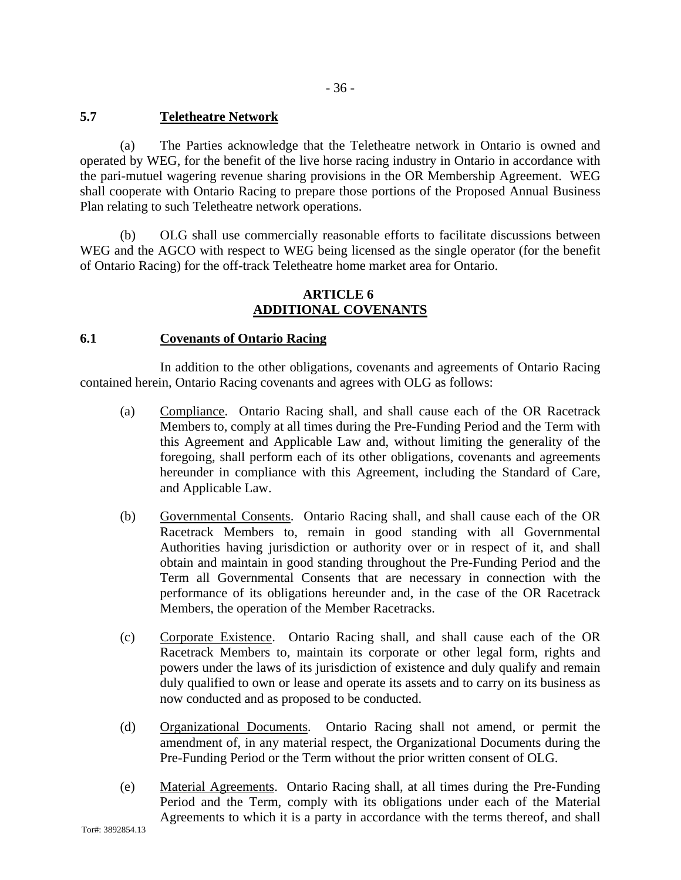### 5.7 Teletheatre Network

(a) The Parties acknowledge that the Teletheatre network in Ontario is owned and operated by WEG, for the benefit of the live horse racing industry in Ontario in accordance with the pari-mutuel wagering revenue sharing provisions in the OR Membership Agreement. WEG shall cooperate with Ontario Racing to prepare those portions of the Proposed Annual Business Plan relating to such Teletheatre network operations.

(b) OLG shall use commercially reasonable efforts to facilitate discussions between WEG and the AGCO with respect to WEG being licensed as the single operator (for the benefit of Ontario Racing) for the off-track Teletheatre home market area for Ontario.

## ARTICLE 6
## ADDITIONAL COVENANTS

### 6.1 Covenants of Ontario Racing

In addition to the other obligations, covenants and agreements of Ontario Racing contained herein, Ontario Racing covenants and agrees with OLG as follows:

(a) Compliance. Ontario Racing shall, and shall cause each of the OR Racetrack Members to, comply at all times during the Pre-Funding Period and the Term with this Agreement and Applicable Law and, without limiting the generality of the foregoing, shall perform each of its other obligations, covenants and agreements hereunder in compliance with this Agreement, including the Standard of Care, and Applicable Law.

(b) Governmental Consents. Ontario Racing shall, and shall cause each of the OR Racetrack Members to, remain in good standing with all Governmental Authorities having jurisdiction or authority over or in respect of it, and shall obtain and maintain in good standing throughout the Pre-Funding Period and the Term all Governmental Consents that are necessary in connection with the performance of its obligations hereunder and, in the case of the OR Racetrack Members, the operation of the Member Racetracks.

(c) Corporate Existence. Ontario Racing shall, and shall cause each of the OR Racetrack Members to, maintain its corporate or other legal form, rights and powers under the laws of its jurisdiction of existence and duly qualify and remain duly qualified to own or lease and operate its assets and to carry on its business as now conducted and as proposed to be conducted.

(d) Organizational Documents. Ontario Racing shall not amend, or permit the amendment of, in any material respect, the Organizational Documents during the Pre-Funding Period or the Term without the prior written consent of OLG.

(e) Material Agreements. Ontario Racing shall, at all times during the Pre-Funding Period and the Term, comply with its obligations under each of the Material Agreements to which it is a party in accordance with the terms thereof, and shall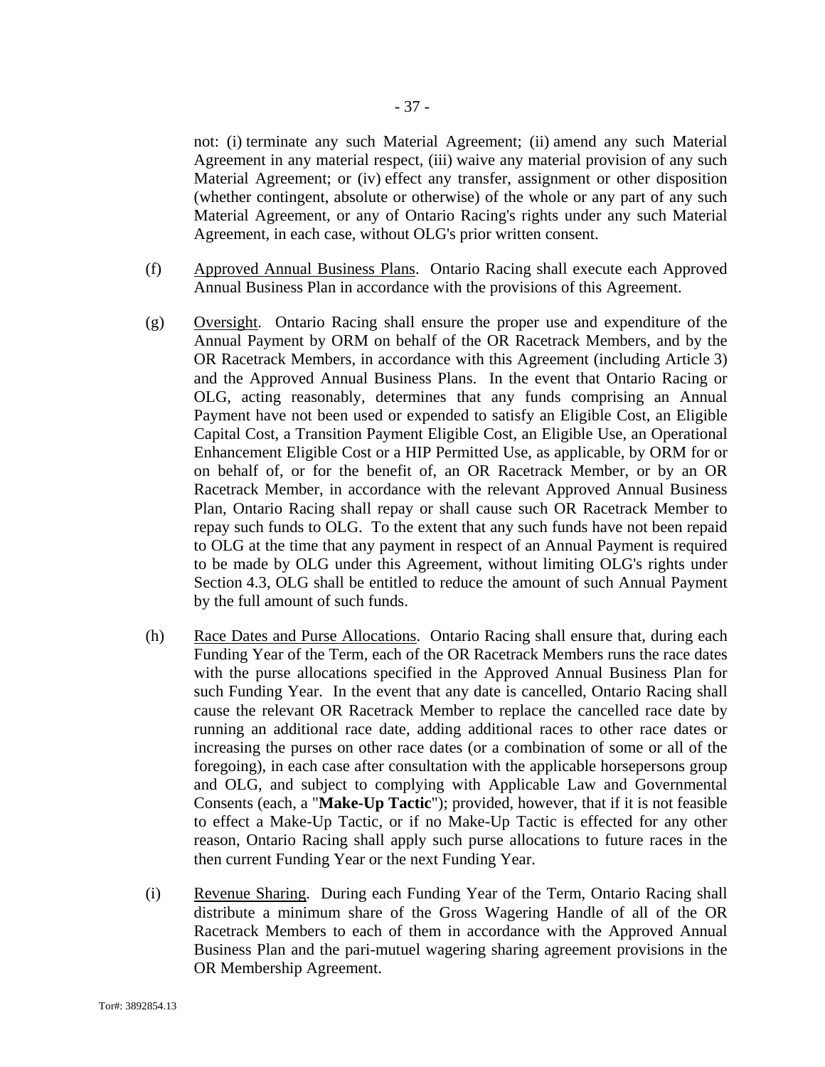not: (i) terminate any such Material Agreement; (ii) amend any such Material Agreement in any material respect, (iii) waive any material provision of any such Material Agreement; or (iv) effect any transfer, assignment or other disposition (whether contingent, absolute or otherwise) of the whole or any part of any such Material Agreement, or any of Ontario Racing's rights under any such Material Agreement, in each case, without OLG's prior written consent.

(f) Approved Annual Business Plans. Ontario Racing shall execute each Approved Annual Business Plan in accordance with the provisions of this Agreement.

(g) Oversight. Ontario Racing shall ensure the proper use and expenditure of the Annual Payment by ORM on behalf of the OR Racetrack Members, and by the OR Racetrack Members, in accordance with this Agreement (including Article 3) and the Approved Annual Business Plans. In the event that Ontario Racing or OLG, acting reasonably, determines that any funds comprising an Annual Payment have not been used or expended to satisfy an Eligible Cost, an Eligible Capital Cost, a Transition Payment Eligible Cost, an Eligible Use, an Operational Enhancement Eligible Cost or a HIP Permitted Use, as applicable, by ORM for or on behalf of, or for the benefit of, an OR Racetrack Member, or by an OR Racetrack Member, in accordance with the relevant Approved Annual Business Plan, Ontario Racing shall repay or shall cause such OR Racetrack Member to repay such funds to OLG. To the extent that any such funds have not been repaid to OLG at the time that any payment in respect of an Annual Payment is required to be made by OLG under this Agreement, without limiting OLG's rights under Section 4.3, OLG shall be entitled to reduce the amount of such Annual Payment by the full amount of such funds.

(h) Race Dates and Purse Allocations. Ontario Racing shall ensure that, during each Funding Year of the Term, each of the OR Racetrack Members runs the race dates with the purse allocations specified in the Approved Annual Business Plan for such Funding Year. In the event that any date is cancelled, Ontario Racing shall cause the relevant OR Racetrack Member to replace the cancelled race date by running an additional race date, adding additional races to other race dates or increasing the purses on other race dates (or a combination of some or all of the foregoing), in each case after consultation with the applicable horsepersons group and OLG, and subject to complying with Applicable Law and Governmental Consents (each, a "**Make-Up Tactic**"); provided, however, that if it is not feasible to effect a Make-Up Tactic, or if no Make-Up Tactic is effected for any other reason, Ontario Racing shall apply such purse allocations to future races in the then current Funding Year or the next Funding Year.

(i) Revenue Sharing. During each Funding Year of the Term, Ontario Racing shall distribute a minimum share of the Gross Wagering Handle of all of the OR Racetrack Members to each of them in accordance with the Approved Annual Business Plan and the pari-mutuel wagering sharing agreement provisions in the OR Membership Agreement.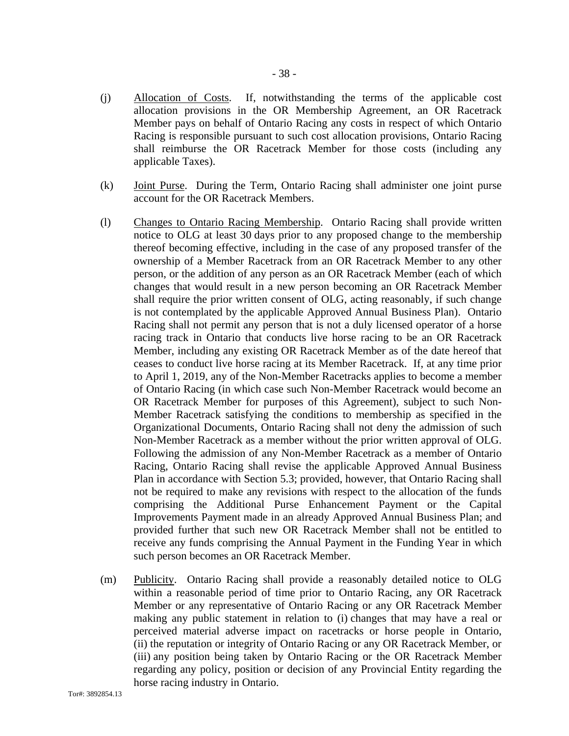(j) Allocation of Costs. If, notwithstanding the terms of the applicable cost allocation provisions in the OR Membership Agreement, an OR Racetrack Member pays on behalf of Ontario Racing any costs in respect of which Ontario Racing is responsible pursuant to such cost allocation provisions, Ontario Racing shall reimburse the OR Racetrack Member for those costs (including any applicable Taxes).

(k) Joint Purse. During the Term, Ontario Racing shall administer one joint purse account for the OR Racetrack Members.

(l) Changes to Ontario Racing Membership. Ontario Racing shall provide written notice to OLG at least 30 days prior to any proposed change to the membership thereof becoming effective, including in the case of any proposed transfer of the ownership of a Member Racetrack from an OR Racetrack Member to any other person, or the addition of any person as an OR Racetrack Member (each of which changes that would result in a new person becoming an OR Racetrack Member shall require the prior written consent of OLG, acting reasonably, if such change is not contemplated by the applicable Approved Annual Business Plan). Ontario Racing shall not permit any person that is not a duly licensed operator of a horse racing track in Ontario that conducts live horse racing to be an OR Racetrack Member, including any existing OR Racetrack Member as of the date hereof that ceases to conduct live horse racing at its Member Racetrack. If, at any time prior to April 1, 2019, any of the Non-Member Racetracks applies to become a member of Ontario Racing (in which case such Non-Member Racetrack would become an OR Racetrack Member for purposes of this Agreement), subject to such Non-Member Racetrack satisfying the conditions to membership as specified in the Organizational Documents, Ontario Racing shall not deny the admission of such Non-Member Racetrack as a member without the prior written approval of OLG. Following the admission of any Non-Member Racetrack as a member of Ontario Racing, Ontario Racing shall revise the applicable Approved Annual Business Plan in accordance with Section 5.3; provided, however, that Ontario Racing shall not be required to make any revisions with respect to the allocation of the funds comprising the Additional Purse Enhancement Payment or the Capital Improvements Payment made in an already Approved Annual Business Plan; and provided further that such new OR Racetrack Member shall not be entitled to receive any funds comprising the Annual Payment in the Funding Year in which such person becomes an OR Racetrack Member.

(m) Publicity. Ontario Racing shall provide a reasonably detailed notice to OLG within a reasonable period of time prior to Ontario Racing, any OR Racetrack Member or any representative of Ontario Racing or any OR Racetrack Member making any public statement in relation to (i) changes that may have a real or perceived material adverse impact on racetracks or horse people in Ontario, (ii) the reputation or integrity of Ontario Racing or any OR Racetrack Member, or (iii) any position being taken by Ontario Racing or the OR Racetrack Member regarding any policy, position or decision of any Provincial Entity regarding the horse racing industry in Ontario.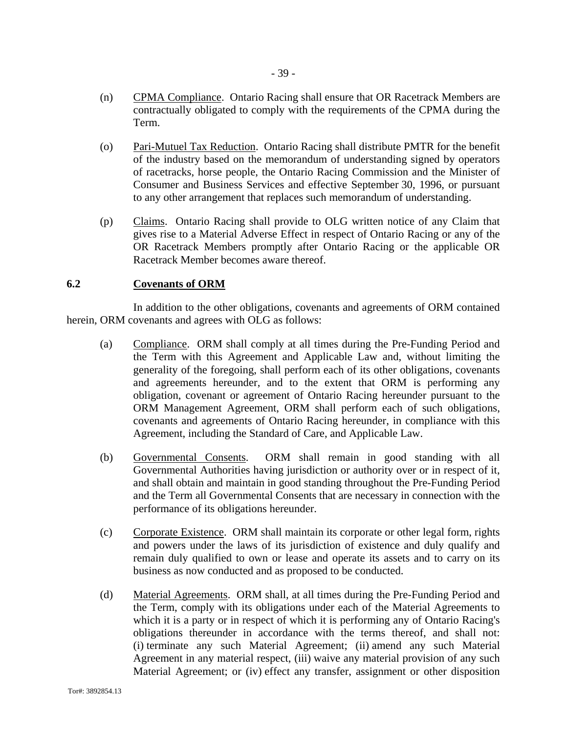(n) <u>CPMA Compliance</u>. Ontario Racing shall ensure that OR Racetrack Members are contractually obligated to comply with the requirements of the CPMA during the Term.

(o) <u>Pari-Mutuel Tax Reduction</u>. Ontario Racing shall distribute PMTR for the benefit of the industry based on the memorandum of understanding signed by operators of racetracks, horse people, the Ontario Racing Commission and the Minister of Consumer and Business Services and effective September 30, 1996, or pursuant to any other arrangement that replaces such memorandum of understanding.

(p) <u>Claims</u>. Ontario Racing shall provide to OLG written notice of any Claim that gives rise to a Material Adverse Effect in respect of Ontario Racing or any of the OR Racetrack Members promptly after Ontario Racing or the applicable OR Racetrack Member becomes aware thereof.

## 6.2 Covenants of ORM

In addition to the other obligations, covenants and agreements of ORM contained herein, ORM covenants and agrees with OLG as follows:

(a) <u>Compliance</u>. ORM shall comply at all times during the Pre-Funding Period and the Term with this Agreement and Applicable Law and, without limiting the generality of the foregoing, shall perform each of its other obligations, covenants and agreements hereunder, and to the extent that ORM is performing any obligation, covenant or agreement of Ontario Racing hereunder pursuant to the ORM Management Agreement, ORM shall perform each of such obligations, covenants and agreements of Ontario Racing hereunder, in compliance with this Agreement, including the Standard of Care, and Applicable Law.

(b) <u>Governmental Consents</u>. ORM shall remain in good standing with all Governmental Authorities having jurisdiction or authority over or in respect of it, and shall obtain and maintain in good standing throughout the Pre-Funding Period and the Term all Governmental Consents that are necessary in connection with the performance of its obligations hereunder.

(c) <u>Corporate Existence</u>. ORM shall maintain its corporate or other legal form, rights and powers under the laws of its jurisdiction of existence and duly qualify and remain duly qualified to own or lease and operate its assets and to carry on its business as now conducted and as proposed to be conducted.

(d) <u>Material Agreements</u>. ORM shall, at all times during the Pre-Funding Period and the Term, comply with its obligations under each of the Material Agreements to which it is a party or in respect of which it is performing any of Ontario Racing's obligations thereunder in accordance with the terms thereof, and shall not: (i) terminate any such Material Agreement; (ii) amend any such Material Agreement in any material respect, (iii) waive any material provision of any such Material Agreement; or (iv) effect any transfer, assignment or other disposition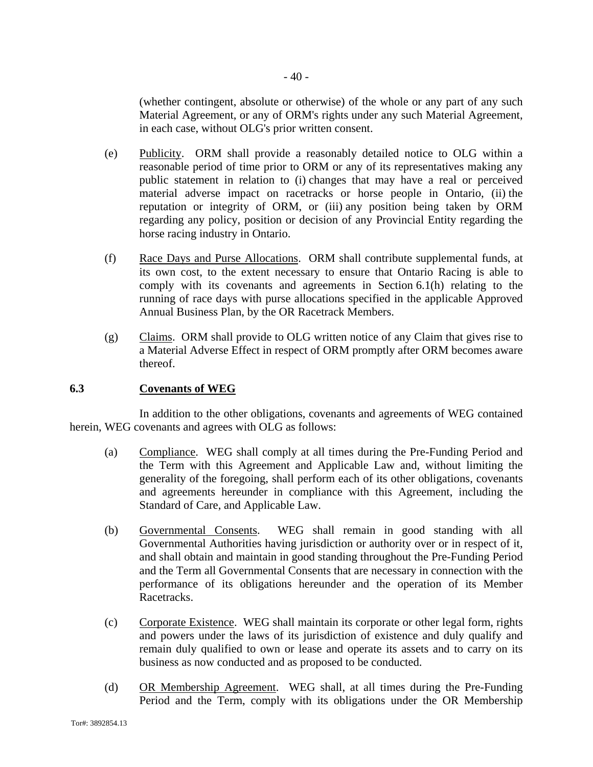(whether contingent, absolute or otherwise) of the whole or any part of any such Material Agreement, or any of ORM's rights under any such Material Agreement, in each case, without OLG's prior written consent.

(e) Publicity. ORM shall provide a reasonably detailed notice to OLG within a reasonable period of time prior to ORM or any of its representatives making any public statement in relation to (i) changes that may have a real or perceived material adverse impact on racetracks or horse people in Ontario, (ii) the reputation or integrity of ORM, or (iii) any position being taken by ORM regarding any policy, position or decision of any Provincial Entity regarding the horse racing industry in Ontario.

(f) Race Days and Purse Allocations. ORM shall contribute supplemental funds, at its own cost, to the extent necessary to ensure that Ontario Racing is able to comply with its covenants and agreements in Section 6.1(h) relating to the running of race days with purse allocations specified in the applicable Approved Annual Business Plan, by the OR Racetrack Members.

(g) Claims. ORM shall provide to OLG written notice of any Claim that gives rise to a Material Adverse Effect in respect of ORM promptly after ORM becomes aware thereof.

### 6.3 Covenants of WEG

In addition to the other obligations, covenants and agreements of WEG contained herein, WEG covenants and agrees with OLG as follows:

(a) Compliance. WEG shall comply at all times during the Pre-Funding Period and the Term with this Agreement and Applicable Law and, without limiting the generality of the foregoing, shall perform each of its other obligations, covenants and agreements hereunder in compliance with this Agreement, including the Standard of Care, and Applicable Law.

(b) Governmental Consents. WEG shall remain in good standing with all Governmental Authorities having jurisdiction or authority over or in respect of it, and shall obtain and maintain in good standing throughout the Pre-Funding Period and the Term all Governmental Consents that are necessary in connection with the performance of its obligations hereunder and the operation of its Member Racetracks.

(c) Corporate Existence. WEG shall maintain its corporate or other legal form, rights and powers under the laws of its jurisdiction of existence and duly qualify and remain duly qualified to own or lease and operate its assets and to carry on its business as now conducted and as proposed to be conducted.

(d) OR Membership Agreement. WEG shall, at all times during the Pre-Funding Period and the Term, comply with its obligations under the OR Membership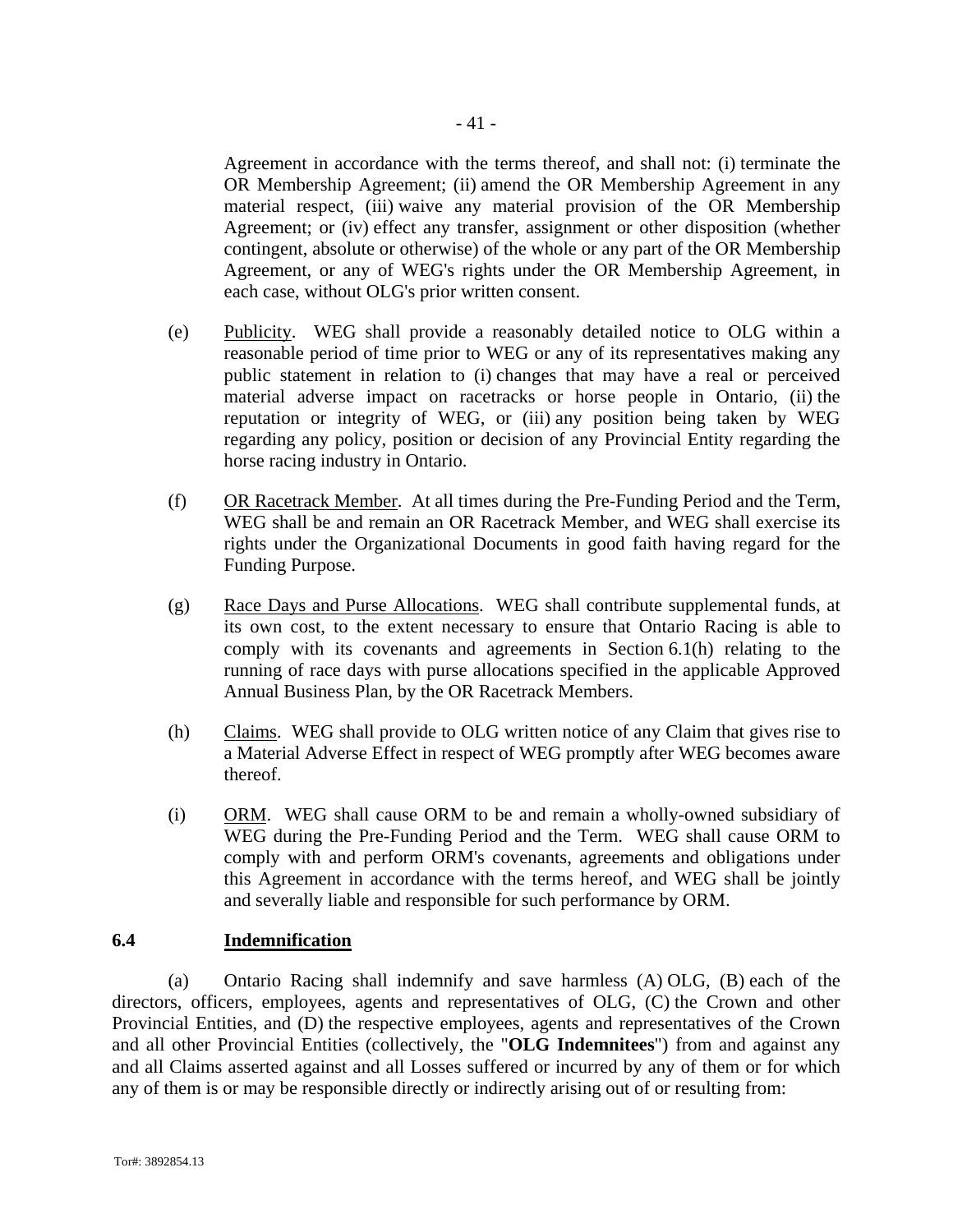Agreement in accordance with the terms thereof, and shall not: (i) terminate the OR Membership Agreement; (ii) amend the OR Membership Agreement in any material respect, (iii) waive any material provision of the OR Membership Agreement; or (iv) effect any transfer, assignment or other disposition (whether contingent, absolute or otherwise) of the whole or any part of the OR Membership Agreement, or any of WEG's rights under the OR Membership Agreement, in each case, without OLG's prior written consent.

(e) Publicity. WEG shall provide a reasonably detailed notice to OLG within a reasonable period of time prior to WEG or any of its representatives making any public statement in relation to (i) changes that may have a real or perceived material adverse impact on racetracks or horse people in Ontario, (ii) the reputation or integrity of WEG, or (iii) any position being taken by WEG regarding any policy, position or decision of any Provincial Entity regarding the horse racing industry in Ontario.

(f) OR Racetrack Member. At all times during the Pre-Funding Period and the Term, WEG shall be and remain an OR Racetrack Member, and WEG shall exercise its rights under the Organizational Documents in good faith having regard for the Funding Purpose.

(g) Race Days and Purse Allocations. WEG shall contribute supplemental funds, at its own cost, to the extent necessary to ensure that Ontario Racing is able to comply with its covenants and agreements in Section 6.1(h) relating to the running of race days with purse allocations specified in the applicable Approved Annual Business Plan, by the OR Racetrack Members.

(h) Claims. WEG shall provide to OLG written notice of any Claim that gives rise to a Material Adverse Effect in respect of WEG promptly after WEG becomes aware thereof.

(i) ORM. WEG shall cause ORM to be and remain a wholly-owned subsidiary of WEG during the Pre-Funding Period and the Term. WEG shall cause ORM to comply with and perform ORM's covenants, agreements and obligations under this Agreement in accordance with the terms hereof, and WEG shall be jointly and severally liable and responsible for such performance by ORM.

## 6.4 Indemnification

(a) Ontario Racing shall indemnify and save harmless (A) OLG, (B) each of the directors, officers, employees, agents and representatives of OLG, (C) the Crown and other Provincial Entities, and (D) the respective employees, agents and representatives of the Crown and all other Provincial Entities (collectively, the "**OLG Indemnitees**") from and against any and all Claims asserted against and all Losses suffered or incurred by any of them or for which any of them is or may be responsible directly or indirectly arising out of or resulting from: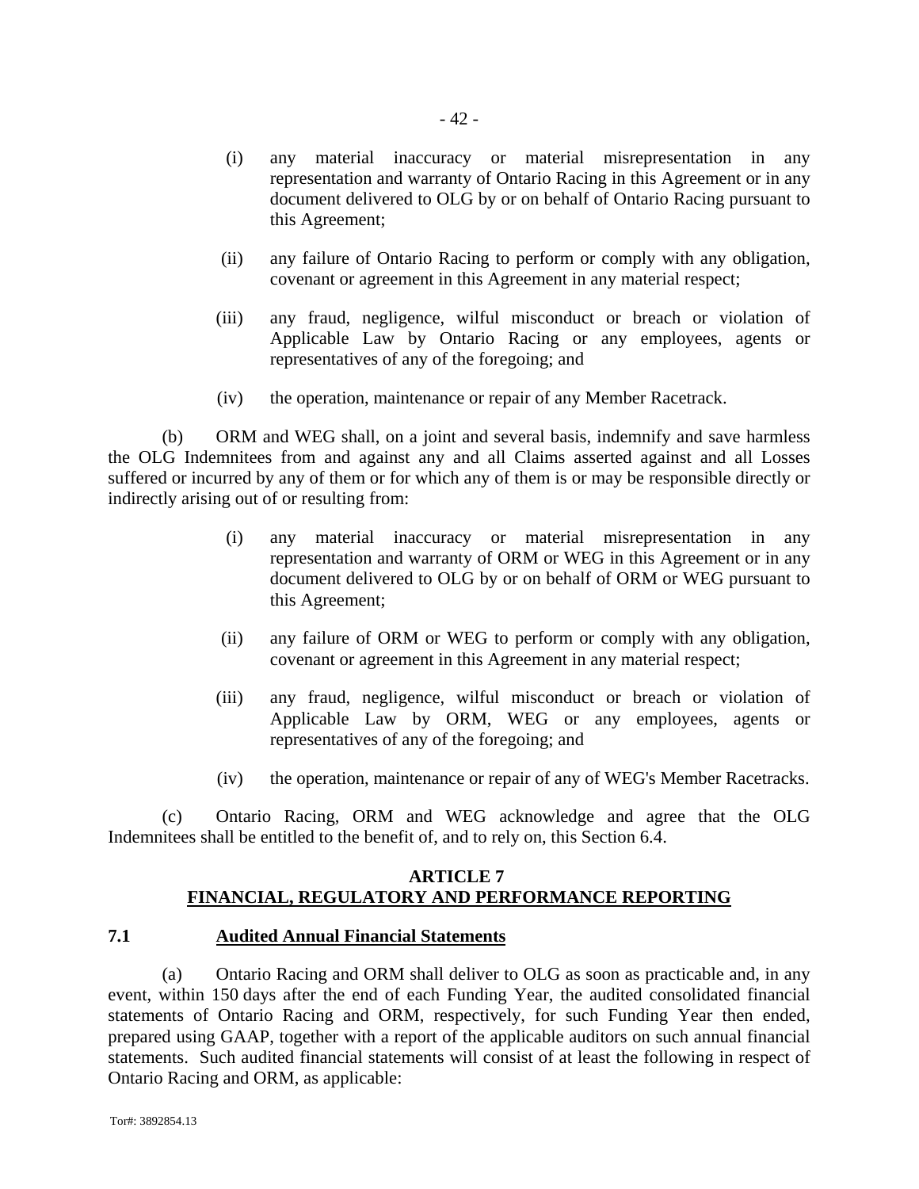(i) any material inaccuracy or material misrepresentation in any representation and warranty of Ontario Racing in this Agreement or in any document delivered to OLG by or on behalf of Ontario Racing pursuant to this Agreement;

(ii) any failure of Ontario Racing to perform or comply with any obligation, covenant or agreement in this Agreement in any material respect;

(iii) any fraud, negligence, wilful misconduct or breach or violation of Applicable Law by Ontario Racing or any employees, agents or representatives of any of the foregoing; and

(iv) the operation, maintenance or repair of any Member Racetrack.

(b) ORM and WEG shall, on a joint and several basis, indemnify and save harmless the OLG Indemnitees from and against any and all Claims asserted against and all Losses suffered or incurred by any of them or for which any of them is or may be responsible directly or indirectly arising out of or resulting from:

(i) any material inaccuracy or material misrepresentation in any representation and warranty of ORM or WEG in this Agreement or in any document delivered to OLG by or on behalf of ORM or WEG pursuant to this Agreement;

(ii) any failure of ORM or WEG to perform or comply with any obligation, covenant or agreement in this Agreement in any material respect;

(iii) any fraud, negligence, wilful misconduct or breach or violation of Applicable Law by ORM, WEG or any employees, agents or representatives of any of the foregoing; and

(iv) the operation, maintenance or repair of any of WEG's Member Racetracks.

(c) Ontario Racing, ORM and WEG acknowledge and agree that the OLG Indemnitees shall be entitled to the benefit of, and to rely on, this Section 6.4.

## ARTICLE 7
## FINANCIAL, REGULATORY AND PERFORMANCE REPORTING

### 7.1 Audited Annual Financial Statements

(a) Ontario Racing and ORM shall deliver to OLG as soon as practicable and, in any event, within 150 days after the end of each Funding Year, the audited consolidated financial statements of Ontario Racing and ORM, respectively, for such Funding Year then ended, prepared using GAAP, together with a report of the applicable auditors on such annual financial statements. Such audited financial statements will consist of at least the following in respect of Ontario Racing and ORM, as applicable: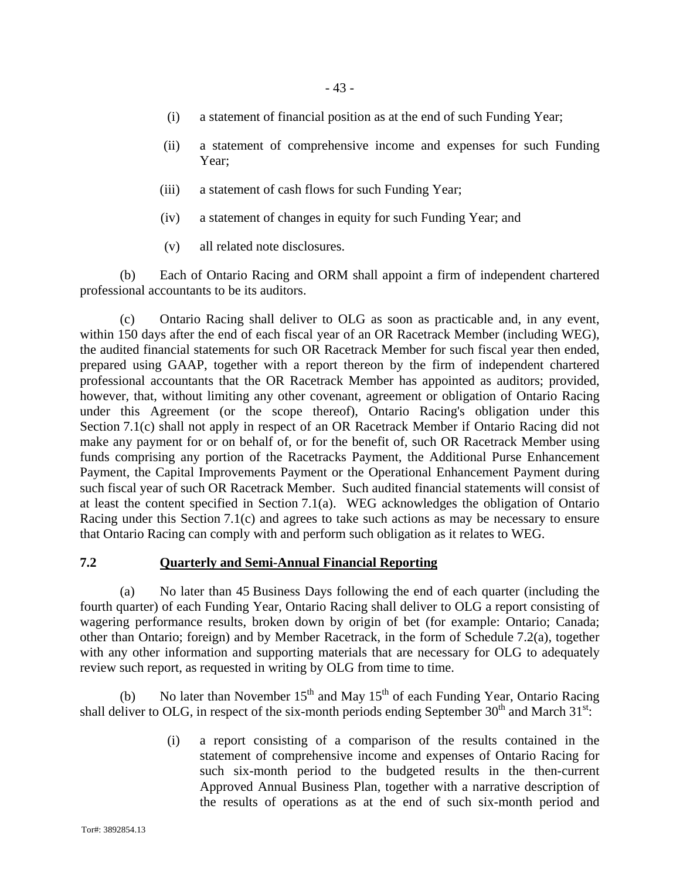(i) a statement of financial position as at the end of such Funding Year;

(ii) a statement of comprehensive income and expenses for such Funding Year;

(iii) a statement of cash flows for such Funding Year;

(iv) a statement of changes in equity for such Funding Year; and

(v) all related note disclosures.

(b) Each of Ontario Racing and ORM shall appoint a firm of independent chartered professional accountants to be its auditors.

(c) Ontario Racing shall deliver to OLG as soon as practicable and, in any event, within 150 days after the end of each fiscal year of an OR Racetrack Member (including WEG), the audited financial statements for such OR Racetrack Member for such fiscal year then ended, prepared using GAAP, together with a report thereon by the firm of independent chartered professional accountants that the OR Racetrack Member has appointed as auditors; provided, however, that, without limiting any other covenant, agreement or obligation of Ontario Racing under this Agreement (or the scope thereof), Ontario Racing's obligation under this Section 7.1(c) shall not apply in respect of an OR Racetrack Member if Ontario Racing did not make any payment for or on behalf of, or for the benefit of, such OR Racetrack Member using funds comprising any portion of the Racetracks Payment, the Additional Purse Enhancement Payment, the Capital Improvements Payment or the Operational Enhancement Payment during such fiscal year of such OR Racetrack Member. Such audited financial statements will consist of at least the content specified in Section 7.1(a). WEG acknowledges the obligation of Ontario Racing under this Section 7.1(c) and agrees to take such actions as may be necessary to ensure that Ontario Racing can comply with and perform such obligation as it relates to WEG.

## 7.2 Quarterly and Semi-Annual Financial Reporting

(a) No later than 45 Business Days following the end of each quarter (including the fourth quarter) of each Funding Year, Ontario Racing shall deliver to OLG a report consisting of wagering performance results, broken down by origin of bet (for example: Ontario; Canada; other than Ontario; foreign) and by Member Racetrack, in the form of Schedule 7.2(a), together with any other information and supporting materials that are necessary for OLG to adequately review such report, as requested in writing by OLG from time to time.

(b) No later than November 15th and May 15th of each Funding Year, Ontario Racing shall deliver to OLG, in respect of the six-month periods ending September 30th and March 31st:

(i) a report consisting of a comparison of the results contained in the statement of comprehensive income and expenses of Ontario Racing for such six-month period to the budgeted results in the then-current Approved Annual Business Plan, together with a narrative description of the results of operations as at the end of such six-month period and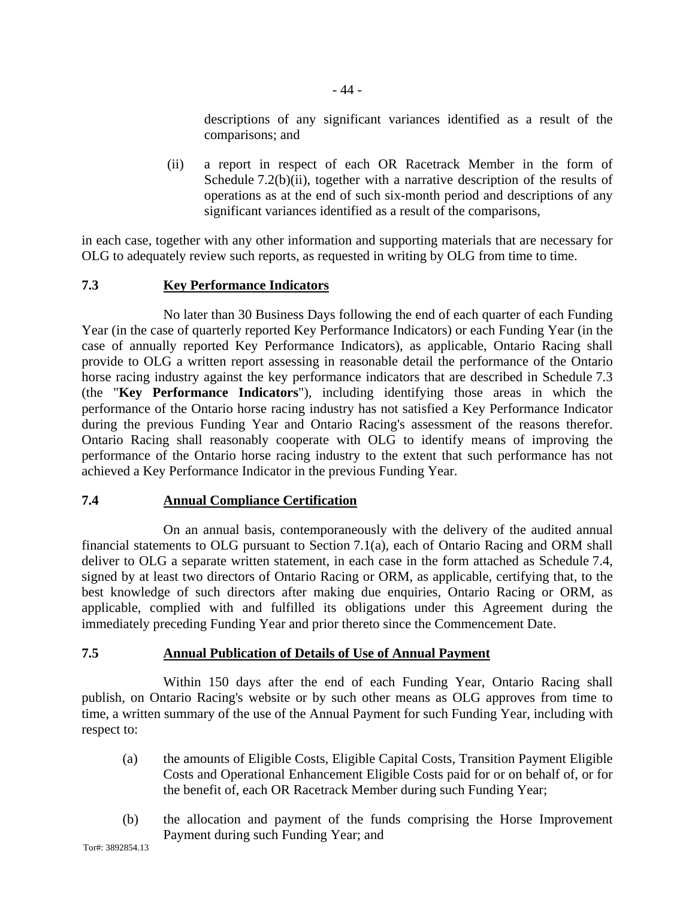descriptions of any significant variances identified as a result of the comparisons; and

(ii) a report in respect of each OR Racetrack Member in the form of Schedule 7.2(b)(ii), together with a narrative description of the results of operations as at the end of such six-month period and descriptions of any significant variances identified as a result of the comparisons,

in each case, together with any other information and supporting materials that are necessary for OLG to adequately review such reports, as requested in writing by OLG from time to time.

## 7.3 Key Performance Indicators

No later than 30 Business Days following the end of each quarter of each Funding Year (in the case of quarterly reported Key Performance Indicators) or each Funding Year (in the case of annually reported Key Performance Indicators), as applicable, Ontario Racing shall provide to OLG a written report assessing in reasonable detail the performance of the Ontario horse racing industry against the key performance indicators that are described in Schedule 7.3 (the "**Key Performance Indicators**"), including identifying those areas in which the performance of the Ontario horse racing industry has not satisfied a Key Performance Indicator during the previous Funding Year and Ontario Racing's assessment of the reasons therefor. Ontario Racing shall reasonably cooperate with OLG to identify means of improving the performance of the Ontario horse racing industry to the extent that such performance has not achieved a Key Performance Indicator in the previous Funding Year.

## 7.4 Annual Compliance Certification

On an annual basis, contemporaneously with the delivery of the audited annual financial statements to OLG pursuant to Section 7.1(a), each of Ontario Racing and ORM shall deliver to OLG a separate written statement, in each case in the form attached as Schedule 7.4, signed by at least two directors of Ontario Racing or ORM, as applicable, certifying that, to the best knowledge of such directors after making due enquiries, Ontario Racing or ORM, as applicable, complied with and fulfilled its obligations under this Agreement during the immediately preceding Funding Year and prior thereto since the Commencement Date.

## 7.5 Annual Publication of Details of Use of Annual Payment

Within 150 days after the end of each Funding Year, Ontario Racing shall publish, on Ontario Racing's website or by such other means as OLG approves from time to time, a written summary of the use of the Annual Payment for such Funding Year, including with respect to:

(a) the amounts of Eligible Costs, Eligible Capital Costs, Transition Payment Eligible Costs and Operational Enhancement Eligible Costs paid for or on behalf of, or for the benefit of, each OR Racetrack Member during such Funding Year;

(b) the allocation and payment of the funds comprising the Horse Improvement Payment during such Funding Year; and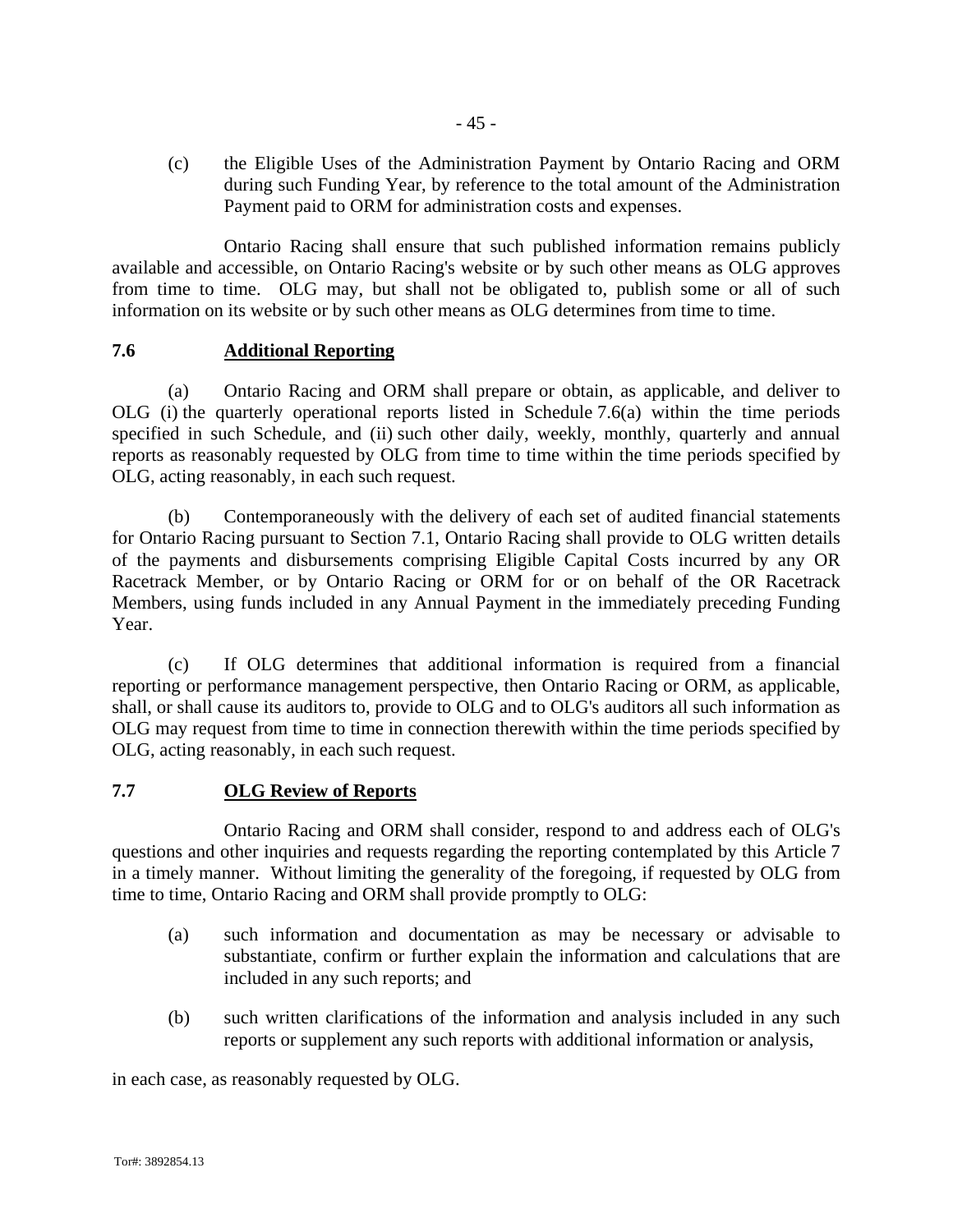(c) the Eligible Uses of the Administration Payment by Ontario Racing and ORM during such Funding Year, by reference to the total amount of the Administration Payment paid to ORM for administration costs and expenses.

Ontario Racing shall ensure that such published information remains publicly available and accessible, on Ontario Racing's website or by such other means as OLG approves from time to time. OLG may, but shall not be obligated to, publish some or all of such information on its website or by such other means as OLG determines from time to time.

### 7.6 Additional Reporting

(a) Ontario Racing and ORM shall prepare or obtain, as applicable, and deliver to OLG (i) the quarterly operational reports listed in Schedule 7.6(a) within the time periods specified in such Schedule, and (ii) such other daily, weekly, monthly, quarterly and annual reports as reasonably requested by OLG from time to time within the time periods specified by OLG, acting reasonably, in each such request.

(b) Contemporaneously with the delivery of each set of audited financial statements for Ontario Racing pursuant to Section 7.1, Ontario Racing shall provide to OLG written details of the payments and disbursements comprising Eligible Capital Costs incurred by any OR Racetrack Member, or by Ontario Racing or ORM for or on behalf of the OR Racetrack Members, using funds included in any Annual Payment in the immediately preceding Funding Year.

(c) If OLG determines that additional information is required from a financial reporting or performance management perspective, then Ontario Racing or ORM, as applicable, shall, or shall cause its auditors to, provide to OLG and to OLG's auditors all such information as OLG may request from time to time in connection therewith within the time periods specified by OLG, acting reasonably, in each such request.

### 7.7 OLG Review of Reports

Ontario Racing and ORM shall consider, respond to and address each of OLG's questions and other inquiries and requests regarding the reporting contemplated by this Article 7 in a timely manner. Without limiting the generality of the foregoing, if requested by OLG from time to time, Ontario Racing and ORM shall provide promptly to OLG:

(a) such information and documentation as may be necessary or advisable to substantiate, confirm or further explain the information and calculations that are included in any such reports; and

(b) such written clarifications of the information and analysis included in any such reports or supplement any such reports with additional information or analysis,

in each case, as reasonably requested by OLG.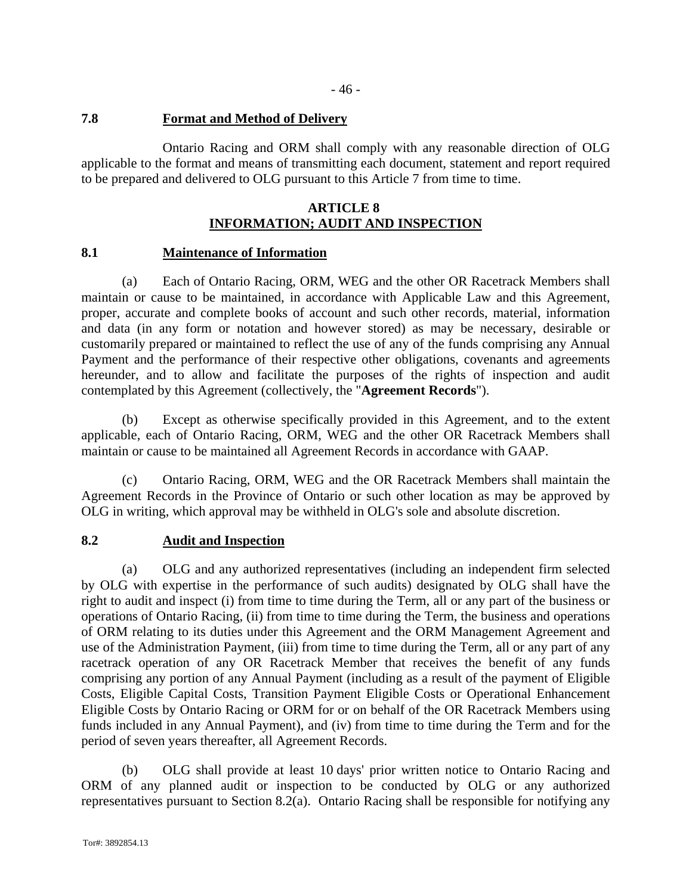### 7.8 Format and Method of Delivery

Ontario Racing and ORM shall comply with any reasonable direction of OLG applicable to the format and means of transmitting each document, statement and report required to be prepared and delivered to OLG pursuant to this Article 7 from time to time.

## ARTICLE 8
## INFORMATION; AUDIT AND INSPECTION

### 8.1 Maintenance of Information

(a) Each of Ontario Racing, ORM, WEG and the other OR Racetrack Members shall maintain or cause to be maintained, in accordance with Applicable Law and this Agreement, proper, accurate and complete books of account and such other records, material, information and data (in any form or notation and however stored) as may be necessary, desirable or customarily prepared or maintained to reflect the use of any of the funds comprising any Annual Payment and the performance of their respective other obligations, covenants and agreements hereunder, and to allow and facilitate the purposes of the rights of inspection and audit contemplated by this Agreement (collectively, the "**Agreement Records**").

(b) Except as otherwise specifically provided in this Agreement, and to the extent applicable, each of Ontario Racing, ORM, WEG and the other OR Racetrack Members shall maintain or cause to be maintained all Agreement Records in accordance with GAAP.

(c) Ontario Racing, ORM, WEG and the OR Racetrack Members shall maintain the Agreement Records in the Province of Ontario or such other location as may be approved by OLG in writing, which approval may be withheld in OLG's sole and absolute discretion.

### 8.2 Audit and Inspection

(a) OLG and any authorized representatives (including an independent firm selected by OLG with expertise in the performance of such audits) designated by OLG shall have the right to audit and inspect (i) from time to time during the Term, all or any part of the business or operations of Ontario Racing, (ii) from time to time during the Term, the business and operations of ORM relating to its duties under this Agreement and the ORM Management Agreement and use of the Administration Payment, (iii) from time to time during the Term, all or any part of any racetrack operation of any OR Racetrack Member that receives the benefit of any funds comprising any portion of any Annual Payment (including as a result of the payment of Eligible Costs, Eligible Capital Costs, Transition Payment Eligible Costs or Operational Enhancement Eligible Costs by Ontario Racing or ORM for or on behalf of the OR Racetrack Members using funds included in any Annual Payment), and (iv) from time to time during the Term and for the period of seven years thereafter, all Agreement Records.

(b) OLG shall provide at least 10 days' prior written notice to Ontario Racing and ORM of any planned audit or inspection to be conducted by OLG or any authorized representatives pursuant to Section 8.2(a). Ontario Racing shall be responsible for notifying any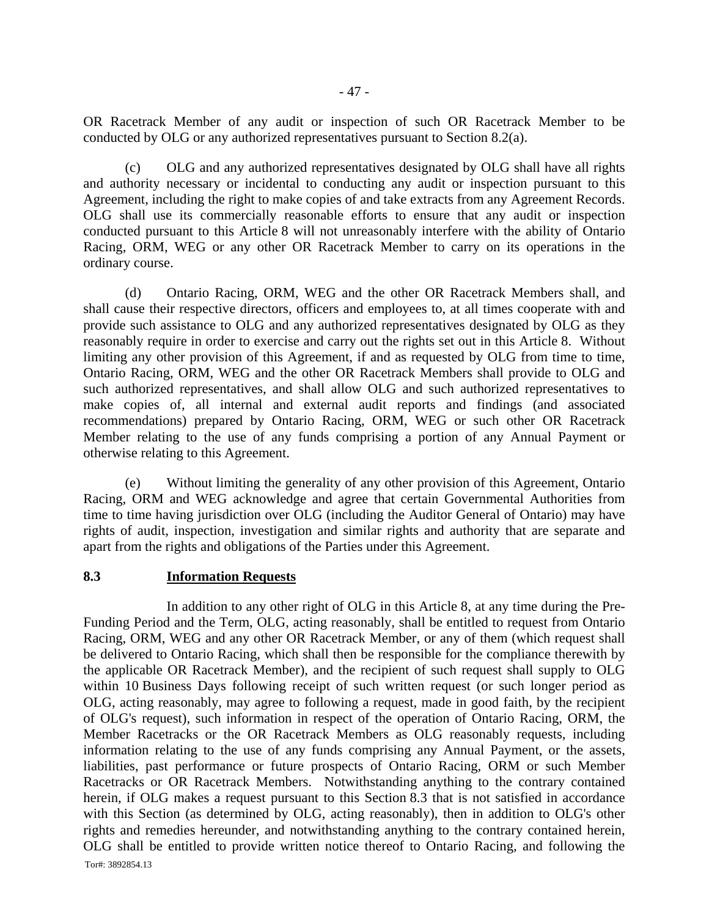OR Racetrack Member of any audit or inspection of such OR Racetrack Member to be conducted by OLG or any authorized representatives pursuant to Section 8.2(a).

(c) OLG and any authorized representatives designated by OLG shall have all rights and authority necessary or incidental to conducting any audit or inspection pursuant to this Agreement, including the right to make copies of and take extracts from any Agreement Records. OLG shall use its commercially reasonable efforts to ensure that any audit or inspection conducted pursuant to this Article 8 will not unreasonably interfere with the ability of Ontario Racing, ORM, WEG or any other OR Racetrack Member to carry on its operations in the ordinary course.

(d) Ontario Racing, ORM, WEG and the other OR Racetrack Members shall, and shall cause their respective directors, officers and employees to, at all times cooperate with and provide such assistance to OLG and any authorized representatives designated by OLG as they reasonably require in order to exercise and carry out the rights set out in this Article 8. Without limiting any other provision of this Agreement, if and as requested by OLG from time to time, Ontario Racing, ORM, WEG and the other OR Racetrack Members shall provide to OLG and such authorized representatives, and shall allow OLG and such authorized representatives to make copies of, all internal and external audit reports and findings (and associated recommendations) prepared by Ontario Racing, ORM, WEG or such other OR Racetrack Member relating to the use of any funds comprising a portion of any Annual Payment or otherwise relating to this Agreement.

(e) Without limiting the generality of any other provision of this Agreement, Ontario Racing, ORM and WEG acknowledge and agree that certain Governmental Authorities from time to time having jurisdiction over OLG (including the Auditor General of Ontario) may have rights of audit, inspection, investigation and similar rights and authority that are separate and apart from the rights and obligations of the Parties under this Agreement.

## 8.3 Information Requests

In addition to any other right of OLG in this Article 8, at any time during the Pre-Funding Period and the Term, OLG, acting reasonably, shall be entitled to request from Ontario Racing, ORM, WEG and any other OR Racetrack Member, or any of them (which request shall be delivered to Ontario Racing, which shall then be responsible for the compliance therewith by the applicable OR Racetrack Member), and the recipient of such request shall supply to OLG within 10 Business Days following receipt of such written request (or such longer period as OLG, acting reasonably, may agree to following a request, made in good faith, by the recipient of OLG's request), such information in respect of the operation of Ontario Racing, ORM, the Member Racetracks or the OR Racetrack Members as OLG reasonably requests, including information relating to the use of any funds comprising any Annual Payment, or the assets, liabilities, past performance or future prospects of Ontario Racing, ORM or such Member Racetracks or OR Racetrack Members. Notwithstanding anything to the contrary contained herein, if OLG makes a request pursuant to this Section 8.3 that is not satisfied in accordance with this Section (as determined by OLG, acting reasonably), then in addition to OLG's other rights and remedies hereunder, and notwithstanding anything to the contrary contained herein, OLG shall be entitled to provide written notice thereof to Ontario Racing, and following the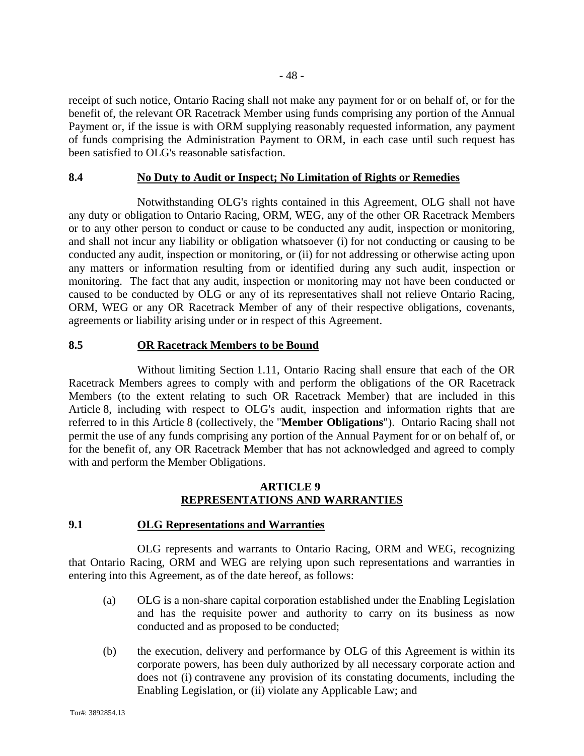receipt of such notice, Ontario Racing shall not make any payment for or on behalf of, or for the benefit of, the relevant OR Racetrack Member using funds comprising any portion of the Annual Payment or, if the issue is with ORM supplying reasonably requested information, any payment of funds comprising the Administration Payment to ORM, in each case until such request has been satisfied to OLG's reasonable satisfaction.

## 8.4 No Duty to Audit or Inspect; No Limitation of Rights or Remedies

Notwithstanding OLG's rights contained in this Agreement, OLG shall not have any duty or obligation to Ontario Racing, ORM, WEG, any of the other OR Racetrack Members or to any other person to conduct or cause to be conducted any audit, inspection or monitoring, and shall not incur any liability or obligation whatsoever (i) for not conducting or causing to be conducted any audit, inspection or monitoring, or (ii) for not addressing or otherwise acting upon any matters or information resulting from or identified during any such audit, inspection or monitoring. The fact that any audit, inspection or monitoring may not have been conducted or caused to be conducted by OLG or any of its representatives shall not relieve Ontario Racing, ORM, WEG or any OR Racetrack Member of any of their respective obligations, covenants, agreements or liability arising under or in respect of this Agreement.

## 8.5 OR Racetrack Members to be Bound

Without limiting Section 1.11, Ontario Racing shall ensure that each of the OR Racetrack Members agrees to comply with and perform the obligations of the OR Racetrack Members (to the extent relating to such OR Racetrack Member) that are included in this Article 8, including with respect to OLG's audit, inspection and information rights that are referred to in this Article 8 (collectively, the "**Member Obligations**"). Ontario Racing shall not permit the use of any funds comprising any portion of the Annual Payment for or on behalf of, or for the benefit of, any OR Racetrack Member that has not acknowledged and agreed to comply with and perform the Member Obligations.

# ARTICLE 9
# REPRESENTATIONS AND WARRANTIES

## 9.1 OLG Representations and Warranties

OLG represents and warrants to Ontario Racing, ORM and WEG, recognizing that Ontario Racing, ORM and WEG are relying upon such representations and warranties in entering into this Agreement, as of the date hereof, as follows:

(a) OLG is a non-share capital corporation established under the Enabling Legislation and has the requisite power and authority to carry on its business as now conducted and as proposed to be conducted;

(b) the execution, delivery and performance by OLG of this Agreement is within its corporate powers, has been duly authorized by all necessary corporate action and does not (i) contravene any provision of its constating documents, including the Enabling Legislation, or (ii) violate any Applicable Law; and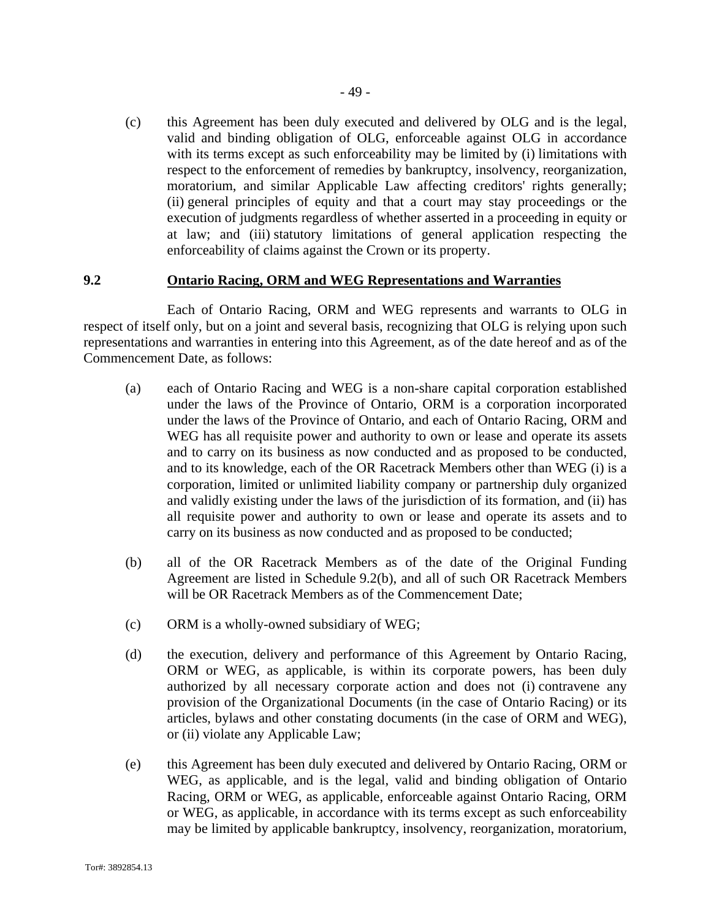(c) this Agreement has been duly executed and delivered by OLG and is the legal, valid and binding obligation of OLG, enforceable against OLG in accordance with its terms except as such enforceability may be limited by (i) limitations with respect to the enforcement of remedies by bankruptcy, insolvency, reorganization, moratorium, and similar Applicable Law affecting creditors' rights generally; (ii) general principles of equity and that a court may stay proceedings or the execution of judgments regardless of whether asserted in a proceeding in equity or at law; and (iii) statutory limitations of general application respecting the enforceability of claims against the Crown or its property.

## 9.2 Ontario Racing, ORM and WEG Representations and Warranties

Each of Ontario Racing, ORM and WEG represents and warrants to OLG in respect of itself only, but on a joint and several basis, recognizing that OLG is relying upon such representations and warranties in entering into this Agreement, as of the date hereof and as of the Commencement Date, as follows:

(a) each of Ontario Racing and WEG is a non-share capital corporation established under the laws of the Province of Ontario, ORM is a corporation incorporated under the laws of the Province of Ontario, and each of Ontario Racing, ORM and WEG has all requisite power and authority to own or lease and operate its assets and to carry on its business as now conducted and as proposed to be conducted, and to its knowledge, each of the OR Racetrack Members other than WEG (i) is a corporation, limited or unlimited liability company or partnership duly organized and validly existing under the laws of the jurisdiction of its formation, and (ii) has all requisite power and authority to own or lease and operate its assets and to carry on its business as now conducted and as proposed to be conducted;

(b) all of the OR Racetrack Members as of the date of the Original Funding Agreement are listed in Schedule 9.2(b), and all of such OR Racetrack Members will be OR Racetrack Members as of the Commencement Date;

(c) ORM is a wholly-owned subsidiary of WEG;

(d) the execution, delivery and performance of this Agreement by Ontario Racing, ORM or WEG, as applicable, is within its corporate powers, has been duly authorized by all necessary corporate action and does not (i) contravene any provision of the Organizational Documents (in the case of Ontario Racing) or its articles, bylaws and other constating documents (in the case of ORM and WEG), or (ii) violate any Applicable Law;

(e) this Agreement has been duly executed and delivered by Ontario Racing, ORM or WEG, as applicable, and is the legal, valid and binding obligation of Ontario Racing, ORM or WEG, as applicable, enforceable against Ontario Racing, ORM or WEG, as applicable, in accordance with its terms except as such enforceability may be limited by applicable bankruptcy, insolvency, reorganization, moratorium,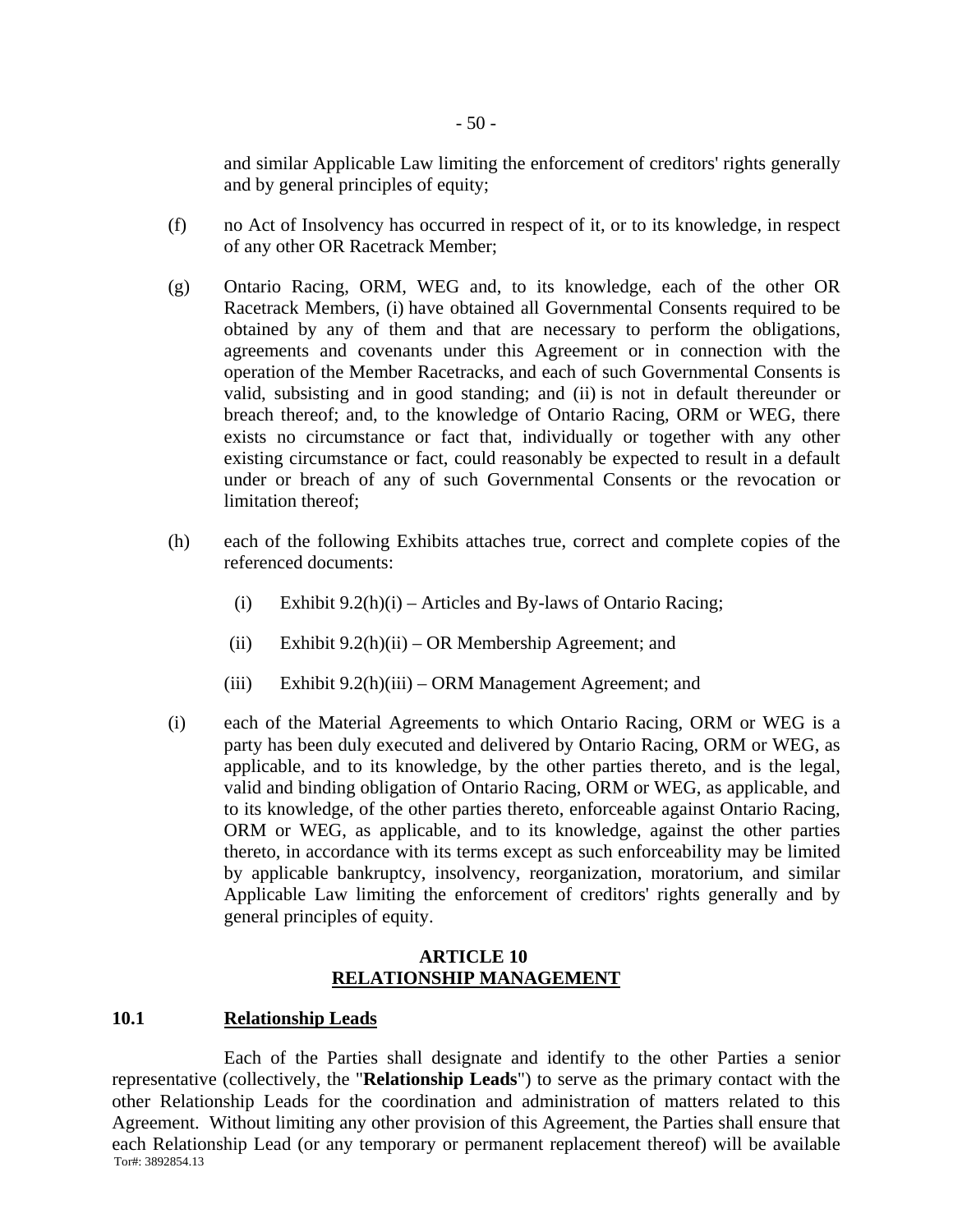and similar Applicable Law limiting the enforcement of creditors' rights generally and by general principles of equity;

(f) no Act of Insolvency has occurred in respect of it, or to its knowledge, in respect of any other OR Racetrack Member;

(g) Ontario Racing, ORM, WEG and, to its knowledge, each of the other OR Racetrack Members, (i) have obtained all Governmental Consents required to be obtained by any of them and that are necessary to perform the obligations, agreements and covenants under this Agreement or in connection with the operation of the Member Racetracks, and each of such Governmental Consents is valid, subsisting and in good standing; and (ii) is not in default thereunder or breach thereof; and, to the knowledge of Ontario Racing, ORM or WEG, there exists no circumstance or fact that, individually or together with any other existing circumstance or fact, could reasonably be expected to result in a default under or breach of any of such Governmental Consents or the revocation or limitation thereof;

(h) each of the following Exhibits attaches true, correct and complete copies of the referenced documents:

  (i) Exhibit 9.2(h)(i) – Articles and By-laws of Ontario Racing;

  (ii) Exhibit 9.2(h)(ii) – OR Membership Agreement; and

  (iii) Exhibit 9.2(h)(iii) – ORM Management Agreement; and

(i) each of the Material Agreements to which Ontario Racing, ORM or WEG is a party has been duly executed and delivered by Ontario Racing, ORM or WEG, as applicable, and to its knowledge, by the other parties thereto, and is the legal, valid and binding obligation of Ontario Racing, ORM or WEG, as applicable, and to its knowledge, of the other parties thereto, enforceable against Ontario Racing, ORM or WEG, as applicable, and to its knowledge, against the other parties thereto, in accordance with its terms except as such enforceability may be limited by applicable bankruptcy, insolvency, reorganization, moratorium, and similar Applicable Law limiting the enforcement of creditors' rights generally and by general principles of equity.

## ARTICLE 10
## RELATIONSHIP MANAGEMENT

### 10.1 Relationship Leads

Each of the Parties shall designate and identify to the other Parties a senior representative (collectively, the "**Relationship Leads**") to serve as the primary contact with the other Relationship Leads for the coordination and administration of matters related to this Agreement. Without limiting any other provision of this Agreement, the Parties shall ensure that each Relationship Lead (or any temporary or permanent replacement thereof) will be available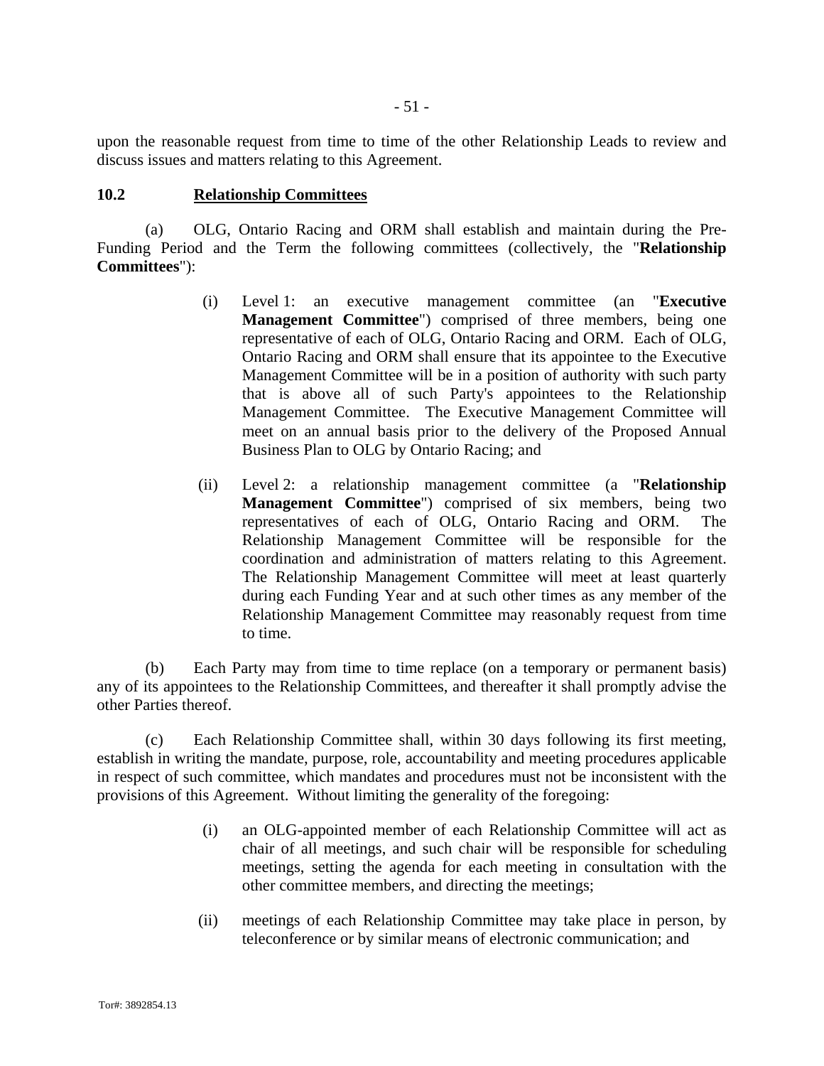upon the reasonable request from time to time of the other Relationship Leads to review and discuss issues and matters relating to this Agreement.

### 10.2 Relationship Committees

(a) OLG, Ontario Racing and ORM shall establish and maintain during the Pre-Funding Period and the Term the following committees (collectively, the "**Relationship Committees**"):

(i) Level 1: an executive management committee (an "**Executive Management Committee**") comprised of three members, being one representative of each of OLG, Ontario Racing and ORM. Each of OLG, Ontario Racing and ORM shall ensure that its appointee to the Executive Management Committee will be in a position of authority with such party that is above all of such Party's appointees to the Relationship Management Committee. The Executive Management Committee will meet on an annual basis prior to the delivery of the Proposed Annual Business Plan to OLG by Ontario Racing; and

(ii) Level 2: a relationship management committee (a "**Relationship Management Committee**") comprised of six members, being two representatives of each of OLG, Ontario Racing and ORM. The Relationship Management Committee will be responsible for the coordination and administration of matters relating to this Agreement. The Relationship Management Committee will meet at least quarterly during each Funding Year and at such other times as any member of the Relationship Management Committee may reasonably request from time to time.

(b) Each Party may from time to time replace (on a temporary or permanent basis) any of its appointees to the Relationship Committees, and thereafter it shall promptly advise the other Parties thereof.

(c) Each Relationship Committee shall, within 30 days following its first meeting, establish in writing the mandate, purpose, role, accountability and meeting procedures applicable in respect of such committee, which mandates and procedures must not be inconsistent with the provisions of this Agreement. Without limiting the generality of the foregoing:

(i) an OLG-appointed member of each Relationship Committee will act as chair of all meetings, and such chair will be responsible for scheduling meetings, setting the agenda for each meeting in consultation with the other committee members, and directing the meetings;

(ii) meetings of each Relationship Committee may take place in person, by teleconference or by similar means of electronic communication; and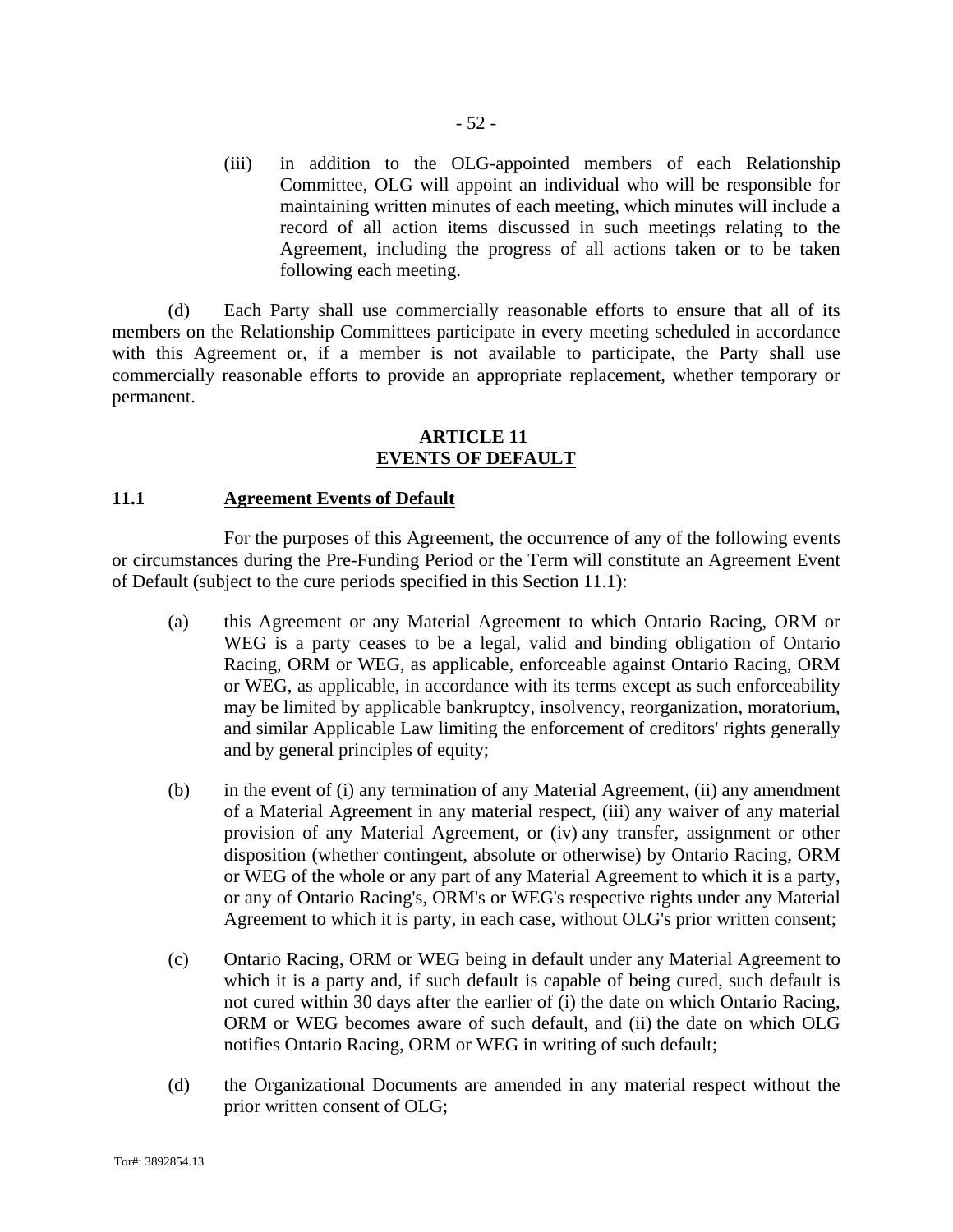(iii) in addition to the OLG-appointed members of each Relationship Committee, OLG will appoint an individual who will be responsible for maintaining written minutes of each meeting, which minutes will include a record of all action items discussed in such meetings relating to the Agreement, including the progress of all actions taken or to be taken following each meeting.

(d) Each Party shall use commercially reasonable efforts to ensure that all of its members on the Relationship Committees participate in every meeting scheduled in accordance with this Agreement or, if a member is not available to participate, the Party shall use commercially reasonable efforts to provide an appropriate replacement, whether temporary or permanent.

## ARTICLE 11
## EVENTS OF DEFAULT

### 11.1 Agreement Events of Default

For the purposes of this Agreement, the occurrence of any of the following events or circumstances during the Pre-Funding Period or the Term will constitute an Agreement Event of Default (subject to the cure periods specified in this Section 11.1):

(a) this Agreement or any Material Agreement to which Ontario Racing, ORM or WEG is a party ceases to be a legal, valid and binding obligation of Ontario Racing, ORM or WEG, as applicable, enforceable against Ontario Racing, ORM or WEG, as applicable, in accordance with its terms except as such enforceability may be limited by applicable bankruptcy, insolvency, reorganization, moratorium, and similar Applicable Law limiting the enforcement of creditors' rights generally and by general principles of equity;

(b) in the event of (i) any termination of any Material Agreement, (ii) any amendment of a Material Agreement in any material respect, (iii) any waiver of any material provision of any Material Agreement, or (iv) any transfer, assignment or other disposition (whether contingent, absolute or otherwise) by Ontario Racing, ORM or WEG of the whole or any part of any Material Agreement to which it is a party, or any of Ontario Racing's, ORM's or WEG's respective rights under any Material Agreement to which it is party, in each case, without OLG's prior written consent;

(c) Ontario Racing, ORM or WEG being in default under any Material Agreement to which it is a party and, if such default is capable of being cured, such default is not cured within 30 days after the earlier of (i) the date on which Ontario Racing, ORM or WEG becomes aware of such default, and (ii) the date on which OLG notifies Ontario Racing, ORM or WEG in writing of such default;

(d) the Organizational Documents are amended in any material respect without the prior written consent of OLG;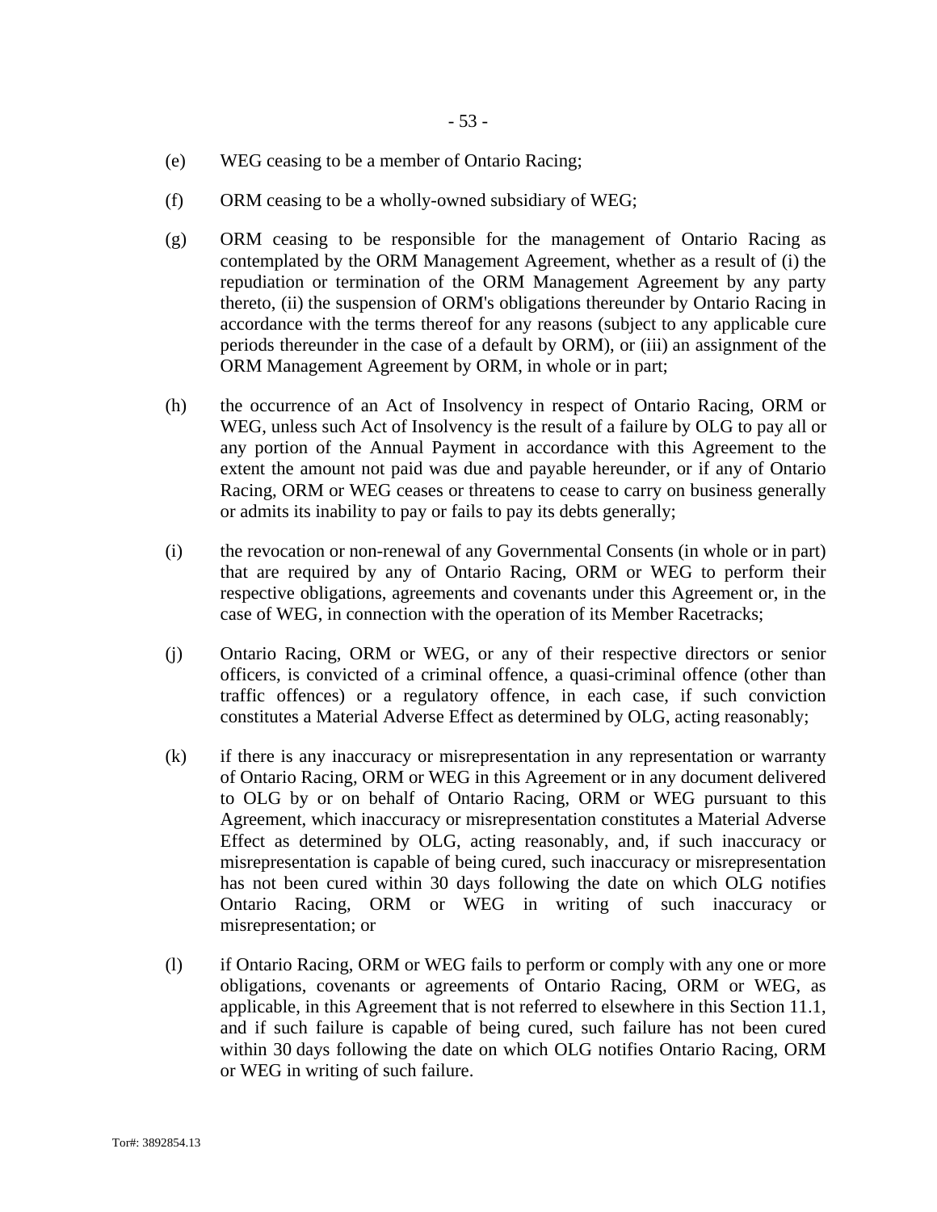(e) WEG ceasing to be a member of Ontario Racing;

(f) ORM ceasing to be a wholly-owned subsidiary of WEG;

(g) ORM ceasing to be responsible for the management of Ontario Racing as contemplated by the ORM Management Agreement, whether as a result of (i) the repudiation or termination of the ORM Management Agreement by any party thereto, (ii) the suspension of ORM's obligations thereunder by Ontario Racing in accordance with the terms thereof for any reasons (subject to any applicable cure periods thereunder in the case of a default by ORM), or (iii) an assignment of the ORM Management Agreement by ORM, in whole or in part;

(h) the occurrence of an Act of Insolvency in respect of Ontario Racing, ORM or WEG, unless such Act of Insolvency is the result of a failure by OLG to pay all or any portion of the Annual Payment in accordance with this Agreement to the extent the amount not paid was due and payable hereunder, or if any of Ontario Racing, ORM or WEG ceases or threatens to cease to carry on business generally or admits its inability to pay or fails to pay its debts generally;

(i) the revocation or non-renewal of any Governmental Consents (in whole or in part) that are required by any of Ontario Racing, ORM or WEG to perform their respective obligations, agreements and covenants under this Agreement or, in the case of WEG, in connection with the operation of its Member Racetracks;

(j) Ontario Racing, ORM or WEG, or any of their respective directors or senior officers, is convicted of a criminal offence, a quasi-criminal offence (other than traffic offences) or a regulatory offence, in each case, if such conviction constitutes a Material Adverse Effect as determined by OLG, acting reasonably;

(k) if there is any inaccuracy or misrepresentation in any representation or warranty of Ontario Racing, ORM or WEG in this Agreement or in any document delivered to OLG by or on behalf of Ontario Racing, ORM or WEG pursuant to this Agreement, which inaccuracy or misrepresentation constitutes a Material Adverse Effect as determined by OLG, acting reasonably, and, if such inaccuracy or misrepresentation is capable of being cured, such inaccuracy or misrepresentation has not been cured within 30 days following the date on which OLG notifies Ontario Racing, ORM or WEG in writing of such inaccuracy or misrepresentation; or

(l) if Ontario Racing, ORM or WEG fails to perform or comply with any one or more obligations, covenants or agreements of Ontario Racing, ORM or WEG, as applicable, in this Agreement that is not referred to elsewhere in this Section 11.1, and if such failure is capable of being cured, such failure has not been cured within 30 days following the date on which OLG notifies Ontario Racing, ORM or WEG in writing of such failure.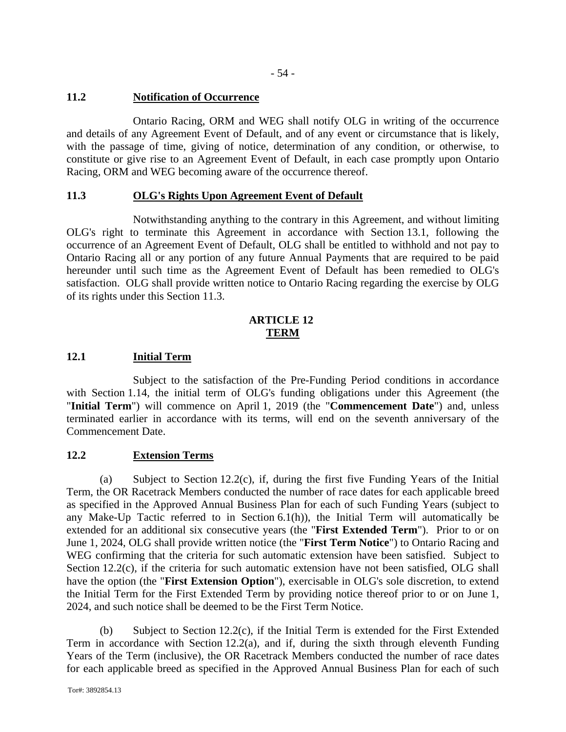### 11.2 Notification of Occurrence

Ontario Racing, ORM and WEG shall notify OLG in writing of the occurrence and details of any Agreement Event of Default, and of any event or circumstance that is likely, with the passage of time, giving of notice, determination of any condition, or otherwise, to constitute or give rise to an Agreement Event of Default, in each case promptly upon Ontario Racing, ORM and WEG becoming aware of the occurrence thereof.

### 11.3 OLG's Rights Upon Agreement Event of Default

Notwithstanding anything to the contrary in this Agreement, and without limiting OLG's right to terminate this Agreement in accordance with Section 13.1, following the occurrence of an Agreement Event of Default, OLG shall be entitled to withhold and not pay to Ontario Racing all or any portion of any future Annual Payments that are required to be paid hereunder until such time as the Agreement Event of Default has been remedied to OLG's satisfaction. OLG shall provide written notice to Ontario Racing regarding the exercise by OLG of its rights under this Section 11.3.

## ARTICLE 12
## TERM

### 12.1 Initial Term

Subject to the satisfaction of the Pre-Funding Period conditions in accordance with Section 1.14, the initial term of OLG's funding obligations under this Agreement (the "**Initial Term**") will commence on April 1, 2019 (the "**Commencement Date**") and, unless terminated earlier in accordance with its terms, will end on the seventh anniversary of the Commencement Date.

### 12.2 Extension Terms

(a) Subject to Section 12.2(c), if, during the first five Funding Years of the Initial Term, the OR Racetrack Members conducted the number of race dates for each applicable breed as specified in the Approved Annual Business Plan for each of such Funding Years (subject to any Make-Up Tactic referred to in Section 6.1(h)), the Initial Term will automatically be extended for an additional six consecutive years (the "**First Extended Term**"). Prior to or on June 1, 2024, OLG shall provide written notice (the "**First Term Notice**") to Ontario Racing and WEG confirming that the criteria for such automatic extension have been satisfied. Subject to Section 12.2(c), if the criteria for such automatic extension have not been satisfied, OLG shall have the option (the "**First Extension Option**"), exercisable in OLG's sole discretion, to extend the Initial Term for the First Extended Term by providing notice thereof prior to or on June 1, 2024, and such notice shall be deemed to be the First Term Notice.

(b) Subject to Section 12.2(c), if the Initial Term is extended for the First Extended Term in accordance with Section 12.2(a), and if, during the sixth through eleventh Funding Years of the Term (inclusive), the OR Racetrack Members conducted the number of race dates for each applicable breed as specified in the Approved Annual Business Plan for each of such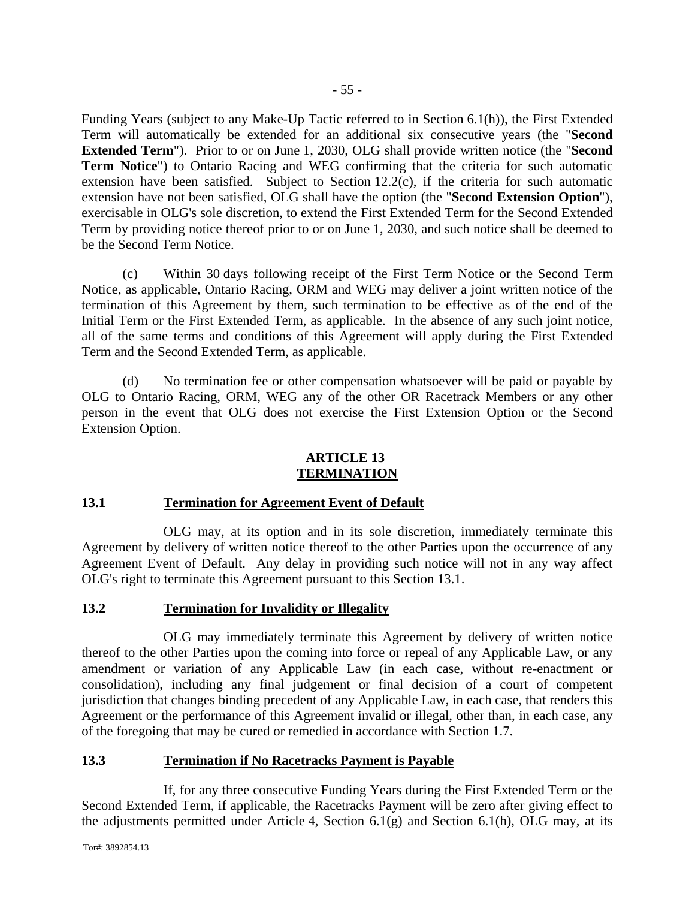Funding Years (subject to any Make-Up Tactic referred to in Section 6.1(h)), the First Extended Term will automatically be extended for an additional six consecutive years (the "**Second Extended Term**"). Prior to or on June 1, 2030, OLG shall provide written notice (the "**Second Term Notice**") to Ontario Racing and WEG confirming that the criteria for such automatic extension have been satisfied. Subject to Section 12.2(c), if the criteria for such automatic extension have not been satisfied, OLG shall have the option (the "**Second Extension Option**"), exercisable in OLG's sole discretion, to extend the First Extended Term for the Second Extended Term by providing notice thereof prior to or on June 1, 2030, and such notice shall be deemed to be the Second Term Notice.

(c) Within 30 days following receipt of the First Term Notice or the Second Term Notice, as applicable, Ontario Racing, ORM and WEG may deliver a joint written notice of the termination of this Agreement by them, such termination to be effective as of the end of the Initial Term or the First Extended Term, as applicable. In the absence of any such joint notice, all of the same terms and conditions of this Agreement will apply during the First Extended Term and the Second Extended Term, as applicable.

(d) No termination fee or other compensation whatsoever will be paid or payable by OLG to Ontario Racing, ORM, WEG any of the other OR Racetrack Members or any other person in the event that OLG does not exercise the First Extension Option or the Second Extension Option.

## ARTICLE 13
## TERMINATION

### 13.1 Termination for Agreement Event of Default

OLG may, at its option and in its sole discretion, immediately terminate this Agreement by delivery of written notice thereof to the other Parties upon the occurrence of any Agreement Event of Default. Any delay in providing such notice will not in any way affect OLG's right to terminate this Agreement pursuant to this Section 13.1.

### 13.2 Termination for Invalidity or Illegality

OLG may immediately terminate this Agreement by delivery of written notice thereof to the other Parties upon the coming into force or repeal of any Applicable Law, or any amendment or variation of any Applicable Law (in each case, without re-enactment or consolidation), including any final judgement or final decision of a court of competent jurisdiction that changes binding precedent of any Applicable Law, in each case, that renders this Agreement or the performance of this Agreement invalid or illegal, other than, in each case, any of the foregoing that may be cured or remedied in accordance with Section 1.7.

### 13.3 Termination if No Racetracks Payment is Payable

If, for any three consecutive Funding Years during the First Extended Term or the Second Extended Term, if applicable, the Racetracks Payment will be zero after giving effect to the adjustments permitted under Article 4, Section 6.1(g) and Section 6.1(h), OLG may, at its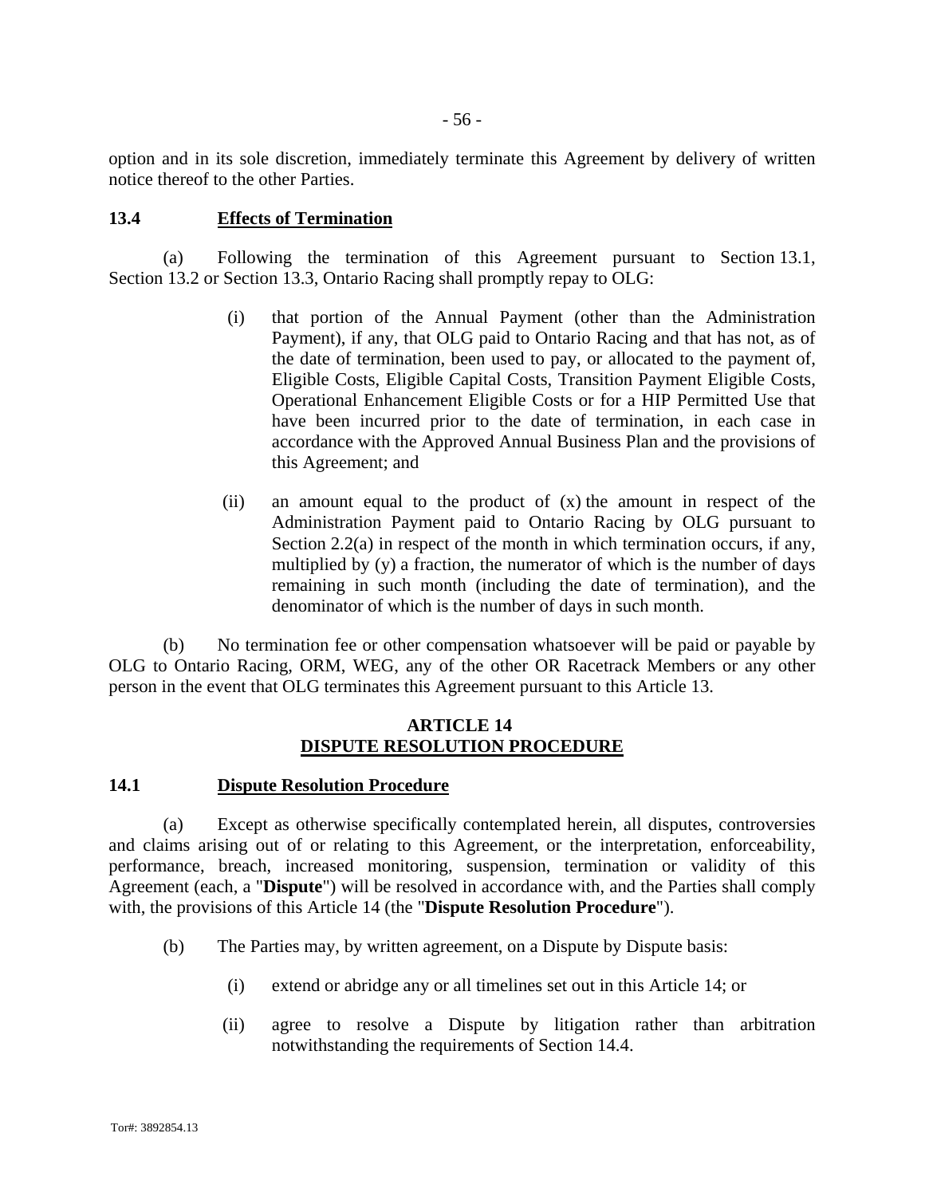option and in its sole discretion, immediately terminate this Agreement by delivery of written notice thereof to the other Parties.

### 13.4 Effects of Termination

(a) Following the termination of this Agreement pursuant to Section 13.1, Section 13.2 or Section 13.3, Ontario Racing shall promptly repay to OLG:

(i) that portion of the Annual Payment (other than the Administration Payment), if any, that OLG paid to Ontario Racing and that has not, as of the date of termination, been used to pay, or allocated to the payment of, Eligible Costs, Eligible Capital Costs, Transition Payment Eligible Costs, Operational Enhancement Eligible Costs or for a HIP Permitted Use that have been incurred prior to the date of termination, in each case in accordance with the Approved Annual Business Plan and the provisions of this Agreement; and

(ii) an amount equal to the product of (x) the amount in respect of the Administration Payment paid to Ontario Racing by OLG pursuant to Section 2.2(a) in respect of the month in which termination occurs, if any, multiplied by (y) a fraction, the numerator of which is the number of days remaining in such month (including the date of termination), and the denominator of which is the number of days in such month.

(b) No termination fee or other compensation whatsoever will be paid or payable by OLG to Ontario Racing, ORM, WEG, any of the other OR Racetrack Members or any other person in the event that OLG terminates this Agreement pursuant to this Article 13.

## ARTICLE 14
## DISPUTE RESOLUTION PROCEDURE

### 14.1 Dispute Resolution Procedure

(a) Except as otherwise specifically contemplated herein, all disputes, controversies and claims arising out of or relating to this Agreement, or the interpretation, enforceability, performance, breach, increased monitoring, suspension, termination or validity of this Agreement (each, a "**Dispute**") will be resolved in accordance with, and the Parties shall comply with, the provisions of this Article 14 (the "**Dispute Resolution Procedure**").

(b) The Parties may, by written agreement, on a Dispute by Dispute basis:

(i) extend or abridge any or all timelines set out in this Article 14; or

(ii) agree to resolve a Dispute by litigation rather than arbitration notwithstanding the requirements of Section 14.4.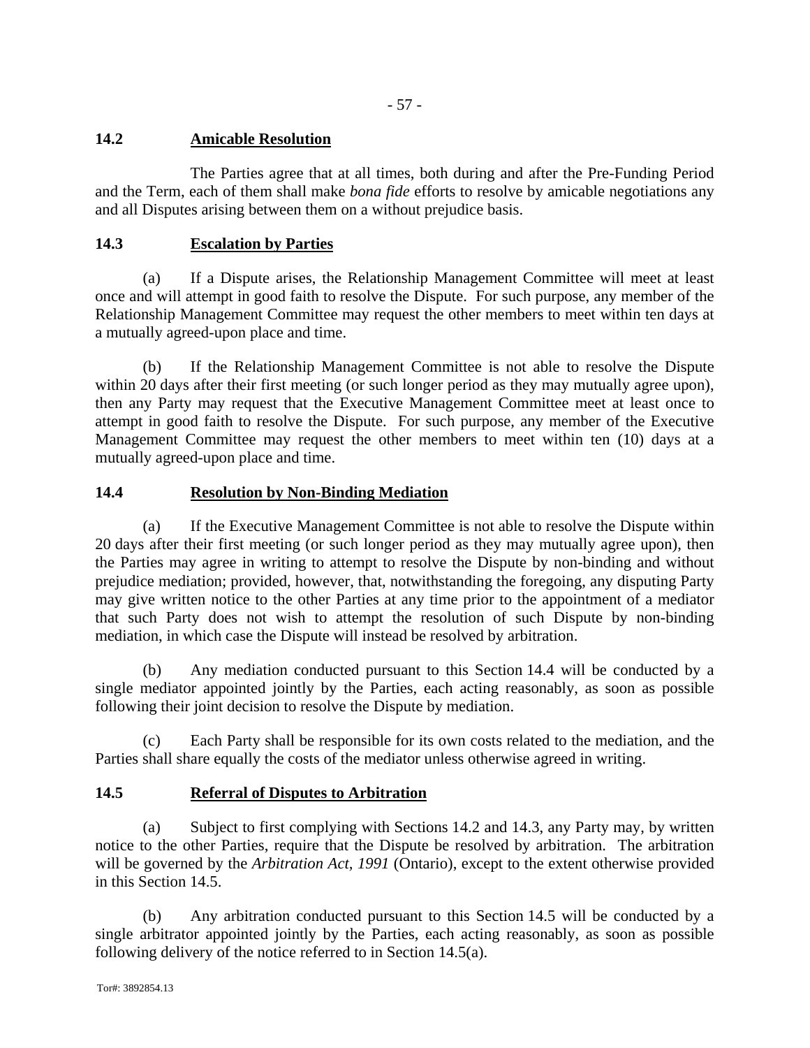### 14.2 Amicable Resolution

The Parties agree that at all times, both during and after the Pre-Funding Period and the Term, each of them shall make *bona fide* efforts to resolve by amicable negotiations any and all Disputes arising between them on a without prejudice basis.

### 14.3 Escalation by Parties

(a) If a Dispute arises, the Relationship Management Committee will meet at least once and will attempt in good faith to resolve the Dispute. For such purpose, any member of the Relationship Management Committee may request the other members to meet within ten days at a mutually agreed-upon place and time.

(b) If the Relationship Management Committee is not able to resolve the Dispute within 20 days after their first meeting (or such longer period as they may mutually agree upon), then any Party may request that the Executive Management Committee meet at least once to attempt in good faith to resolve the Dispute. For such purpose, any member of the Executive Management Committee may request the other members to meet within ten (10) days at a mutually agreed-upon place and time.

### 14.4 Resolution by Non-Binding Mediation

(a) If the Executive Management Committee is not able to resolve the Dispute within 20 days after their first meeting (or such longer period as they may mutually agree upon), then the Parties may agree in writing to attempt to resolve the Dispute by non-binding and without prejudice mediation; provided, however, that, notwithstanding the foregoing, any disputing Party may give written notice to the other Parties at any time prior to the appointment of a mediator that such Party does not wish to attempt the resolution of such Dispute by non-binding mediation, in which case the Dispute will instead be resolved by arbitration.

(b) Any mediation conducted pursuant to this Section 14.4 will be conducted by a single mediator appointed jointly by the Parties, each acting reasonably, as soon as possible following their joint decision to resolve the Dispute by mediation.

(c) Each Party shall be responsible for its own costs related to the mediation, and the Parties shall share equally the costs of the mediator unless otherwise agreed in writing.

### 14.5 Referral of Disputes to Arbitration

(a) Subject to first complying with Sections 14.2 and 14.3, any Party may, by written notice to the other Parties, require that the Dispute be resolved by arbitration. The arbitration will be governed by the *Arbitration Act, 1991* (Ontario), except to the extent otherwise provided in this Section 14.5.

(b) Any arbitration conducted pursuant to this Section 14.5 will be conducted by a single arbitrator appointed jointly by the Parties, each acting reasonably, as soon as possible following delivery of the notice referred to in Section 14.5(a).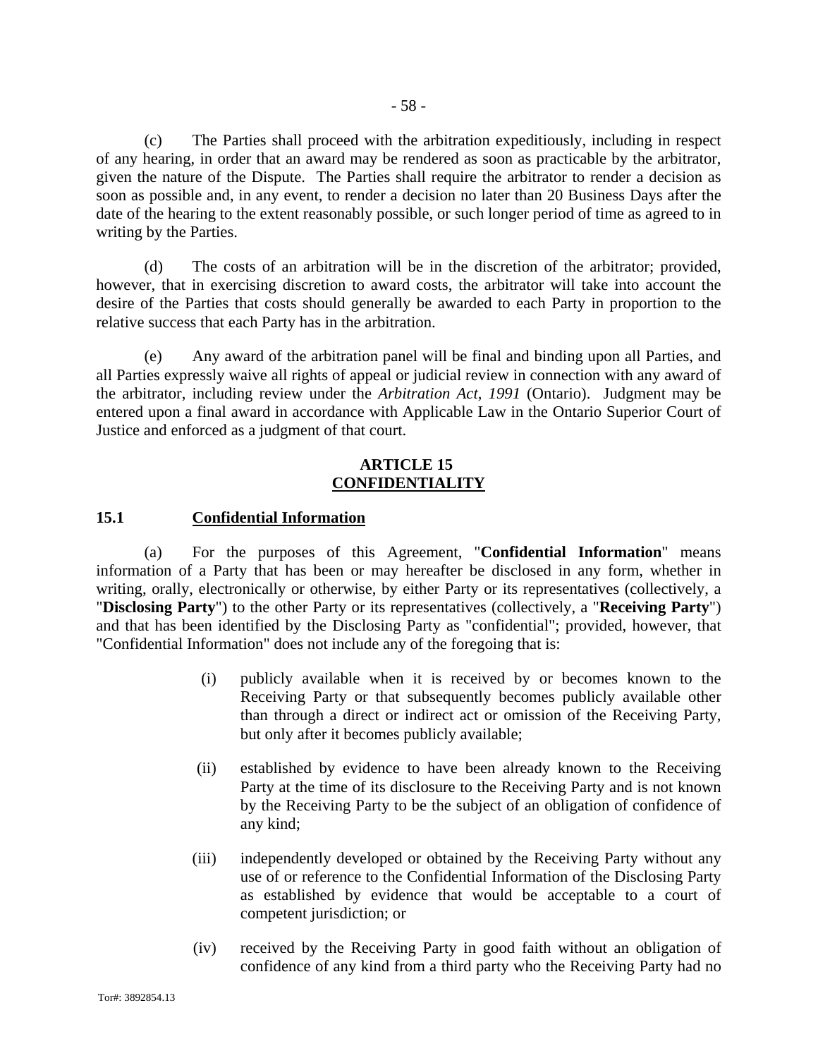(c) The Parties shall proceed with the arbitration expeditiously, including in respect of any hearing, in order that an award may be rendered as soon as practicable by the arbitrator, given the nature of the Dispute. The Parties shall require the arbitrator to render a decision as soon as possible and, in any event, to render a decision no later than 20 Business Days after the date of the hearing to the extent reasonably possible, or such longer period of time as agreed to in writing by the Parties.

(d) The costs of an arbitration will be in the discretion of the arbitrator; provided, however, that in exercising discretion to award costs, the arbitrator will take into account the desire of the Parties that costs should generally be awarded to each Party in proportion to the relative success that each Party has in the arbitration.

(e) Any award of the arbitration panel will be final and binding upon all Parties, and all Parties expressly waive all rights of appeal or judicial review in connection with any award of the arbitrator, including review under the *Arbitration Act, 1991* (Ontario). Judgment may be entered upon a final award in accordance with Applicable Law in the Ontario Superior Court of Justice and enforced as a judgment of that court.

## ARTICLE 15
## <u>CONFIDENTIALITY</u>

### 15.1 <u>Confidential Information</u>

(a) For the purposes of this Agreement, "**Confidential Information**" means information of a Party that has been or may hereafter be disclosed in any form, whether in writing, orally, electronically or otherwise, by either Party or its representatives (collectively, a "**Disclosing Party**") to the other Party or its representatives (collectively, a "**Receiving Party**") and that has been identified by the Disclosing Party as "confidential"; provided, however, that "Confidential Information" does not include any of the foregoing that is:

(i) publicly available when it is received by or becomes known to the Receiving Party or that subsequently becomes publicly available other than through a direct or indirect act or omission of the Receiving Party, but only after it becomes publicly available;

(ii) established by evidence to have been already known to the Receiving Party at the time of its disclosure to the Receiving Party and is not known by the Receiving Party to be the subject of an obligation of confidence of any kind;

(iii) independently developed or obtained by the Receiving Party without any use of or reference to the Confidential Information of the Disclosing Party as established by evidence that would be acceptable to a court of competent jurisdiction; or

(iv) received by the Receiving Party in good faith without an obligation of confidence of any kind from a third party who the Receiving Party had no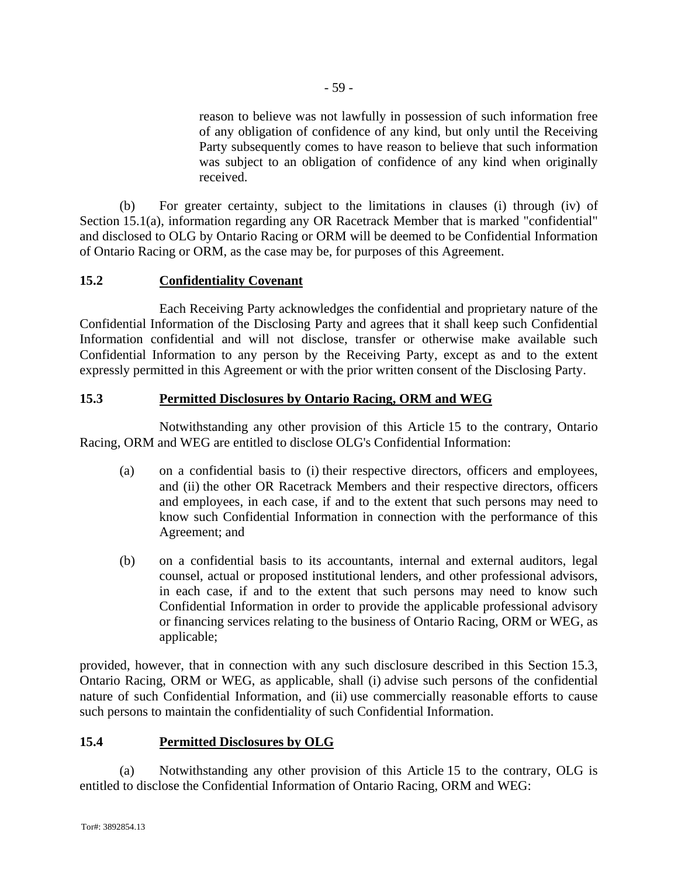reason to believe was not lawfully in possession of such information free of any obligation of confidence of any kind, but only until the Receiving Party subsequently comes to have reason to believe that such information was subject to an obligation of confidence of any kind when originally received.

(b) For greater certainty, subject to the limitations in clauses (i) through (iv) of Section 15.1(a), information regarding any OR Racetrack Member that is marked "confidential" and disclosed to OLG by Ontario Racing or ORM will be deemed to be Confidential Information of Ontario Racing or ORM, as the case may be, for purposes of this Agreement.

### 15.2 Confidentiality Covenant

Each Receiving Party acknowledges the confidential and proprietary nature of the Confidential Information of the Disclosing Party and agrees that it shall keep such Confidential Information confidential and will not disclose, transfer or otherwise make available such Confidential Information to any person by the Receiving Party, except as and to the extent expressly permitted in this Agreement or with the prior written consent of the Disclosing Party.

### 15.3 Permitted Disclosures by Ontario Racing, ORM and WEG

Notwithstanding any other provision of this Article 15 to the contrary, Ontario Racing, ORM and WEG are entitled to disclose OLG's Confidential Information:

(a) on a confidential basis to (i) their respective directors, officers and employees, and (ii) the other OR Racetrack Members and their respective directors, officers and employees, in each case, if and to the extent that such persons may need to know such Confidential Information in connection with the performance of this Agreement; and

(b) on a confidential basis to its accountants, internal and external auditors, legal counsel, actual or proposed institutional lenders, and other professional advisors, in each case, if and to the extent that such persons may need to know such Confidential Information in order to provide the applicable professional advisory or financing services relating to the business of Ontario Racing, ORM or WEG, as applicable;

provided, however, that in connection with any such disclosure described in this Section 15.3, Ontario Racing, ORM or WEG, as applicable, shall (i) advise such persons of the confidential nature of such Confidential Information, and (ii) use commercially reasonable efforts to cause such persons to maintain the confidentiality of such Confidential Information.

### 15.4 Permitted Disclosures by OLG

(a) Notwithstanding any other provision of this Article 15 to the contrary, OLG is entitled to disclose the Confidential Information of Ontario Racing, ORM and WEG: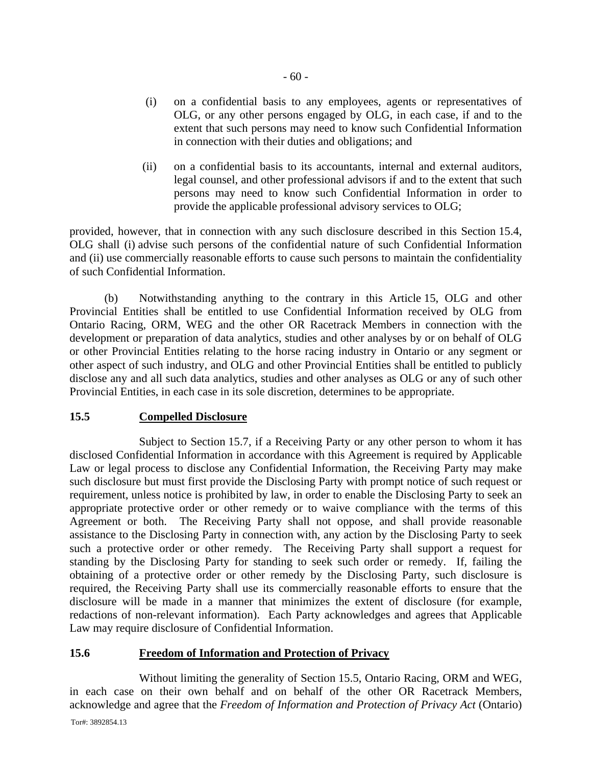(i) on a confidential basis to any employees, agents or representatives of OLG, or any other persons engaged by OLG, in each case, if and to the extent that such persons may need to know such Confidential Information in connection with their duties and obligations; and

(ii) on a confidential basis to its accountants, internal and external auditors, legal counsel, and other professional advisors if and to the extent that such persons may need to know such Confidential Information in order to provide the applicable professional advisory services to OLG;

provided, however, that in connection with any such disclosure described in this Section 15.4, OLG shall (i) advise such persons of the confidential nature of such Confidential Information and (ii) use commercially reasonable efforts to cause such persons to maintain the confidentiality of such Confidential Information.

(b) Notwithstanding anything to the contrary in this Article 15, OLG and other Provincial Entities shall be entitled to use Confidential Information received by OLG from Ontario Racing, ORM, WEG and the other OR Racetrack Members in connection with the development or preparation of data analytics, studies and other analyses by or on behalf of OLG or other Provincial Entities relating to the horse racing industry in Ontario or any segment or other aspect of such industry, and OLG and other Provincial Entities shall be entitled to publicly disclose any and all such data analytics, studies and other analyses as OLG or any of such other Provincial Entities, in each case in its sole discretion, determines to be appropriate.

### 15.5 Compelled Disclosure

Subject to Section 15.7, if a Receiving Party or any other person to whom it has disclosed Confidential Information in accordance with this Agreement is required by Applicable Law or legal process to disclose any Confidential Information, the Receiving Party may make such disclosure but must first provide the Disclosing Party with prompt notice of such request or requirement, unless notice is prohibited by law, in order to enable the Disclosing Party to seek an appropriate protective order or other remedy or to waive compliance with the terms of this Agreement or both. The Receiving Party shall not oppose, and shall provide reasonable assistance to the Disclosing Party in connection with, any action by the Disclosing Party to seek such a protective order or other remedy. The Receiving Party shall support a request for standing by the Disclosing Party for standing to seek such order or remedy. If, failing the obtaining of a protective order or other remedy by the Disclosing Party, such disclosure is required, the Receiving Party shall use its commercially reasonable efforts to ensure that the disclosure will be made in a manner that minimizes the extent of disclosure (for example, redactions of non-relevant information). Each Party acknowledges and agrees that Applicable Law may require disclosure of Confidential Information.

### 15.6 Freedom of Information and Protection of Privacy

Without limiting the generality of Section 15.5, Ontario Racing, ORM and WEG, in each case on their own behalf and on behalf of the other OR Racetrack Members, acknowledge and agree that the *Freedom of Information and Protection of Privacy Act* (Ontario)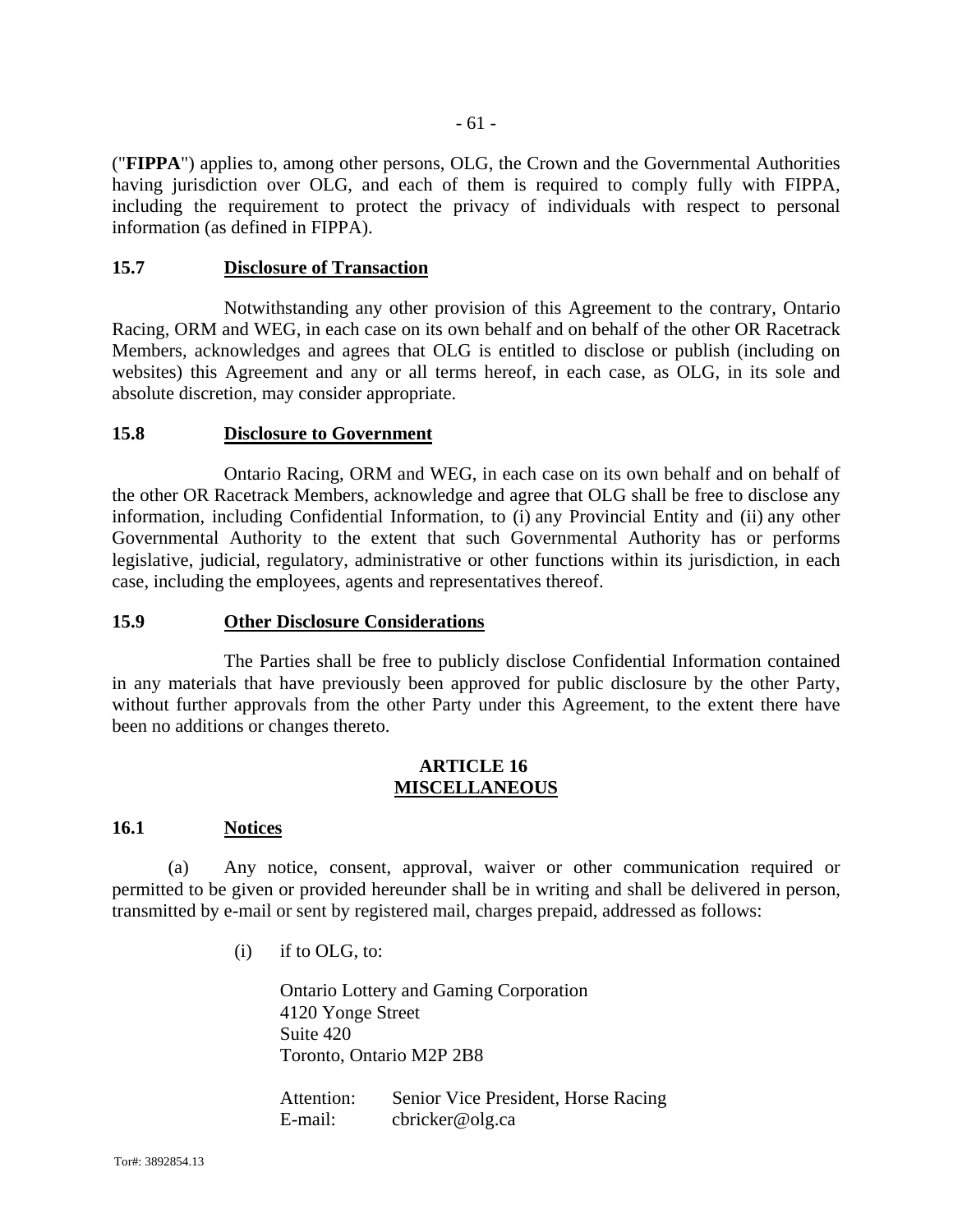("**FIPPA**") applies to, among other persons, OLG, the Crown and the Governmental Authorities having jurisdiction over OLG, and each of them is required to comply fully with FIPPA, including the requirement to protect the privacy of individuals with respect to personal information (as defined in FIPPA).

### 15.7 Disclosure of Transaction

Notwithstanding any other provision of this Agreement to the contrary, Ontario Racing, ORM and WEG, in each case on its own behalf and on behalf of the other OR Racetrack Members, acknowledges and agrees that OLG is entitled to disclose or publish (including on websites) this Agreement and any or all terms hereof, in each case, as OLG, in its sole and absolute discretion, may consider appropriate.

### 15.8 Disclosure to Government

Ontario Racing, ORM and WEG, in each case on its own behalf and on behalf of the other OR Racetrack Members, acknowledge and agree that OLG shall be free to disclose any information, including Confidential Information, to (i) any Provincial Entity and (ii) any other Governmental Authority to the extent that such Governmental Authority has or performs legislative, judicial, regulatory, administrative or other functions within its jurisdiction, in each case, including the employees, agents and representatives thereof.

### 15.9 Other Disclosure Considerations

The Parties shall be free to publicly disclose Confidential Information contained in any materials that have previously been approved for public disclosure by the other Party, without further approvals from the other Party under this Agreement, to the extent there have been no additions or changes thereto.

## ARTICLE 16 MISCELLANEOUS

### 16.1 Notices

(a) Any notice, consent, approval, waiver or other communication required or permitted to be given or provided hereunder shall be in writing and shall be delivered in person, transmitted by e-mail or sent by registered mail, charges prepaid, addressed as follows:

(i) if to OLG, to:

Ontario Lottery and Gaming Corporation
4120 Yonge Street
Suite 420
Toronto, Ontario M2P 2B8

Attention: Senior Vice President, Horse Racing
E-mail: cbricker@olg.ca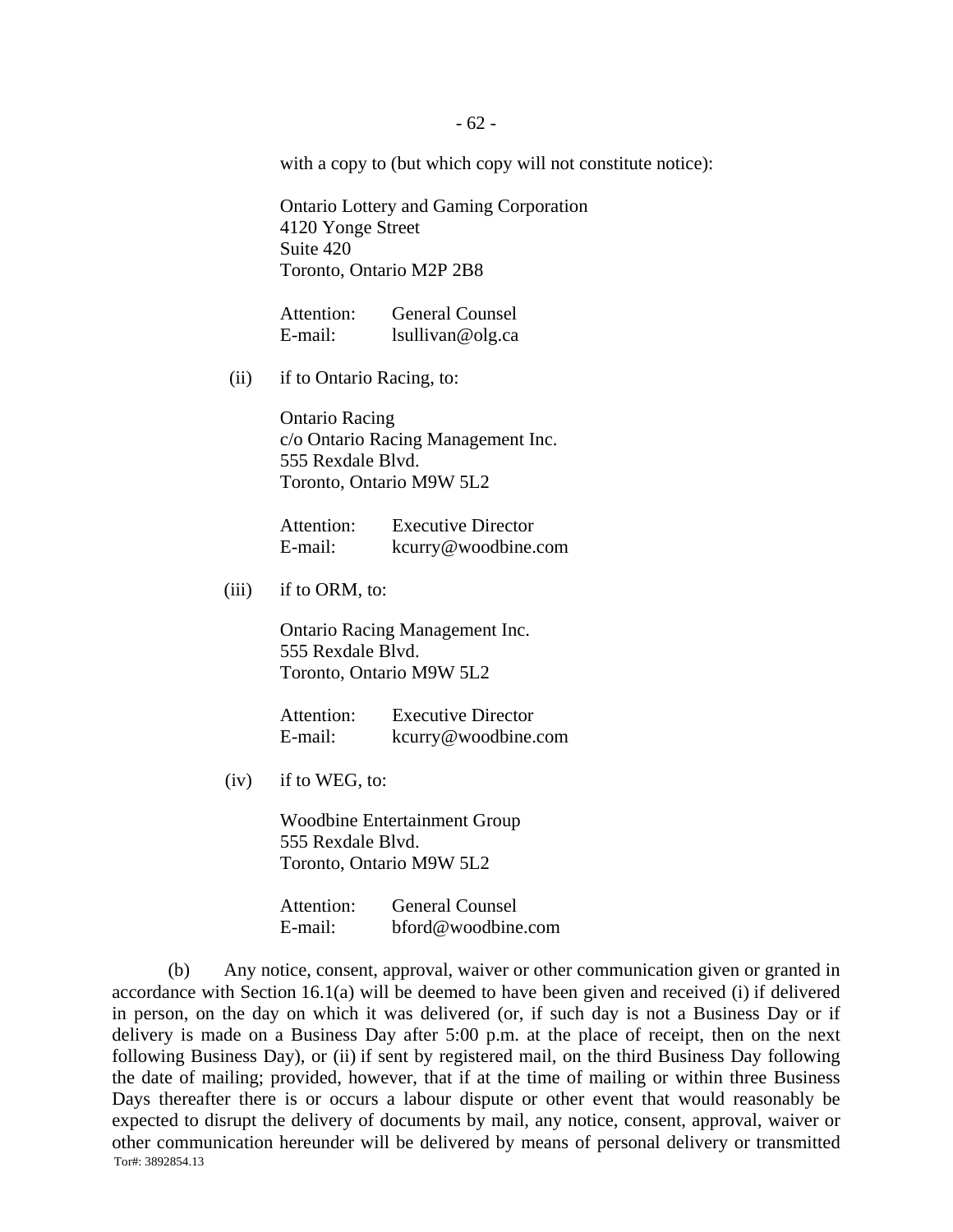with a copy to (but which copy will not constitute notice):

Ontario Lottery and Gaming Corporation
4120 Yonge Street
Suite 420
Toronto, Ontario M2P 2B8

Attention: General Counsel
E-mail: lsullivan@olg.ca

(ii) if to Ontario Racing, to:

Ontario Racing
c/o Ontario Racing Management Inc.
555 Rexdale Blvd.
Toronto, Ontario M9W 5L2

Attention: Executive Director
E-mail: kcurry@woodbine.com

(iii) if to ORM, to:

Ontario Racing Management Inc.
555 Rexdale Blvd.
Toronto, Ontario M9W 5L2

Attention: Executive Director
E-mail: kcurry@woodbine.com

(iv) if to WEG, to:

Woodbine Entertainment Group
555 Rexdale Blvd.
Toronto, Ontario M9W 5L2

Attention: General Counsel
E-mail: bford@woodbine.com

(b) Any notice, consent, approval, waiver or other communication given or granted in accordance with Section 16.1(a) will be deemed to have been given and received (i) if delivered in person, on the day on which it was delivered (or, if such day is not a Business Day or if delivery is made on a Business Day after 5:00 p.m. at the place of receipt, then on the next following Business Day), or (ii) if sent by registered mail, on the third Business Day following the date of mailing; provided, however, that if at the time of mailing or within three Business Days thereafter there is or occurs a labour dispute or other event that would reasonably be expected to disrupt the delivery of documents by mail, any notice, consent, approval, waiver or other communication hereunder will be delivered by means of personal delivery or transmitted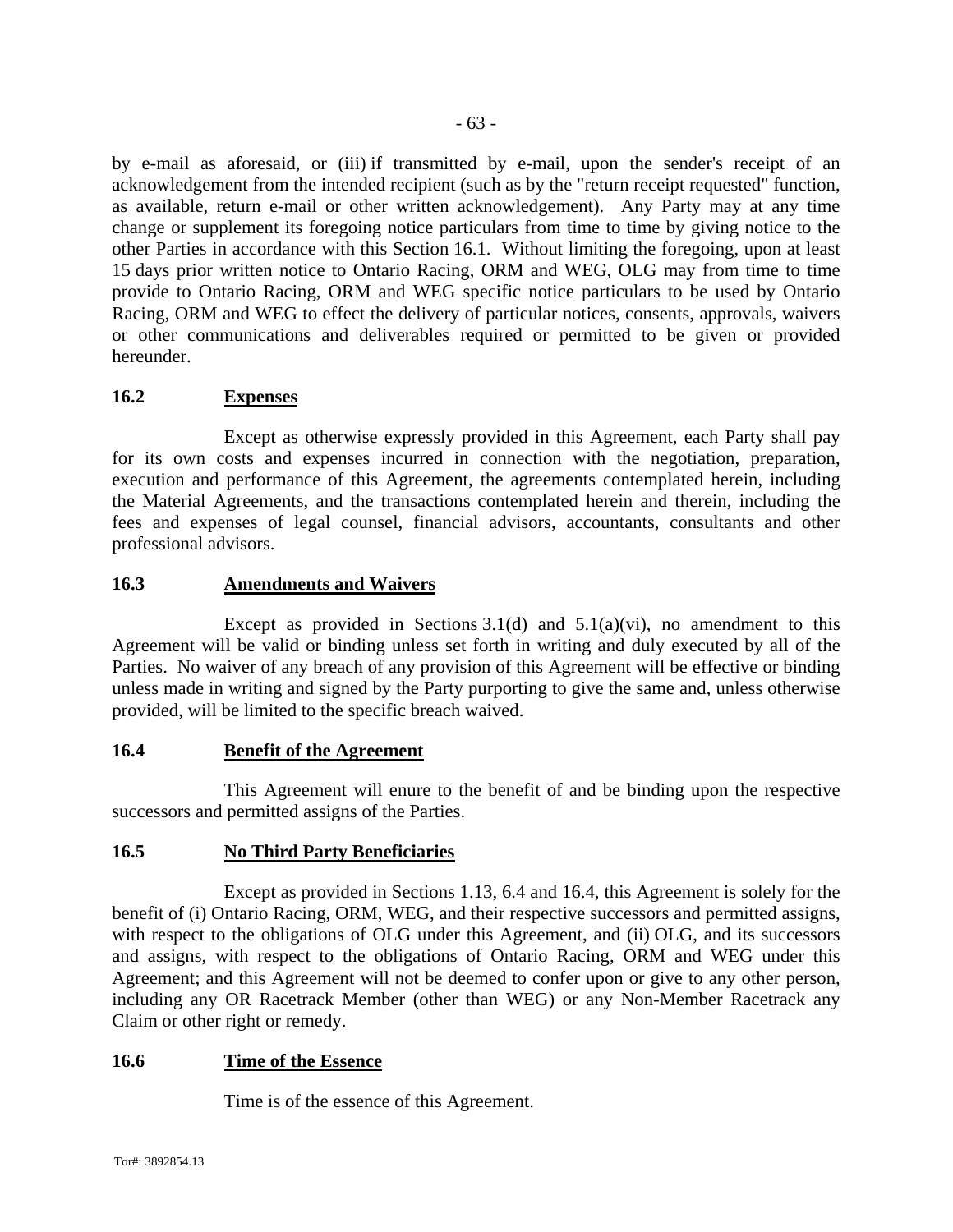by e-mail as aforesaid, or (iii) if transmitted by e-mail, upon the sender's receipt of an acknowledgement from the intended recipient (such as by the "return receipt requested" function, as available, return e-mail or other written acknowledgement). Any Party may at any time change or supplement its foregoing notice particulars from time to time by giving notice to the other Parties in accordance with this Section 16.1. Without limiting the foregoing, upon at least 15 days prior written notice to Ontario Racing, ORM and WEG, OLG may from time to time provide to Ontario Racing, ORM and WEG specific notice particulars to be used by Ontario Racing, ORM and WEG to effect the delivery of particular notices, consents, approvals, waivers or other communications and deliverables required or permitted to be given or provided hereunder.

### 16.2 Expenses

Except as otherwise expressly provided in this Agreement, each Party shall pay for its own costs and expenses incurred in connection with the negotiation, preparation, execution and performance of this Agreement, the agreements contemplated herein, including the Material Agreements, and the transactions contemplated herein and therein, including the fees and expenses of legal counsel, financial advisors, accountants, consultants and other professional advisors.

### 16.3 Amendments and Waivers

Except as provided in Sections 3.1(d) and 5.1(a)(vi), no amendment to this Agreement will be valid or binding unless set forth in writing and duly executed by all of the Parties. No waiver of any breach of any provision of this Agreement will be effective or binding unless made in writing and signed by the Party purporting to give the same and, unless otherwise provided, will be limited to the specific breach waived.

### 16.4 Benefit of the Agreement

This Agreement will enure to the benefit of and be binding upon the respective successors and permitted assigns of the Parties.

### 16.5 No Third Party Beneficiaries

Except as provided in Sections 1.13, 6.4 and 16.4, this Agreement is solely for the benefit of (i) Ontario Racing, ORM, WEG, and their respective successors and permitted assigns, with respect to the obligations of OLG under this Agreement, and (ii) OLG, and its successors and assigns, with respect to the obligations of Ontario Racing, ORM and WEG under this Agreement; and this Agreement will not be deemed to confer upon or give to any other person, including any OR Racetrack Member (other than WEG) or any Non-Member Racetrack any Claim or other right or remedy.

### 16.6 Time of the Essence

Time is of the essence of this Agreement.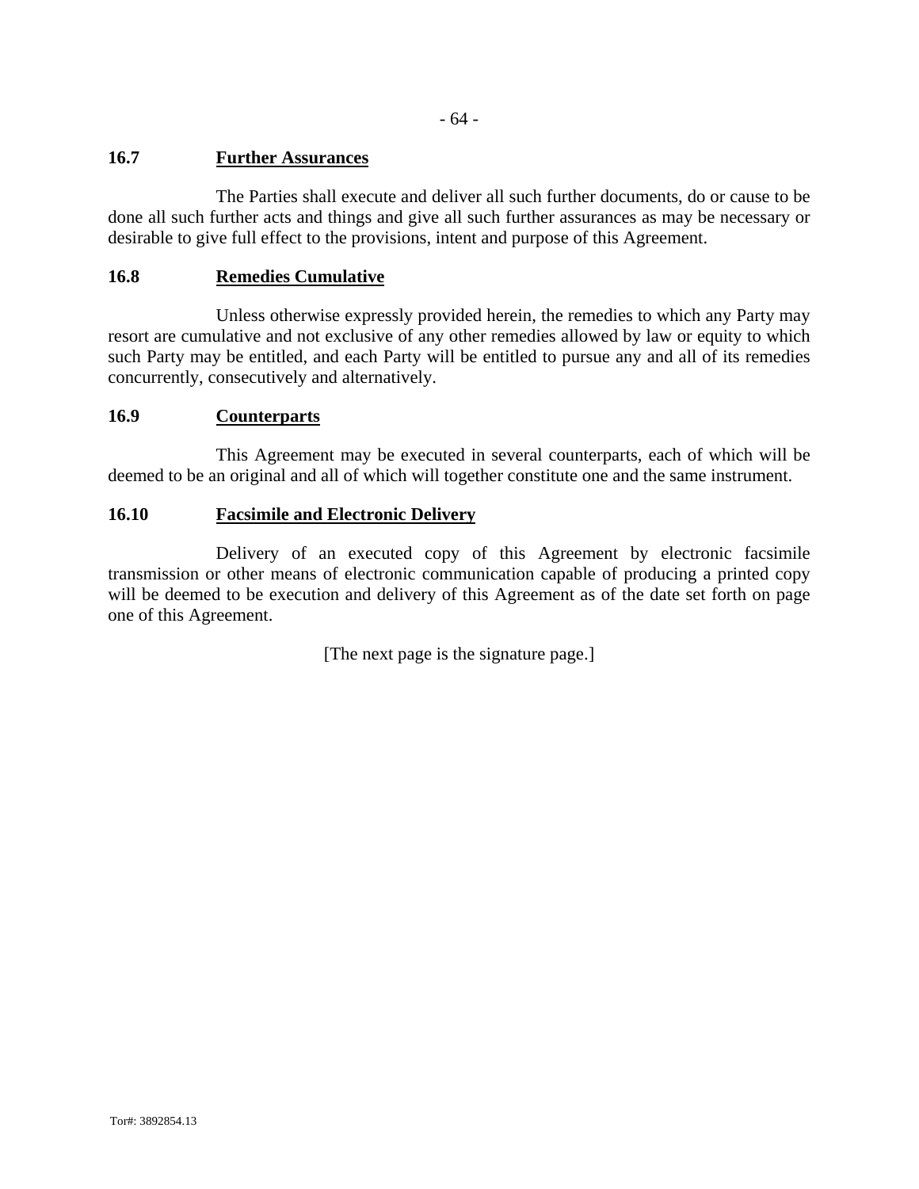### 16.7 Further Assurances

The Parties shall execute and deliver all such further documents, do or cause to be done all such further acts and things and give all such further assurances as may be necessary or desirable to give full effect to the provisions, intent and purpose of this Agreement.

### 16.8 Remedies Cumulative

Unless otherwise expressly provided herein, the remedies to which any Party may resort are cumulative and not exclusive of any other remedies allowed by law or equity to which such Party may be entitled, and each Party will be entitled to pursue any and all of its remedies concurrently, consecutively and alternatively.

### 16.9 Counterparts

This Agreement may be executed in several counterparts, each of which will be deemed to be an original and all of which will together constitute one and the same instrument.

### 16.10 Facsimile and Electronic Delivery

Delivery of an executed copy of this Agreement by electronic facsimile transmission or other means of electronic communication capable of producing a printed copy will be deemed to be execution and delivery of this Agreement as of the date set forth on page one of this Agreement.

[The next page is the signature page.]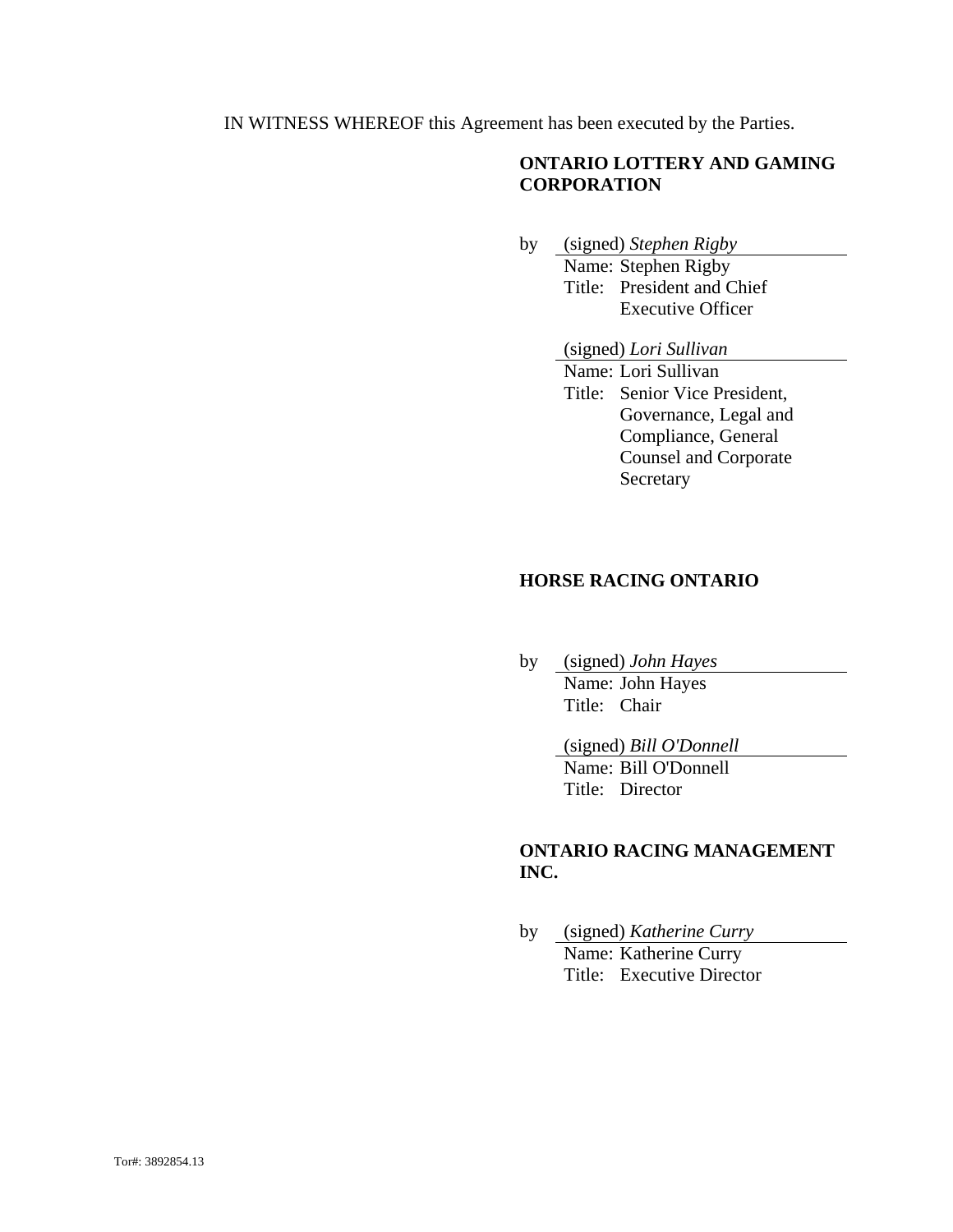IN WITNESS WHEREOF this Agreement has been executed by the Parties.

**ONTARIO LOTTERY AND GAMING CORPORATION**

by (signed) *Stephen Rigby*
Name: Stephen Rigby
Title: President and Chief Executive Officer

(signed) *Lori Sullivan*
Name: Lori Sullivan
Title: Senior Vice President, Governance, Legal and Compliance, General Counsel and Corporate Secretary

**HORSE RACING ONTARIO**

by (signed) *John Hayes*
Name: John Hayes
Title: Chair

(signed) *Bill O'Donnell*
Name: Bill O'Donnell
Title: Director

**ONTARIO RACING MANAGEMENT INC.**

by (signed) *Katherine Curry*
Name: Katherine Curry
Title: Executive Director

Tor#: 3892854.13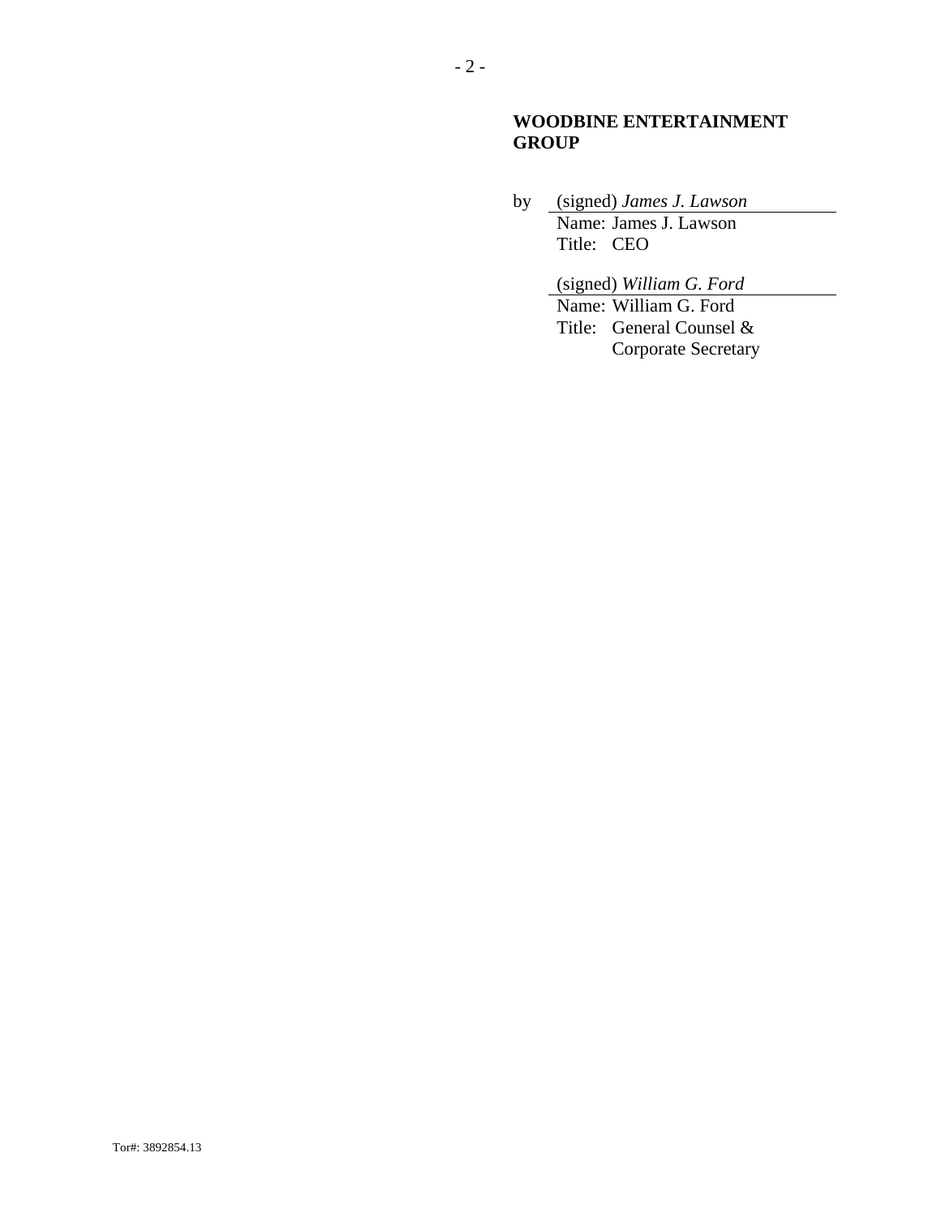**WOODBINE ENTERTAINMENT GROUP**

by (signed) *James J. Lawson*
Name: James J. Lawson
Title: CEO

(signed) *William G. Ford*
Name: William G. Ford
Title: General Counsel & Corporate Secretary

Tor#: 3892854.13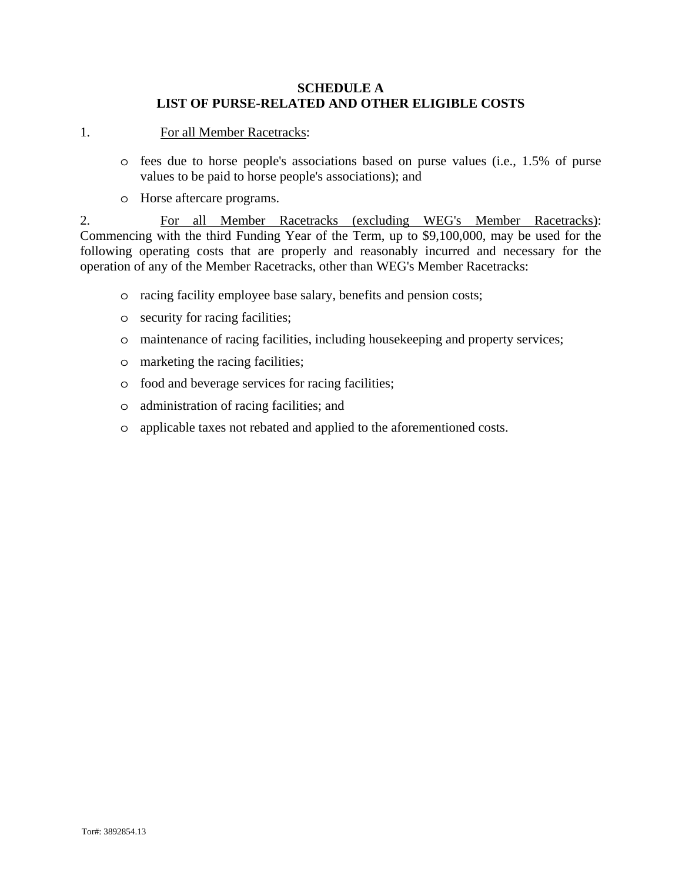# SCHEDULE A
# LIST OF PURSE-RELATED AND OTHER ELIGIBLE COSTS

1. For all Member Racetracks:

- fees due to horse people's associations based on purse values (i.e., 1.5% of purse values to be paid to horse people's associations); and
- Horse aftercare programs.

2. For all Member Racetracks (excluding WEG's Member Racetracks): Commencing with the third Funding Year of the Term, up to $9,100,000, may be used for the following operating costs that are properly and reasonably incurred and necessary for the operation of any of the Member Racetracks, other than WEG's Member Racetracks:

- racing facility employee base salary, benefits and pension costs;
- security for racing facilities;
- maintenance of racing facilities, including housekeeping and property services;
- marketing the racing facilities;
- food and beverage services for racing facilities;
- administration of racing facilities; and
- applicable taxes not rebated and applied to the aforementioned costs.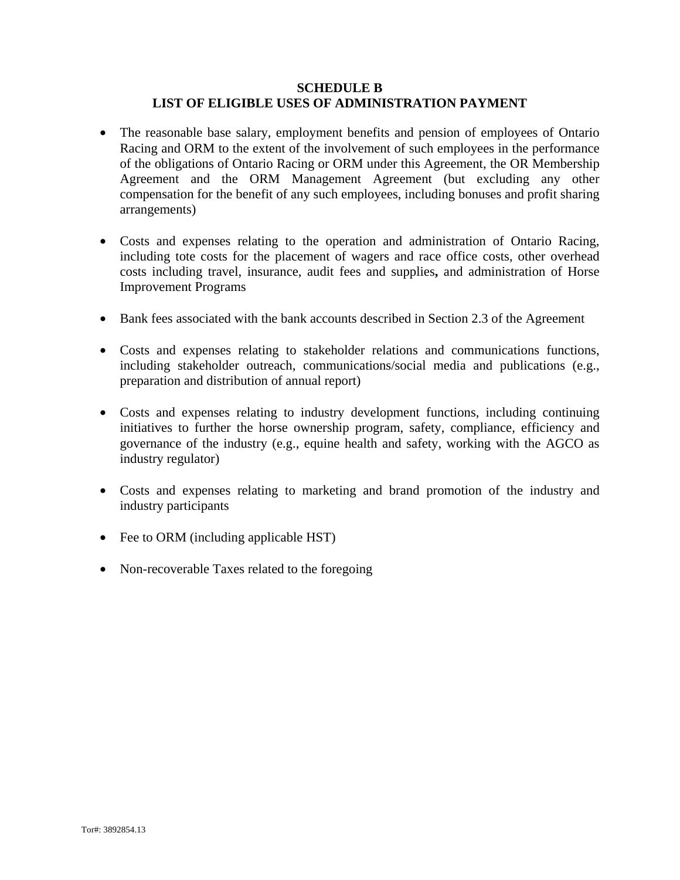# SCHEDULE B
# LIST OF ELIGIBLE USES OF ADMINISTRATION PAYMENT

- The reasonable base salary, employment benefits and pension of employees of Ontario Racing and ORM to the extent of the involvement of such employees in the performance of the obligations of Ontario Racing or ORM under this Agreement, the OR Membership Agreement and the ORM Management Agreement (but excluding any other compensation for the benefit of any such employees, including bonuses and profit sharing arrangements)

- Costs and expenses relating to the operation and administration of Ontario Racing, including tote costs for the placement of wagers and race office costs, other overhead costs including travel, insurance, audit fees and supplies**,** and administration of Horse Improvement Programs

- Bank fees associated with the bank accounts described in Section 2.3 of the Agreement

- Costs and expenses relating to stakeholder relations and communications functions, including stakeholder outreach, communications/social media and publications (e.g., preparation and distribution of annual report)

- Costs and expenses relating to industry development functions, including continuing initiatives to further the horse ownership program, safety, compliance, efficiency and governance of the industry (e.g., equine health and safety, working with the AGCO as industry regulator)

- Costs and expenses relating to marketing and brand promotion of the industry and industry participants

- Fee to ORM (including applicable HST)

- Non-recoverable Taxes related to the foregoing

Tor#: 3892854.13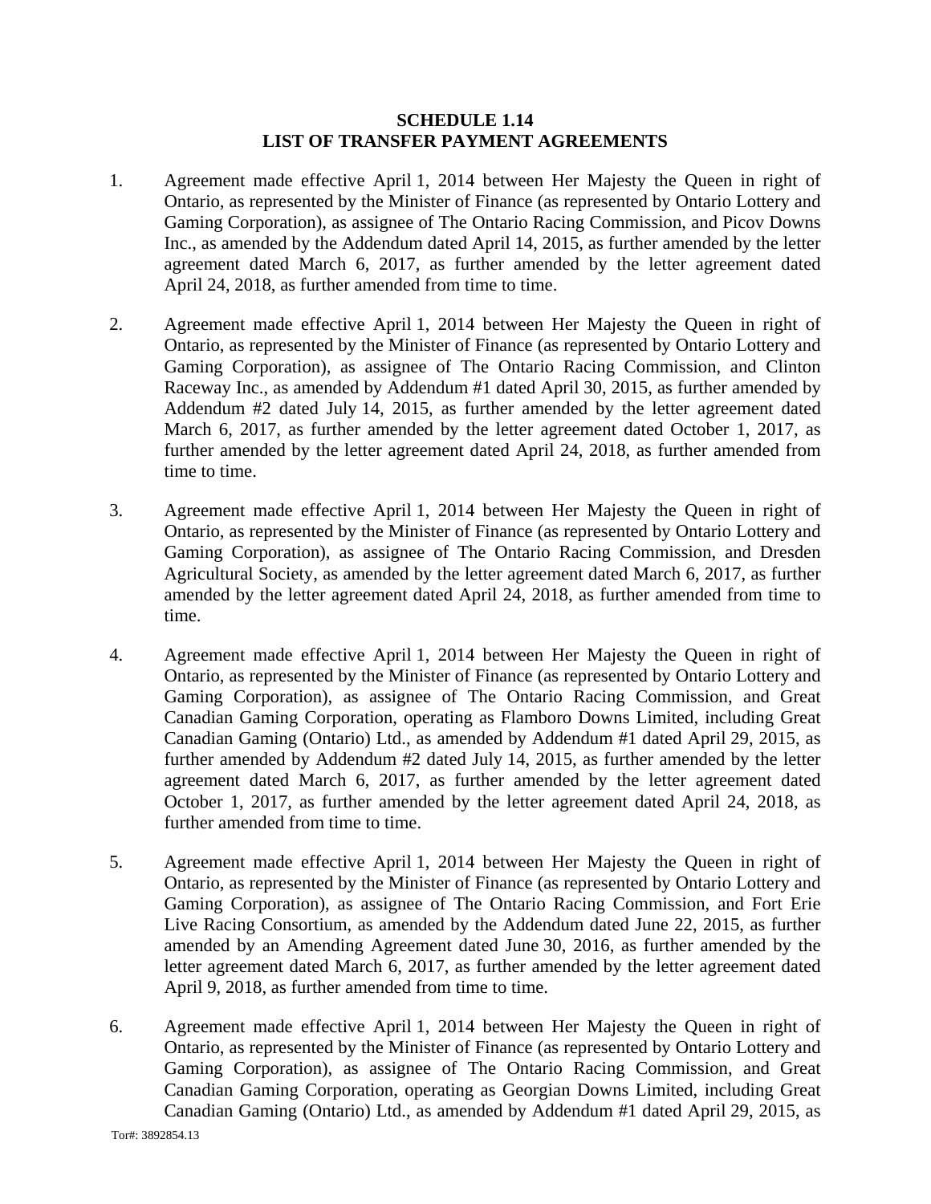**SCHEDULE 1.14**
**LIST OF TRANSFER PAYMENT AGREEMENTS**

1. Agreement made effective April 1, 2014 between Her Majesty the Queen in right of Ontario, as represented by the Minister of Finance (as represented by Ontario Lottery and Gaming Corporation), as assignee of The Ontario Racing Commission, and Picov Downs Inc., as amended by the Addendum dated April 14, 2015, as further amended by the letter agreement dated March 6, 2017, as further amended by the letter agreement dated April 24, 2018, as further amended from time to time.

2. Agreement made effective April 1, 2014 between Her Majesty the Queen in right of Ontario, as represented by the Minister of Finance (as represented by Ontario Lottery and Gaming Corporation), as assignee of The Ontario Racing Commission, and Clinton Raceway Inc., as amended by Addendum #1 dated April 30, 2015, as further amended by Addendum #2 dated July 14, 2015, as further amended by the letter agreement dated March 6, 2017, as further amended by the letter agreement dated October 1, 2017, as further amended by the letter agreement dated April 24, 2018, as further amended from time to time.

3. Agreement made effective April 1, 2014 between Her Majesty the Queen in right of Ontario, as represented by the Minister of Finance (as represented by Ontario Lottery and Gaming Corporation), as assignee of The Ontario Racing Commission, and Dresden Agricultural Society, as amended by the letter agreement dated March 6, 2017, as further amended by the letter agreement dated April 24, 2018, as further amended from time to time.

4. Agreement made effective April 1, 2014 between Her Majesty the Queen in right of Ontario, as represented by the Minister of Finance (as represented by Ontario Lottery and Gaming Corporation), as assignee of The Ontario Racing Commission, and Great Canadian Gaming Corporation, operating as Flamboro Downs Limited, including Great Canadian Gaming (Ontario) Ltd., as amended by Addendum #1 dated April 29, 2015, as further amended by Addendum #2 dated July 14, 2015, as further amended by the letter agreement dated March 6, 2017, as further amended by the letter agreement dated October 1, 2017, as further amended by the letter agreement dated April 24, 2018, as further amended from time to time.

5. Agreement made effective April 1, 2014 between Her Majesty the Queen in right of Ontario, as represented by the Minister of Finance (as represented by Ontario Lottery and Gaming Corporation), as assignee of The Ontario Racing Commission, and Fort Erie Live Racing Consortium, as amended by the Addendum dated June 22, 2015, as further amended by an Amending Agreement dated June 30, 2016, as further amended by the letter agreement dated March 6, 2017, as further amended by the letter agreement dated April 9, 2018, as further amended from time to time.

6. Agreement made effective April 1, 2014 between Her Majesty the Queen in right of Ontario, as represented by the Minister of Finance (as represented by Ontario Lottery and Gaming Corporation), as assignee of The Ontario Racing Commission, and Great Canadian Gaming Corporation, operating as Georgian Downs Limited, including Great Canadian Gaming (Ontario) Ltd., as amended by Addendum #1 dated April 29, 2015, as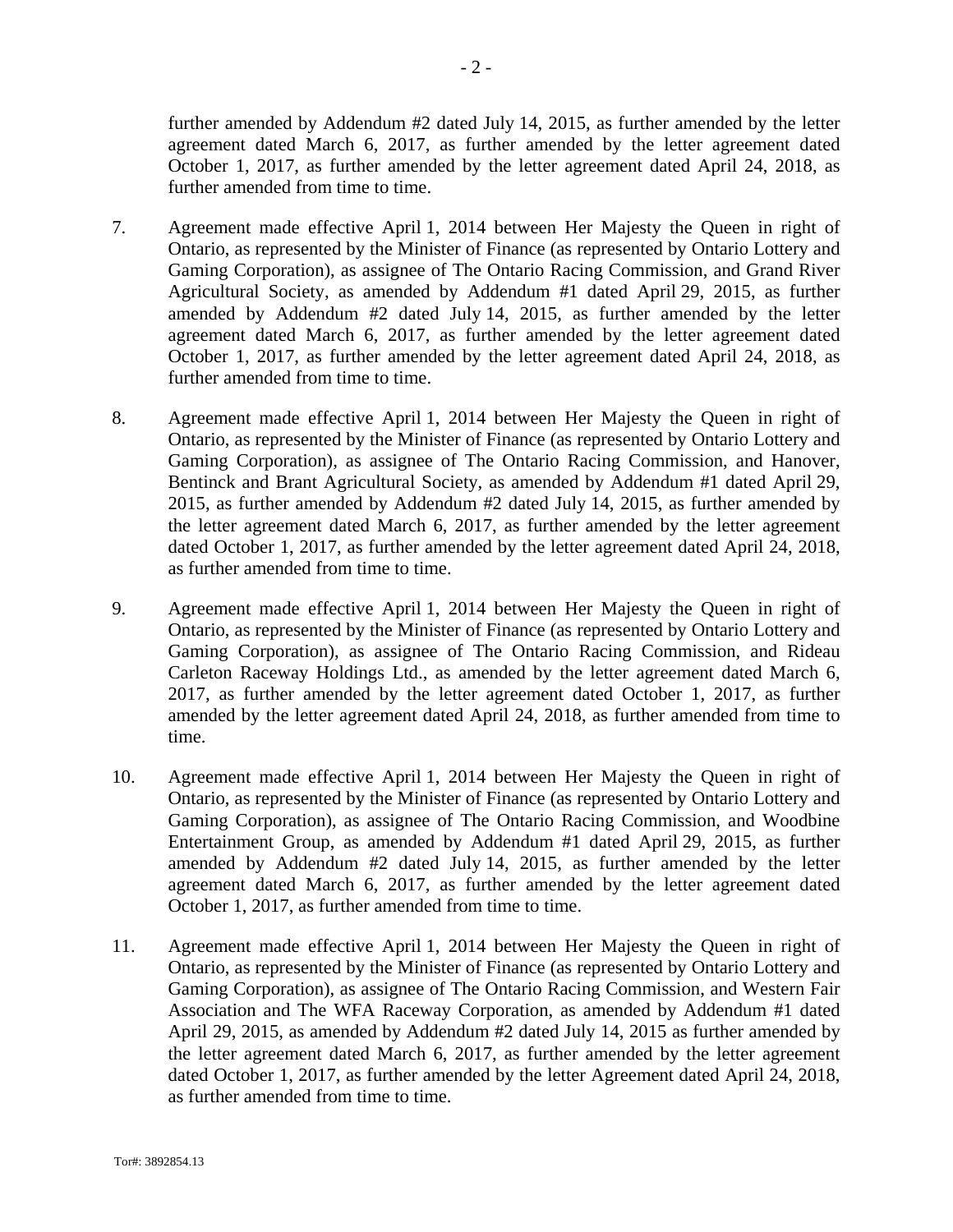further amended by Addendum #2 dated July 14, 2015, as further amended by the letter agreement dated March 6, 2017, as further amended by the letter agreement dated October 1, 2017, as further amended by the letter agreement dated April 24, 2018, as further amended from time to time.

7. Agreement made effective April 1, 2014 between Her Majesty the Queen in right of Ontario, as represented by the Minister of Finance (as represented by Ontario Lottery and Gaming Corporation), as assignee of The Ontario Racing Commission, and Grand River Agricultural Society, as amended by Addendum #1 dated April 29, 2015, as further amended by Addendum #2 dated July 14, 2015, as further amended by the letter agreement dated March 6, 2017, as further amended by the letter agreement dated October 1, 2017, as further amended by the letter agreement dated April 24, 2018, as further amended from time to time.

8. Agreement made effective April 1, 2014 between Her Majesty the Queen in right of Ontario, as represented by the Minister of Finance (as represented by Ontario Lottery and Gaming Corporation), as assignee of The Ontario Racing Commission, and Hanover, Bentinck and Brant Agricultural Society, as amended by Addendum #1 dated April 29, 2015, as further amended by Addendum #2 dated July 14, 2015, as further amended by the letter agreement dated March 6, 2017, as further amended by the letter agreement dated October 1, 2017, as further amended by the letter agreement dated April 24, 2018, as further amended from time to time.

9. Agreement made effective April 1, 2014 between Her Majesty the Queen in right of Ontario, as represented by the Minister of Finance (as represented by Ontario Lottery and Gaming Corporation), as assignee of The Ontario Racing Commission, and Rideau Carleton Raceway Holdings Ltd., as amended by the letter agreement dated March 6, 2017, as further amended by the letter agreement dated October 1, 2017, as further amended by the letter agreement dated April 24, 2018, as further amended from time to time.

10. Agreement made effective April 1, 2014 between Her Majesty the Queen in right of Ontario, as represented by the Minister of Finance (as represented by Ontario Lottery and Gaming Corporation), as assignee of The Ontario Racing Commission, and Woodbine Entertainment Group, as amended by Addendum #1 dated April 29, 2015, as further amended by Addendum #2 dated July 14, 2015, as further amended by the letter agreement dated March 6, 2017, as further amended by the letter agreement dated October 1, 2017, as further amended from time to time.

11. Agreement made effective April 1, 2014 between Her Majesty the Queen in right of Ontario, as represented by the Minister of Finance (as represented by Ontario Lottery and Gaming Corporation), as assignee of The Ontario Racing Commission, and Western Fair Association and The WFA Raceway Corporation, as amended by Addendum #1 dated April 29, 2015, as amended by Addendum #2 dated July 14, 2015 as further amended by the letter agreement dated March 6, 2017, as further amended by the letter agreement dated October 1, 2017, as further amended by the letter Agreement dated April 24, 2018, as further amended from time to time.

Tor#: 3892854.13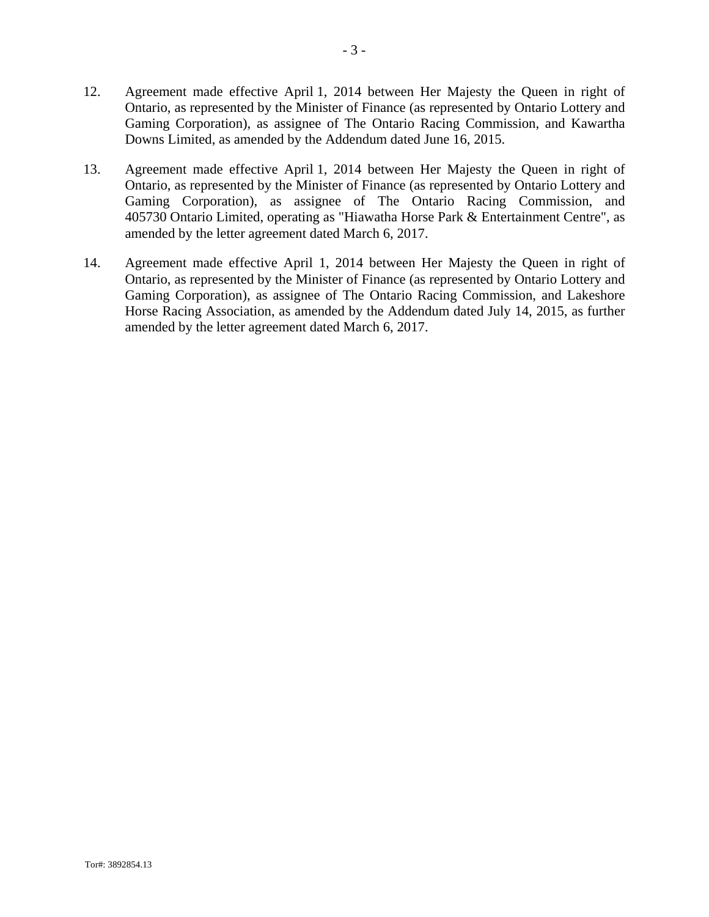12. Agreement made effective April 1, 2014 between Her Majesty the Queen in right of Ontario, as represented by the Minister of Finance (as represented by Ontario Lottery and Gaming Corporation), as assignee of The Ontario Racing Commission, and Kawartha Downs Limited, as amended by the Addendum dated June 16, 2015.

13. Agreement made effective April 1, 2014 between Her Majesty the Queen in right of Ontario, as represented by the Minister of Finance (as represented by Ontario Lottery and Gaming Corporation), as assignee of The Ontario Racing Commission, and 405730 Ontario Limited, operating as "Hiawatha Horse Park & Entertainment Centre", as amended by the letter agreement dated March 6, 2017.

14. Agreement made effective April 1, 2014 between Her Majesty the Queen in right of Ontario, as represented by the Minister of Finance (as represented by Ontario Lottery and Gaming Corporation), as assignee of The Ontario Racing Commission, and Lakeshore Horse Racing Association, as amended by the Addendum dated July 14, 2015, as further amended by the letter agreement dated March 6, 2017.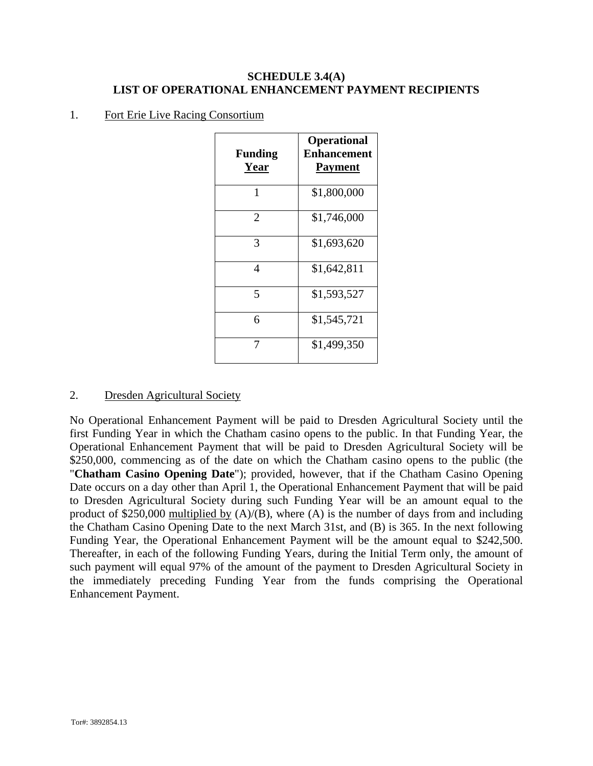# SCHEDULE 3.4(A)
# LIST OF OPERATIONAL ENHANCEMENT PAYMENT RECIPIENTS

1. Fort Erie Live Racing Consortium

| Funding Year | Operational Enhancement Payment |
|---|---|
| 1 | $1,800,000 |
| 2 | $1,746,000 |
| 3 | $1,693,620 |
| 4 | $1,642,811 |
| 5 | $1,593,527 |
| 6 | $1,545,721 |
| 7 | $1,499,350 |

2. Dresden Agricultural Society

No Operational Enhancement Payment will be paid to Dresden Agricultural Society until the first Funding Year in which the Chatham casino opens to the public. In that Funding Year, the Operational Enhancement Payment that will be paid to Dresden Agricultural Society will be $250,000, commencing as of the date on which the Chatham casino opens to the public (the "**Chatham Casino Opening Date**"); provided, however, that if the Chatham Casino Opening Date occurs on a day other than April 1, the Operational Enhancement Payment that will be paid to Dresden Agricultural Society during such Funding Year will be an amount equal to the product of $250,000 multiplied by (A)/(B), where (A) is the number of days from and including the Chatham Casino Opening Date to the next March 31st, and (B) is 365. In the next following Funding Year, the Operational Enhancement Payment will be the amount equal to $242,500. Thereafter, in each of the following Funding Years, during the Initial Term only, the amount of such payment will equal 97% of the amount of the payment to Dresden Agricultural Society in the immediately preceding Funding Year from the funds comprising the Operational Enhancement Payment.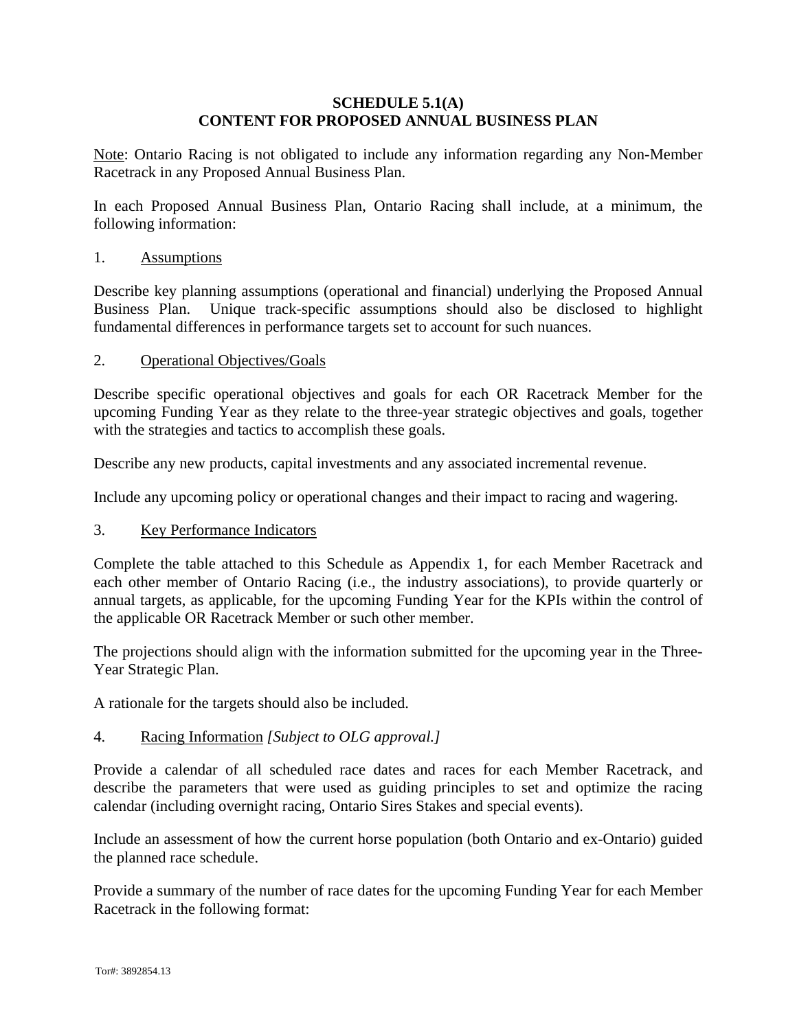**SCHEDULE 5.1(A)**
**CONTENT FOR PROPOSED ANNUAL BUSINESS PLAN**

Note: Ontario Racing is not obligated to include any information regarding any Non-Member Racetrack in any Proposed Annual Business Plan.

In each Proposed Annual Business Plan, Ontario Racing shall include, at a minimum, the following information:

1. Assumptions

Describe key planning assumptions (operational and financial) underlying the Proposed Annual Business Plan. Unique track-specific assumptions should also be disclosed to highlight fundamental differences in performance targets set to account for such nuances.

2. Operational Objectives/Goals

Describe specific operational objectives and goals for each OR Racetrack Member for the upcoming Funding Year as they relate to the three-year strategic objectives and goals, together with the strategies and tactics to accomplish these goals.

Describe any new products, capital investments and any associated incremental revenue.

Include any upcoming policy or operational changes and their impact to racing and wagering.

3. Key Performance Indicators

Complete the table attached to this Schedule as Appendix 1, for each Member Racetrack and each other member of Ontario Racing (i.e., the industry associations), to provide quarterly or annual targets, as applicable, for the upcoming Funding Year for the KPIs within the control of the applicable OR Racetrack Member or such other member.

The projections should align with the information submitted for the upcoming year in the Three-Year Strategic Plan.

A rationale for the targets should also be included.

4. Racing Information *[Subject to OLG approval.]*

Provide a calendar of all scheduled race dates and races for each Member Racetrack, and describe the parameters that were used as guiding principles to set and optimize the racing calendar (including overnight racing, Ontario Sires Stakes and special events).

Include an assessment of how the current horse population (both Ontario and ex-Ontario) guided the planned race schedule.

Provide a summary of the number of race dates for the upcoming Funding Year for each Member Racetrack in the following format: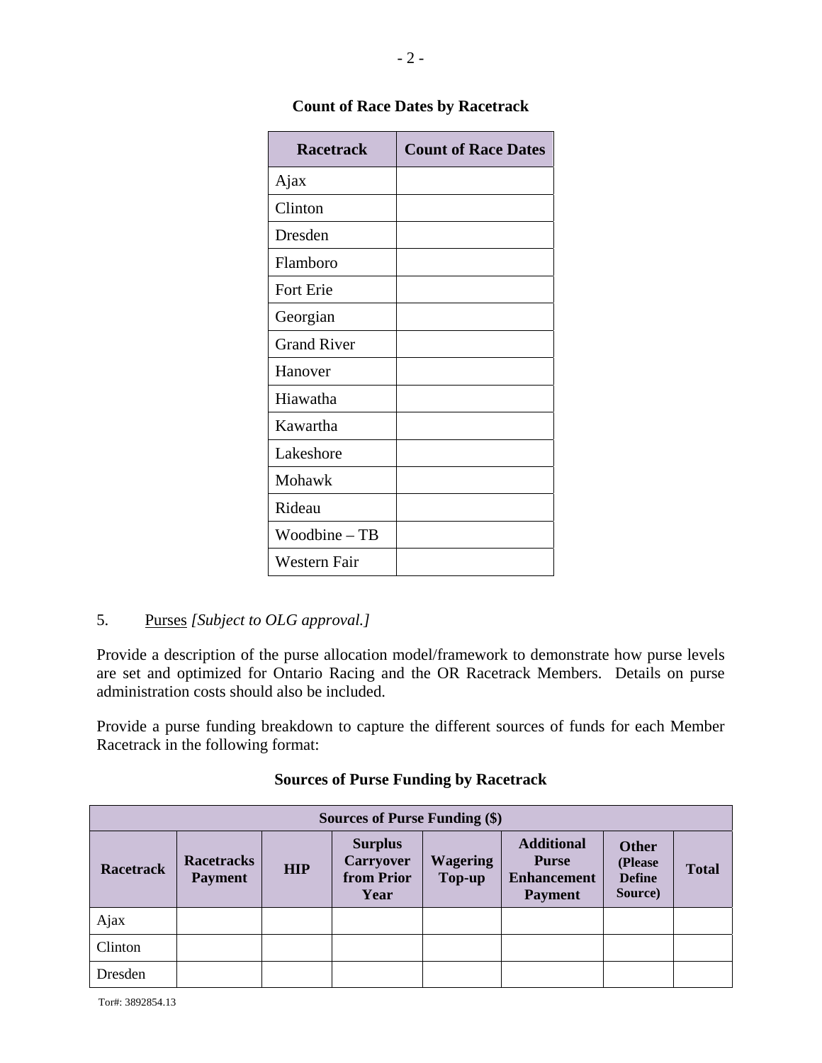**Count of Race Dates by Racetrack**

| Racetrack | Count of Race Dates |
|---|---|
| Ajax | |
| Clinton | |
| Dresden | |
| Flamboro | |
| Fort Erie | |
| Georgian | |
| Grand River | |
| Hanover | |
| Hiawatha | |
| Kawartha | |
| Lakeshore | |
| Mohawk | |
| Rideau | |
| Woodbine – TB | |
| Western Fair | |

5. Purses *[Subject to OLG approval.]*

Provide a description of the purse allocation model/framework to demonstrate how purse levels are set and optimized for Ontario Racing and the OR Racetrack Members. Details on purse administration costs should also be included.

Provide a purse funding breakdown to capture the different sources of funds for each Member Racetrack in the following format:

**Sources of Purse Funding by Racetrack**

| Sources of Purse Funding ($) | | | | | | | |
|---|---|---|---|---|---|---|---|
| **Racetrack** | **Racetracks Payment** | **HIP** | **Surplus Carryover from Prior Year** | **Wagering Top-up** | **Additional Purse Enhancement Payment** | **Other (Please Define Source)** | **Total** |
| Ajax | | | | | | | |
| Clinton | | | | | | | |
| Dresden | | | | | | | |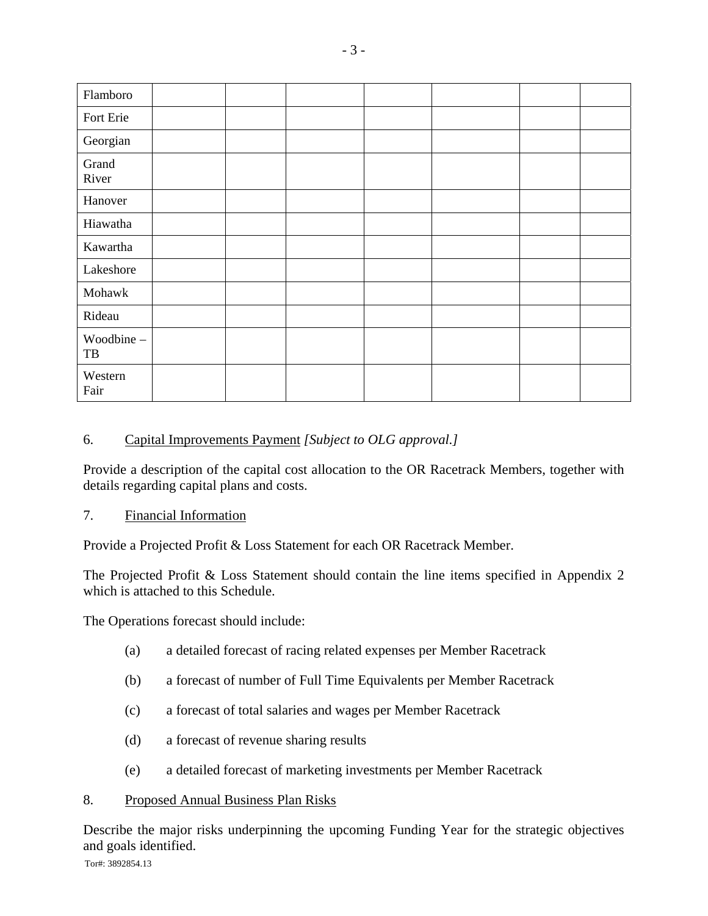| | | | | | | | |
|---|---|---|---|---|---|---|---|
| Flamboro | | | | | | | |
| Fort Erie | | | | | | | |
| Georgian | | | | | | | |
| Grand River | | | | | | | |
| Hanover | | | | | | | |
| Hiawatha | | | | | | | |
| Kawartha | | | | | | | |
| Lakeshore | | | | | | | |
| Mohawk | | | | | | | |
| Rideau | | | | | | | |
| Woodbine – TB | | | | | | | |
| Western Fair | | | | | | | |

6. Capital Improvements Payment *[Subject to OLG approval.]*

Provide a description of the capital cost allocation to the OR Racetrack Members, together with details regarding capital plans and costs.

7. Financial Information

Provide a Projected Profit & Loss Statement for each OR Racetrack Member.

The Projected Profit & Loss Statement should contain the line items specified in Appendix 2 which is attached to this Schedule.

The Operations forecast should include:

(a) a detailed forecast of racing related expenses per Member Racetrack

(b) a forecast of number of Full Time Equivalents per Member Racetrack

(c) a forecast of total salaries and wages per Member Racetrack

(d) a forecast of revenue sharing results

(e) a detailed forecast of marketing investments per Member Racetrack

8. Proposed Annual Business Plan Risks

Describe the major risks underpinning the upcoming Funding Year for the strategic objectives and goals identified.

Tor#: 3892854.13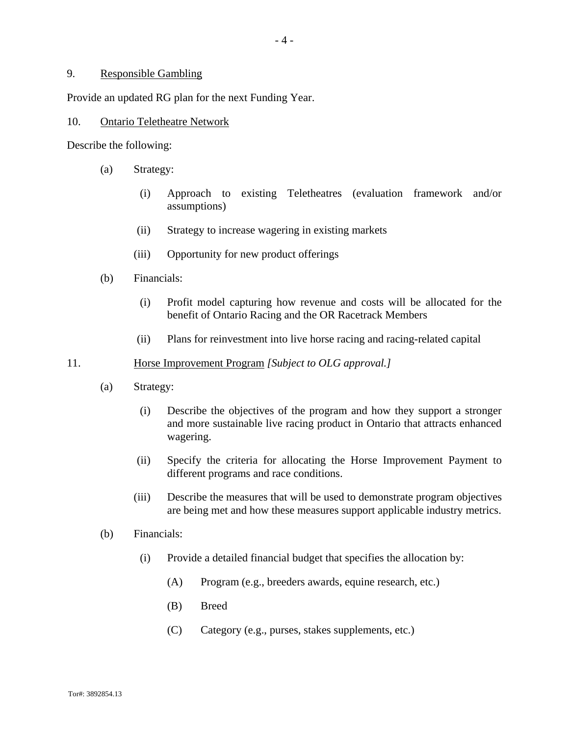9. <u>Responsible Gambling</u>

Provide an updated RG plan for the next Funding Year.

10. <u>Ontario Teletheatre Network</u>

Describe the following:

(a) Strategy:

(i) Approach to existing Teletheatres (evaluation framework and/or assumptions)

(ii) Strategy to increase wagering in existing markets

(iii) Opportunity for new product offerings

(b) Financials:

(i) Profit model capturing how revenue and costs will be allocated for the benefit of Ontario Racing and the OR Racetrack Members

(ii) Plans for reinvestment into live horse racing and racing-related capital

11. <u>Horse Improvement Program</u> *[Subject to OLG approval.]*

(a) Strategy:

(i) Describe the objectives of the program and how they support a stronger and more sustainable live racing product in Ontario that attracts enhanced wagering.

(ii) Specify the criteria for allocating the Horse Improvement Payment to different programs and race conditions.

(iii) Describe the measures that will be used to demonstrate program objectives are being met and how these measures support applicable industry metrics.

(b) Financials:

(i) Provide a detailed financial budget that specifies the allocation by:

(A) Program (e.g., breeders awards, equine research, etc.)

(B) Breed

(C) Category (e.g., purses, stakes supplements, etc.)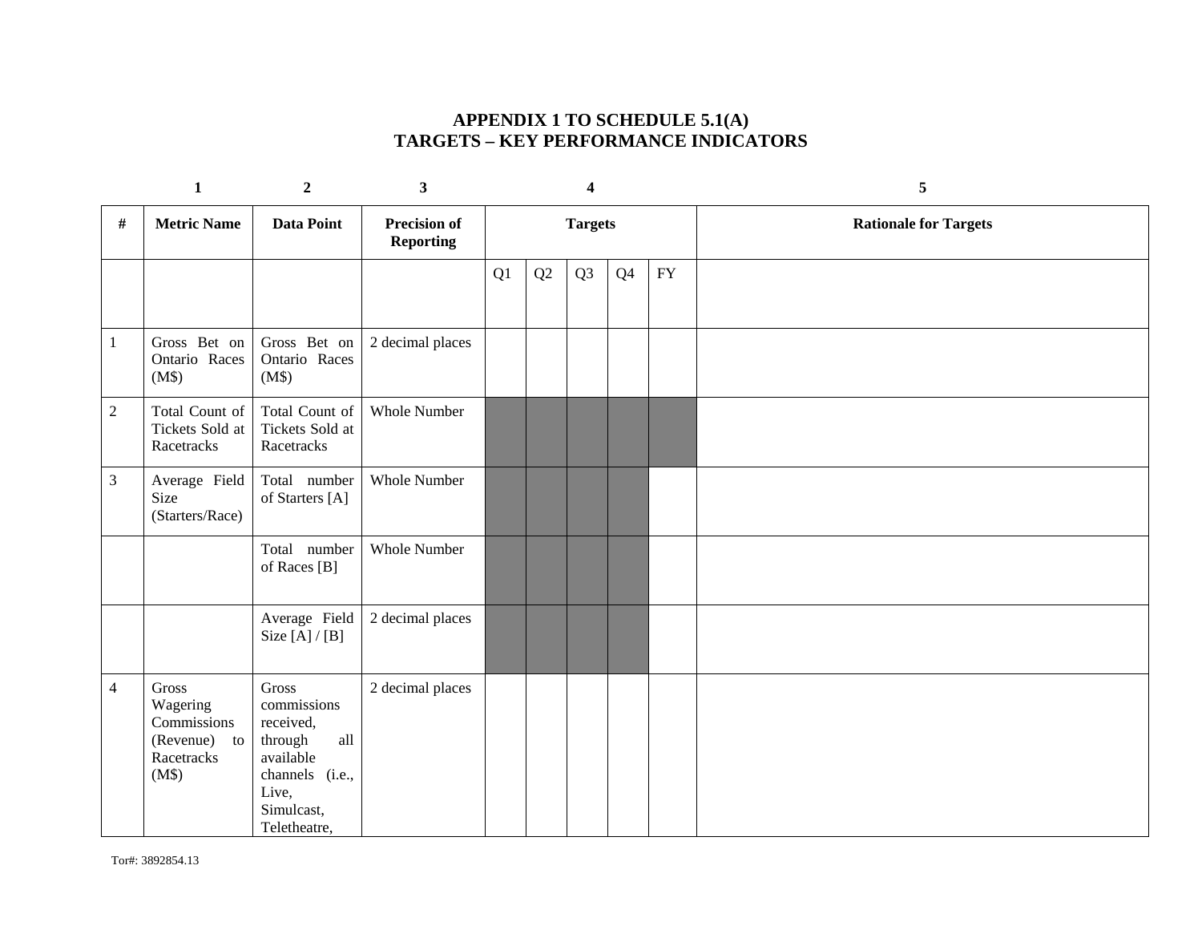# APPENDIX 1 TO SCHEDULE 5.1(A)
# TARGETS – KEY PERFORMANCE INDICATORS

| | 1 | 2 | 3 | 4 | | | | | 5 |
|---|---|---|---|---|---|---|---|---|---|
| # | Metric Name | Data Point | Precision of Reporting | Targets | | | | | Rationale for Targets |
| | | | | Q1 | Q2 | Q3 | Q4 | FY | |
| 1 | Gross Bet on Ontario Races (M$) | Gross Bet on Ontario Races (M$) | 2 decimal places | | | | | | |
| 2 | Total Count of Tickets Sold at Racetracks | Total Count of Tickets Sold at Racetracks | Whole Number | | | | | | |
| 3 | Average Field Size (Starters/Race) | Total number of Starters [A] | Whole Number | | | | | | |
| | | Total number of Races [B] | Whole Number | | | | | | |
| | | Average Field Size [A] / [B] | 2 decimal places | | | | | | |
| 4 | Gross Wagering Commissions (Revenue) to Racetracks (M$) | Gross commissions received, through all available channels (i.e., Live, Simulcast, Teletheatre, | 2 decimal places | | | | | | |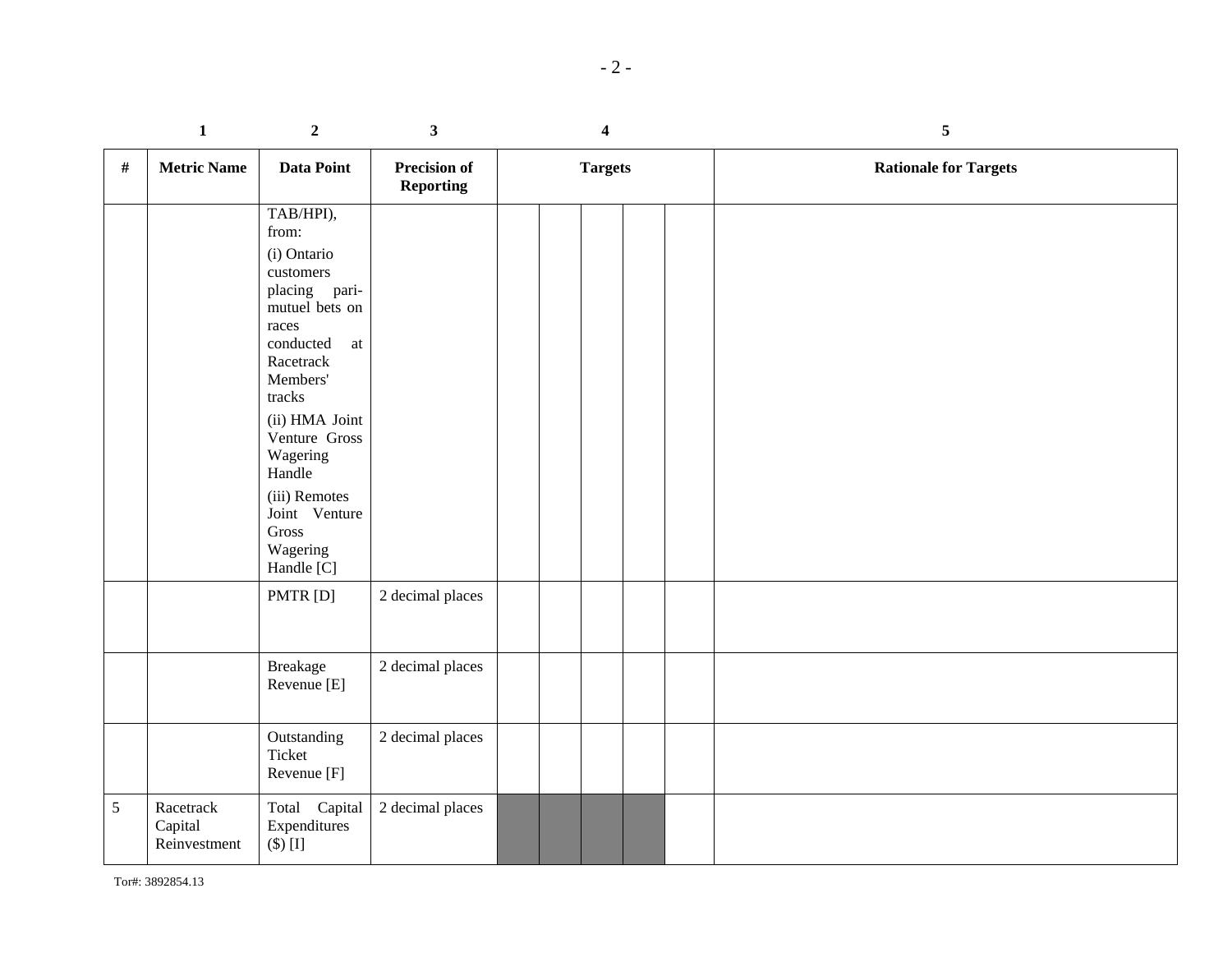| 1 | 2 | 3 | 4 | | | | | 5 |
|---|---|---|---|---|---|---|---|---|
| # | Metric Name | Data Point | Precision of Reporting | Targets | | | | Rationale for Targets |
| | | TAB/HPI), from: (i) Ontario customers placing pari-mutuel bets on races conducted at Racetrack Members' tracks (ii) HMA Joint Venture Gross Wagering Handle (iii) Remotes Joint Venture Gross Wagering Handle [C] | | | | | | | |
| | | PMTR [D] | 2 decimal places | | | | | | |
| | | Breakage Revenue [E] | 2 decimal places | | | | | | |
| | | Outstanding Ticket Revenue [F] | 2 decimal places | | | | | | |
| 5 | Racetrack Capital Reinvestment | Total Capital Expenditures ($) [I] | 2 decimal places | | | | | | |

Tor#: 3892854.13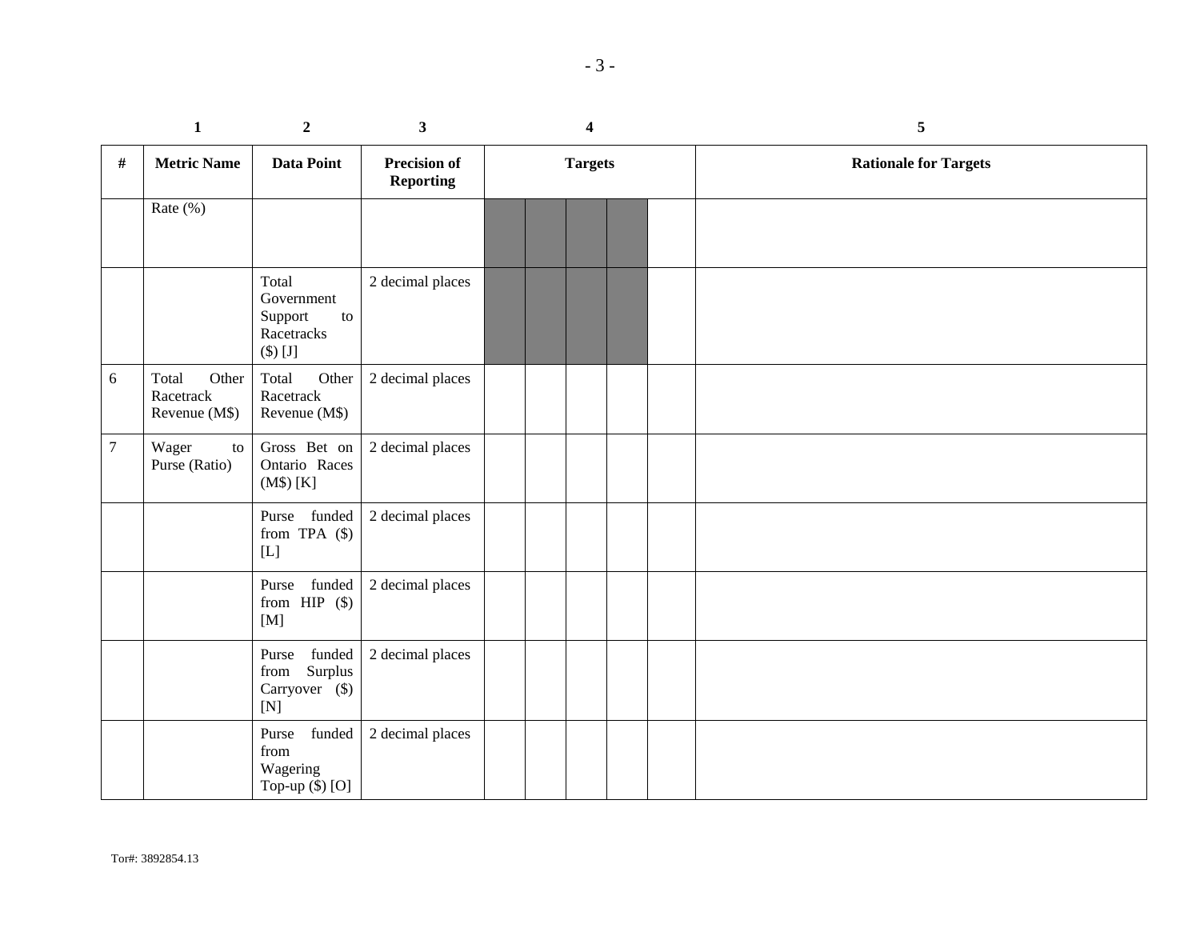| 1 | | 2 | 3 | 4 | | | | | 5 |
|---|---|---|---|---|---|---|---|---|---|
| # | Metric Name | Data Point | Precision of Reporting | Targets | | | | | Rationale for Targets |
| | Rate (%) | | | | | | | | |
| | | Total Government Support to Racetracks ($) [J] | 2 decimal places | | | | | | |
| 6 | Total Other Racetrack Revenue (M$) | Total Other Racetrack Revenue (M$) | 2 decimal places | | | | | | |
| 7 | Wager to Purse (Ratio) | Gross Bet on Ontario Races (M$) [K] | 2 decimal places | | | | | | |
| | | Purse funded from TPA ($) [L] | 2 decimal places | | | | | | |
| | | Purse funded from HIP ($) [M] | 2 decimal places | | | | | | |
| | | Purse funded from Surplus Carryover ($) [N] | 2 decimal places | | | | | | |
| | | Purse funded from Wagering Top-up ($) [O] | 2 decimal places | | | | | | |

Tor#: 3892854.13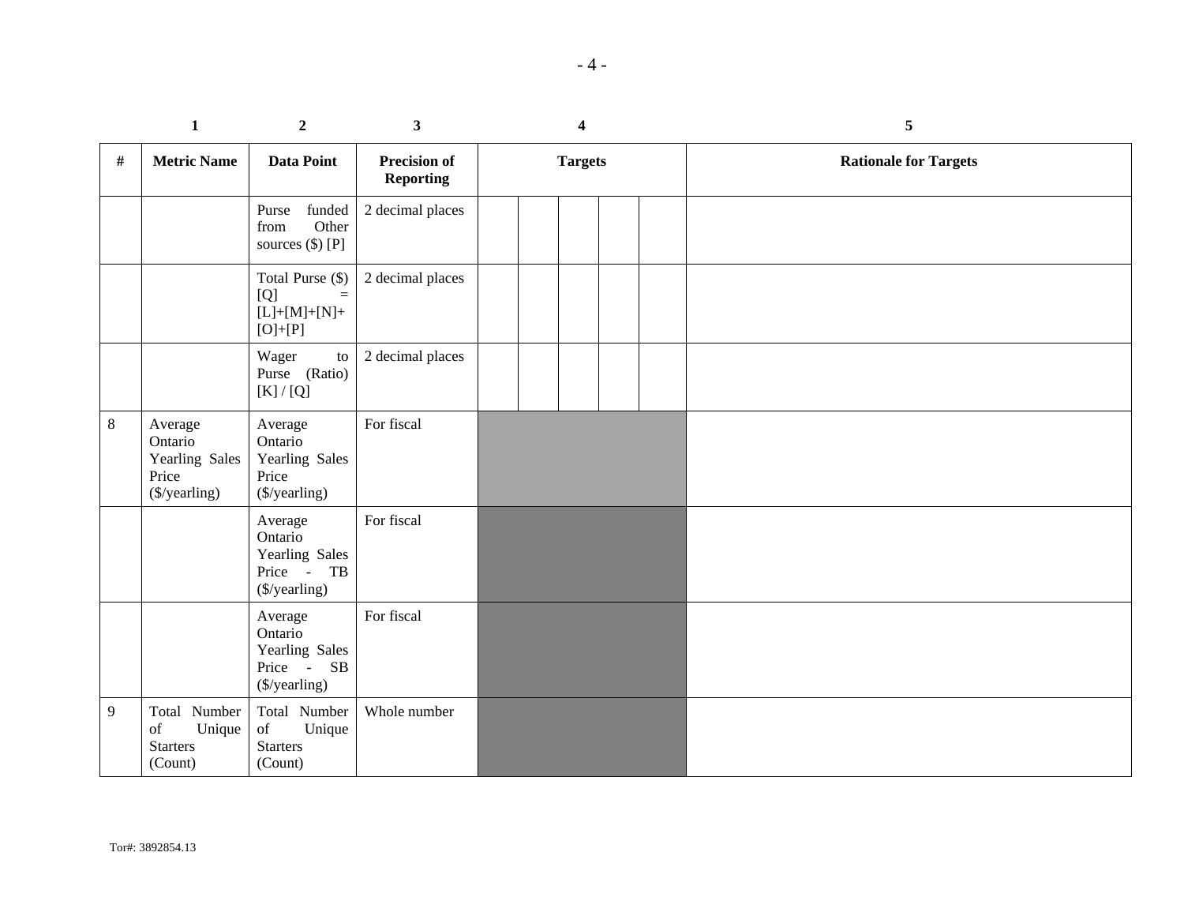| 1 | 2 | 3 | 4 | | | | | 5 |
|---|---|---|---|---|---|---|---|---|
| # | Metric Name | Data Point | Precision of Reporting | Targets | | | | | Rationale for Targets |
| | | Purse funded from Other sources ($) [P] | 2 decimal places | | | | | | |
| | | Total Purse ($) [Q] = [L]+[M]+[N]+[O]+[P] | 2 decimal places | | | | | | |
| | | Wager to Purse (Ratio) [K] / [Q] | 2 decimal places | | | | | | |
| 8 | Average Ontario Yearling Sales Price ($/yearling) | Average Ontario Yearling Sales Price ($/yearling) | For fiscal | | | | | | |
| | | Average Ontario Yearling Sales Price - TB ($/yearling) | For fiscal | | | | | | |
| | | Average Ontario Yearling Sales Price - SB ($/yearling) | For fiscal | | | | | | |
| 9 | Total Number of Unique Starters (Count) | Total Number of Unique Starters (Count) | Whole number | | | | | | |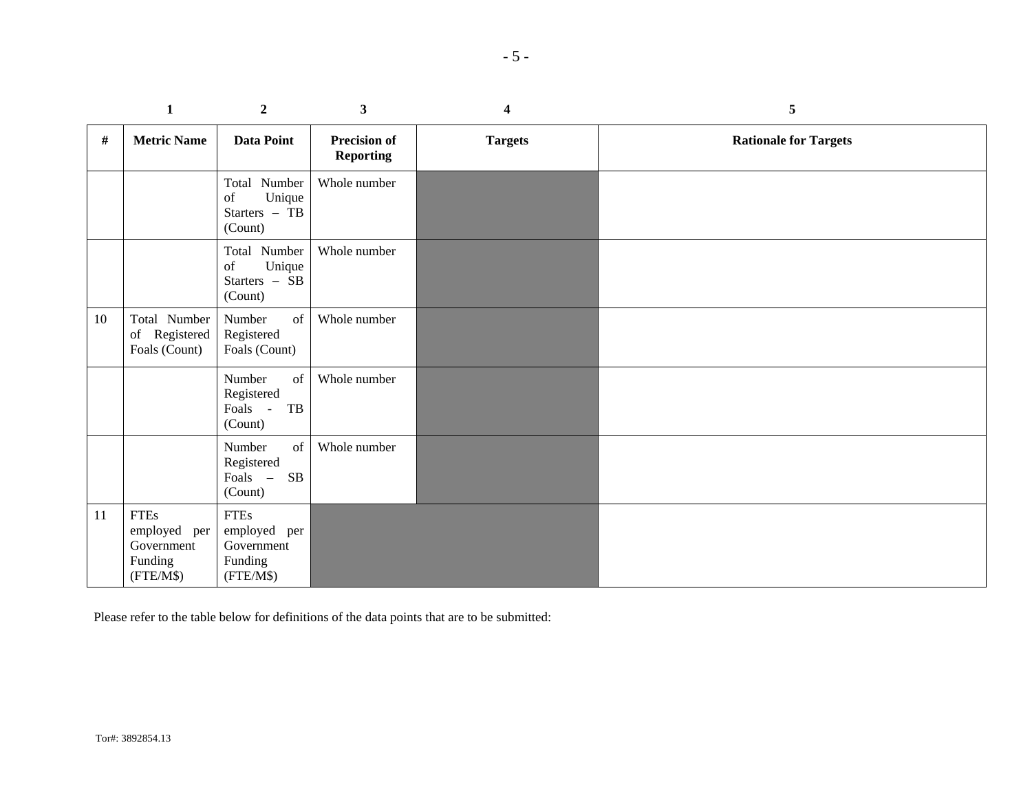| # | Metric Name | Data Point | Precision of Reporting | Targets | Rationale for Targets |
|---|---|---|---|---|---|
| 1 | 2 | 3 | 4 | 5 | |
| | | Total Number of Unique Starters – TB (Count) | Whole number | | |
| | | Total Number of Unique Starters – SB (Count) | Whole number | | |
| 10 | Total Number of Registered Foals (Count) | Number of Registered Foals (Count) | Whole number | | |
| | | Number of Registered Foals - TB (Count) | Whole number | | |
| | | Number of Registered Foals – SB (Count) | Whole number | | |
| 11 | FTEs employed per Government Funding (FTE/M$) | FTEs employed per Government Funding (FTE/M$) | | | |

Please refer to the table below for definitions of the data points that are to be submitted:

Tor#: 3892854.13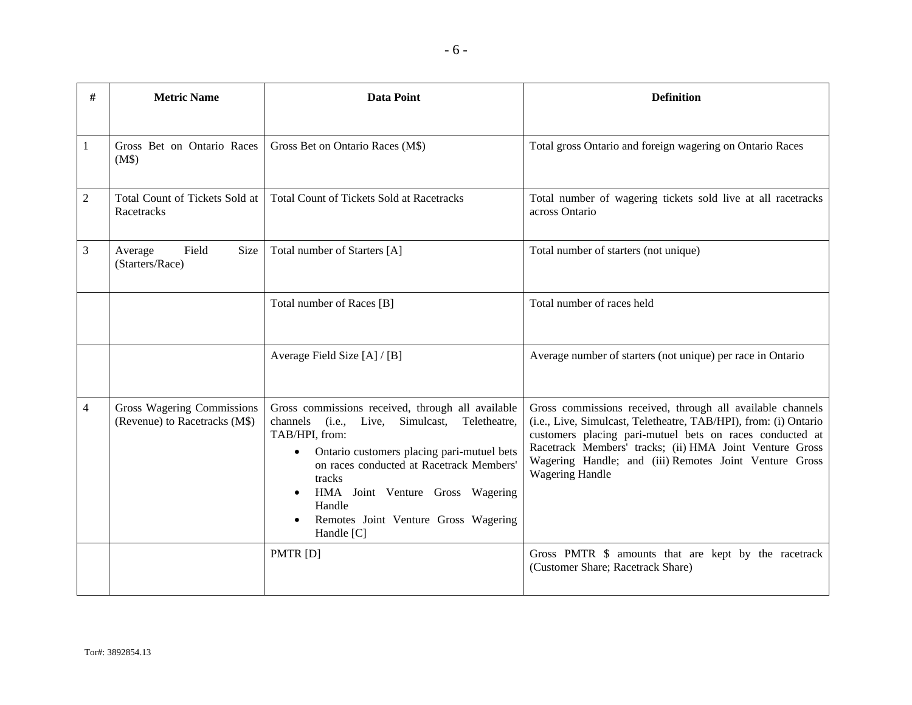| # | Metric Name | Data Point | Definition |
|---|---|---|---|
| 1 | Gross Bet on Ontario Races (M$) | Gross Bet on Ontario Races (M$) | Total gross Ontario and foreign wagering on Ontario Races |
| 2 | Total Count of Tickets Sold at Racetracks | Total Count of Tickets Sold at Racetracks | Total number of wagering tickets sold live at all racetracks across Ontario |
| 3 | Average Field Size (Starters/Race) | Total number of Starters [A] | Total number of starters (not unique) |
| | | Total number of Races [B] | Total number of races held |
| | | Average Field Size [A] / [B] | Average number of starters (not unique) per race in Ontario |
| 4 | Gross Wagering Commissions (Revenue) to Racetracks (M$) | Gross commissions received, through all available channels (i.e., Live, Simulcast, Teletheatre, TAB/HPI, from: <br>• Ontario customers placing pari-mutuel bets on races conducted at Racetrack Members' tracks <br>• HMA Joint Venture Gross Wagering Handle <br>• Remotes Joint Venture Gross Wagering Handle [C] | Gross commissions received, through all available channels (i.e., Live, Simulcast, Teletheatre, TAB/HPI), from: (i) Ontario customers placing pari-mutuel bets on races conducted at Racetrack Members' tracks; (ii) HMA Joint Venture Gross Wagering Handle; and (iii) Remotes Joint Venture Gross Wagering Handle |
| | | PMTR [D] | Gross PMTR $ amounts that are kept by the racetrack (Customer Share; Racetrack Share) |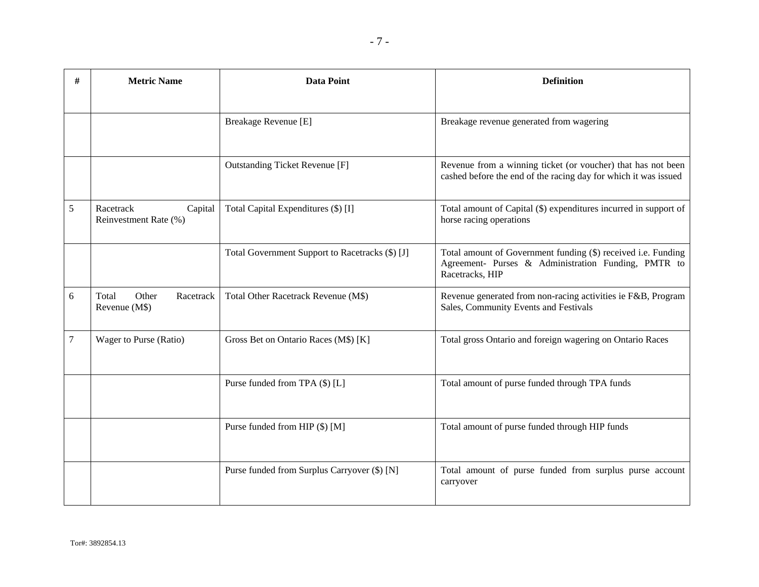| # | Metric Name | Data Point | Definition |
|---|---|---|---|
| | | Breakage Revenue [E] | Breakage revenue generated from wagering |
| | | Outstanding Ticket Revenue [F] | Revenue from a winning ticket (or voucher) that has not been cashed before the end of the racing day for which it was issued |
| 5 | Racetrack Capital Reinvestment Rate (%) | Total Capital Expenditures ($) [I] | Total amount of Capital ($) expenditures incurred in support of horse racing operations |
| | | Total Government Support to Racetracks ($) [J] | Total amount of Government funding ($) received i.e. Funding Agreement- Purses & Administration Funding, PMTR to Racetracks, HIP |
| 6 | Total Other Racetrack Revenue (M$) | Total Other Racetrack Revenue (M$) | Revenue generated from non-racing activities ie F&B, Program Sales, Community Events and Festivals |
| 7 | Wager to Purse (Ratio) | Gross Bet on Ontario Races (M$) [K] | Total gross Ontario and foreign wagering on Ontario Races |
| | | Purse funded from TPA ($) [L] | Total amount of purse funded through TPA funds |
| | | Purse funded from HIP ($) [M] | Total amount of purse funded through HIP funds |
| | | Purse funded from Surplus Carryover ($) [N] | Total amount of purse funded from surplus purse account carryover |

Tor#: 3892854.13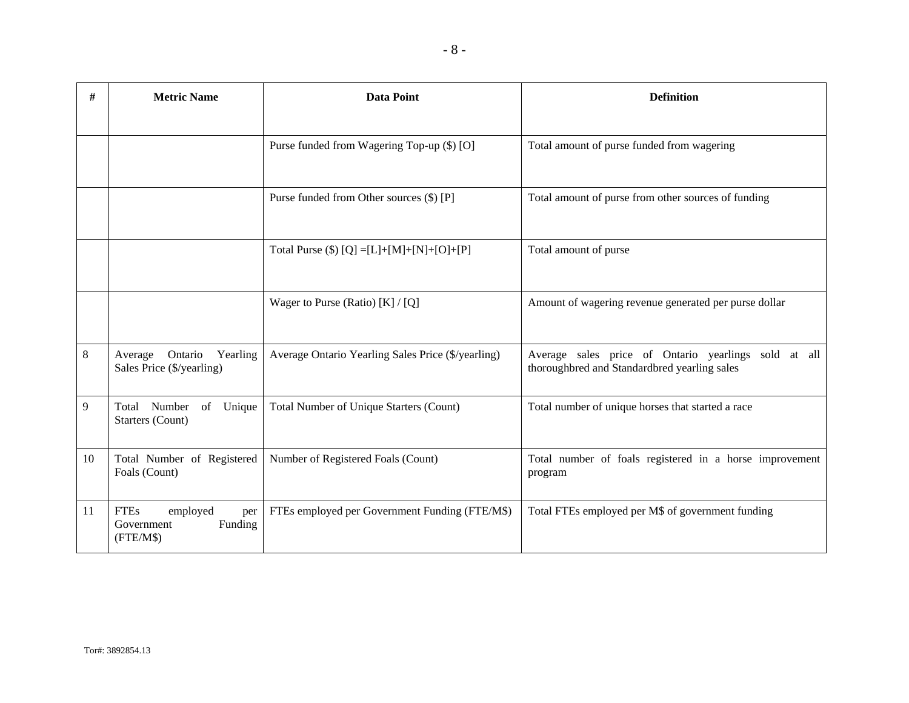| # | Metric Name | Data Point | Definition |
|---|---|---|---|
| | | Purse funded from Wagering Top-up ($) [O] | Total amount of purse funded from wagering |
| | | Purse funded from Other sources ($) [P] | Total amount of purse from other sources of funding |
| | | Total Purse ($) [Q] =[L]+[M]+[N]+[O]+[P] | Total amount of purse |
| | | Wager to Purse (Ratio) [K] / [Q] | Amount of wagering revenue generated per purse dollar |
| 8 | Average Ontario Yearling Sales Price ($/yearling) | Average Ontario Yearling Sales Price ($/yearling) | Average sales price of Ontario yearlings sold at all thoroughbred and Standardbred yearling sales |
| 9 | Total Number of Unique Starters (Count) | Total Number of Unique Starters (Count) | Total number of unique horses that started a race |
| 10 | Total Number of Registered Foals (Count) | Number of Registered Foals (Count) | Total number of foals registered in a horse improvement program |
| 11 | FTEs employed per Government Funding (FTE/M$) | FTEs employed per Government Funding (FTE/M$) | Total FTEs employed per M$ of government funding |

Tor#: 3892854.13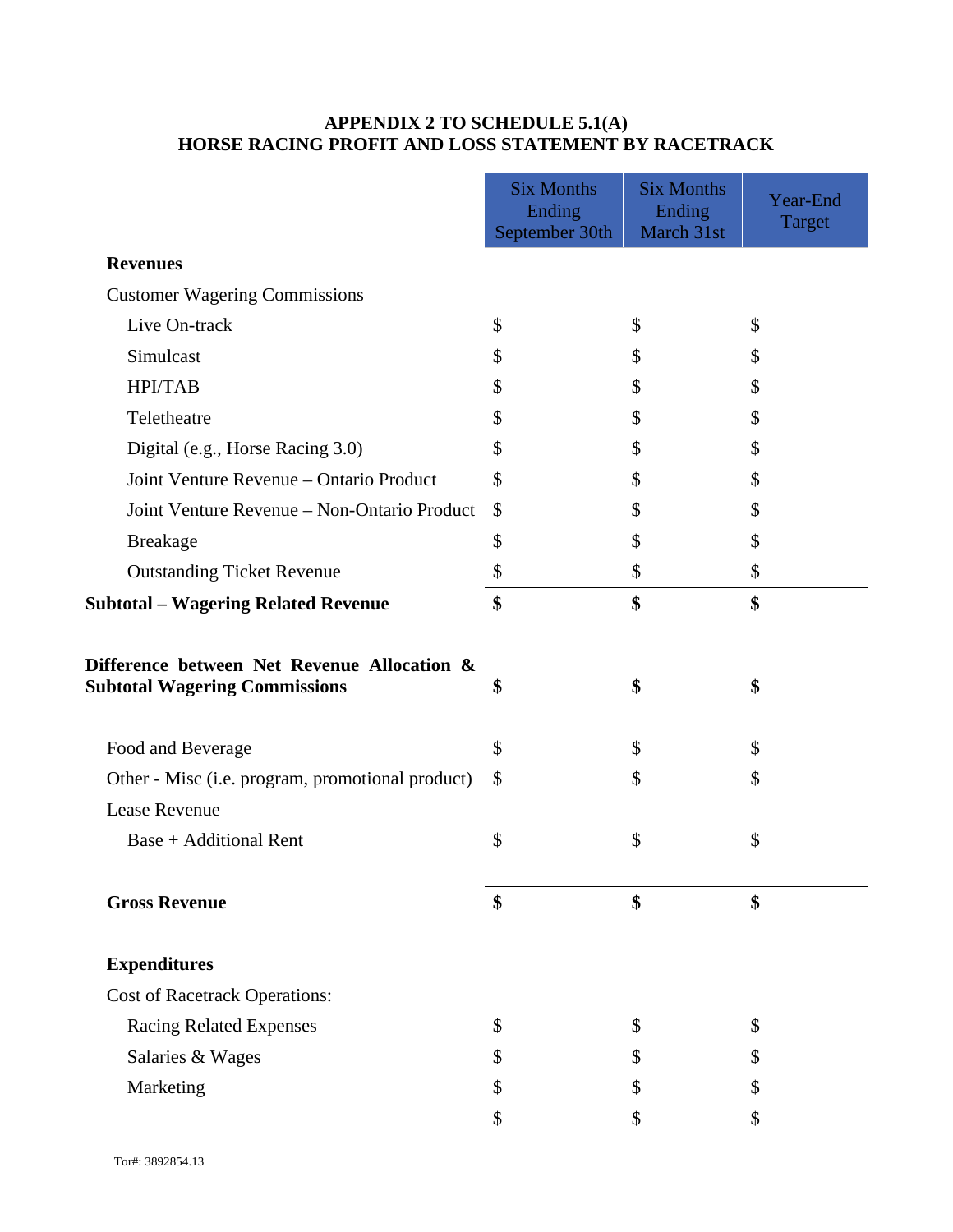**APPENDIX 2 TO SCHEDULE 5.1(A)**
**HORSE RACING PROFIT AND LOSS STATEMENT BY RACETRACK**

| | Six Months Ending September 30th | Six Months Ending March 31st | Year-End Target |
|---|---|---|---|
| **Revenues** | | | |
| Customer Wagering Commissions | | | |
| Live On-track | $ | $ | $ |
| Simulcast | $ | $ | $ |
| HPI/TAB | $ | $ | $ |
| Teletheatre | $ | $ | $ |
| Digital (e.g., Horse Racing 3.0) | $ | $ | $ |
| Joint Venture Revenue – Ontario Product | $ | $ | $ |
| Joint Venture Revenue – Non-Ontario Product | $ | $ | $ |
| Breakage | $ | $ | $ |
| Outstanding Ticket Revenue | $ | $ | $ |
| **Subtotal – Wagering Related Revenue** | **$** | **$** | **$** |
| **Difference between Net Revenue Allocation & Subtotal Wagering Commissions** | **$** | **$** | **$** |
| Food and Beverage | $ | $ | $ |
| Other - Misc (i.e. program, promotional product) | $ | $ | $ |
| Lease Revenue | | | |
| Base + Additional Rent | $ | $ | $ |
| **Gross Revenue** | **$** | **$** | **$** |
| **Expenditures** | | | |
| Cost of Racetrack Operations: | | | |
| Racing Related Expenses | $ | $ | $ |
| Salaries & Wages | $ | $ | $ |
| Marketing | $ | $ | $ |
| | $ | $ | $ |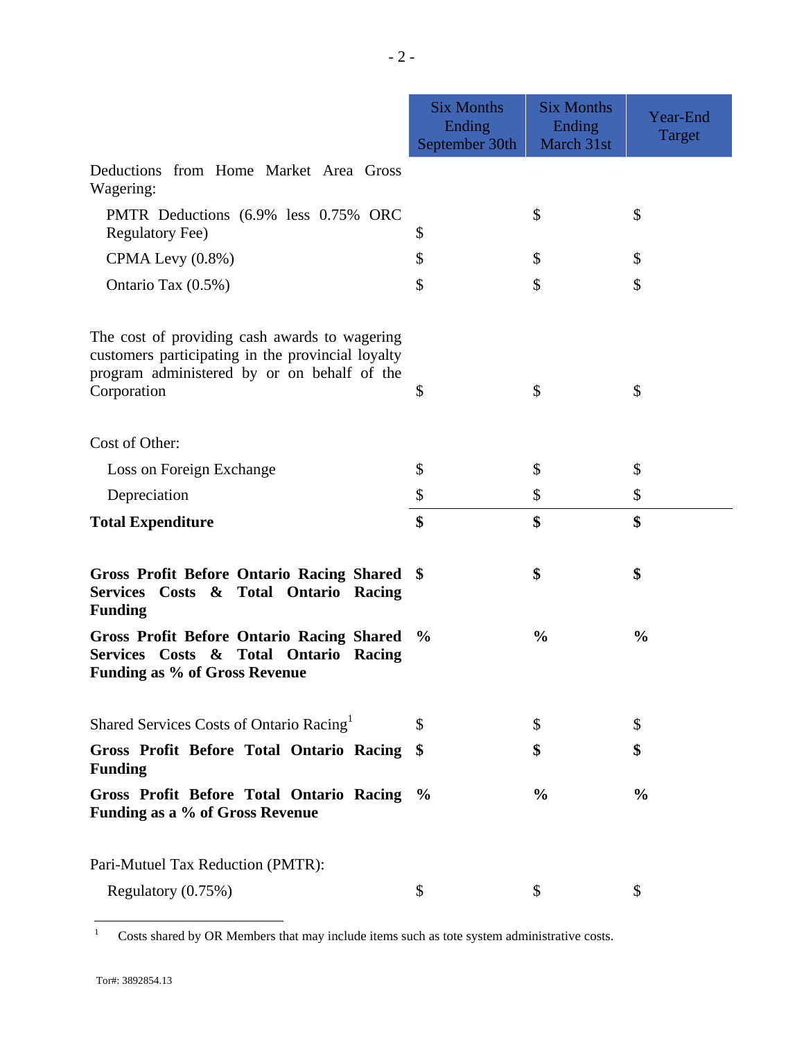| | Six Months Ending September 30th | Six Months Ending March 31st | Year-End Target |
|---|---|---|---|
| Deductions from Home Market Area Gross Wagering: | | | |
| PMTR Deductions (6.9% less 0.75% ORC Regulatory Fee) | $ | $ | $ |
| CPMA Levy (0.8%) | $ | $ | $ |
| Ontario Tax (0.5%) | $ | $ | $ |
| The cost of providing cash awards to wagering customers participating in the provincial loyalty program administered by or on behalf of the Corporation | $ | $ | $ |
| Cost of Other: | | | |
| Loss on Foreign Exchange | $ | $ | $ |
| Depreciation | $ | $ | $ |
| **Total Expenditure** | **$** | **$** | **$** |
| **Gross Profit Before Ontario Racing Shared Services Costs & Total Ontario Racing Funding** | **$** | **$** | **$** |
| **Gross Profit Before Ontario Racing Shared Services Costs & Total Ontario Racing Funding as % of Gross Revenue** | **%** | **%** | **%** |
| Shared Services Costs of Ontario Racing[1] | $ | $ | $ |
| **Gross Profit Before Total Ontario Racing Funding** | **$** | **$** | **$** |
| **Gross Profit Before Total Ontario Racing Funding as a % of Gross Revenue** | **%** | **%** | **%** |
| Pari-Mutuel Tax Reduction (PMTR): | | | |
| Regulatory (0.75%) | $ | $ | $ |

[1] Costs shared by OR Members that may include items such as tote system administrative costs.

Tor#: 3892854.13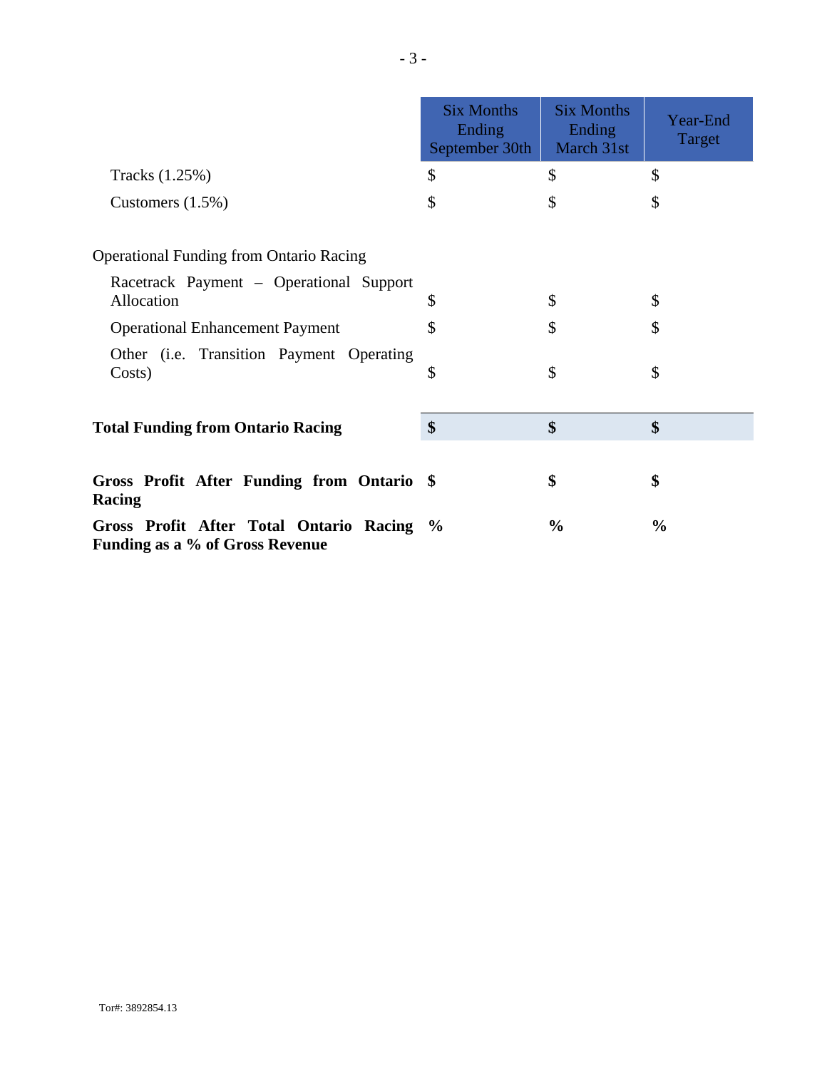| | Six Months Ending September 30th | Six Months Ending March 31st | Year-End Target |
|---|---|---|---|
| Tracks (1.25%) | $ | $ | $ |
| Customers (1.5%) | $ | $ | $ |
| | | | |
| Operational Funding from Ontario Racing | | | |
| Racetrack Payment – Operational Support Allocation | $ | $ | $ |
| Operational Enhancement Payment | $ | $ | $ |
| Other (i.e. Transition Payment Operating Costs) | $ | $ | $ |
| | | | |
| **Total Funding from Ontario Racing** | **$** | **$** | **$** |
| | | | |
| **Gross Profit After Funding from Ontario Racing** | **$** | **$** | **$** |
| **Gross Profit After Total Ontario Racing Funding as a % of Gross Revenue** | **%** | **%** | **%** |

Tor#: 3892854.13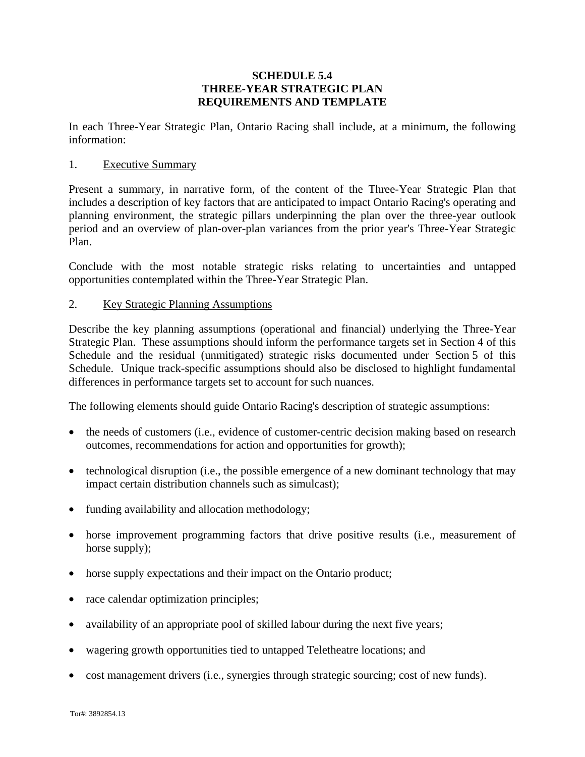# SCHEDULE 5.4
# THREE-YEAR STRATEGIC PLAN
# REQUIREMENTS AND TEMPLATE

In each Three-Year Strategic Plan, Ontario Racing shall include, at a minimum, the following information:

1. Executive Summary

Present a summary, in narrative form, of the content of the Three-Year Strategic Plan that includes a description of key factors that are anticipated to impact Ontario Racing's operating and planning environment, the strategic pillars underpinning the plan over the three-year outlook period and an overview of plan-over-plan variances from the prior year's Three-Year Strategic Plan.

Conclude with the most notable strategic risks relating to uncertainties and untapped opportunities contemplated within the Three-Year Strategic Plan.

2. Key Strategic Planning Assumptions

Describe the key planning assumptions (operational and financial) underlying the Three-Year Strategic Plan. These assumptions should inform the performance targets set in Section 4 of this Schedule and the residual (unmitigated) strategic risks documented under Section 5 of this Schedule. Unique track-specific assumptions should also be disclosed to highlight fundamental differences in performance targets set to account for such nuances.

The following elements should guide Ontario Racing's description of strategic assumptions:

- the needs of customers (i.e., evidence of customer-centric decision making based on research outcomes, recommendations for action and opportunities for growth);
- technological disruption (i.e., the possible emergence of a new dominant technology that may impact certain distribution channels such as simulcast);
- funding availability and allocation methodology;
- horse improvement programming factors that drive positive results (i.e., measurement of horse supply);
- horse supply expectations and their impact on the Ontario product;
- race calendar optimization principles;
- availability of an appropriate pool of skilled labour during the next five years;
- wagering growth opportunities tied to untapped Teletheatre locations; and
- cost management drivers (i.e., synergies through strategic sourcing; cost of new funds).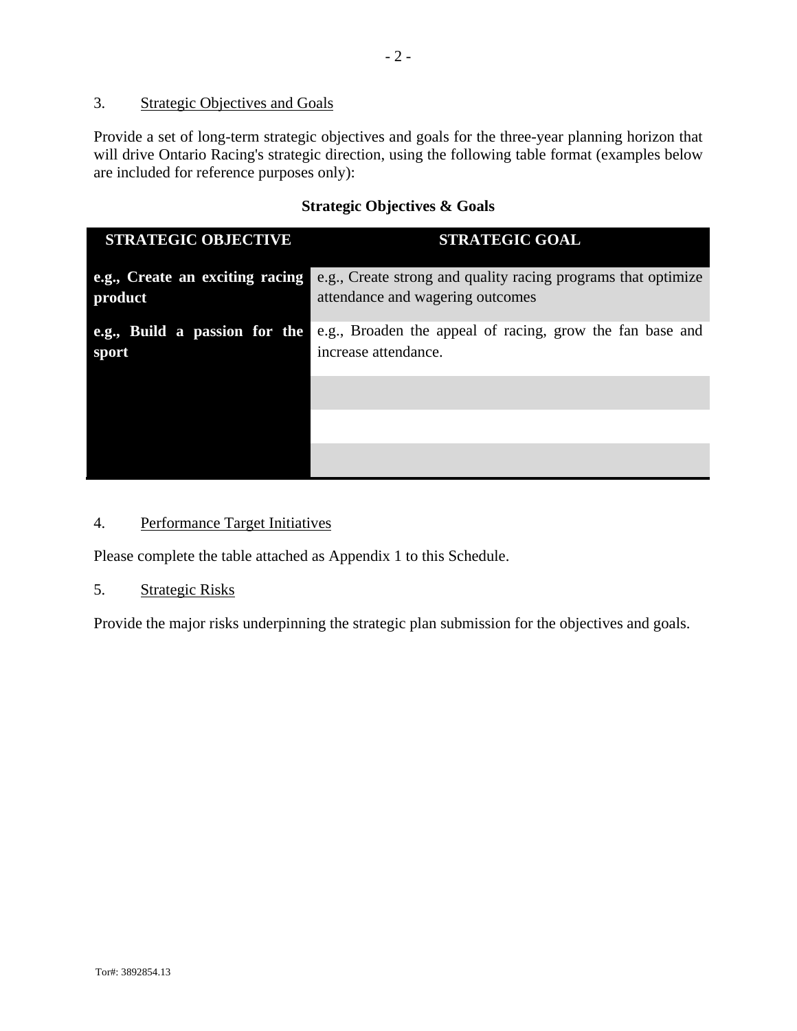3. Strategic Objectives and Goals

Provide a set of long-term strategic objectives and goals for the three-year planning horizon that will drive Ontario Racing's strategic direction, using the following table format (examples below are included for reference purposes only):

**Strategic Objectives & Goals**

| STRATEGIC OBJECTIVE | STRATEGIC GOAL |
|---|---|
| **e.g., Create an exciting racing product** | e.g., Create strong and quality racing programs that optimize attendance and wagering outcomes |
| **e.g., Build a passion for the sport** | e.g., Broaden the appeal of racing, grow the fan base and increase attendance. |
| | |
| | |
| | |

4. Performance Target Initiatives

Please complete the table attached as Appendix 1 to this Schedule.

5. Strategic Risks

Provide the major risks underpinning the strategic plan submission for the objectives and goals.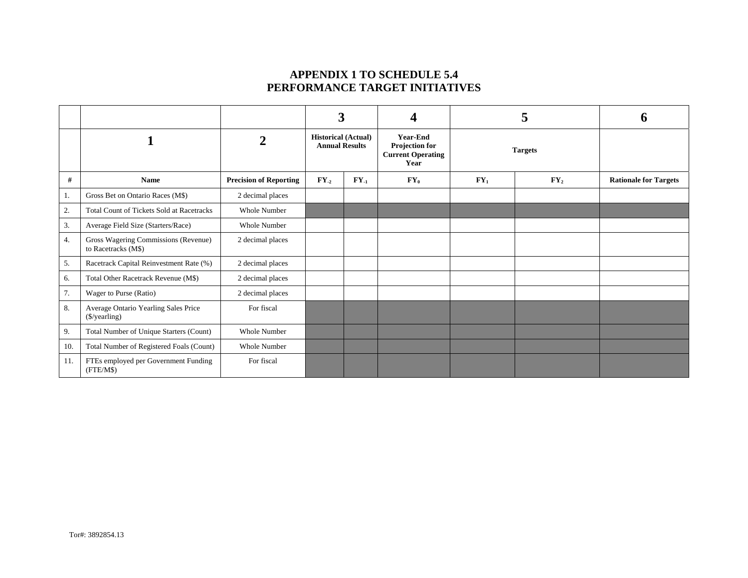# APPENDIX 1 TO SCHEDULE 5.4
# PERFORMANCE TARGET INITIATIVES

| | | | 3 | | 4 | 5 | | 6 |
|---|---|---|---|---|---|---|---|---|
| | 1 | 2 | Historical (Actual) Annual Results | | Year-End Projection for Current Operating Year | Targets | | |
| # | Name | Precision of Reporting | $FY_{-2}$ | $FY_{-1}$ | $FY_0$ | $FY_1$ | $FY_2$ | Rationale for Targets |
| 1. | Gross Bet on Ontario Races (M$) | 2 decimal places | | | | | | |
| 2. | Total Count of Tickets Sold at Racetracks | Whole Number | | | | | | |
| 3. | Average Field Size (Starters/Race) | Whole Number | | | | | | |
| 4. | Gross Wagering Commissions (Revenue) to Racetracks (M$) | 2 decimal places | | | | | | |
| 5. | Racetrack Capital Reinvestment Rate (%) | 2 decimal places | | | | | | |
| 6. | Total Other Racetrack Revenue (M$) | 2 decimal places | | | | | | |
| 7. | Wager to Purse (Ratio) | 2 decimal places | | | | | | |
| 8. | Average Ontario Yearling Sales Price ($/yearling) | For fiscal | | | | | | |
| 9. | Total Number of Unique Starters (Count) | Whole Number | | | | | | |
| 10. | Total Number of Registered Foals (Count) | Whole Number | | | | | | |
| 11. | FTEs employed per Government Funding (FTE/M$) | For fiscal | | | | | | |

Tor#: 3892854.13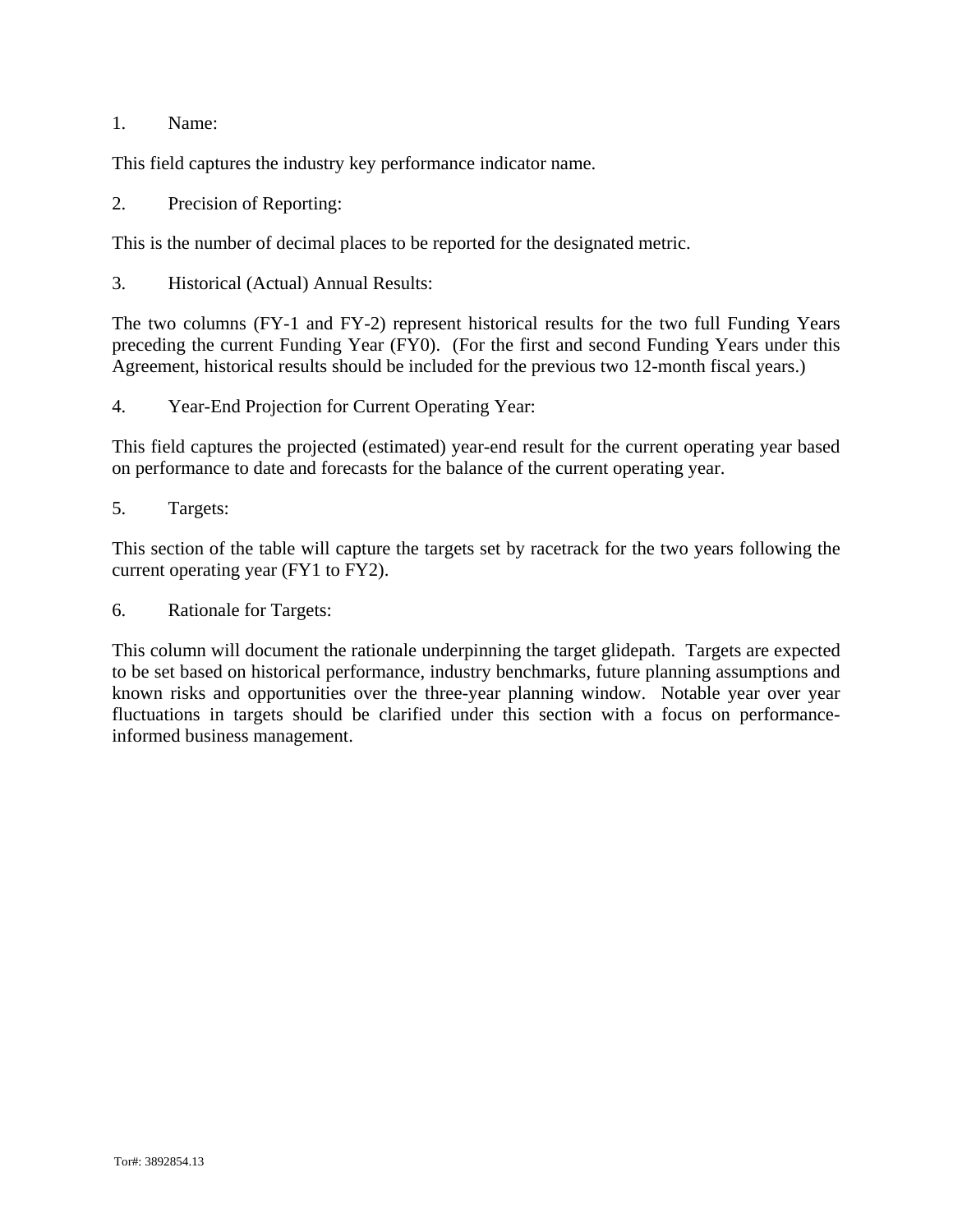1. Name:

This field captures the industry key performance indicator name.

2. Precision of Reporting:

This is the number of decimal places to be reported for the designated metric.

3. Historical (Actual) Annual Results:

The two columns (FY-1 and FY-2) represent historical results for the two full Funding Years preceding the current Funding Year (FY0). (For the first and second Funding Years under this Agreement, historical results should be included for the previous two 12-month fiscal years.)

4. Year-End Projection for Current Operating Year:

This field captures the projected (estimated) year-end result for the current operating year based on performance to date and forecasts for the balance of the current operating year.

5. Targets:

This section of the table will capture the targets set by racetrack for the two years following the current operating year (FY1 to FY2).

6. Rationale for Targets:

This column will document the rationale underpinning the target glidepath. Targets are expected to be set based on historical performance, industry benchmarks, future planning assumptions and known risks and opportunities over the three-year planning window. Notable year over year fluctuations in targets should be clarified under this section with a focus on performance-informed business management.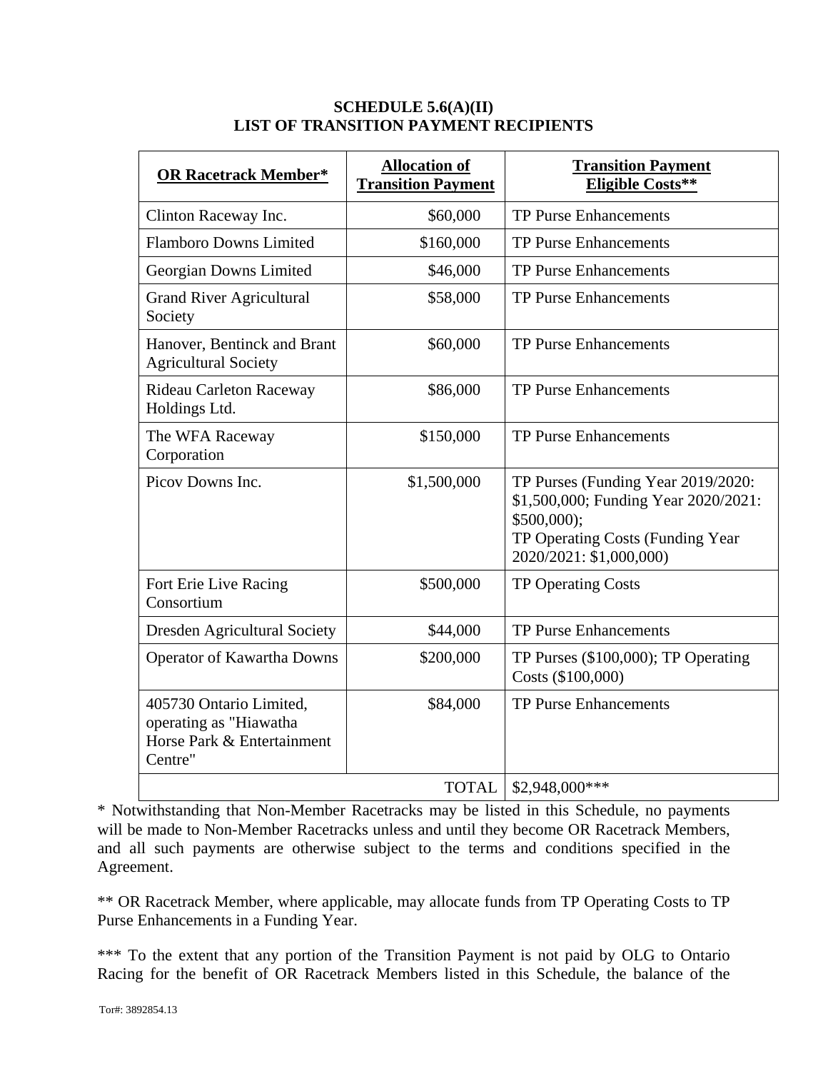**SCHEDULE 5.6(A)(II)**
**LIST OF TRANSITION PAYMENT RECIPIENTS**

| OR Racetrack Member* | Allocation of Transition Payment | Transition Payment Eligible Costs** |
|---|---|---|
| Clinton Raceway Inc. | $60,000 | TP Purse Enhancements |
| Flamboro Downs Limited | $160,000 | TP Purse Enhancements |
| Georgian Downs Limited | $46,000 | TP Purse Enhancements |
| Grand River Agricultural Society | $58,000 | TP Purse Enhancements |
| Hanover, Bentinck and Brant Agricultural Society | $60,000 | TP Purse Enhancements |
| Rideau Carleton Raceway Holdings Ltd. | $86,000 | TP Purse Enhancements |
| The WFA Raceway Corporation | $150,000 | TP Purse Enhancements |
| Picov Downs Inc. | $1,500,000 | TP Purses (Funding Year 2019/2020: $1,500,000; Funding Year 2020/2021: $500,000); TP Operating Costs (Funding Year 2020/2021: $1,000,000) |
| Fort Erie Live Racing Consortium | $500,000 | TP Operating Costs |
| Dresden Agricultural Society | $44,000 | TP Purse Enhancements |
| Operator of Kawartha Downs | $200,000 | TP Purses ($100,000); TP Operating Costs ($100,000) |
| 405730 Ontario Limited, operating as "Hiawatha Horse Park & Entertainment Centre" | $84,000 | TP Purse Enhancements |
| | TOTAL | $2,948,000*** |

* Notwithstanding that Non-Member Racetracks may be listed in this Schedule, no payments will be made to Non-Member Racetracks unless and until they become OR Racetrack Members, and all such payments are otherwise subject to the terms and conditions specified in the Agreement.

** OR Racetrack Member, where applicable, may allocate funds from TP Operating Costs to TP Purse Enhancements in a Funding Year.

*** To the extent that any portion of the Transition Payment is not paid by OLG to Ontario Racing for the benefit of OR Racetrack Members listed in this Schedule, the balance of the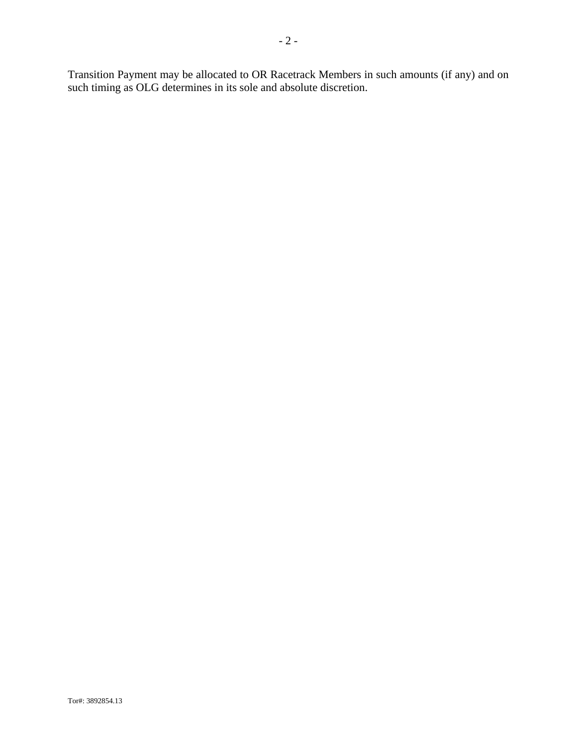Transition Payment may be allocated to OR Racetrack Members in such amounts (if any) and on such timing as OLG determines in its sole and absolute discretion.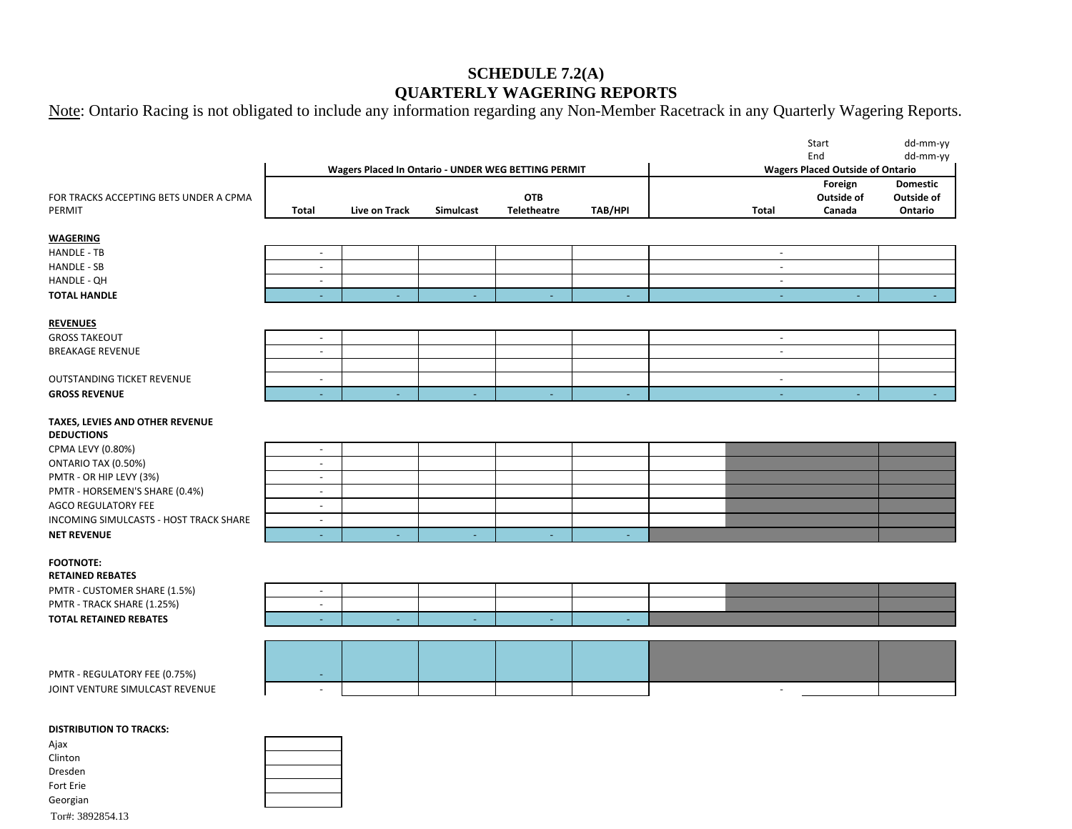# SCHEDULE 7.2(A)
# QUARTERLY WAGERING REPORTS

Note: Ontario Racing is not obligated to include any information regarding any Non-Member Racetrack in any Quarterly Wagering Reports.

| | | | | | | | Start | dd-mm-yy |
|---|---|---|---|---|---|---|---|---|
| | | | | | | | End | dd-mm-yy |
| | Wagers Placed In Ontario - UNDER WEG BETTING PERMIT | | | | | Wagers Placed Outside of Ontario | | |
| FOR TRACKS ACCEPTING BETS UNDER A CPMA PERMIT | Total | Live on Track | Simulcast | OTB Teletheatre | TAB/HPI | Total | Foreign Outside of Canada | Domestic Outside of Ontario |
| **WAGERING** | | | | | | | | |
| HANDLE - TB | - | | | | | - | | |
| HANDLE - SB | - | | | | | - | | |
| HANDLE - QH | - | | | | | - | | |
| **TOTAL HANDLE** | - | - | - | - | - | - | - | - |
| **REVENUES** | | | | | | | | |
| GROSS TAKEOUT | - | | | | | - | | |
| BREAKAGE REVENUE | - | | | | | - | | |
| | | | | | | | | |
| OUTSTANDING TICKET REVENUE | - | | | | | - | | |
| **GROSS REVENUE** | - | - | - | - | - | - | - | - |
| **TAXES, LEVIES AND OTHER REVENUE DEDUCTIONS** | | | | | | | | |
| CPMA LEVY (0.80%) | - | | | | | | | |
| ONTARIO TAX (0.50%) | - | | | | | | | |
| PMTR - OR HIP LEVY (3%) | - | | | | | | | |
| PMTR - HORSEMEN'S SHARE (0.4%) | - | | | | | | | |
| AGCO REGULATORY FEE | - | | | | | | | |
| INCOMING SIMULCASTS - HOST TRACK SHARE | - | | | | | | | |
| **NET REVENUE** | - | - | - | - | - | | | |
| **FOOTNOTE:** | | | | | | | | |
| **RETAINED REBATES** | | | | | | | | |
| PMTR - CUSTOMER SHARE (1.5%) | - | | | | | | | |
| PMTR - TRACK SHARE (1.25%) | - | | | | | | | |
| **TOTAL RETAINED REBATES** | - | - | - | - | - | | | |
| PMTR - REGULATORY FEE (0.75%) | - | | | | | | | |
| JOINT VENTURE SIMULCAST REVENUE | - | | | | | - | | |

**DISTRIBUTION TO TRACKS:**

| Track | |
|---|---|
| Ajax | |
| Clinton | |
| Dresden | |
| Fort Erie | |
| Georgian | |

Tor#: 3892854.13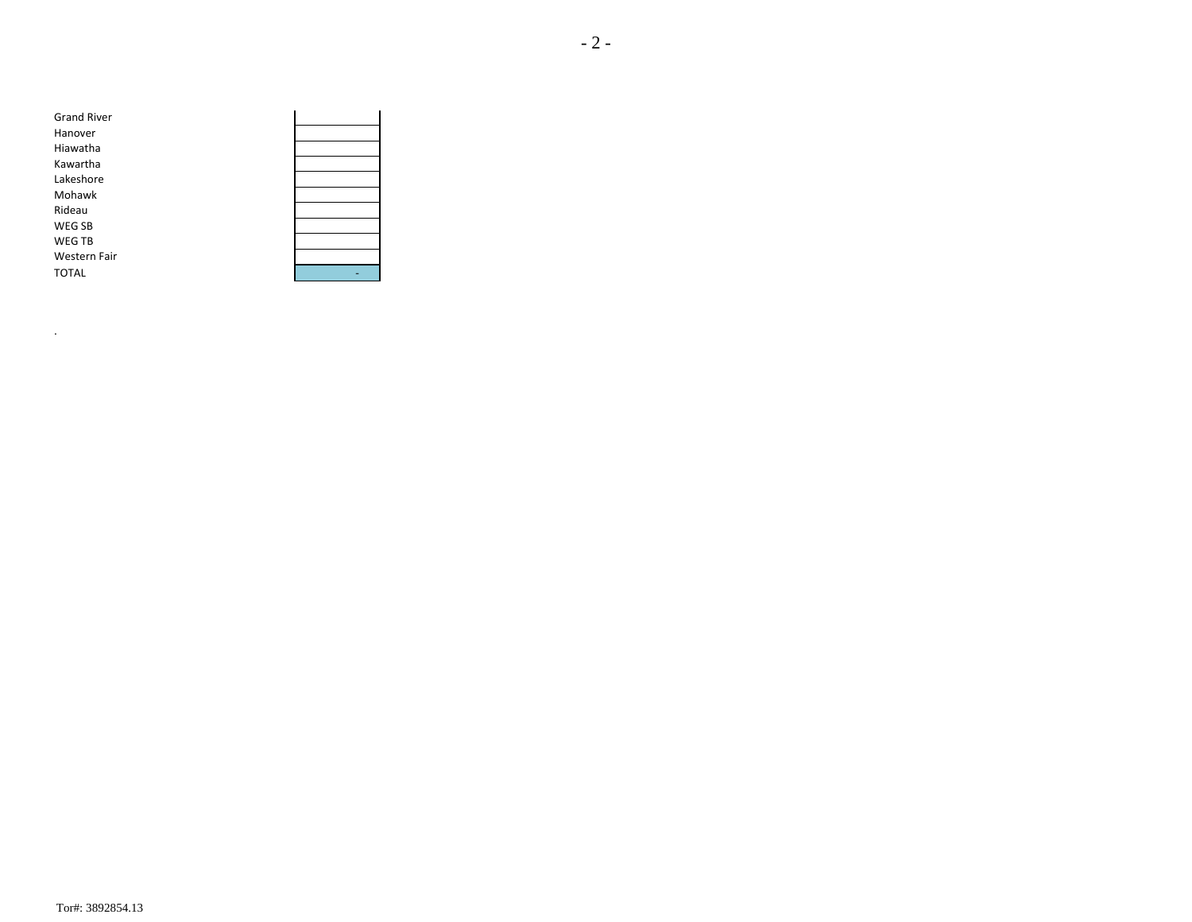| | |
|---|---|
| Grand River | |
| Hanover | |
| Hiawatha | |
| Kawartha | |
| Lakeshore | |
| Mohawk | |
| Rideau | |
| WEG SB | |
| WEG TB | |
| Western Fair | |
| TOTAL | - |

.

Tor#: 3892854.13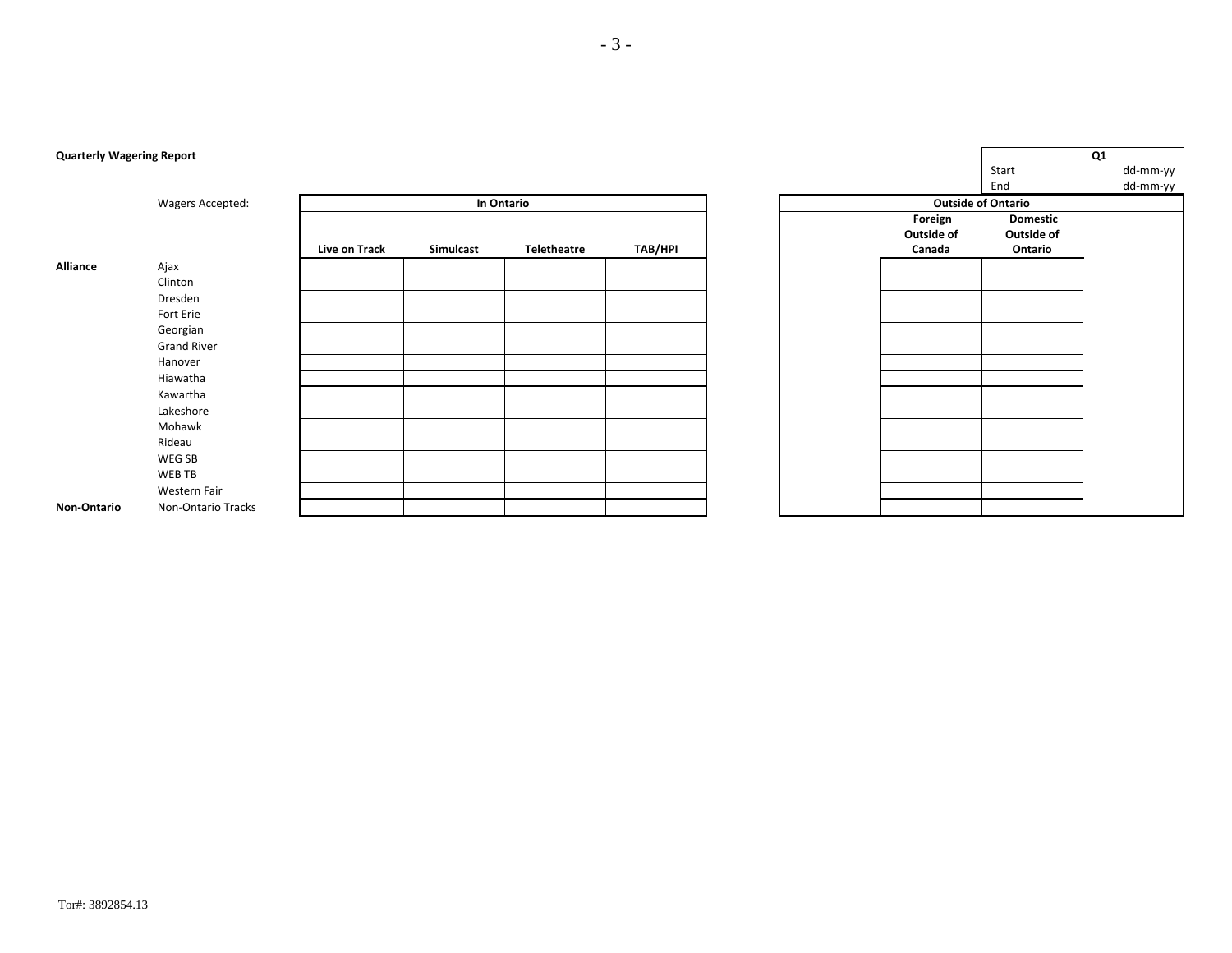**Quarterly Wagering Report**

| | | Q1 |
|---|---|---|
| Start | | dd-mm-yy |
| End | | dd-mm-yy |

| | Wagers Accepted: | In Ontario | | | | Outside of Ontario | |
|---|---|---|---|---|---|---|---|
| | | Live on Track | Simulcast | Teletheatre | TAB/HPI | Foreign Outside of Canada | Domestic Outside of Ontario |
| **Alliance** | Ajax | | | | | | |
| | Clinton | | | | | | |
| | Dresden | | | | | | |
| | Fort Erie | | | | | | |
| | Georgian | | | | | | |
| | Grand River | | | | | | |
| | Hanover | | | | | | |
| | Hiawatha | | | | | | |
| | Kawartha | | | | | | |
| | Lakeshore | | | | | | |
| | Mohawk | | | | | | |
| | Rideau | | | | | | |
| | WEG SB | | | | | | |
| | WEB TB | | | | | | |
| | Western Fair | | | | | | |
| **Non-Ontario** | Non-Ontario Tracks | | | | | | |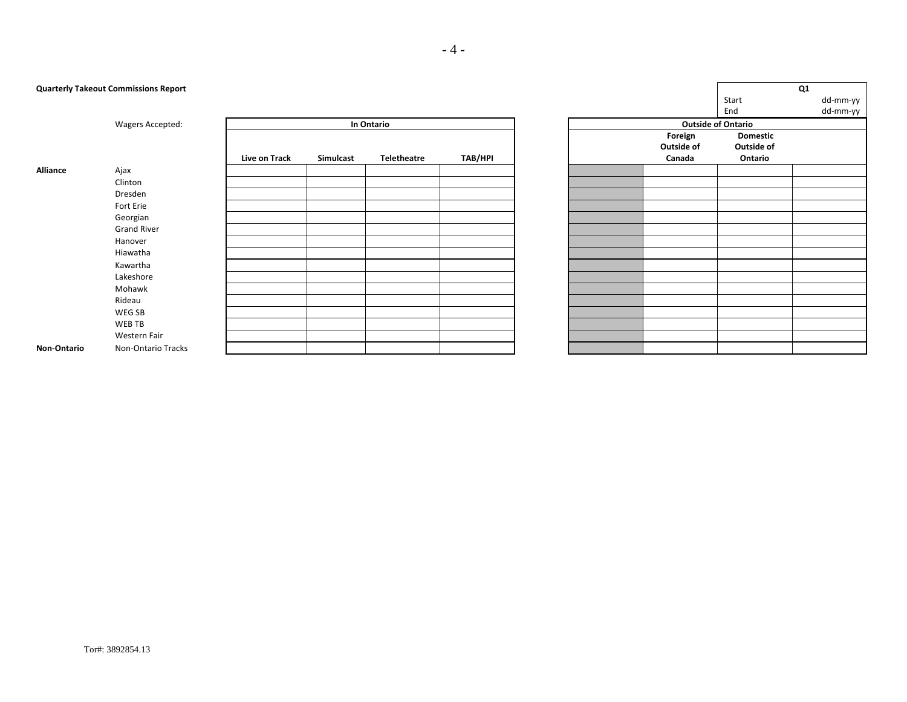**Quarterly Takeout Commissions Report**

| Q1 | |
|---|---|
| Start | dd-mm-yy |
| End | dd-mm-yy |

| | Wagers Accepted: | In Ontario | | | | Outside of Ontario | | | |
|---|---|---|---|---|---|---|---|---|---|
| | | Live on Track | Simulcast | Teletheatre | TAB/HPI | | Foreign Outside of Canada | Domestic Outside of Ontario | |
| **Alliance** | Ajax | | | | | | | | |
| | Clinton | | | | | | | | |
| | Dresden | | | | | | | | |
| | Fort Erie | | | | | | | | |
| | Georgian | | | | | | | | |
| | Grand River | | | | | | | | |
| | Hanover | | | | | | | | |
| | Hiawatha | | | | | | | | |
| | Kawartha | | | | | | | | |
| | Lakeshore | | | | | | | | |
| | Mohawk | | | | | | | | |
| | Rideau | | | | | | | | |
| | WEG SB | | | | | | | | |
| | WEB TB | | | | | | | | |
| | Western Fair | | | | | | | | |
| **Non-Ontario** | Non-Ontario Tracks | | | | | | | | |

Tor#: 3892854.13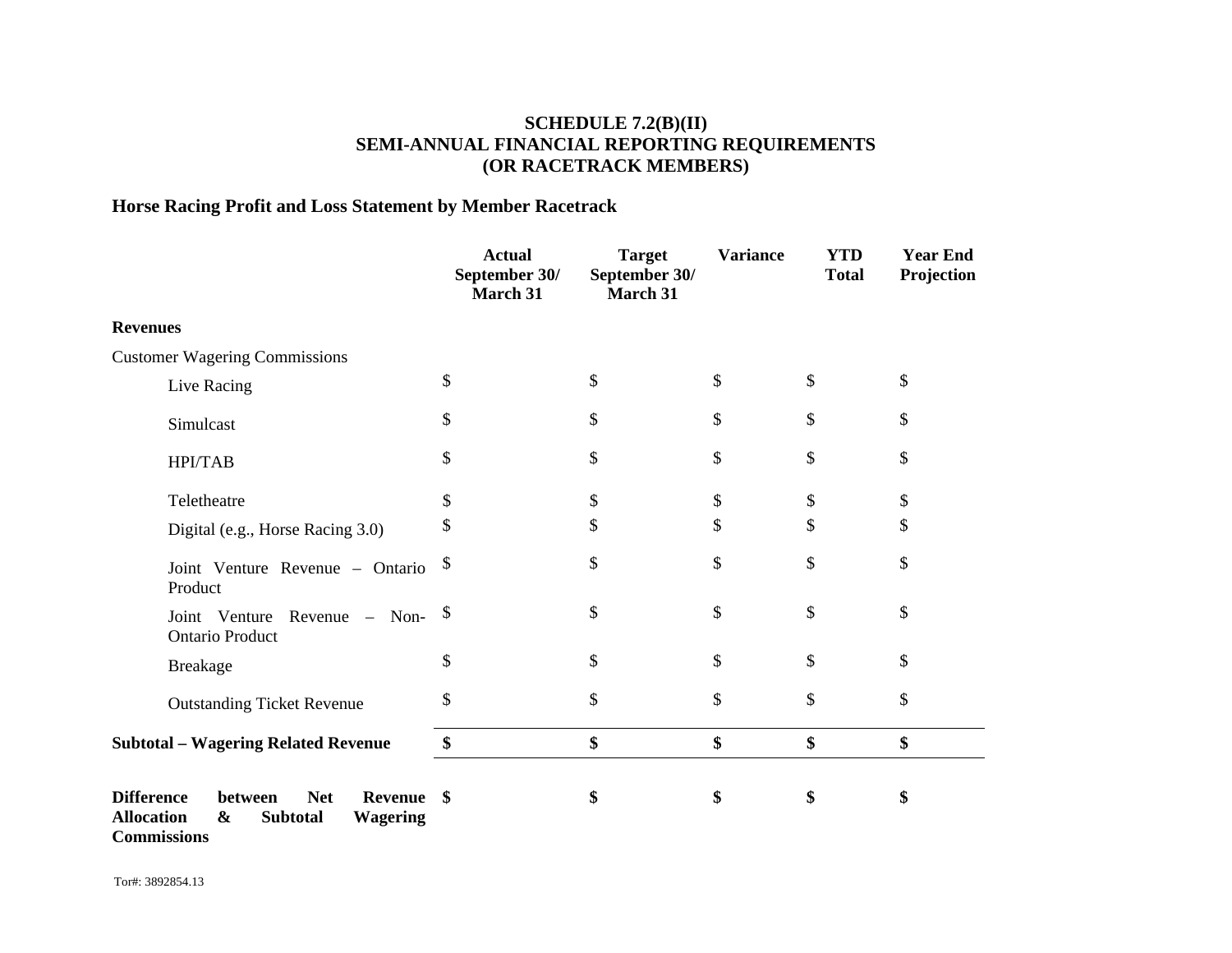**SCHEDULE 7.2(B)(II)**
**SEMI-ANNUAL FINANCIAL REPORTING REQUIREMENTS**
**(OR RACETRACK MEMBERS)**

## Horse Racing Profit and Loss Statement by Member Racetrack

| | Actual September 30/ March 31 | Target September 30/ March 31 | Variance | YTD Total | Year End Projection |
|---|---|---|---|---|---|
| **Revenues** | | | | | |
| Customer Wagering Commissions | | | | | |
| Live Racing | $ | $ | $ | $ | $ |
| Simulcast | $ | $ | $ | $ | $ |
| HPI/TAB | $ | $ | $ | $ | $ |
| Teletheatre | $ | $ | $ | $ | $ |
| Digital (e.g., Horse Racing 3.0) | $ | $ | $ | $ | $ |
| Joint Venture Revenue – Ontario Product | $ | $ | $ | $ | $ |
| Joint Venture Revenue – Non-Ontario Product | $ | $ | $ | $ | $ |
| Breakage | $ | $ | $ | $ | $ |
| Outstanding Ticket Revenue | $ | $ | $ | $ | $ |
| **Subtotal – Wagering Related Revenue** | **$** | **$** | **$** | **$** | **$** |
| **Difference between Net Revenue Allocation & Subtotal Wagering Commissions** | **$** | **$** | **$** | **$** | **$** |

Tor#: 3892854.13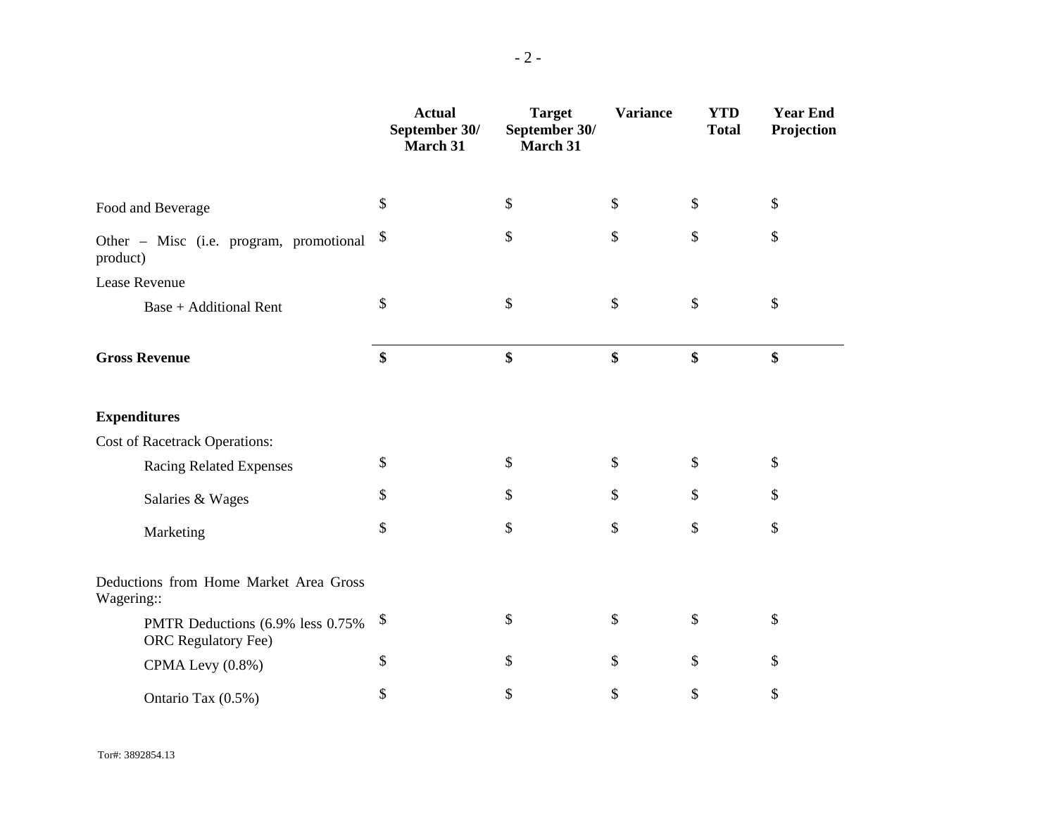| | Actual September 30/ March 31 | Target September 30/ March 31 | Variance | YTD Total | Year End Projection |
|---|---|---|---|---|---|
| Food and Beverage | $ | $ | $ | $ | $ |
| Other – Misc (i.e. program, promotional product) | $ | $ | $ | $ | $ |
| Lease Revenue | | | | | |
| Base + Additional Rent | $ | $ | $ | $ | $ |
| **Gross Revenue** | **$** | **$** | **$** | **$** | **$** |
| **Expenditures** | | | | | |
| Cost of Racetrack Operations: | | | | | |
| Racing Related Expenses | $ | $ | $ | $ | $ |
| Salaries & Wages | $ | $ | $ | $ | $ |
| Marketing | $ | $ | $ | $ | $ |
| Deductions from Home Market Area Gross Wagering:: | | | | | |
| PMTR Deductions (6.9% less 0.75% ORC Regulatory Fee) | $ | $ | $ | $ | $ |
| CPMA Levy (0.8%) | $ | $ | $ | $ | $ |
| Ontario Tax (0.5%) | $ | $ | $ | $ | $ |

Tor#: 3892854.13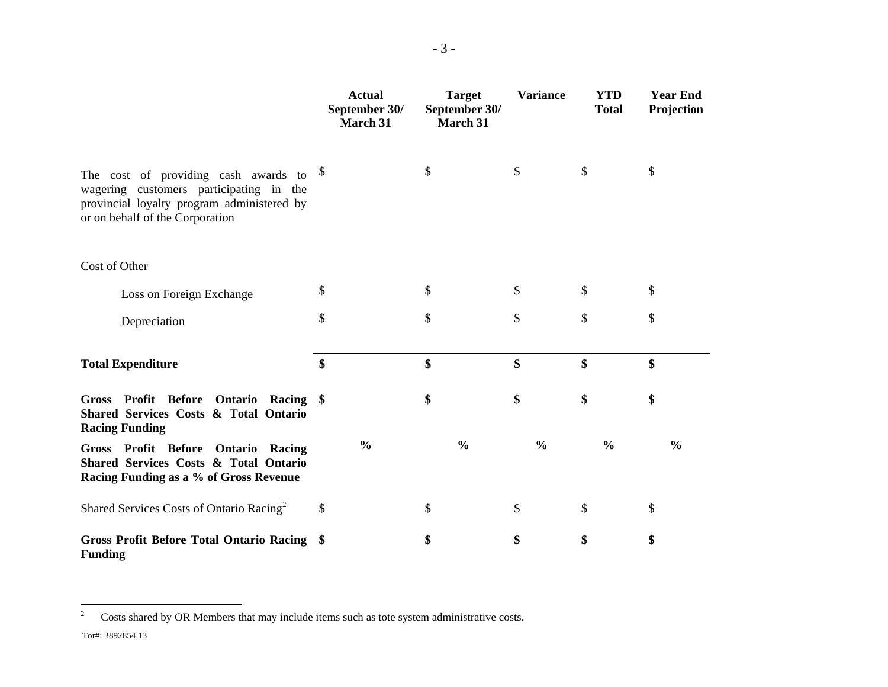| | Actual September 30/ March 31 | Target September 30/ March 31 | Variance | YTD Total | Year End Projection |
|---|---|---|---|---|---|
| The cost of providing cash awards to wagering customers participating in the provincial loyalty program administered by or on behalf of the Corporation | $ | $ | $ | $ | $ |
| Cost of Other | | | | | |
| Loss on Foreign Exchange | $ | $ | $ | $ | $ |
| Depreciation | $ | $ | $ | $ | $ |
| **Total Expenditure** | **$** | **$** | **$** | **$** | **$** |
| **Gross Profit Before Ontario Racing Shared Services Costs & Total Ontario Racing Funding** | **$** | **$** | **$** | **$** | **$** |
| **Gross Profit Before Ontario Racing Shared Services Costs & Total Ontario Racing Funding as a % of Gross Revenue** | **%** | **%** | **%** | **%** | **%** |
| Shared Services Costs of Ontario Racing[2] | $ | $ | $ | $ | $ |
| **Gross Profit Before Total Ontario Racing Funding** | **$** | **$** | **$** | **$** | **$** |

[2] Costs shared by OR Members that may include items such as tote system administrative costs.

Tor#: 3892854.13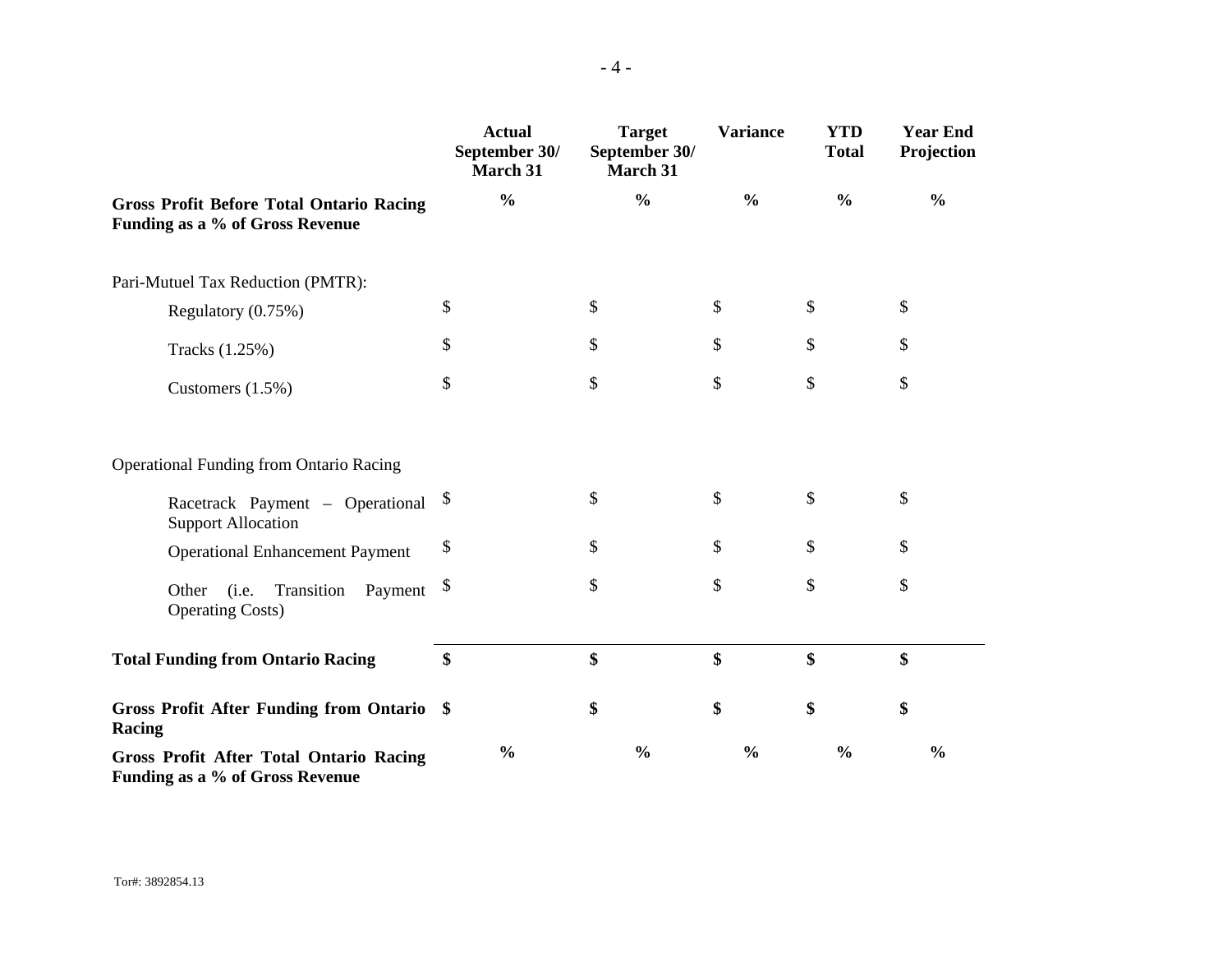| | Actual September 30/ March 31 | Target September 30/ March 31 | Variance | YTD Total | Year End Projection |
|---|---|---|---|---|---|
| **Gross Profit Before Total Ontario Racing Funding as a % of Gross Revenue** | **%** | **%** | **%** | **%** | **%** |
| Pari-Mutuel Tax Reduction (PMTR): | | | | | |
| Regulatory (0.75%) | $ | $ | $ | $ | $ |
| Tracks (1.25%) | $ | $ | $ | $ | $ |
| Customers (1.5%) | $ | $ | $ | $ | $ |
| Operational Funding from Ontario Racing | | | | | |
| Racetrack Payment – Operational Support Allocation | $ | $ | $ | $ | $ |
| Operational Enhancement Payment | $ | $ | $ | $ | $ |
| Other (i.e. Transition Payment Operating Costs) | $ | $ | $ | $ | $ |
| **Total Funding from Ontario Racing** | **$** | **$** | **$** | **$** | **$** |
| **Gross Profit After Funding from Ontario Racing** | **$** | **$** | **$** | **$** | **$** |
| **Gross Profit After Total Ontario Racing Funding as a % of Gross Revenue** | **%** | **%** | **%** | **%** | **%** |

Tor#: 3892854.13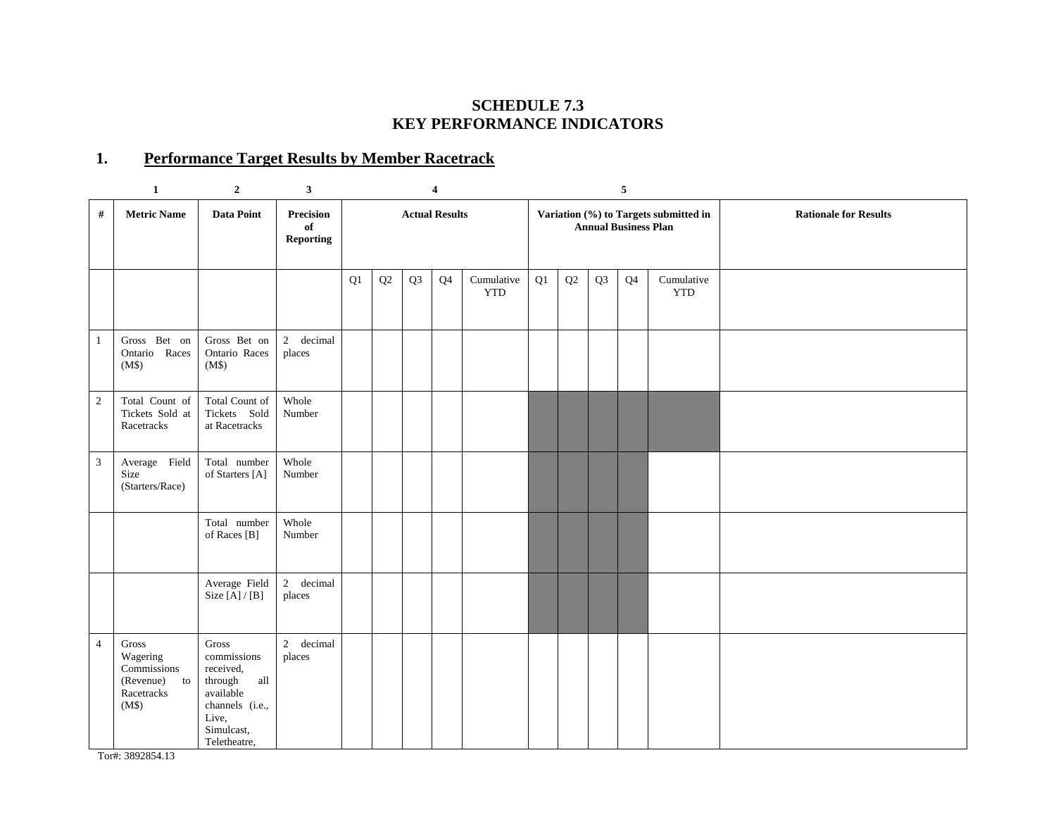**SCHEDULE 7.3**
**KEY PERFORMANCE INDICATORS**

## 1. Performance Target Results by Member Racetrack

| | 1 | 2 | 3 | 4 | | | | | 5 | | | | | |
|---|---|---|---|---|---|---|---|---|---|---|---|---|---|---|
| **#** | **Metric Name** | **Data Point** | **Precision of Reporting** | **Actual Results** | | | | | **Variation (%) to Targets submitted in Annual Business Plan** | | | | | **Rationale for Results** |
| | | | | Q1 | Q2 | Q3 | Q4 | Cumulative YTD | Q1 | Q2 | Q3 | Q4 | Cumulative YTD | |
| 1 | Gross Bet on Ontario Races (M$) | Gross Bet on Ontario Races (M$) | 2 decimal places | | | | | | | | | | | |
| 2 | Total Count of Tickets Sold at Racetracks | Total Count of Tickets Sold at Racetracks | Whole Number | | | | | | | | | | | |
| 3 | Average Field Size (Starters/Race) | Total number of Starters [A] | Whole Number | | | | | | | | | | | |
| | | Total number of Races [B] | Whole Number | | | | | | | | | | | |
| | | Average Field Size [A] / [B] | 2 decimal places | | | | | | | | | | | |
| 4 | Gross Wagering Commissions (Revenue) to Racetracks (M$) | Gross commissions received, through all available channels (i.e., Live, Simulcast, Teletheatre, | 2 decimal places | | | | | | | | | | | |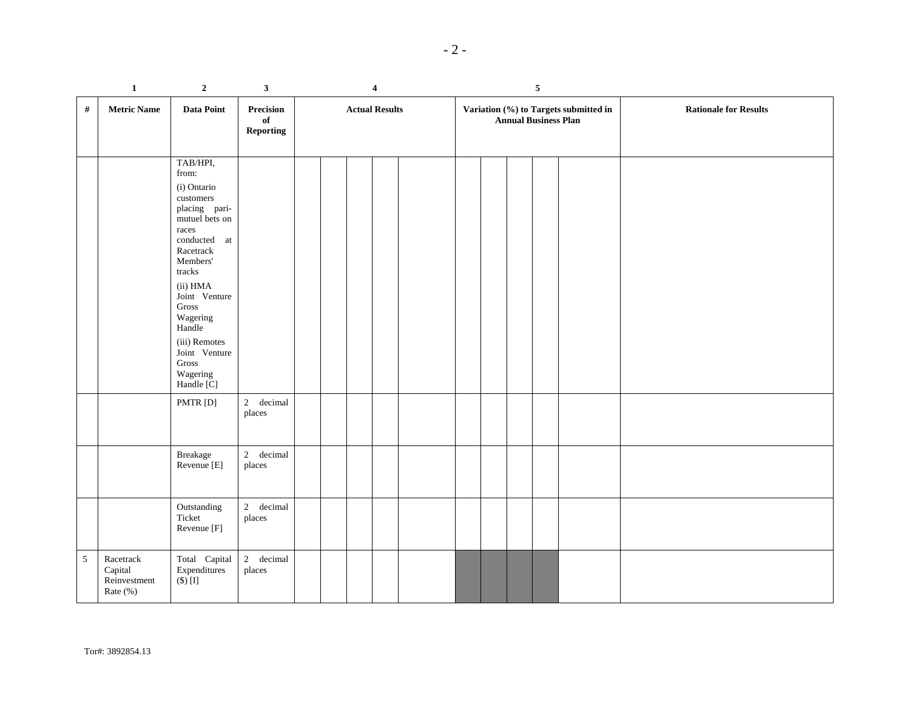| # | Metric Name | Data Point | Precision of Reporting | Actual Results | | | | | Variation (%) to Targets submitted in Annual Business Plan | | | | | Rationale for Results |
|---|---|---|---|---|---|---|---|---|---|---|---|---|---|---|
| | 1 | 2 | 3 | 4 | | | | | 5 | | | | | |
| | | TAB/HPI, from: (i) Ontario customers placing pari-mutuel bets on races conducted at Racetrack Members' tracks (ii) HMA Joint Venture Gross Wagering Handle (iii) Remotes Joint Venture Gross Wagering Handle [C] | | | | | | | | | | | | |
| | | PMTR [D] | 2 decimal places | | | | | | | | | | | |
| | | Breakage Revenue [E] | 2 decimal places | | | | | | | | | | | |
| | | Outstanding Ticket Revenue [F] | 2 decimal places | | | | | | | | | | | |
| 5 | Racetrack Capital Reinvestment Rate (%) | Total Capital Expenditures ($) [I] | 2 decimal places | | | | | | | | | | | |

Tor#: 3892854.13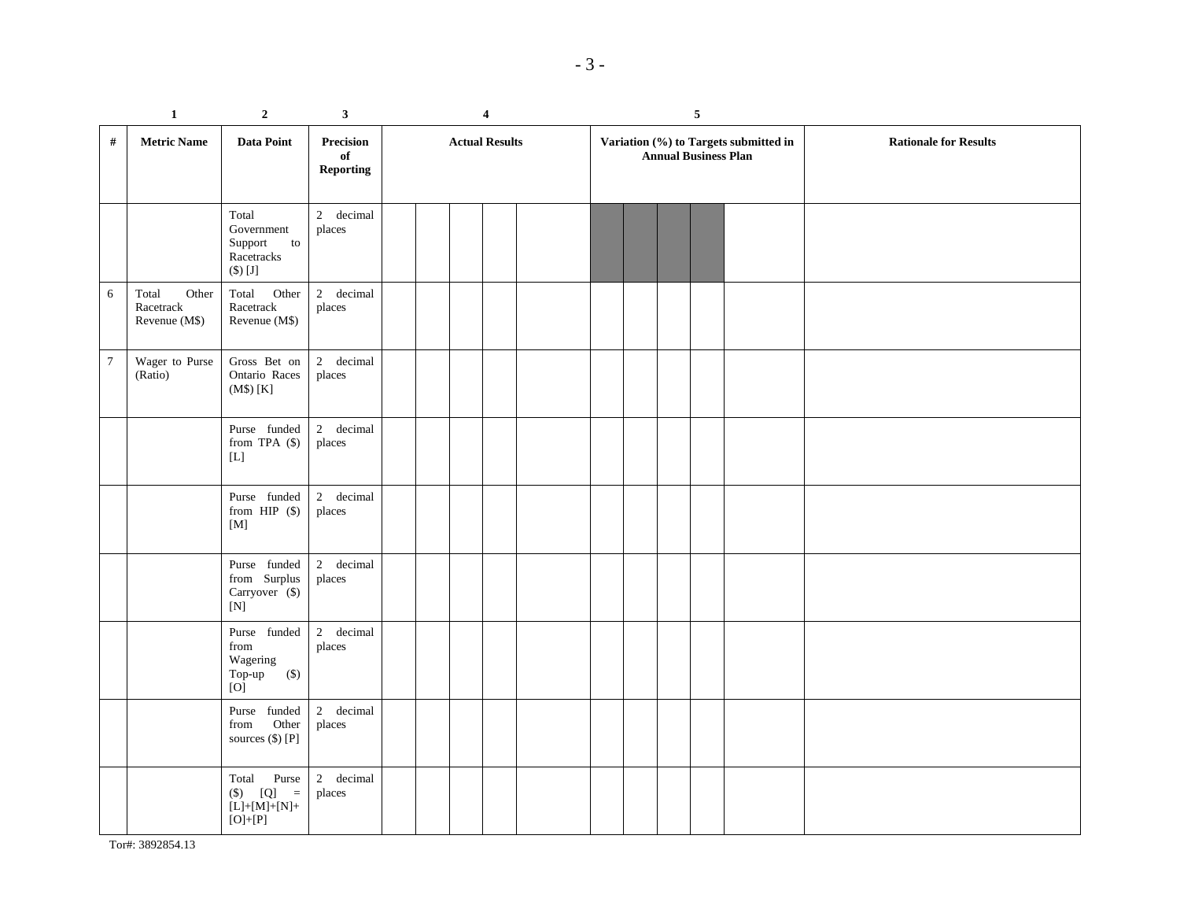| | 1 | 2 | 3 | 4 | | | | | 5 | | | | | |
|---|---|---|---|---|---|---|---|---|---|---|---|---|---|---|
| # | Metric Name | Data Point | Precision of Reporting | Actual Results | | | | | Variation (%) to Targets submitted in Annual Business Plan | | | | | Rationale for Results |
| | | Total Government Support to Racetracks ($) [J] | 2 decimal places | | | | | | | | | | | |
| 6 | Total Other Racetrack Revenue (M$) | Total Other Racetrack Revenue (M$) | 2 decimal places | | | | | | | | | | | |
| 7 | Wager to Purse (Ratio) | Gross Bet on Ontario Races (M$) [K] | 2 decimal places | | | | | | | | | | | |
| | | Purse funded from TPA ($) [L] | 2 decimal places | | | | | | | | | | | |
| | | Purse funded from HIP ($) [M] | 2 decimal places | | | | | | | | | | | |
| | | Purse funded from Surplus Carryover ($) [N] | 2 decimal places | | | | | | | | | | | |
| | | Purse funded from Wagering Top-up ($) [O] | 2 decimal places | | | | | | | | | | | |
| | | Purse funded from Other sources ($) [P] | 2 decimal places | | | | | | | | | | | |
| | | Total Purse ($) [Q] = [L]+[M]+[N]+ [O]+[P] | 2 decimal places | | | | | | | | | | | |

Tor#: 3892854.13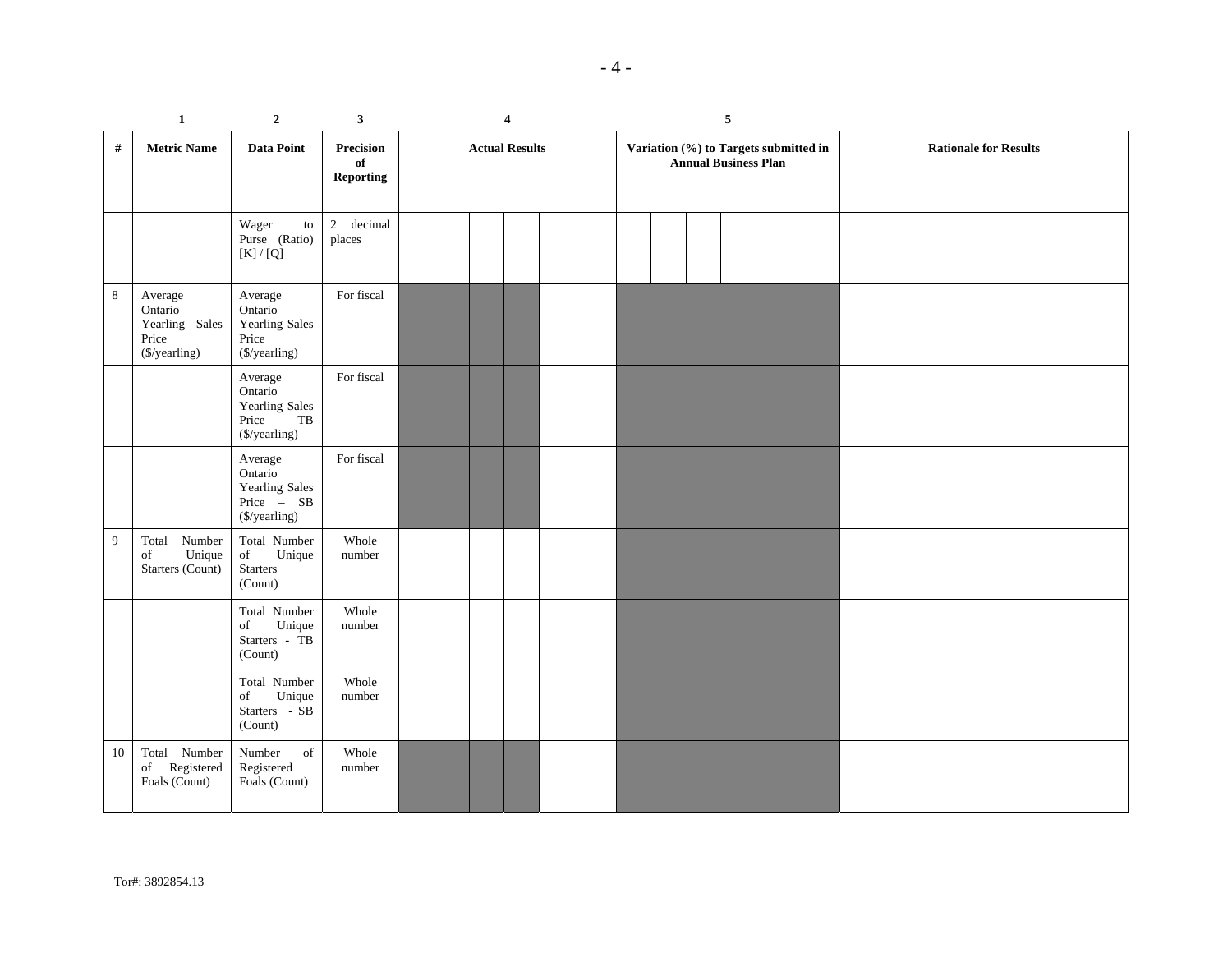| | 1 | 2 | 3 | 4 | | | | | 5 | | | | | |
|---|---|---|---|---|---|---|---|---|---|---|---|---|---|---|
| **#** | **Metric Name** | **Data Point** | **Precision of Reporting** | **Actual Results** | | | | | **Variation (%) to Targets submitted in Annual Business Plan** | | | | | **Rationale for Results** |
| | | Wager to Purse (Ratio) [K] / [Q] | 2 decimal places | | | | | | | | | | | |
| 8 | Average Ontario Yearling Sales Price ($/yearling) | Average Ontario Yearling Sales Price ($/yearling) | For fiscal | | | | | | | | | | | |
| | | Average Ontario Yearling Sales Price – TB ($/yearling) | For fiscal | | | | | | | | | | | |
| | | Average Ontario Yearling Sales Price – SB ($/yearling) | For fiscal | | | | | | | | | | | |
| 9 | Total Number of Unique Starters (Count) | Total Number of Unique Starters (Count) | Whole number | | | | | | | | | | | |
| | | Total Number of Unique Starters - TB (Count) | Whole number | | | | | | | | | | | |
| | | Total Number of Unique Starters - SB (Count) | Whole number | | | | | | | | | | | |
| 10 | Total Number of Registered Foals (Count) | Number of Registered Foals (Count) | Whole number | | | | | | | | | | | |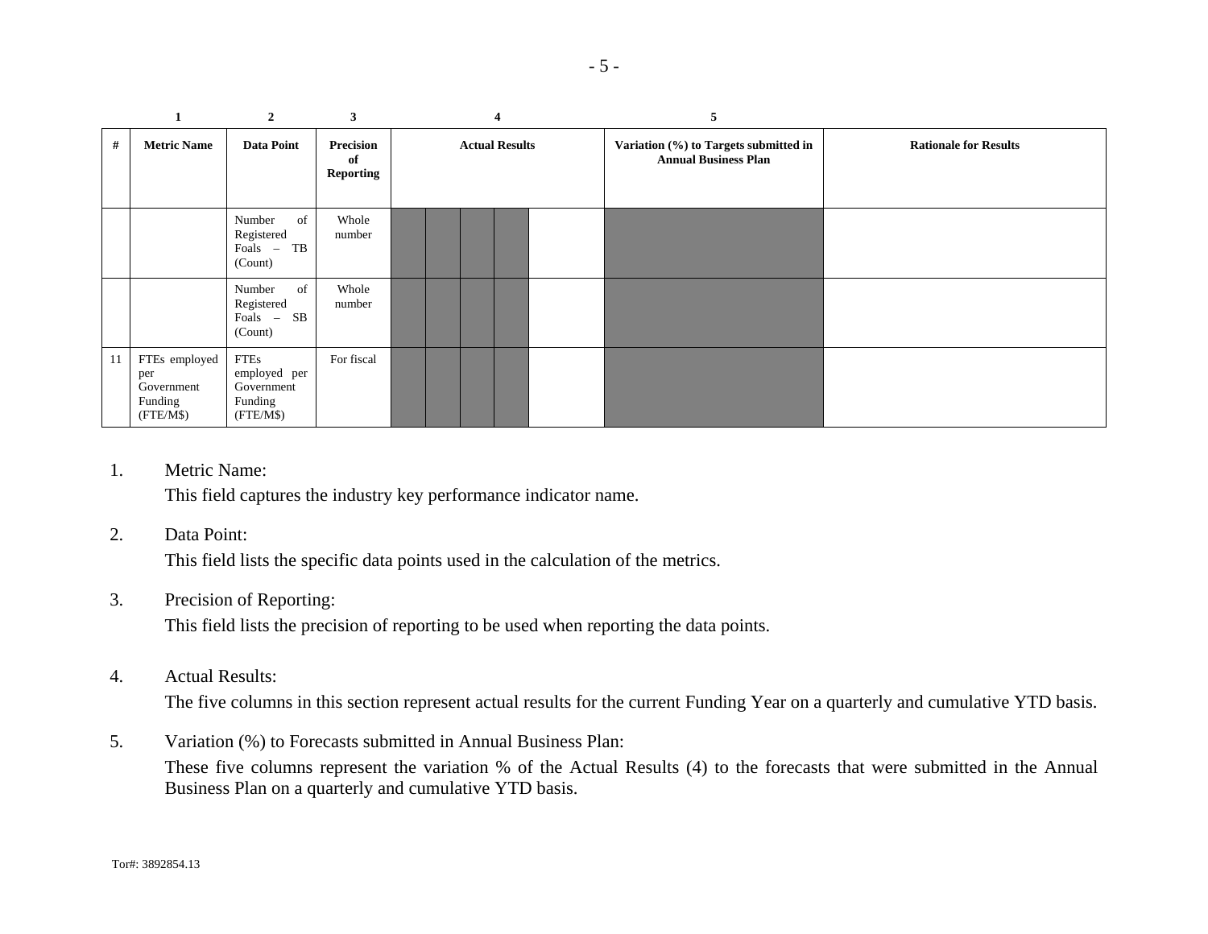| | 1 | 2 | 3 | 4 | | | | | 5 | |
|---|---|---|---|---|---|---|---|---|---|---|
| **#** | **Metric Name** | **Data Point** | **Precision of Reporting** | **Actual Results** | | | | | **Variation (%) to Targets submitted in Annual Business Plan** | **Rationale for Results** |
| | | Number of Registered Foals – TB (Count) | Whole number | | | | | | | |
| | | Number of Registered Foals – SB (Count) | Whole number | | | | | | | |
| 11 | FTEs employed per Government Funding (FTE/M$) | FTEs employed per Government Funding (FTE/M$) | For fiscal | | | | | | | |

1. Metric Name:
   This field captures the industry key performance indicator name.

2. Data Point:
   This field lists the specific data points used in the calculation of the metrics.

3. Precision of Reporting:
   This field lists the precision of reporting to be used when reporting the data points.

4. Actual Results:
   The five columns in this section represent actual results for the current Funding Year on a quarterly and cumulative YTD basis.

5. Variation (%) to Forecasts submitted in Annual Business Plan:
   These five columns represent the variation % of the Actual Results (4) to the forecasts that were submitted in the Annual Business Plan on a quarterly and cumulative YTD basis.

Tor#: 3892854.13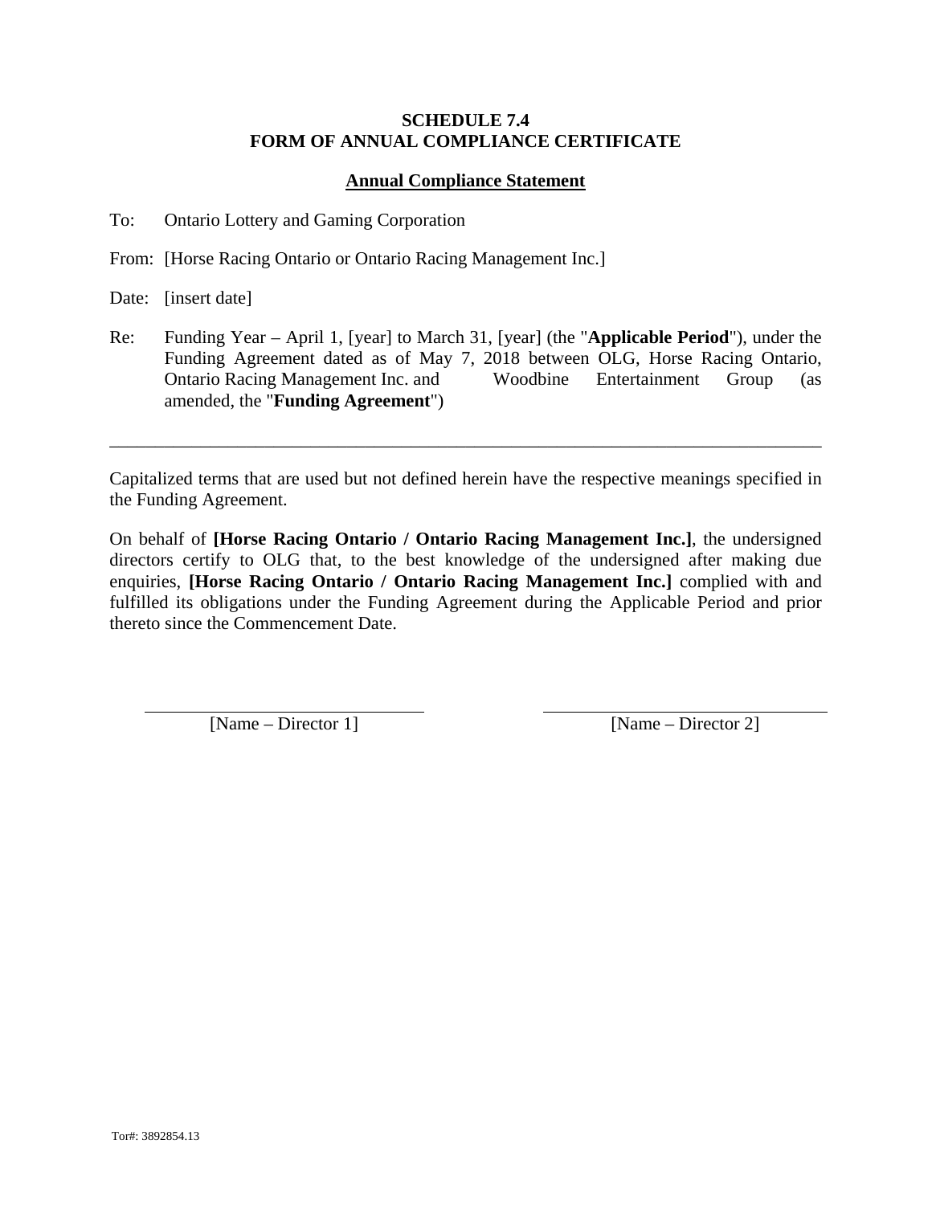**SCHEDULE 7.4**
**FORM OF ANNUAL COMPLIANCE CERTIFICATE**

**Annual Compliance Statement**

To: Ontario Lottery and Gaming Corporation

From: [Horse Racing Ontario or Ontario Racing Management Inc.]

Date: [insert date]

Re: Funding Year – April 1, [year] to March 31, [year] (the "**Applicable Period**"), under the Funding Agreement dated as of May 7, 2018 between OLG, Horse Racing Ontario, Ontario Racing Management Inc. and Woodbine Entertainment Group (as amended, the "**Funding Agreement**")

---

Capitalized terms that are used but not defined herein have the respective meanings specified in the Funding Agreement.

On behalf of **[Horse Racing Ontario / Ontario Racing Management Inc.]**, the undersigned directors certify to OLG that, to the best knowledge of the undersigned after making due enquiries, **[Horse Racing Ontario / Ontario Racing Management Inc.]** complied with and fulfilled its obligations under the Funding Agreement during the Applicable Period and prior thereto since the Commencement Date.

| \_\_\_\_\_\_\_\_\_\_\_\_\_\_\_\_\_\_\_\_ | \_\_\_\_\_\_\_\_\_\_\_\_\_\_\_\_\_\_\_\_ |
| --- | --- |
| [Name – Director 1] | [Name – Director 2] |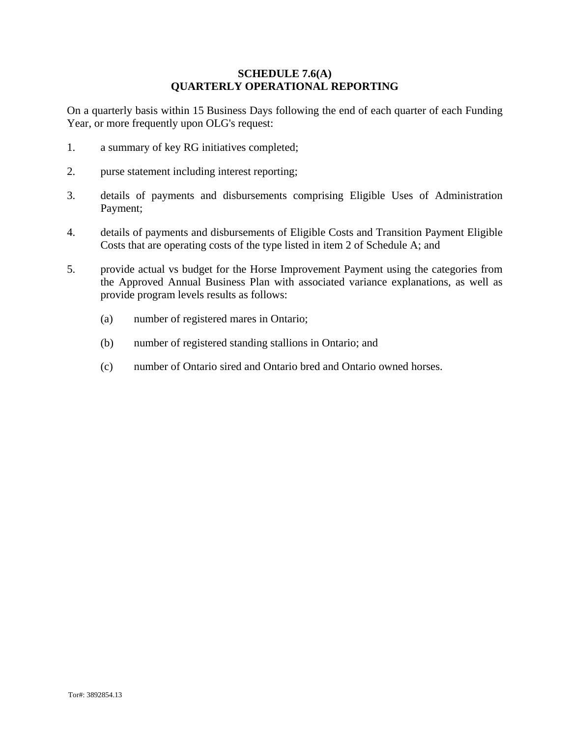# SCHEDULE 7.6(A)
# QUARTERLY OPERATIONAL REPORTING

On a quarterly basis within 15 Business Days following the end of each quarter of each Funding Year, or more frequently upon OLG's request:

1. a summary of key RG initiatives completed;

2. purse statement including interest reporting;

3. details of payments and disbursements comprising Eligible Uses of Administration Payment;

4. details of payments and disbursements of Eligible Costs and Transition Payment Eligible Costs that are operating costs of the type listed in item 2 of Schedule A; and

5. provide actual vs budget for the Horse Improvement Payment using the categories from the Approved Annual Business Plan with associated variance explanations, as well as provide program levels results as follows:

   (a) number of registered mares in Ontario;

   (b) number of registered standing stallions in Ontario; and

   (c) number of Ontario sired and Ontario bred and Ontario owned horses.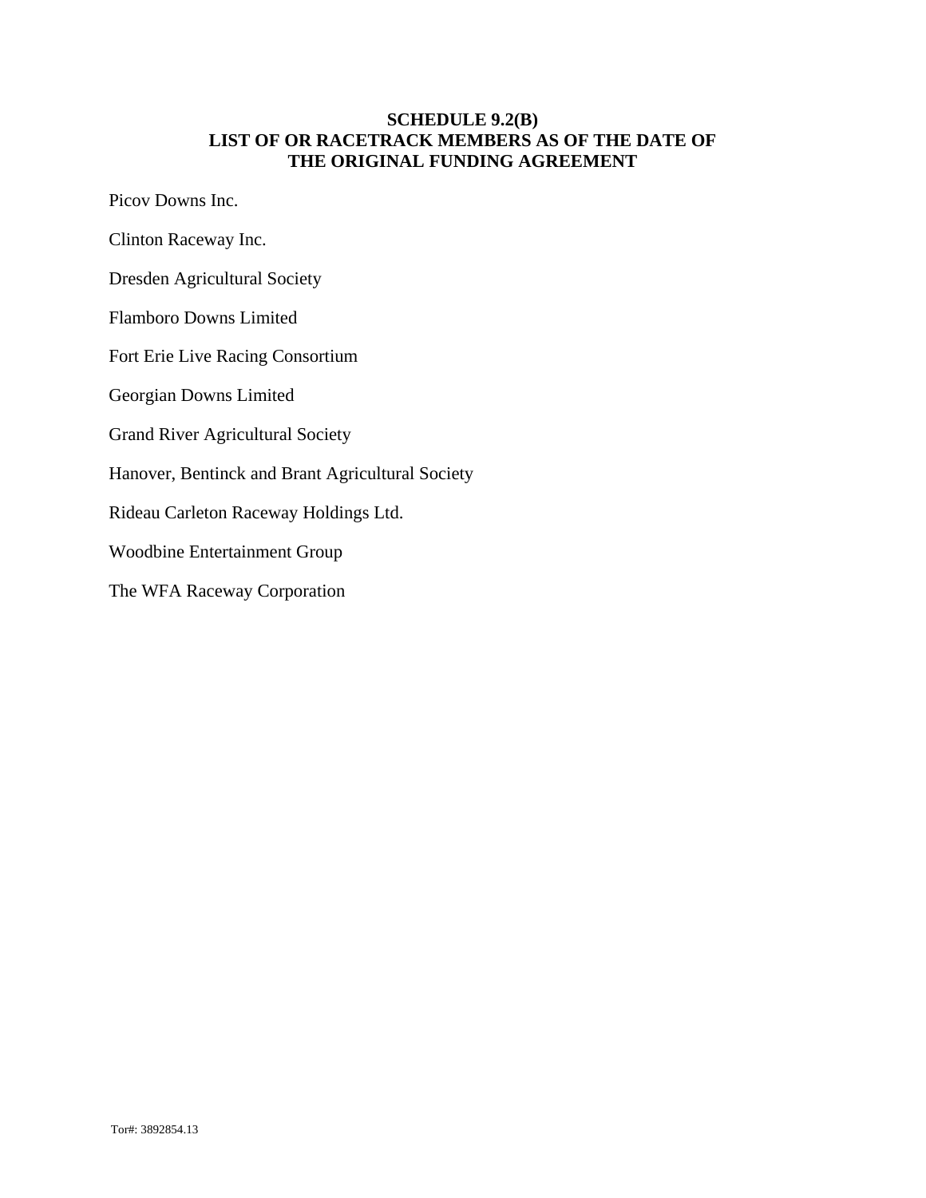# SCHEDULE 9.2(B)
# LIST OF OR RACETRACK MEMBERS AS OF THE DATE OF THE ORIGINAL FUNDING AGREEMENT

Picov Downs Inc.

Clinton Raceway Inc.

Dresden Agricultural Society

Flamboro Downs Limited

Fort Erie Live Racing Consortium

Georgian Downs Limited

Grand River Agricultural Society

Hanover, Bentinck and Brant Agricultural Society

Rideau Carleton Raceway Holdings Ltd.

Woodbine Entertainment Group

The WFA Raceway Corporation

Tor#: 3892854.13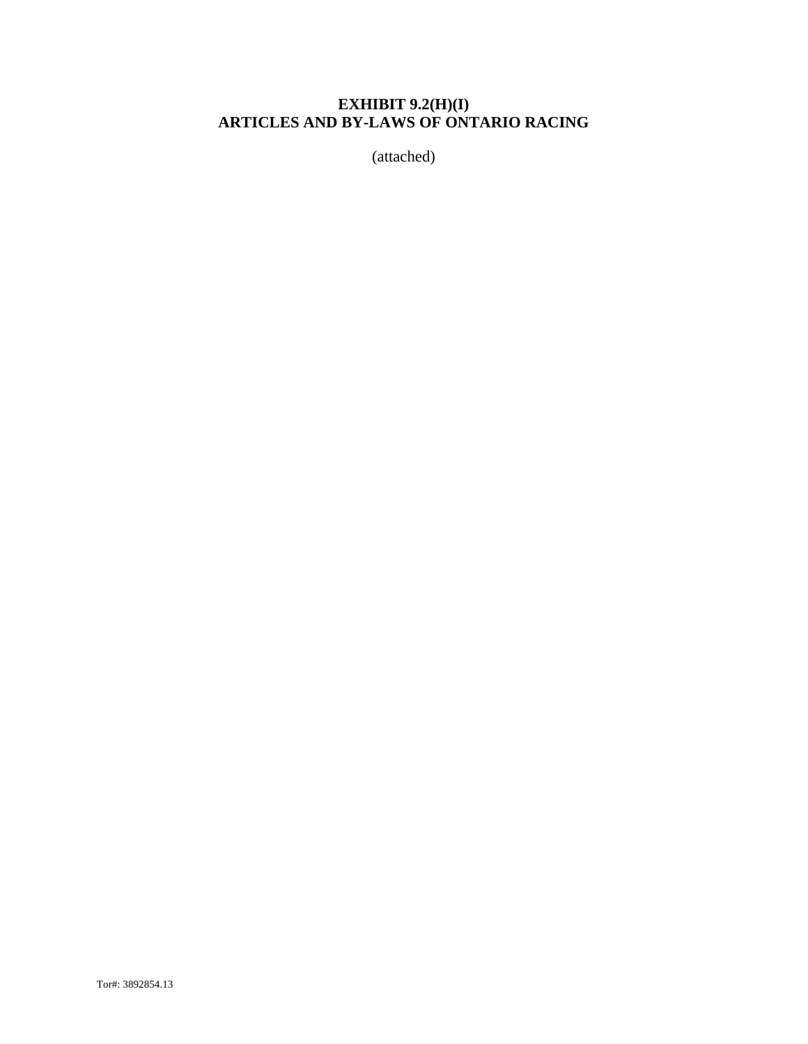# EXHIBIT 9.2(H)(I)
# ARTICLES AND BY-LAWS OF ONTARIO RACING

(attached)

Tor#: 3892854.13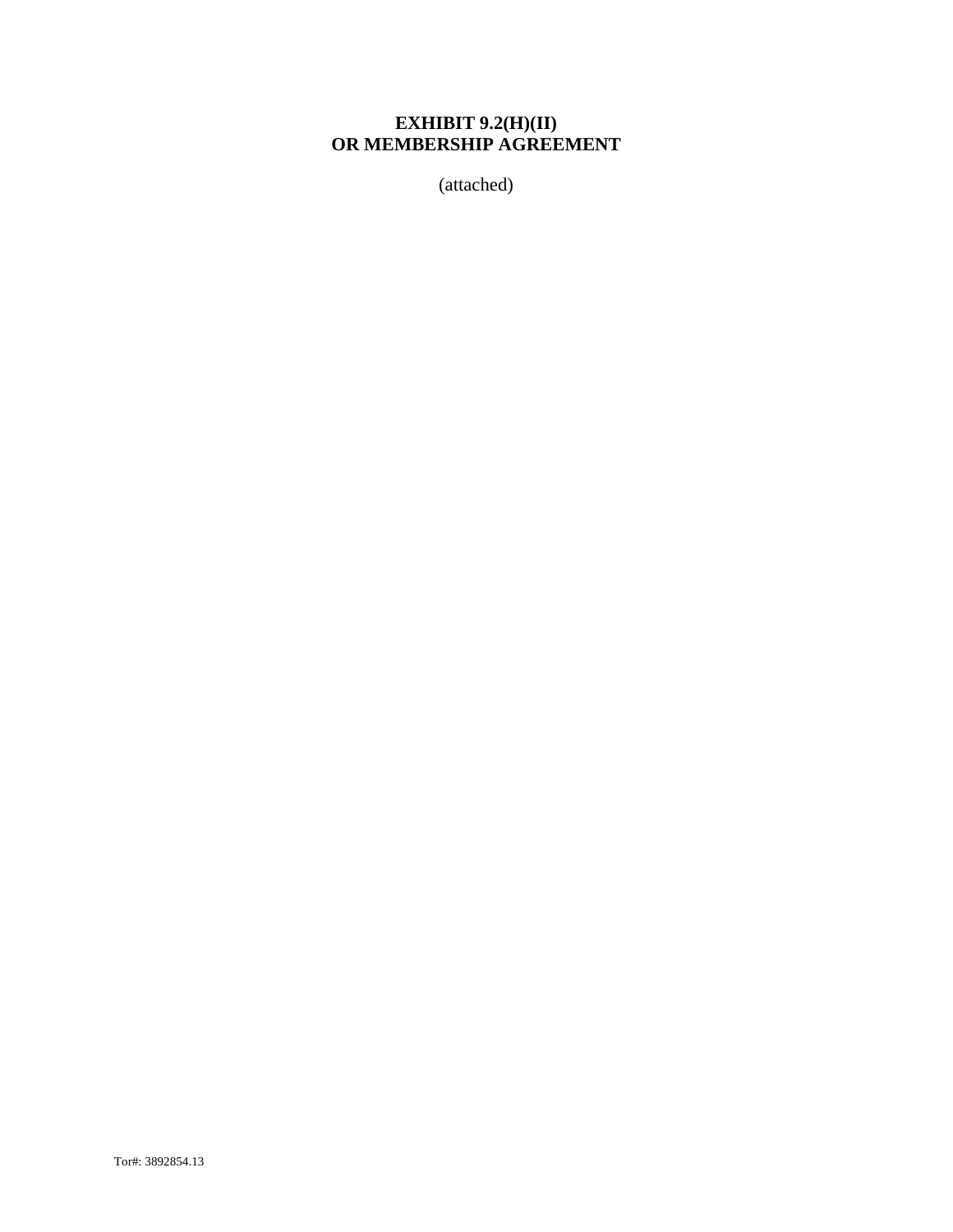# EXHIBIT 9.2(H)(II)
# OR MEMBERSHIP AGREEMENT

(attached)

Tor#: 3892854.13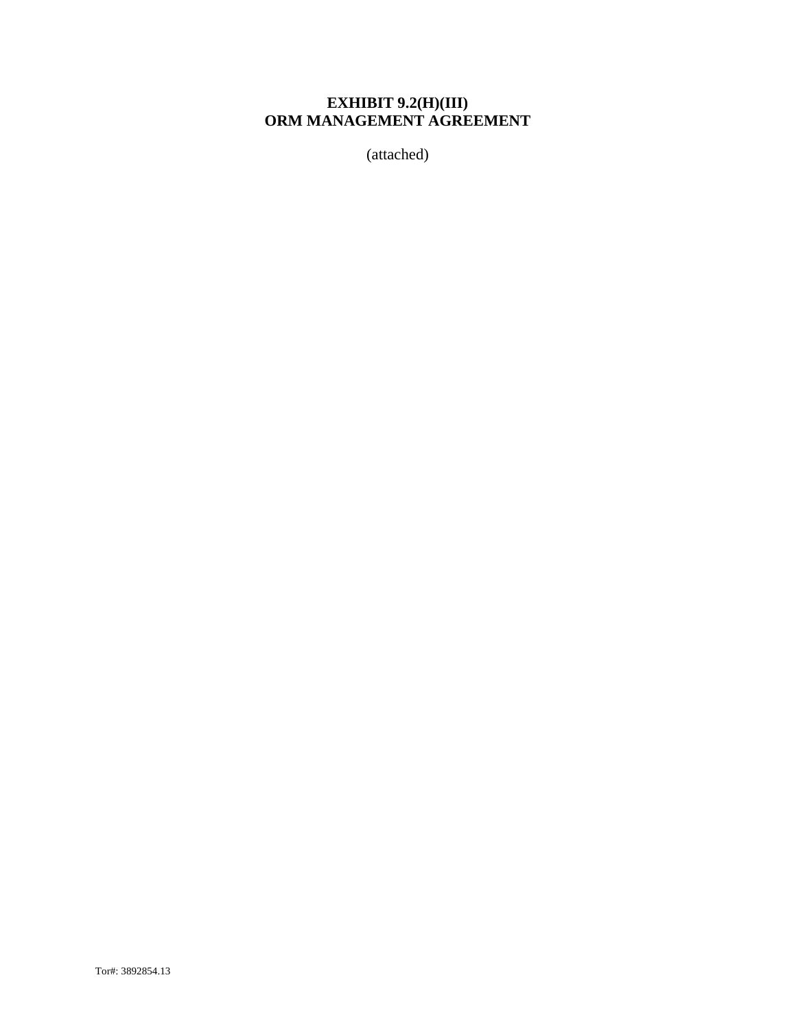# EXHIBIT 9.2(H)(III)
# ORM MANAGEMENT AGREEMENT

(attached)